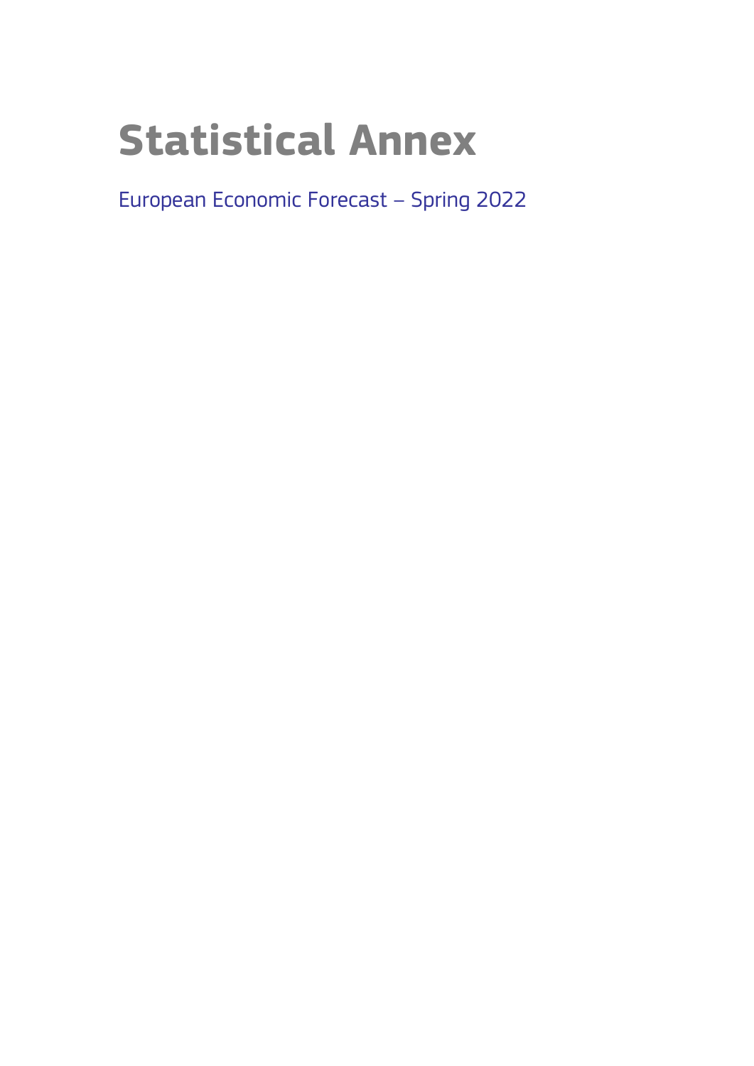# Statistical Annex

European Economic Forecast – Spring 2022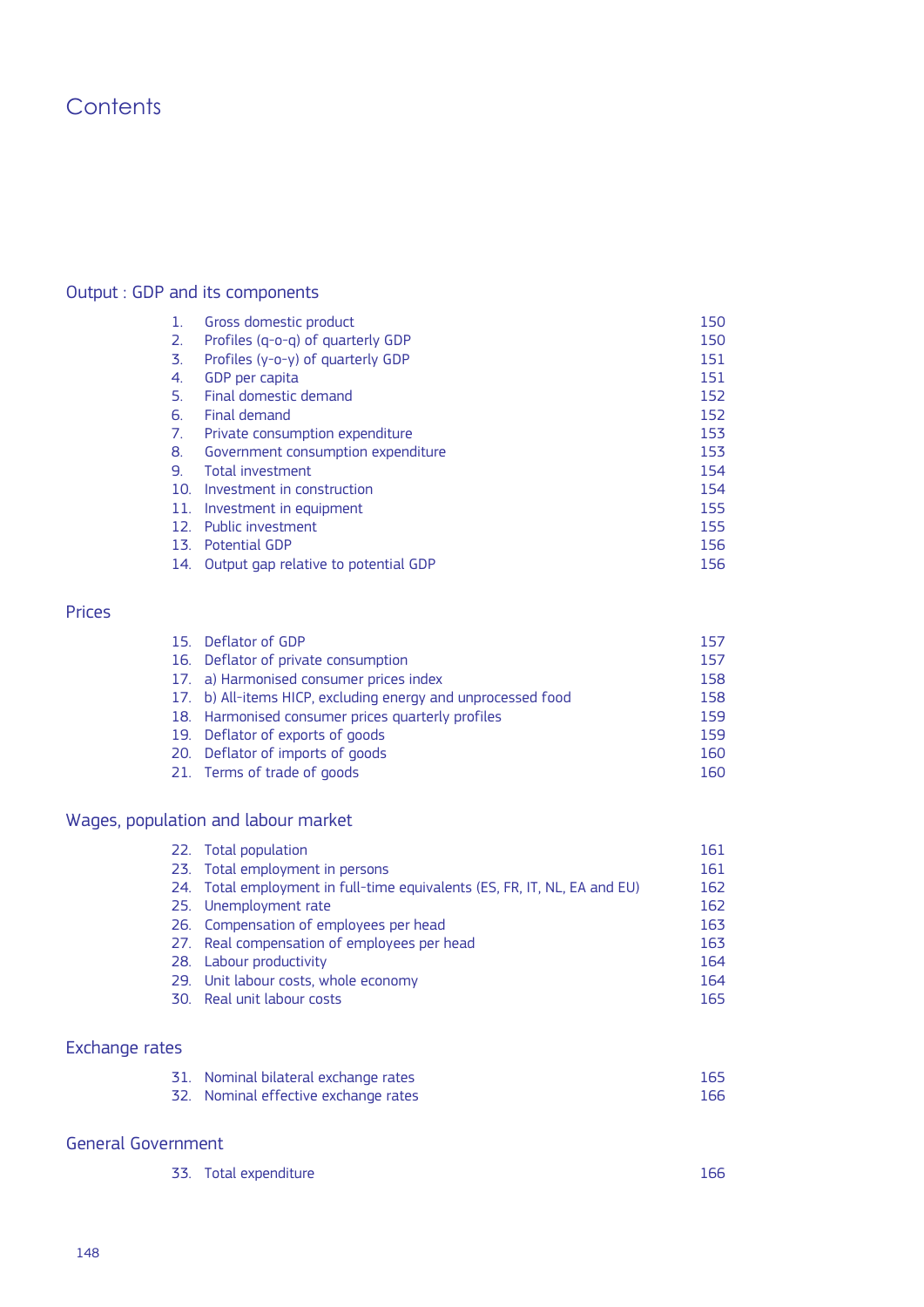# Contents

## Output : GDP and its components

| | | |
|---|---|---|
| 1. | Gross domestic product | 150 |
| 2. | Profiles (q-o-q) of quarterly GDP | 150 |
| 3. | Profiles (y-o-y) of quarterly GDP | 151 |
| 4. | GDP per capita | 151 |
| 5. | Final domestic demand | 152 |
| 6. | Final demand | 152 |
| 7. | Private consumption expenditure | 153 |
| 8. | Government consumption expenditure | 153 |
| 9. | Total investment | 154 |
| 10. | Investment in construction | 154 |
| 11. | Investment in equipment | 155 |
| 12. | Public investment | 155 |
| 13. | Potential GDP | 156 |
| 14. | Output gap relative to potential GDP | 156 |

## Prices

| | | |
|---|---|---|
| 15. | Deflator of GDP | 157 |
| 16. | Deflator of private consumption | 157 |
| 17. | a) Harmonised consumer prices index | 158 |
| 17. | b) All-items HICP, excluding energy and unprocessed food | 158 |
| 18. | Harmonised consumer prices quarterly profiles | 159 |
| 19. | Deflator of exports of goods | 159 |
| 20. | Deflator of imports of goods | 160 |
| 21. | Terms of trade of goods | 160 |

## Wages, population and labour market

| | | |
|---|---|---|
| 22. | Total population | 161 |
| 23. | Total employment in persons | 161 |
| 24. | Total employment in full-time equivalents (ES, FR, IT, NL, EA and EU) | 162 |
| 25. | Unemployment rate | 162 |
| 26. | Compensation of employees per head | 163 |
| 27. | Real compensation of employees per head | 163 |
| 28. | Labour productivity | 164 |
| 29. | Unit labour costs, whole economy | 164 |
| 30. | Real unit labour costs | 165 |

## Exchange rates

| | | |
|---|---|---|
| 31. | Nominal bilateral exchange rates | 165 |
| 32. | Nominal effective exchange rates | 166 |

## General Government

| | | |
|---|---|---|
| 33. | Total expenditure | 166 |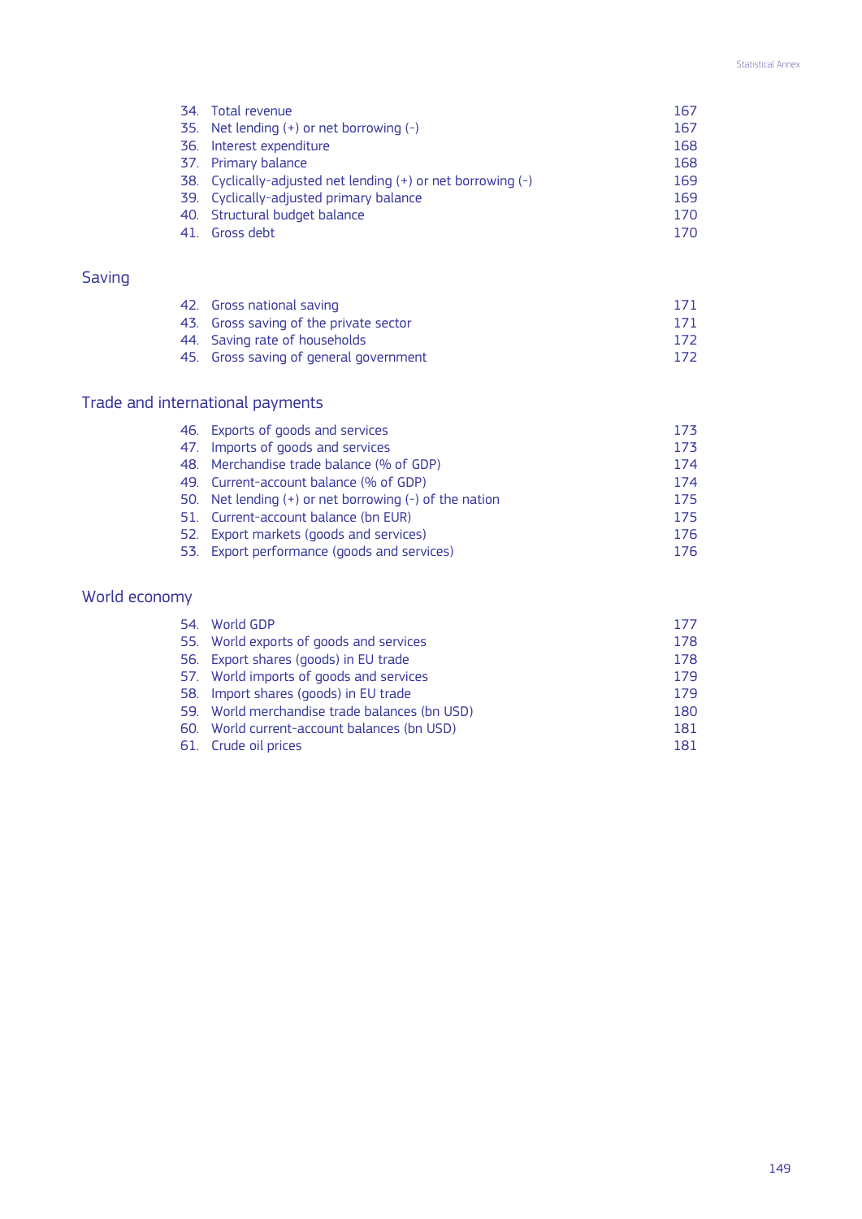| | | |
|---|---|---|
| 34. | Total revenue | 167 |
| 35. | Net lending (+) or net borrowing (-) | 167 |
| 36. | Interest expenditure | 168 |
| 37. | Primary balance | 168 |
| 38. | Cyclically-adjusted net lending (+) or net borrowing (-) | 169 |
| 39. | Cyclically-adjusted primary balance | 169 |
| 40. | Structural budget balance | 170 |
| 41. | Gross debt | 170 |

## Saving

| | | |
|---|---|---|
| 42. | Gross national saving | 171 |
| 43. | Gross saving of the private sector | 171 |
| 44. | Saving rate of households | 172 |
| 45. | Gross saving of general government | 172 |

## Trade and international payments

| | | |
|---|---|---|
| 46. | Exports of goods and services | 173 |
| 47. | Imports of goods and services | 173 |
| 48. | Merchandise trade balance (% of GDP) | 174 |
| 49. | Current-account balance (% of GDP) | 174 |
| 50. | Net lending (+) or net borrowing (-) of the nation | 175 |
| 51. | Current-account balance (bn EUR) | 175 |
| 52. | Export markets (goods and services) | 176 |
| 53. | Export performance (goods and services) | 176 |

## World economy

| | | |
|---|---|---|
| 54. | World GDP | 177 |
| 55. | World exports of goods and services | 178 |
| 56. | Export shares (goods) in EU trade | 178 |
| 57. | World imports of goods and services | 179 |
| 58. | Import shares (goods) in EU trade | 179 |
| 59. | World merchandise trade balances (bn USD) | 180 |
| 60. | World current-account balances (bn USD) | 181 |
| 61. | Crude oil prices | 181 |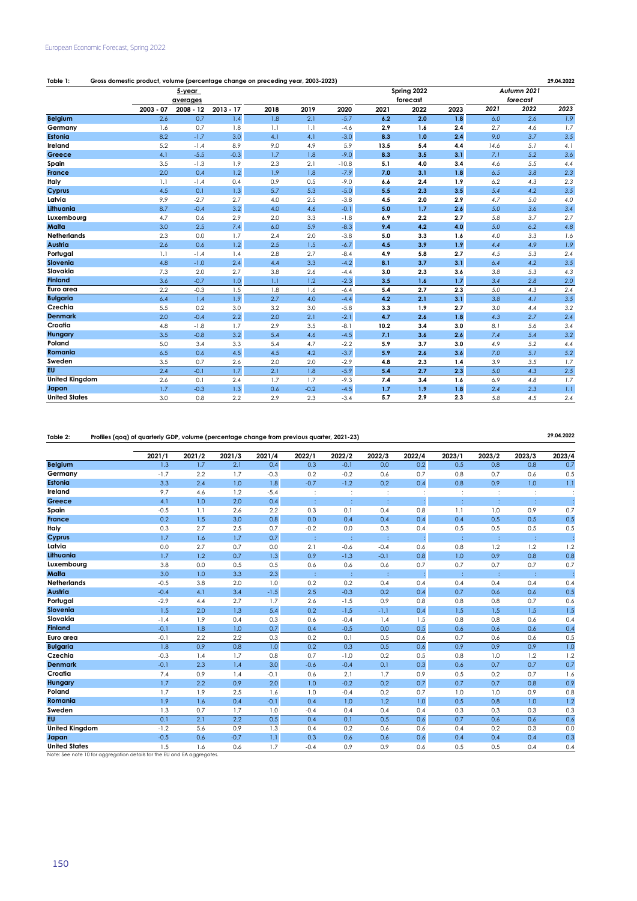**Table 1: Gross domestic product, volume (percentage change on preceding year, 2003-2023)** 29.04.2022

| | 5-year averages | | | | | | Spring 2022 forecast | | | Autumn 2021 forecast | | |
|---|---|---|---|---|---|---|---|---|---|---|---|---|
| | 2003 - 07 | 2008 - 12 | 2013 - 17 | 2018 | 2019 | 2020 | 2021 | 2022 | 2023 | 2021 | 2022 | 2023 |
| **Belgium** | 2.6 | 0.7 | 1.4 | 1.8 | 2.1 | -5.7 | **6.2** | **2.0** | **1.8** | *6.0* | *2.6* | *1.9* |
| **Germany** | 1.6 | 0.7 | 1.8 | 1.1 | 1.1 | -4.6 | **2.9** | **1.6** | **2.4** | *2.7* | *4.6* | *1.7* |
| **Estonia** | 8.2 | -1.7 | 3.0 | 4.1 | 4.1 | -3.0 | **8.3** | **1.0** | **2.4** | *9.0* | *3.7* | *3.5* |
| **Ireland** | 5.2 | -1.4 | 8.9 | 9.0 | 4.9 | 5.9 | **13.5** | **5.4** | **4.4** | *14.6* | *5.1* | *4.1* |
| **Greece** | 4.1 | -5.5 | -0.3 | 1.7 | 1.8 | -9.0 | **8.3** | **3.5** | **3.1** | *7.1* | *5.2* | *3.6* |
| **Spain** | 3.5 | -1.3 | 1.9 | 2.3 | 2.1 | -10.8 | **5.1** | **4.0** | **3.4** | *4.6* | *5.5* | *4.4* |
| **France** | 2.0 | 0.4 | 1.2 | 1.9 | 1.8 | -7.9 | **7.0** | **3.1** | **1.8** | *6.5* | *3.8* | *2.3* |
| **Italy** | 1.1 | -1.4 | 0.4 | 0.9 | 0.5 | -9.0 | **6.6** | **2.4** | **1.9** | *6.2* | *4.3* | *2.3* |
| **Cyprus** | 4.5 | 0.1 | 1.3 | 5.7 | 5.3 | -5.0 | **5.5** | **2.3** | **3.5** | *5.4* | *4.2* | *3.5* |
| **Latvia** | 9.9 | -2.7 | 2.7 | 4.0 | 2.5 | -3.8 | **4.5** | **2.0** | **2.9** | *4.7* | *5.0* | *4.0* |
| **Lithuania** | 8.7 | -0.4 | 3.2 | 4.0 | 4.6 | -0.1 | **5.0** | **1.7** | **2.6** | *5.0* | *3.6* | *3.4* |
| **Luxembourg** | 4.7 | 0.6 | 2.9 | 2.0 | 3.3 | -1.8 | **6.9** | **2.2** | **2.7** | *5.8* | *3.7* | *2.7* |
| **Malta** | 3.0 | 2.5 | 7.4 | 6.0 | 5.9 | -8.3 | **9.4** | **4.2** | **4.0** | *5.0* | *6.2* | *4.8* |
| **Netherlands** | 2.3 | 0.0 | 1.7 | 2.4 | 2.0 | -3.8 | **5.0** | **3.3** | **1.6** | *4.0* | *3.3* | *1.6* |
| **Austria** | 2.6 | 0.6 | 1.2 | 2.5 | 1.5 | -6.7 | **4.5** | **3.9** | **1.9** | *4.4* | *4.9* | *1.9* |
| **Portugal** | 1.1 | -1.4 | 1.4 | 2.8 | 2.7 | -8.4 | **4.9** | **5.8** | **2.7** | *4.5* | *5.3* | *2.4* |
| **Slovenia** | 4.8 | -1.0 | 2.4 | 4.4 | 3.3 | -4.2 | **8.1** | **3.7** | **3.1** | *6.4* | *4.2* | *3.5* |
| **Slovakia** | 7.3 | 2.0 | 2.7 | 3.8 | 2.6 | -4.4 | **3.0** | **2.3** | **3.6** | *3.8* | *5.3* | *4.3* |
| **Finland** | 3.6 | -0.7 | 1.0 | 1.1 | 1.2 | -2.3 | **3.5** | **1.6** | **1.7** | *3.4* | *2.8* | *2.0* |
| **Euro area** | 2.2 | -0.3 | 1.5 | 1.8 | 1.6 | -6.4 | **5.4** | **2.7** | **2.3** | *5.0* | *4.3* | *2.4* |
| **Bulgaria** | 6.4 | 1.4 | 1.9 | 2.7 | 4.0 | -4.4 | **4.2** | **2.1** | **3.1** | *3.8* | *4.1* | *3.5* |
| **Czechia** | 5.5 | 0.2 | 3.0 | 3.2 | 3.0 | -5.8 | **3.3** | **1.9** | **2.7** | *3.0* | *4.4* | *3.2* |
| **Denmark** | 2.0 | -0.4 | 2.2 | 2.0 | 2.1 | -2.1 | **4.7** | **2.6** | **1.8** | *4.3* | *2.7* | *2.4* |
| **Croatia** | 4.8 | -1.8 | 1.7 | 2.9 | 3.5 | -8.1 | **10.2** | **3.4** | **3.0** | *8.1* | *5.6* | *3.4* |
| **Hungary** | 3.5 | -0.8 | 3.2 | 5.4 | 4.6 | -4.5 | **7.1** | **3.6** | **2.6** | *7.4* | *5.4* | *3.2* |
| **Poland** | 5.0 | 3.4 | 3.3 | 5.4 | 4.7 | -2.2 | **5.9** | **3.7** | **3.0** | *4.9* | *5.2* | *4.4* |
| **Romania** | 6.5 | 0.6 | 4.5 | 4.5 | 4.2 | -3.7 | **5.9** | **2.6** | **3.6** | *7.0* | *5.1* | *5.2* |
| **Sweden** | 3.5 | 0.7 | 2.6 | 2.0 | 2.0 | -2.9 | **4.8** | **2.3** | **1.4** | *3.9* | *3.5* | *1.7* |
| **EU** | 2.4 | -0.1 | 1.7 | 2.1 | 1.8 | -5.9 | **5.4** | **2.7** | **2.3** | *5.0* | *4.3* | *2.5* |
| **United Kingdom** | 2.6 | 0.1 | 2.4 | 1.7 | 1.7 | -9.3 | **7.4** | **3.4** | **1.6** | *6.9* | *4.8* | *1.7* |
| **Japan** | 1.7 | -0.3 | 1.3 | 0.6 | -0.2 | -4.5 | **1.7** | **1.9** | **1.8** | *2.4* | *2.3* | *1.1* |
| **United States** | 3.0 | 0.8 | 2.2 | 2.9 | 2.3 | -3.4 | **5.7** | **2.9** | **2.3** | *5.8* | *4.5* | *2.4* |

**Table 2: Profiles (qoq) of quarterly GDP, volume (percentage change from previous quarter, 2021-23)** 29.04.2022

| | 2021/1 | 2021/2 | 2021/3 | 2021/4 | 2022/1 | 2022/2 | 2022/3 | 2022/4 | 2023/1 | 2023/2 | 2023/3 | 2023/4 |
|---|---|---|---|---|---|---|---|---|---|---|---|---|
| **Belgium** | 1.3 | 1.7 | 2.1 | 0.4 | 0.3 | -0.1 | 0.0 | 0.2 | 0.5 | 0.8 | 0.8 | 0.7 |
| **Germany** | -1.7 | 2.2 | 1.7 | -0.3 | 0.2 | -0.2 | 0.6 | 0.7 | 0.8 | 0.7 | 0.6 | 0.5 |
| **Estonia** | 3.3 | 2.4 | 1.0 | 1.8 | -0.7 | -1.2 | 0.2 | 0.4 | 0.8 | 0.9 | 1.0 | 1.1 |
| **Ireland** | 9.7 | 4.6 | 1.2 | -5.4 | : | : | : | : | : | : | : | : |
| **Greece** | 4.1 | 1.0 | 2.0 | 0.4 | : | : | : | : | : | : | : | : |
| **Spain** | -0.5 | 1.1 | 2.6 | 2.2 | 0.3 | 0.1 | 0.4 | 0.8 | 1.1 | 1.0 | 0.9 | 0.7 |
| **France** | 0.2 | 1.5 | 3.0 | 0.8 | 0.0 | 0.4 | 0.4 | 0.4 | 0.4 | 0.5 | 0.5 | 0.5 |
| **Italy** | 0.3 | 2.7 | 2.5 | 0.7 | -0.2 | 0.0 | 0.3 | 0.4 | 0.5 | 0.5 | 0.5 | 0.5 |
| **Cyprus** | 1.7 | 1.6 | 1.7 | 0.7 | : | : | : | : | : | : | : | : |
| **Latvia** | 0.0 | 2.7 | 0.7 | 0.0 | 2.1 | -0.6 | -0.4 | 0.6 | 0.8 | 1.2 | 1.2 | 1.2 |
| **Lithuania** | 1.7 | 1.2 | 0.7 | 1.3 | 0.9 | -1.3 | -0.1 | 0.8 | 1.0 | 0.9 | 0.8 | 0.8 |
| **Luxembourg** | 3.8 | 0.0 | 0.5 | 0.5 | 0.6 | 0.6 | 0.6 | 0.7 | 0.7 | 0.7 | 0.7 | 0.7 |
| **Malta** | 3.0 | 1.0 | 3.3 | 2.3 | : | : | : | : | : | : | : | : |
| **Netherlands** | -0.5 | 3.8 | 2.0 | 1.0 | 0.2 | 0.2 | 0.4 | 0.4 | 0.4 | 0.4 | 0.4 | 0.4 |
| **Austria** | -0.4 | 4.1 | 3.4 | -1.5 | 2.5 | -0.3 | 0.2 | 0.4 | 0.7 | 0.6 | 0.6 | 0.5 |
| **Portugal** | -2.9 | 4.4 | 2.7 | 1.7 | 2.6 | -1.5 | 0.9 | 0.8 | 0.8 | 0.8 | 0.7 | 0.6 |
| **Slovenia** | 1.5 | 2.0 | 1.3 | 5.4 | 0.2 | -1.5 | -1.1 | 0.4 | 1.5 | 1.5 | 1.5 | 1.5 |
| **Slovakia** | -1.4 | 1.9 | 0.4 | 0.3 | 0.6 | -0.4 | 1.4 | 1.5 | 0.8 | 0.8 | 0.6 | 0.4 |
| **Finland** | -0.1 | 1.8 | 1.0 | 0.7 | 0.4 | -0.5 | 0.0 | 0.5 | 0.6 | 0.6 | 0.6 | 0.4 |
| **Euro area** | -0.1 | 2.2 | 2.2 | 0.3 | 0.2 | 0.1 | 0.5 | 0.6 | 0.7 | 0.6 | 0.6 | 0.5 |
| **Bulgaria** | 1.8 | 0.9 | 0.8 | 1.0 | 0.2 | 0.3 | 0.5 | 0.6 | 0.9 | 0.9 | 0.9 | 1.0 |
| **Czechia** | -0.3 | 1.4 | 1.7 | 0.8 | 0.7 | -1.0 | 0.2 | 0.5 | 0.8 | 1.0 | 1.2 | 1.2 |
| **Denmark** | -0.1 | 2.3 | 1.4 | 3.0 | -0.6 | -0.4 | 0.1 | 0.3 | 0.6 | 0.7 | 0.7 | 0.7 |
| **Croatia** | 7.4 | 0.9 | 1.4 | -0.1 | 0.6 | 2.1 | 1.7 | 0.9 | 0.5 | 0.2 | 0.7 | 1.6 |
| **Hungary** | 1.7 | 2.2 | 0.9 | 2.0 | 1.0 | -0.2 | 0.2 | 0.7 | 0.7 | 0.7 | 0.8 | 0.9 |
| **Poland** | 1.7 | 1.9 | 2.5 | 1.6 | 1.0 | -0.4 | 0.2 | 0.7 | 1.0 | 1.0 | 0.9 | 0.8 |
| **Romania** | 1.9 | 1.6 | 0.4 | -0.1 | 0.4 | 1.0 | 1.2 | 1.0 | 0.5 | 0.8 | 1.0 | 1.2 |
| **Sweden** | 1.3 | 0.7 | 1.7 | 1.0 | -0.4 | 0.4 | 0.4 | 0.4 | 0.3 | 0.3 | 0.3 | 0.3 |
| **EU** | 0.1 | 2.1 | 2.2 | 0.5 | 0.4 | 0.1 | 0.5 | 0.6 | 0.7 | 0.6 | 0.6 | 0.6 |
| **United Kingdom** | -1.2 | 5.6 | 0.9 | 1.3 | 0.4 | 0.2 | 0.6 | 0.6 | 0.4 | 0.2 | 0.3 | 0.0 |
| **Japan** | -0.5 | 0.6 | -0.7 | 1.1 | 0.3 | 0.6 | 0.6 | 0.6 | 0.4 | 0.4 | 0.4 | 0.3 |
| **United States** | 1.5 | 1.6 | 0.6 | 1.7 | -0.4 | 0.9 | 0.9 | 0.6 | 0.5 | 0.5 | 0.4 | 0.4 |

Note: See note 10 for aggregation details for the EU and EA aggregates.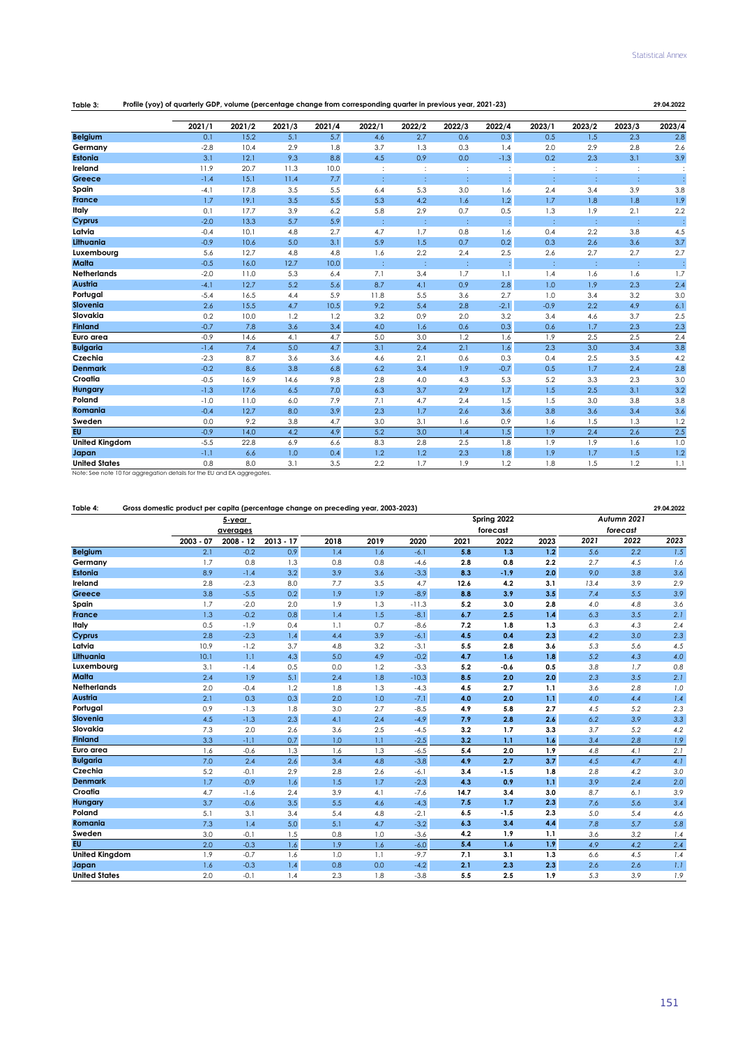**Table 3: Profile (yoy) of quarterly GDP, volume (percentage change from corresponding quarter in previous year, 2021-23)** 29.04.2022

| | 2021/1 | 2021/2 | 2021/3 | 2021/4 | 2022/1 | 2022/2 | 2022/3 | 2022/4 | 2023/1 | 2023/2 | 2023/3 | 2023/4 |
|---|---|---|---|---|---|---|---|---|---|---|---|---|
| **Belgium** | 0.1 | 15.2 | 5.1 | 5.7 | 4.6 | 2.7 | 0.6 | 0.3 | 0.5 | 1.5 | 2.3 | 2.8 |
| **Germany** | -2.8 | 10.4 | 2.9 | 1.8 | 3.7 | 1.3 | 0.3 | 1.4 | 2.0 | 2.9 | 2.8 | 2.6 |
| **Estonia** | 3.1 | 12.1 | 9.3 | 8.8 | 4.5 | 0.9 | 0.0 | -1.3 | 0.2 | 2.3 | 3.1 | 3.9 |
| **Ireland** | 11.9 | 20.7 | 11.3 | 10.0 | : | : | : | : | : | : | : | : |
| **Greece** | -1.4 | 15.1 | 11.4 | 7.7 | : | : | : | : | : | : | : | : |
| **Spain** | -4.1 | 17.8 | 3.5 | 5.5 | 6.4 | 5.3 | 3.0 | 1.6 | 2.4 | 3.4 | 3.9 | 3.8 |
| **France** | 1.7 | 19.1 | 3.5 | 5.5 | 5.3 | 4.2 | 1.6 | 1.2 | 1.7 | 1.8 | 1.8 | 1.9 |
| **Italy** | 0.1 | 17.7 | 3.9 | 6.2 | 5.8 | 2.9 | 0.7 | 0.5 | 1.3 | 1.9 | 2.1 | 2.2 |
| **Cyprus** | -2.0 | 13.3 | 5.7 | 5.9 | : | : | : | : | : | : | : | : |
| **Latvia** | -0.4 | 10.1 | 4.8 | 2.7 | 4.7 | 1.7 | 0.8 | 1.6 | 0.4 | 2.2 | 3.8 | 4.5 |
| **Lithuania** | -0.9 | 10.6 | 5.0 | 3.1 | 5.9 | 1.5 | 0.7 | 0.2 | 0.3 | 2.6 | 3.6 | 3.7 |
| **Luxembourg** | 5.6 | 12.7 | 4.8 | 4.8 | 1.6 | 2.2 | 2.4 | 2.5 | 2.6 | 2.7 | 2.7 | 2.7 |
| **Malta** | -0.5 | 16.0 | 12.7 | 10.0 | : | : | : | : | : | : | : | : |
| **Netherlands** | -2.0 | 11.0 | 5.3 | 6.4 | 7.1 | 3.4 | 1.7 | 1.1 | 1.4 | 1.6 | 1.6 | 1.7 |
| **Austria** | -4.1 | 12.7 | 5.2 | 5.6 | 8.7 | 4.1 | 0.9 | 2.8 | 1.0 | 1.9 | 2.3 | 2.4 |
| **Portugal** | -5.4 | 16.5 | 4.4 | 5.9 | 11.8 | 5.5 | 3.6 | 2.7 | 1.0 | 3.4 | 3.2 | 3.0 |
| **Slovenia** | 2.6 | 15.5 | 4.7 | 10.5 | 9.2 | 5.4 | 2.8 | -2.1 | -0.9 | 2.2 | 4.9 | 6.1 |
| **Slovakia** | 0.2 | 10.0 | 1.2 | 1.2 | 3.2 | 0.9 | 2.0 | 3.2 | 3.4 | 4.6 | 3.7 | 2.5 |
| **Finland** | -0.7 | 7.8 | 3.6 | 3.4 | 4.0 | 1.6 | 0.6 | 0.3 | 0.6 | 1.7 | 2.3 | 2.3 |
| **Euro area** | -0.9 | 14.6 | 4.1 | 4.7 | 5.0 | 3.0 | 1.2 | 1.6 | 1.9 | 2.5 | 2.5 | 2.4 |
| **Bulgaria** | -1.4 | 7.4 | 5.0 | 4.7 | 3.1 | 2.4 | 2.1 | 1.6 | 2.3 | 3.0 | 3.4 | 3.8 |
| **Czechia** | -2.3 | 8.7 | 3.6 | 3.6 | 4.6 | 2.1 | 0.6 | 0.3 | 0.4 | 2.5 | 3.5 | 4.2 |
| **Denmark** | -0.2 | 8.6 | 3.8 | 6.8 | 6.2 | 3.4 | 1.9 | -0.7 | 0.5 | 1.7 | 2.4 | 2.8 |
| **Croatia** | -0.5 | 16.9 | 14.6 | 9.8 | 2.8 | 4.0 | 4.3 | 5.3 | 5.2 | 3.3 | 2.3 | 3.0 |
| **Hungary** | -1.3 | 17.6 | 6.5 | 7.0 | 6.3 | 3.7 | 2.9 | 1.7 | 1.5 | 2.5 | 3.1 | 3.2 |
| **Poland** | -1.0 | 11.0 | 6.0 | 7.9 | 7.1 | 4.7 | 2.4 | 1.5 | 1.5 | 3.0 | 3.8 | 3.8 |
| **Romania** | -0.4 | 12.7 | 8.0 | 3.9 | 2.3 | 1.7 | 2.6 | 3.6 | 3.8 | 3.6 | 3.4 | 3.6 |
| **Sweden** | 0.0 | 9.2 | 3.8 | 4.7 | 3.0 | 3.1 | 1.6 | 0.9 | 1.6 | 1.5 | 1.3 | 1.2 |
| **EU** | -0.9 | 14.0 | 4.2 | 4.9 | 5.2 | 3.0 | 1.4 | 1.5 | 1.9 | 2.4 | 2.6 | 2.5 |
| **United Kingdom** | -5.5 | 22.8 | 6.9 | 6.6 | 8.3 | 2.8 | 2.5 | 1.8 | 1.9 | 1.9 | 1.6 | 1.0 |
| **Japan** | -1.1 | 6.6 | 1.0 | 0.4 | 1.2 | 1.2 | 2.3 | 1.8 | 1.9 | 1.7 | 1.5 | 1.2 |
| **United States** | 0.8 | 8.0 | 3.1 | 3.5 | 2.2 | 1.7 | 1.9 | 1.2 | 1.8 | 1.5 | 1.2 | 1.1 |

Note: See note 10 for aggregation details for the EU and EA aggregates.

**Table 4: Gross domestic product per capita (percentage change on preceding year, 2003-2023)** 29.04.2022

| | 5-year averages | | | | | | Spring 2022 forecast | | | *Autumn 2021 forecast* | | |
|---|---|---|---|---|---|---|---|---|---|---|---|---|
| | 2003 - 07 | 2008 - 12 | 2013 - 17 | 2018 | 2019 | 2020 | 2021 | 2022 | 2023 | *2021* | *2022* | *2023* |
| **Belgium** | 2.1 | -0.2 | 0.9 | 1.4 | 1.6 | -6.1 | **5.8** | **1.3** | **1.2** | *5.6* | *2.2* | *1.5* |
| **Germany** | 1.7 | 0.8 | 1.3 | 0.8 | 0.8 | -4.6 | **2.8** | **0.8** | **2.2** | *2.7* | *4.5* | *1.6* |
| **Estonia** | 8.9 | -1.4 | 3.2 | 3.9 | 3.6 | -3.3 | **8.3** | **-1.9** | **2.0** | *9.0* | *3.8* | *3.6* |
| **Ireland** | 2.8 | -2.3 | 8.0 | 7.7 | 3.5 | 4.7 | **12.6** | **4.2** | **3.1** | *13.4* | *3.9* | *2.9* |
| **Greece** | 3.8 | -5.5 | 0.2 | 1.9 | 1.9 | -8.9 | **8.8** | **3.9** | **3.5** | *7.4* | *5.5* | *3.9* |
| **Spain** | 1.7 | -2.0 | 2.0 | 1.9 | 1.3 | -11.3 | **5.2** | **3.0** | **2.8** | *4.0* | *4.8* | *3.6* |
| **France** | 1.3 | -0.2 | 0.8 | 1.4 | 1.5 | -8.1 | **6.7** | **2.5** | **1.4** | *6.3* | *3.5* | *2.1* |
| **Italy** | 0.5 | -1.9 | 0.4 | 1.1 | 0.7 | -8.6 | **7.2** | **1.8** | **1.3** | *6.3* | *4.3* | *2.4* |
| **Cyprus** | 2.8 | -2.3 | 1.4 | 4.4 | 3.9 | -6.1 | **4.5** | **0.4** | **2.3** | *4.2* | *3.0* | *2.3* |
| **Latvia** | 10.9 | -1.2 | 3.7 | 4.8 | 3.2 | -3.1 | **5.5** | **2.8** | **3.6** | *5.3* | *5.6* | *4.5* |
| **Lithuania** | 10.1 | 1.1 | 4.3 | 5.0 | 4.9 | -0.2 | **4.7** | **1.6** | **1.8** | *5.2* | *4.3* | *4.0* |
| **Luxembourg** | 3.1 | -1.4 | 0.5 | 0.0 | 1.2 | -3.3 | **5.2** | **-0.6** | **0.5** | *3.8* | *1.7* | *0.8* |
| **Malta** | 2.4 | 1.9 | 5.1 | 2.4 | 1.8 | -10.3 | **8.5** | **2.0** | **2.0** | *2.3* | *3.5* | *2.1* |
| **Netherlands** | 2.0 | -0.4 | 1.2 | 1.8 | 1.3 | -4.3 | **4.5** | **2.7** | **1.1** | *3.6* | *2.8* | *1.0* |
| **Austria** | 2.1 | 0.3 | 0.3 | 2.0 | 1.0 | -7.1 | **4.0** | **2.0** | **1.1** | *4.0* | *4.4* | *1.4* |
| **Portugal** | 0.9 | -1.3 | 1.8 | 3.0 | 2.7 | -8.5 | **4.9** | **5.8** | **2.7** | *4.5* | *5.2* | *2.3* |
| **Slovenia** | 4.5 | -1.3 | 2.3 | 4.1 | 2.4 | -4.9 | **7.9** | **2.8** | **2.6** | *6.2* | *3.9* | *3.3* |
| **Slovakia** | 7.3 | 2.0 | 2.6 | 3.6 | 2.5 | -4.5 | **3.2** | **1.7** | **3.3** | *3.7* | *5.2* | *4.2* |
| **Finland** | 3.3 | -1.1 | 0.7 | 1.0 | 1.1 | -2.5 | **3.2** | **1.1** | **1.6** | *3.4* | *2.8* | *1.9* |
| **Euro area** | 1.6 | -0.6 | 1.3 | 1.6 | 1.3 | -6.5 | **5.4** | **2.0** | **1.9** | *4.8* | *4.1* | *2.1* |
| **Bulgaria** | 7.0 | 2.4 | 2.6 | 3.4 | 4.8 | -3.8 | **4.9** | **2.7** | **3.7** | *4.5* | *4.7* | *4.1* |
| **Czechia** | 5.2 | -0.1 | 2.9 | 2.8 | 2.6 | -6.1 | **3.4** | **-1.5** | **1.8** | *2.8* | *4.2* | *3.0* |
| **Denmark** | 1.7 | -0.9 | 1.6 | 1.5 | 1.7 | -2.3 | **4.3** | **0.9** | **1.1** | *3.9* | *2.4* | *2.0* |
| **Croatia** | 4.7 | -1.6 | 2.4 | 3.9 | 4.1 | -7.6 | **14.7** | **3.4** | **3.0** | *8.7* | *6.1* | *3.9* |
| **Hungary** | 3.7 | -0.6 | 3.5 | 5.5 | 4.6 | -4.3 | **7.5** | **1.7** | **2.3** | *7.6* | *5.6* | *3.4* |
| **Poland** | 5.1 | 3.1 | 3.4 | 5.4 | 4.8 | -2.1 | **6.5** | **-1.5** | **2.3** | *5.0* | *5.4* | *4.6* |
| **Romania** | 7.3 | 1.4 | 5.0 | 5.1 | 4.7 | -3.2 | **6.3** | **3.4** | **4.4** | *7.8* | *5.7* | *5.8* |
| **Sweden** | 3.0 | -0.1 | 1.5 | 0.8 | 1.0 | -3.6 | **4.2** | **1.9** | **1.1** | *3.6* | *3.2* | *1.4* |
| **EU** | 2.0 | -0.3 | 1.6 | 1.9 | 1.6 | -6.0 | **5.4** | **1.6** | **1.9** | *4.9* | *4.2* | *2.4* |
| **United Kingdom** | 1.9 | -0.7 | 1.6 | 1.0 | 1.1 | -9.7 | **7.1** | **3.1** | **1.3** | *6.6* | *4.5* | *1.4* |
| **Japan** | 1.6 | -0.3 | 1.4 | 0.8 | 0.0 | -4.2 | **2.1** | **2.3** | **2.3** | *2.6* | *2.6* | *1.1* |
| **United States** | 2.0 | -0.1 | 1.4 | 2.3 | 1.8 | -3.8 | **5.5** | **2.5** | **1.9** | *5.3* | *3.9* | *1.9* |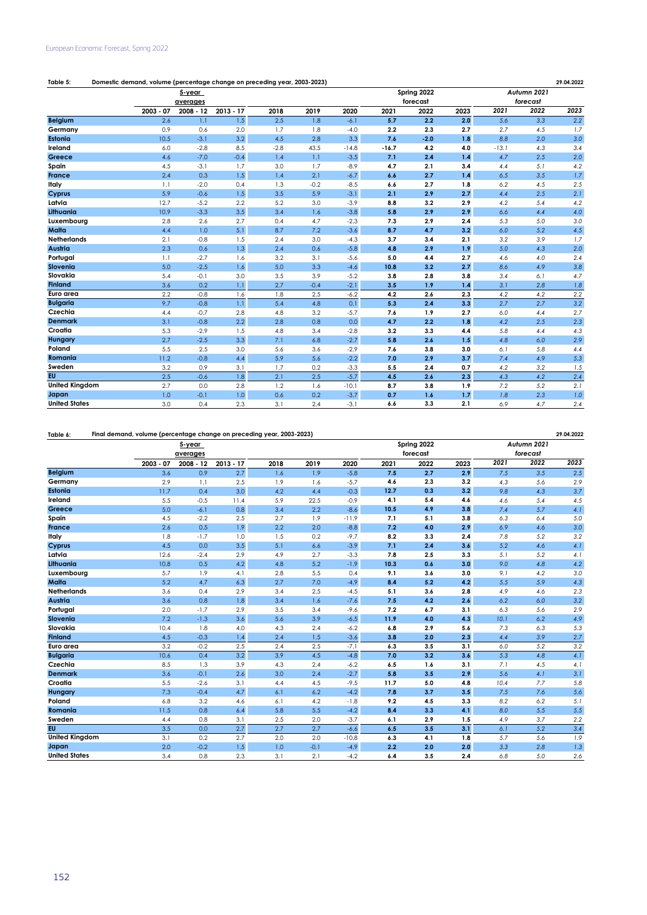**Table 5: Domestic demand, volume (percentage change on preceding year, 2003-2023)** 29.04.2022

| | 5-year averages | | | | | | Spring 2022 forecast | | | Autumn 2021 forecast | | |
|---|---|---|---|---|---|---|---|---|---|---|---|---|
| | 2003 - 07 | 2008 - 12 | 2013 - 17 | 2018 | 2019 | 2020 | 2021 | 2022 | 2023 | 2021 | 2022 | 2023 |
| Belgium | 2.6 | 1.1 | 1.5 | 2.5 | 1.8 | -6.1 | 5.7 | 2.2 | 2.0 | 5.6 | 3.3 | 2.2 |
| Germany | 0.9 | 0.6 | 2.0 | 1.7 | 1.8 | -4.0 | 2.2 | 2.3 | 2.7 | 2.7 | 4.5 | 1.7 |
| Estonia | 10.5 | -3.1 | 3.2 | 4.5 | 2.8 | 3.3 | 7.6 | -2.0 | 1.8 | 8.8 | 2.0 | 3.0 |
| Ireland | 6.0 | -2.8 | 8.5 | -2.8 | 43.5 | -14.8 | -16.7 | 4.2 | 4.0 | -13.1 | 4.3 | 3.4 |
| Greece | 4.6 | -7.0 | -0.4 | 1.4 | 1.1 | -3.5 | 7.1 | 2.4 | 1.4 | 4.7 | 2.5 | 2.0 |
| Spain | 4.5 | -3.1 | 1.7 | 3.0 | 1.7 | -8.9 | 4.7 | 2.1 | 3.4 | 4.4 | 5.1 | 4.2 |
| France | 2.4 | 0.3 | 1.5 | 1.4 | 2.1 | -6.7 | 6.6 | 2.7 | 1.4 | 6.5 | 3.5 | 1.7 |
| Italy | 1.1 | -2.0 | 0.4 | 1.3 | -0.2 | -8.5 | 6.6 | 2.7 | 1.8 | 6.2 | 4.5 | 2.5 |
| Cyprus | 5.9 | -0.6 | 1.5 | 3.5 | 5.9 | -3.1 | 2.1 | 2.9 | 2.7 | 4.4 | 2.5 | 2.1 |
| Latvia | 12.7 | -5.2 | 2.2 | 5.2 | 3.0 | -3.9 | 8.8 | 3.2 | 2.9 | 4.2 | 5.4 | 4.2 |
| Lithuania | 10.9 | -3.3 | 3.5 | 3.4 | 1.6 | -3.8 | 5.8 | 2.9 | 2.9 | 6.6 | 4.4 | 4.0 |
| Luxembourg | 2.8 | 2.6 | 2.7 | 0.4 | 4.7 | -2.3 | 7.3 | 2.9 | 2.4 | 5.3 | 5.0 | 3.0 |
| Malta | 4.4 | 1.0 | 5.1 | 8.7 | 7.2 | -3.6 | 8.7 | 4.7 | 3.2 | 6.0 | 5.2 | 4.5 |
| Netherlands | 2.1 | -0.8 | 1.5 | 2.4 | 3.0 | -4.3 | 3.7 | 3.4 | 2.1 | 3.2 | 3.9 | 1.7 |
| Austria | 2.3 | 0.6 | 1.3 | 2.4 | 0.6 | -5.8 | 4.8 | 2.9 | 1.9 | 5.0 | 4.3 | 2.0 |
| Portugal | 1.1 | -2.7 | 1.6 | 3.2 | 3.1 | -5.6 | 5.0 | 4.4 | 2.7 | 4.6 | 4.0 | 2.4 |
| Slovenia | 5.0 | -2.5 | 1.6 | 5.0 | 3.3 | -4.6 | 10.8 | 3.2 | 2.7 | 8.6 | 4.9 | 3.8 |
| Slovakia | 5.4 | -0.1 | 3.0 | 3.5 | 3.9 | -5.2 | 3.8 | 2.8 | 3.8 | 3.4 | 6.1 | 4.7 |
| Finland | 3.6 | 0.2 | 1.1 | 2.7 | -0.4 | -2.1 | 3.5 | 1.9 | 1.4 | 3.1 | 2.8 | 1.8 |
| Euro area | 2.2 | -0.8 | 1.6 | 1.8 | 2.5 | -6.2 | 4.2 | 2.6 | 2.3 | 4.2 | 4.2 | 2.2 |
| Bulgaria | 9.7 | -0.8 | 1.1 | 5.4 | 4.8 | 0.1 | 5.3 | 2.4 | 3.3 | 2.7 | 2.7 | 3.2 |
| Czechia | 4.4 | -0.7 | 2.8 | 4.8 | 3.2 | -5.7 | 7.6 | 1.9 | 2.7 | 6.0 | 4.4 | 2.7 |
| Denmark | 3.1 | -0.8 | 2.2 | 2.8 | 0.8 | 0.0 | 4.7 | 2.2 | 1.8 | 4.2 | 2.5 | 2.3 |
| Croatia | 5.3 | -2.9 | 1.5 | 4.8 | 3.4 | -2.8 | 3.2 | 3.3 | 4.4 | 5.8 | 4.4 | 4.3 |
| Hungary | 2.7 | -2.5 | 3.3 | 7.1 | 6.8 | -2.7 | 5.8 | 2.6 | 1.5 | 4.8 | 6.0 | 2.9 |
| Poland | 5.5 | 2.5 | 3.0 | 5.6 | 3.6 | -2.9 | 7.6 | 3.8 | 3.0 | 6.1 | 5.8 | 4.4 |
| Romania | 11.2 | -0.8 | 4.4 | 5.9 | 5.6 | -2.2 | 7.0 | 2.9 | 3.7 | 7.4 | 4.9 | 5.3 |
| Sweden | 3.2 | 0.9 | 3.1 | 1.7 | 0.2 | -3.3 | 5.5 | 2.4 | 0.7 | 4.2 | 3.2 | 1.5 |
| EU | 2.5 | -0.6 | 1.8 | 2.1 | 2.5 | -5.7 | 4.5 | 2.6 | 2.3 | 4.3 | 4.2 | 2.4 |
| United Kingdom | 2.7 | 0.0 | 2.8 | 1.2 | 1.6 | -10.1 | 8.7 | 3.8 | 1.9 | 7.2 | 5.2 | 2.1 |
| Japan | 1.0 | -0.1 | 1.0 | 0.6 | 0.2 | -3.7 | 0.7 | 1.6 | 1.7 | 1.8 | 2.3 | 1.0 |
| United States | 3.0 | 0.4 | 2.3 | 3.1 | 2.4 | -3.1 | 6.6 | 3.3 | 2.1 | 6.9 | 4.7 | 2.4 |

**Table 6: Final demand, volume (percentage change on preceding year, 2003-2023)** 29.04.2022

| | 5-year averages | | | | | | Spring 2022 forecast | | | Autumn 2021 forecast | | |
|---|---|---|---|---|---|---|---|---|---|---|---|---|
| | 2003 - 07 | 2008 - 12 | 2013 - 17 | 2018 | 2019 | 2020 | 2021 | 2022 | 2023 | 2021 | 2022 | 2023 |
| Belgium | 3.6 | 0.9 | 2.7 | 1.6 | 1.9 | -5.8 | 7.5 | 2.7 | 2.9 | 7.5 | 3.5 | 2.5 |
| Germany | 2.9 | 1.1 | 2.5 | 1.9 | 1.6 | -5.7 | 4.6 | 2.3 | 3.2 | 4.3 | 5.6 | 2.9 |
| Estonia | 11.7 | 0.4 | 3.0 | 4.2 | 4.4 | -0.3 | 12.7 | 0.3 | 3.2 | 9.8 | 4.3 | 3.7 |
| Ireland | 5.5 | -0.5 | 11.4 | 5.9 | 22.5 | -0.9 | 4.1 | 5.4 | 4.6 | 4.6 | 5.4 | 4.5 |
| Greece | 5.0 | -6.1 | 0.8 | 3.4 | 2.2 | -8.6 | 10.5 | 4.9 | 3.8 | 7.4 | 5.7 | 4.1 |
| Spain | 4.5 | -2.2 | 2.5 | 2.7 | 1.9 | -11.9 | 7.1 | 5.1 | 3.8 | 6.3 | 6.4 | 5.0 |
| France | 2.6 | 0.5 | 1.9 | 2.2 | 2.0 | -8.8 | 7.2 | 4.0 | 2.9 | 6.9 | 4.6 | 3.0 |
| Italy | 1.8 | -1.7 | 1.0 | 1.5 | 0.2 | -9.7 | 8.2 | 3.3 | 2.4 | 7.8 | 5.2 | 3.2 |
| Cyprus | 4.5 | 0.0 | 3.5 | 5.1 | 6.6 | -3.9 | 7.1 | 2.4 | 3.6 | 5.2 | 4.6 | 4.1 |
| Latvia | 12.6 | -2.4 | 2.9 | 4.9 | 2.7 | -3.3 | 7.8 | 2.5 | 3.3 | 5.1 | 5.2 | 4.1 |
| Lithuania | 10.8 | 0.5 | 4.2 | 4.8 | 5.2 | -1.9 | 10.3 | 0.6 | 3.0 | 9.0 | 4.8 | 4.2 |
| Luxembourg | 5.7 | 1.9 | 4.1 | 2.8 | 5.5 | 0.4 | 9.1 | 3.6 | 3.0 | 9.1 | 4.2 | 3.0 |
| Malta | 5.2 | 4.7 | 6.3 | 2.7 | 7.0 | -4.9 | 8.4 | 5.2 | 4.2 | 5.5 | 5.9 | 4.3 |
| Netherlands | 3.6 | 0.4 | 2.9 | 3.4 | 2.5 | -4.5 | 5.1 | 3.6 | 2.8 | 4.9 | 4.6 | 2.3 |
| Austria | 3.6 | 0.8 | 1.8 | 3.4 | 1.6 | -7.6 | 7.5 | 4.2 | 2.6 | 6.2 | 6.0 | 3.2 |
| Portugal | 2.0 | -1.7 | 2.9 | 3.5 | 3.4 | -9.6 | 7.2 | 6.7 | 3.1 | 6.3 | 5.6 | 2.9 |
| Slovenia | 7.2 | -1.3 | 3.6 | 5.6 | 3.9 | -6.5 | 11.9 | 4.0 | 4.3 | 10.1 | 6.2 | 4.9 |
| Slovakia | 10.4 | 1.8 | 4.0 | 4.3 | 2.4 | -6.2 | 6.8 | 2.9 | 5.6 | 7.3 | 6.3 | 5.3 |
| Finland | 4.5 | -0.3 | 1.4 | 2.4 | 1.5 | -3.6 | 3.8 | 2.0 | 2.3 | 4.4 | 3.9 | 2.7 |
| Euro area | 3.2 | -0.2 | 2.5 | 2.4 | 2.5 | -7.1 | 6.3 | 3.5 | 3.1 | 6.0 | 5.2 | 3.2 |
| Bulgaria | 10.6 | 0.4 | 3.2 | 3.9 | 4.5 | -4.8 | 7.0 | 3.2 | 3.6 | 5.3 | 4.8 | 4.1 |
| Czechia | 8.5 | 1.3 | 3.9 | 4.3 | 2.4 | -6.2 | 6.5 | 1.6 | 3.1 | 7.1 | 4.5 | 4.1 |
| Denmark | 3.6 | -0.1 | 2.6 | 3.0 | 2.4 | -2.7 | 5.8 | 3.5 | 2.9 | 5.6 | 4.1 | 3.1 |
| Croatia | 5.5 | -2.6 | 3.1 | 4.4 | 4.5 | -9.5 | 11.7 | 5.0 | 4.8 | 10.4 | 7.7 | 5.8 |
| Hungary | 7.3 | -0.4 | 4.7 | 6.1 | 6.2 | -4.2 | 7.8 | 3.7 | 3.5 | 7.5 | 7.6 | 5.6 |
| Poland | 6.8 | 3.2 | 4.6 | 6.1 | 4.2 | -1.8 | 9.2 | 4.5 | 3.3 | 8.2 | 6.2 | 5.1 |
| Romania | 11.5 | 0.8 | 6.4 | 5.8 | 5.5 | -4.2 | 8.4 | 3.3 | 4.1 | 8.0 | 5.5 | 5.5 |
| Sweden | 4.4 | 0.8 | 3.1 | 2.5 | 2.0 | -3.7 | 6.1 | 2.9 | 1.5 | 4.9 | 3.7 | 2.2 |
| EU | 3.5 | 0.0 | 2.7 | 2.7 | 2.7 | -6.6 | 6.5 | 3.5 | 3.1 | 6.1 | 5.2 | 3.4 |
| United Kingdom | 3.1 | 0.2 | 2.7 | 2.0 | 2.0 | -10.8 | 6.3 | 4.1 | 1.8 | 5.7 | 5.6 | 1.9 |
| Japan | 2.0 | -0.2 | 1.5 | 1.0 | -0.1 | -4.9 | 2.2 | 2.0 | 2.0 | 3.3 | 2.8 | 1.3 |
| United States | 3.4 | 0.8 | 2.3 | 3.1 | 2.1 | -4.2 | 6.4 | 3.5 | 2.4 | 6.8 | 5.0 | 2.6 |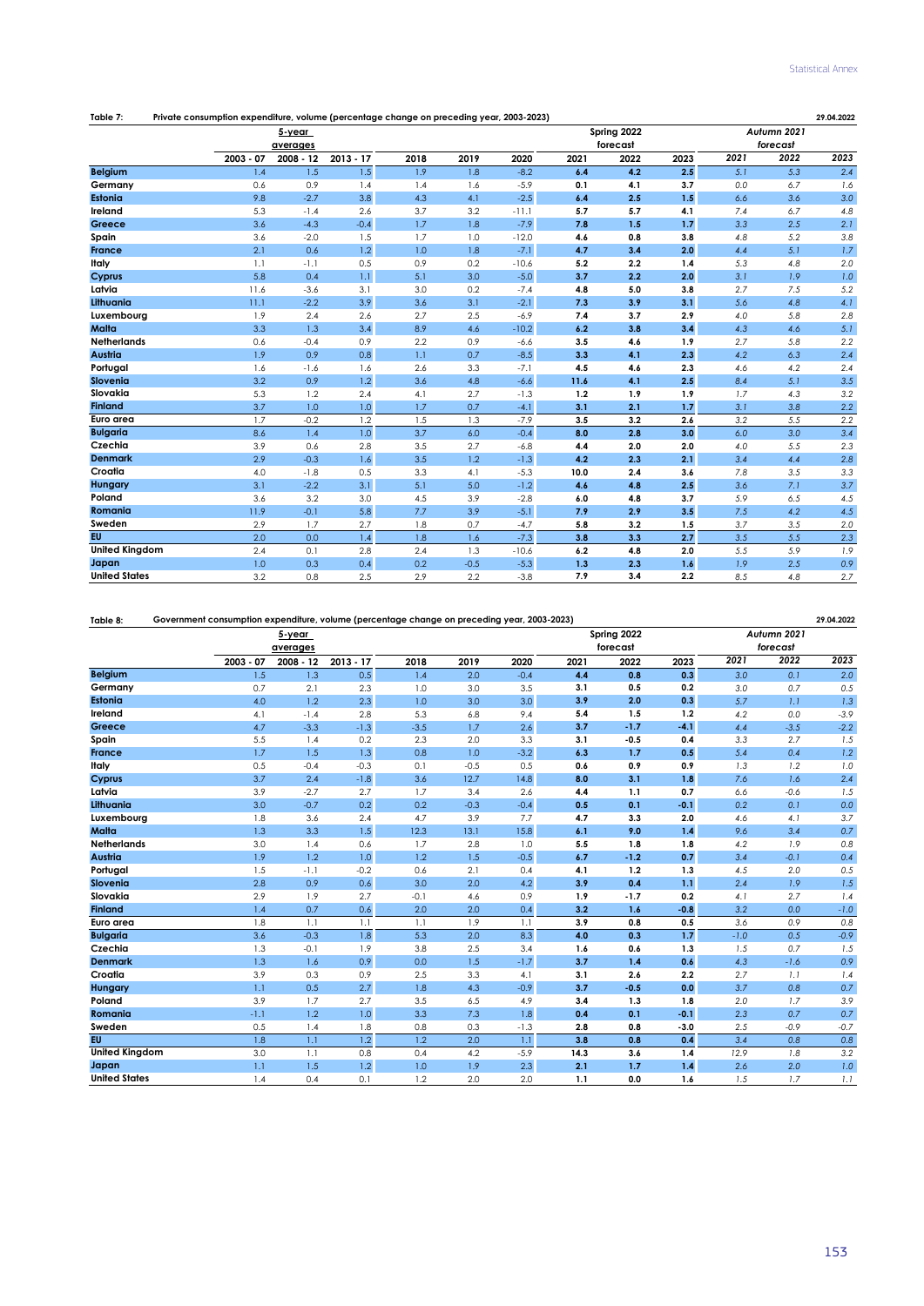**Table 7: Private consumption expenditure, volume (percentage change on preceding year, 2003-2023)** 29.04.2022

| | 5-year averages | | | | | | Spring 2022 forecast | | | *Autumn 2021 forecast* | | |
|---|---|---|---|---|---|---|---|---|---|---|---|---|
| | 2003 - 07 | 2008 - 12 | 2013 - 17 | 2018 | 2019 | 2020 | 2021 | 2022 | 2023 | *2021* | *2022* | *2023* |
| **Belgium** | 1.4 | 1.5 | 1.5 | 1.9 | 1.8 | -8.2 | **6.4** | **4.2** | **2.5** | *5.1* | *5.3* | *2.4* |
| **Germany** | 0.6 | 0.9 | 1.4 | 1.4 | 1.6 | -5.9 | **0.1** | **4.1** | **3.7** | *0.0* | *6.7* | *1.6* |
| **Estonia** | 9.8 | -2.7 | 3.8 | 4.3 | 4.1 | -2.5 | **6.4** | **2.5** | **1.5** | *6.6* | *3.6* | *3.0* |
| **Ireland** | 5.3 | -1.4 | 2.6 | 3.7 | 3.2 | -11.1 | **5.7** | **5.7** | **4.1** | *7.4* | *6.7* | *4.8* |
| **Greece** | 3.6 | -4.3 | -0.4 | 1.7 | 1.8 | -7.9 | **7.8** | **1.5** | **1.7** | *3.3* | *2.5* | *2.1* |
| **Spain** | 3.6 | -2.0 | 1.5 | 1.7 | 1.0 | -12.0 | **4.6** | **0.8** | **3.8** | *4.8* | *5.2* | *3.8* |
| **France** | 2.1 | 0.6 | 1.2 | 1.0 | 1.8 | -7.1 | **4.7** | **3.4** | **2.0** | *4.4* | *5.1* | *1.7* |
| **Italy** | 1.1 | -1.1 | 0.5 | 0.9 | 0.2 | -10.6 | **5.2** | **2.2** | **1.4** | *5.3* | *4.8* | *2.0* |
| **Cyprus** | 5.8 | 0.4 | 1.1 | 5.1 | 3.0 | -5.0 | **3.7** | **2.2** | **2.0** | *3.1* | *1.9* | *1.0* |
| **Latvia** | 11.6 | -3.6 | 3.1 | 3.0 | 0.2 | -7.4 | **4.8** | **5.0** | **3.8** | *2.7* | *7.5* | *5.2* |
| **Lithuania** | 11.1 | -2.2 | 3.9 | 3.6 | 3.1 | -2.1 | **7.3** | **3.9** | **3.1** | *5.6* | *4.8* | *4.1* |
| **Luxembourg** | 1.9 | 2.4 | 2.6 | 2.7 | 2.5 | -6.9 | **7.4** | **3.7** | **2.9** | *4.0* | *5.8* | *2.8* |
| **Malta** | 3.3 | 1.3 | 3.4 | 8.9 | 4.6 | -10.2 | **6.2** | **3.8** | **3.4** | *4.3* | *4.6* | *5.1* |
| **Netherlands** | 0.6 | -0.4 | 0.9 | 2.2 | 0.9 | -6.6 | **3.5** | **4.6** | **1.9** | *2.7* | *5.8* | *2.2* |
| **Austria** | 1.9 | 0.9 | 0.8 | 1.1 | 0.7 | -8.5 | **3.3** | **4.1** | **2.3** | *4.2* | *6.3* | *2.4* |
| **Portugal** | 1.6 | -1.6 | 1.6 | 2.6 | 3.3 | -7.1 | **4.5** | **4.6** | **2.3** | *4.6* | *4.2* | *2.4* |
| **Slovenia** | 3.2 | 0.9 | 1.2 | 3.6 | 4.8 | -6.6 | **11.6** | **4.1** | **2.5** | *8.4* | *5.1* | *3.5* |
| **Slovakia** | 5.3 | 1.2 | 2.4 | 4.1 | 2.7 | -1.3 | **1.2** | **1.9** | **1.9** | *1.7* | *4.3* | *3.2* |
| **Finland** | 3.7 | 1.0 | 1.0 | 1.7 | 0.7 | -4.1 | **3.1** | **2.1** | **1.7** | *3.1* | *3.8* | *2.2* |
| **Euro area** | 1.7 | -0.2 | 1.2 | 1.5 | 1.3 | -7.9 | **3.5** | **3.2** | **2.6** | *3.2* | *5.5* | *2.2* |
| **Bulgaria** | 8.6 | 1.4 | 1.0 | 3.7 | 6.0 | -0.4 | **8.0** | **2.8** | **3.0** | *6.0* | *3.0* | *3.4* |
| **Czechia** | 3.9 | 0.6 | 2.8 | 3.5 | 2.7 | -6.8 | **4.4** | **2.0** | **2.0** | *4.0* | *5.5* | *2.3* |
| **Denmark** | 2.9 | -0.3 | 1.6 | 3.5 | 1.2 | -1.3 | **4.2** | **2.3** | **2.1** | *3.4* | *4.4* | *2.8* |
| **Croatia** | 4.0 | -1.8 | 0.5 | 3.3 | 4.1 | -5.3 | **10.0** | **2.4** | **3.6** | *7.8* | *3.5* | *3.3* |
| **Hungary** | 3.1 | -2.2 | 3.1 | 5.1 | 5.0 | -1.2 | **4.6** | **4.8** | **2.5** | *3.6* | *7.1* | *3.7* |
| **Poland** | 3.6 | 3.2 | 3.0 | 4.5 | 3.9 | -2.8 | **6.0** | **4.8** | **3.7** | *5.9* | *6.5* | *4.5* |
| **Romania** | 11.9 | -0.1 | 5.8 | 7.7 | 3.9 | -5.1 | **7.9** | **2.9** | **3.5** | *7.5* | *4.2* | *4.5* |
| **Sweden** | 2.9 | 1.7 | 2.7 | 1.8 | 0.7 | -4.7 | **5.8** | **3.2** | **1.5** | *3.7* | *3.5* | *2.0* |
| **EU** | 2.0 | 0.0 | 1.4 | 1.8 | 1.6 | -7.3 | **3.8** | **3.3** | **2.7** | *3.5* | *5.5* | *2.3* |
| **United Kingdom** | 2.4 | 0.1 | 2.8 | 2.4 | 1.3 | -10.6 | **6.2** | **4.8** | **2.0** | *5.5* | *5.9* | *1.9* |
| **Japan** | 1.0 | 0.3 | 0.4 | 0.2 | -0.5 | -5.3 | **1.3** | **2.3** | **1.6** | *1.9* | *2.5* | *0.9* |
| **United States** | 3.2 | 0.8 | 2.5 | 2.9 | 2.2 | -3.8 | **7.9** | **3.4** | **2.2** | *8.5* | *4.8* | *2.7* |

**Table 8: Government consumption expenditure, volume (percentage change on preceding year, 2003-2023)** 29.04.2022

| | 5-year averages | | | | | | Spring 2022 forecast | | | *Autumn 2021 forecast* | | |
|---|---|---|---|---|---|---|---|---|---|---|---|---|
| | 2003 - 07 | 2008 - 12 | 2013 - 17 | 2018 | 2019 | 2020 | 2021 | 2022 | 2023 | *2021* | *2022* | *2023* |
| **Belgium** | 1.5 | 1.3 | 0.5 | 1.4 | 2.0 | -0.4 | **4.4** | **0.8** | **0.3** | *3.0* | *0.1* | *2.0* |
| **Germany** | 0.7 | 2.1 | 2.3 | 1.0 | 3.0 | 3.5 | **3.1** | **0.5** | **0.2** | *3.0* | *0.7* | *0.5* |
| **Estonia** | 4.0 | 1.2 | 2.3 | 1.0 | 3.0 | 3.0 | **3.9** | **2.0** | **0.3** | *5.7* | *1.1* | *1.3* |
| **Ireland** | 4.1 | -1.4 | 2.8 | 5.3 | 6.8 | 9.4 | **5.4** | **1.5** | **1.2** | *4.2* | *0.0* | *-3.9* |
| **Greece** | 4.7 | -3.3 | -1.3 | -3.5 | 1.7 | 2.6 | **3.7** | **-1.7** | **-4.1** | *4.4* | *-3.5* | *-2.2* |
| **Spain** | 5.5 | 1.4 | 0.2 | 2.3 | 2.0 | 3.3 | **3.1** | **-0.5** | **0.4** | *3.3* | *2.7* | *1.5* |
| **France** | 1.7 | 1.5 | 1.3 | 0.8 | 1.0 | -3.2 | **6.3** | **1.7** | **0.5** | *5.4* | *0.4* | *1.2* |
| **Italy** | 0.5 | -0.4 | -0.3 | 0.1 | -0.5 | 0.5 | **0.6** | **0.9** | **0.9** | *1.3* | *1.2* | *1.0* |
| **Cyprus** | 3.7 | 2.4 | -1.8 | 3.6 | 12.7 | 14.8 | **8.0** | **3.1** | **1.8** | *7.6* | *1.6* | *2.4* |
| **Latvia** | 3.9 | -2.7 | 2.7 | 1.7 | 3.4 | 2.6 | **4.4** | **1.1** | **0.7** | *6.6* | *-0.6* | *1.5* |
| **Lithuania** | 3.0 | -0.7 | 0.2 | 0.2 | -0.3 | -0.4 | **0.5** | **0.1** | **-0.1** | *0.2* | *0.1* | *0.0* |
| **Luxembourg** | 1.8 | 3.6 | 2.4 | 4.7 | 3.9 | 7.7 | **4.7** | **3.3** | **2.0** | *4.6* | *4.1* | *3.7* |
| **Malta** | 1.3 | 3.3 | 1.5 | 12.3 | 13.1 | 15.8 | **6.1** | **9.0** | **1.4** | *9.6* | *3.4* | *0.7* |
| **Netherlands** | 3.0 | 1.4 | 0.6 | 1.7 | 2.8 | 1.0 | **5.5** | **1.8** | **1.8** | *4.2* | *1.9* | *0.8* |
| **Austria** | 1.9 | 1.2 | 1.0 | 1.2 | 1.5 | -0.5 | **6.7** | **-1.2** | **0.7** | *3.4* | *-0.1* | *0.4* |
| **Portugal** | 1.5 | -1.1 | -0.2 | 0.6 | 2.1 | 0.4 | **4.1** | **1.2** | **1.3** | *4.5* | *2.0* | *0.5* |
| **Slovenia** | 2.8 | 0.9 | 0.6 | 3.0 | 2.0 | 4.2 | **3.9** | **0.4** | **1.1** | *2.4* | *1.9* | *1.5* |
| **Slovakia** | 2.9 | 1.9 | 2.7 | -0.1 | 4.6 | 0.9 | **1.9** | **-1.7** | **0.2** | *4.1* | *2.7* | *1.4* |
| **Finland** | 1.4 | 0.7 | 0.6 | 2.0 | 2.0 | 0.4 | **3.2** | **1.6** | **-0.8** | *3.2* | *0.0* | *-1.0* |
| **Euro area** | 1.8 | 1.1 | 1.1 | 1.1 | 1.9 | 1.1 | **3.9** | **0.8** | **0.5** | *3.6* | *0.9* | *0.8* |
| **Bulgaria** | 3.6 | -0.3 | 1.8 | 5.3 | 2.0 | 8.3 | **4.0** | **0.3** | **1.7** | *-1.0* | *0.5* | *-0.9* |
| **Czechia** | 1.3 | -0.1 | 1.9 | 3.8 | 2.5 | 3.4 | **1.6** | **0.6** | **1.3** | *1.5* | *0.7* | *1.5* |
| **Denmark** | 1.3 | 1.6 | 0.9 | 0.0 | 1.5 | -1.7 | **3.7** | **1.4** | **0.6** | *4.3* | *-1.6* | *0.9* |
| **Croatia** | 3.9 | 0.3 | 0.9 | 2.5 | 3.3 | 4.1 | **3.1** | **2.6** | **2.2** | *2.7* | *1.1* | *1.4* |
| **Hungary** | 1.1 | 0.5 | 2.7 | 1.8 | 4.3 | -0.9 | **3.7** | **-0.5** | **0.0** | *3.7* | *0.8* | *0.7* |
| **Poland** | 3.9 | 1.7 | 2.7 | 3.5 | 6.5 | 4.9 | **3.4** | **1.3** | **1.8** | *2.0* | *1.7* | *3.9* |
| **Romania** | -1.1 | 1.2 | 1.0 | 3.3 | 7.3 | 1.8 | **0.4** | **0.1** | **-0.1** | *2.3* | *0.7* | *0.7* |
| **Sweden** | 0.5 | 1.4 | 1.8 | 0.8 | 0.3 | -1.3 | **2.8** | **0.8** | **-3.0** | *2.5* | *-0.9* | *-0.7* |
| **EU** | 1.8 | 1.1 | 1.2 | 1.2 | 2.0 | 1.1 | **3.8** | **0.8** | **0.4** | *3.4* | *0.8* | *0.8* |
| **United Kingdom** | 3.0 | 1.1 | 0.8 | 0.4 | 4.2 | -5.9 | **14.3** | **3.6** | **1.4** | *12.9* | *1.8* | *3.2* |
| **Japan** | 1.1 | 1.5 | 1.2 | 1.0 | 1.9 | 2.3 | **2.1** | **1.7** | **1.4** | *2.6* | *2.0* | *1.0* |
| **United States** | 1.4 | 0.4 | 0.1 | 1.2 | 2.0 | 2.0 | **1.1** | **0.0** | **1.6** | *1.5* | *1.7* | *1.1* |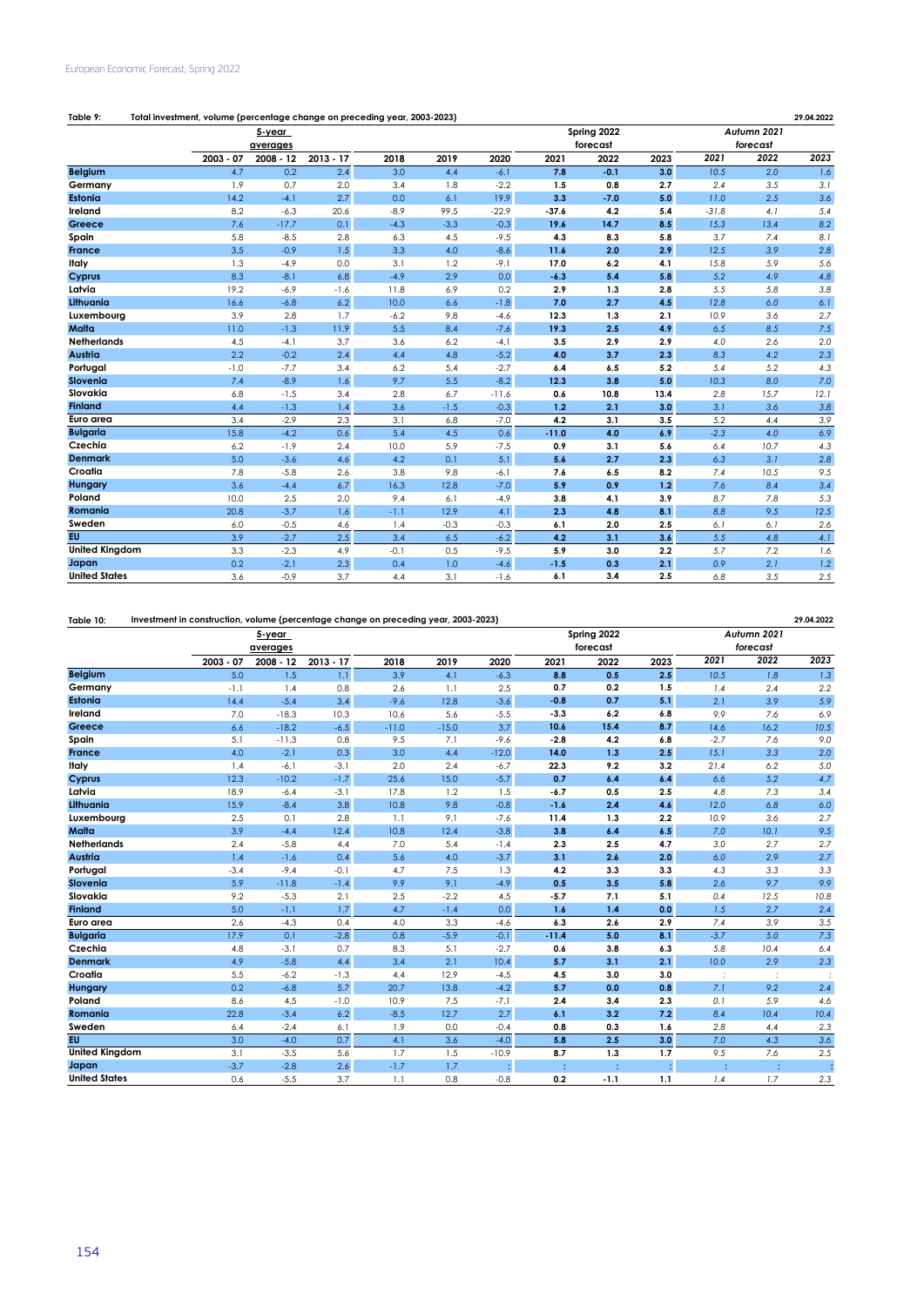**Table 9: Total investment, volume (percentage change on preceding year, 2003-2023)** 29.04.2022

| | 5-year averages | | | | | | Spring 2022 forecast | | | Autumn 2021 forecast | | |
|---|---|---|---|---|---|---|---|---|---|---|---|---|
| | 2003 - 07 | 2008 - 12 | 2013 - 17 | 2018 | 2019 | 2020 | 2021 | 2022 | 2023 | 2021 | 2022 | 2023 |
| Belgium | 4.7 | 0.2 | 2.4 | 3.0 | 4.4 | -6.1 | 7.8 | -0.1 | 3.0 | 10.5 | 2.0 | 1.6 |
| Germany | 1.9 | 0.7 | 2.0 | 3.4 | 1.8 | -2.2 | 1.5 | 0.8 | 2.7 | 2.4 | 3.5 | 3.1 |
| Estonia | 14.2 | -4.1 | 2.7 | 0.0 | 6.1 | 19.9 | 3.3 | -7.0 | 5.0 | 11.0 | 2.5 | 3.6 |
| Ireland | 8.2 | -6.3 | 20.6 | -8.9 | 99.5 | -22.9 | -37.6 | 4.2 | 5.4 | -31.8 | 4.1 | 5.4 |
| Greece | 7.6 | -17.7 | 0.1 | -4.3 | -3.3 | -0.3 | 19.6 | 14.7 | 8.5 | 15.3 | 13.4 | 8.2 |
| Spain | 5.8 | -8.5 | 2.8 | 6.3 | 4.5 | -9.5 | 4.3 | 8.3 | 5.8 | 3.7 | 7.4 | 8.1 |
| France | 3.5 | -0.9 | 1.5 | 3.3 | 4.0 | -8.6 | 11.6 | 2.0 | 2.9 | 12.5 | 3.9 | 2.8 |
| Italy | 1.3 | -4.9 | 0.0 | 3.1 | 1.2 | -9.1 | 17.0 | 6.2 | 4.1 | 15.8 | 5.9 | 5.6 |
| Cyprus | 8.3 | -8.1 | 6.8 | -4.9 | 2.9 | 0.0 | -6.3 | 5.4 | 5.8 | 5.2 | 4.9 | 4.8 |
| Latvia | 19.2 | -6.9 | -1.6 | 11.8 | 6.9 | 0.2 | 2.9 | 1.3 | 2.8 | 5.5 | 5.8 | 3.8 |
| Lithuania | 16.6 | -6.8 | 6.2 | 10.0 | 6.6 | -1.8 | 7.0 | 2.7 | 4.5 | 12.8 | 6.0 | 6.1 |
| Luxembourg | 3.9 | 2.8 | 1.7 | -6.2 | 9.8 | -4.6 | 12.3 | 1.3 | 2.1 | 10.9 | 3.6 | 2.7 |
| Malta | 11.0 | -1.3 | 11.9 | 5.5 | 8.4 | -7.6 | 19.3 | 2.5 | 4.9 | 6.5 | 8.5 | 7.5 |
| Netherlands | 4.5 | -4.1 | 3.7 | 3.6 | 6.2 | -4.1 | 3.5 | 2.9 | 2.9 | 4.0 | 2.6 | 2.0 |
| Austria | 2.2 | -0.2 | 2.4 | 4.4 | 4.8 | -5.2 | 4.0 | 3.7 | 2.3 | 8.3 | 4.2 | 2.3 |
| Portugal | -1.0 | -7.7 | 3.4 | 6.2 | 5.4 | -2.7 | 6.4 | 6.5 | 5.2 | 5.4 | 5.2 | 4.3 |
| Slovenia | 7.4 | -8.9 | 1.6 | 9.7 | 5.5 | -8.2 | 12.3 | 3.8 | 5.0 | 10.3 | 8.0 | 7.0 |
| Slovakia | 6.8 | -1.5 | 3.4 | 2.8 | 6.7 | -11.6 | 0.6 | 10.8 | 13.4 | 2.8 | 15.7 | 12.1 |
| Finland | 4.4 | -1.3 | 1.4 | 3.6 | -1.5 | -0.3 | 1.2 | 2.1 | 3.0 | 3.1 | 3.6 | 3.8 |
| Euro area | 3.4 | -2.9 | 2.3 | 3.1 | 6.8 | -7.0 | 4.2 | 3.1 | 3.5 | 5.2 | 4.4 | 3.9 |
| Bulgaria | 15.8 | -4.2 | 0.6 | 5.4 | 4.5 | 0.6 | -11.0 | 4.0 | 6.9 | -2.3 | 4.0 | 6.9 |
| Czechia | 6.2 | -1.9 | 2.4 | 10.0 | 5.9 | -7.5 | 0.9 | 3.1 | 5.6 | 6.4 | 10.7 | 4.3 |
| Denmark | 5.0 | -3.6 | 4.6 | 4.2 | 0.1 | 5.1 | 5.6 | 2.7 | 2.3 | 6.3 | 3.1 | 2.8 |
| Croatia | 7.8 | -5.8 | 2.6 | 3.8 | 9.8 | -6.1 | 7.6 | 6.5 | 8.2 | 7.4 | 10.5 | 9.5 |
| Hungary | 3.6 | -4.4 | 6.7 | 16.3 | 12.8 | -7.0 | 5.9 | 0.9 | 1.2 | 7.6 | 8.4 | 3.4 |
| Poland | 10.0 | 2.5 | 2.0 | 9.4 | 6.1 | -4.9 | 3.8 | 4.1 | 3.9 | 8.7 | 7.8 | 5.3 |
| Romania | 20.8 | -3.7 | 1.6 | -1.1 | 12.9 | 4.1 | 2.3 | 4.8 | 8.1 | 8.8 | 9.5 | 12.5 |
| Sweden | 6.0 | -0.5 | 4.6 | 1.4 | -0.3 | -0.3 | 6.1 | 2.0 | 2.5 | 6.1 | 6.1 | 2.6 |
| EU | 3.9 | -2.7 | 2.5 | 3.4 | 6.5 | -6.2 | 4.2 | 3.1 | 3.6 | 5.5 | 4.8 | 4.1 |
| United Kingdom | 3.3 | -2.3 | 4.9 | -0.1 | 0.5 | -9.5 | 5.9 | 3.0 | 2.2 | 5.7 | 7.2 | 1.6 |
| Japan | 0.2 | -2.1 | 2.3 | 0.4 | 1.0 | -4.6 | -1.5 | 0.3 | 2.1 | 0.9 | 2.1 | 1.2 |
| United States | 3.6 | -0.9 | 3.7 | 4.4 | 3.1 | -1.6 | 6.1 | 3.4 | 2.5 | 6.8 | 3.5 | 2.5 |

**Table 10: Investment in construction, volume (percentage change on preceding year, 2003-2023)** 29.04.2022

| | 5-year averages | | | | | | Spring 2022 forecast | | | Autumn 2021 forecast | | |
|---|---|---|---|---|---|---|---|---|---|---|---|---|
| | 2003 - 07 | 2008 - 12 | 2013 - 17 | 2018 | 2019 | 2020 | 2021 | 2022 | 2023 | 2021 | 2022 | 2023 |
| Belgium | 5.0 | 1.5 | 1.1 | 3.9 | 4.1 | -6.3 | 8.8 | 0.5 | 2.5 | 10.5 | 1.8 | 1.3 |
| Germany | -1.1 | 1.4 | 0.8 | 2.6 | 1.1 | 2.5 | 0.7 | 0.2 | 1.5 | 1.4 | 2.4 | 2.2 |
| Estonia | 14.4 | -5.4 | 3.4 | -9.6 | 12.8 | -3.6 | -0.8 | 0.7 | 5.1 | 2.1 | 3.9 | 5.9 |
| Ireland | 7.0 | -18.3 | 10.3 | 10.6 | 5.6 | -5.5 | -3.3 | 6.2 | 6.8 | 9.9 | 7.6 | 6.9 |
| Greece | 6.6 | -18.2 | -6.5 | -11.0 | -15.0 | 3.7 | 10.6 | 15.4 | 8.7 | 14.6 | 16.2 | 10.5 |
| Spain | 5.1 | -11.3 | 0.8 | 9.5 | 7.1 | -9.6 | -2.8 | 4.2 | 6.8 | -2.7 | 7.6 | 9.0 |
| France | 4.0 | -2.1 | 0.3 | 3.0 | 4.4 | -12.0 | 14.0 | 1.3 | 2.5 | 15.1 | 3.3 | 2.0 |
| Italy | 1.4 | -6.1 | -3.1 | 2.0 | 2.4 | -6.7 | 22.3 | 9.2 | 3.2 | 21.4 | 6.2 | 5.0 |
| Cyprus | 12.3 | -10.2 | -1.7 | 25.6 | 15.0 | -5.7 | 0.7 | 6.4 | 6.4 | 6.6 | 5.2 | 4.7 |
| Latvia | 18.9 | -6.4 | -3.1 | 17.8 | 1.2 | 1.5 | -6.7 | 0.5 | 2.5 | 4.8 | 7.3 | 3.4 |
| Lithuania | 15.9 | -8.4 | 3.8 | 10.8 | 9.8 | -0.8 | -1.6 | 2.4 | 4.6 | 12.0 | 6.8 | 6.0 |
| Luxembourg | 2.5 | 0.1 | 2.8 | 1.1 | 9.1 | -7.6 | 11.4 | 1.3 | 2.2 | 10.9 | 3.6 | 2.7 |
| Malta | 3.9 | -4.4 | 12.4 | 10.8 | 12.4 | -3.8 | 3.8 | 6.4 | 6.5 | 7.0 | 10.1 | 9.5 |
| Netherlands | 2.4 | -5.8 | 4.4 | 7.0 | 5.4 | -1.4 | 2.3 | 2.5 | 4.7 | 3.0 | 2.7 | 2.7 |
| Austria | 1.4 | -1.6 | 0.4 | 5.6 | 4.0 | -3.7 | 3.1 | 2.6 | 2.0 | 6.0 | 2.9 | 2.7 |
| Portugal | -3.4 | -9.4 | -0.1 | 4.7 | 7.5 | 1.3 | 4.2 | 3.3 | 3.3 | 4.3 | 3.3 | 3.3 |
| Slovenia | 5.9 | -11.8 | -1.4 | 9.9 | 9.1 | -4.9 | 0.5 | 3.5 | 5.8 | 2.6 | 9.7 | 9.9 |
| Slovakia | 9.2 | -5.3 | 2.1 | 2.5 | -2.2 | 4.5 | -5.7 | 7.1 | 5.1 | 0.4 | 12.5 | 10.8 |
| Finland | 5.0 | -1.1 | 1.7 | 4.7 | -1.4 | 0.0 | 1.6 | 1.4 | 0.0 | 1.5 | 2.7 | 2.4 |
| Euro area | 2.6 | -4.3 | 0.4 | 4.0 | 3.3 | -4.6 | 6.3 | 2.6 | 2.9 | 7.4 | 3.9 | 3.5 |
| Bulgaria | 17.9 | 0.1 | -2.8 | 0.8 | -5.9 | -0.1 | -11.4 | 5.0 | 8.1 | -3.7 | 5.0 | 7.3 |
| Czechia | 4.8 | -3.1 | 0.7 | 8.3 | 5.1 | -2.7 | 0.6 | 3.8 | 6.3 | 5.8 | 10.4 | 6.4 |
| Denmark | 4.9 | -5.8 | 4.4 | 3.4 | 2.1 | 10.4 | 5.7 | 3.1 | 2.1 | 10.0 | 2.9 | 2.3 |
| Croatia | 5.5 | -6.2 | -1.3 | 4.4 | 12.9 | -4.5 | 4.5 | 3.0 | 3.0 | : | : | : |
| Hungary | 0.2 | -6.8 | 5.7 | 20.7 | 13.8 | -4.2 | 5.7 | 0.0 | 0.8 | 7.1 | 9.2 | 2.4 |
| Poland | 8.6 | 4.5 | -1.0 | 10.9 | 7.5 | -7.1 | 2.4 | 3.4 | 2.3 | 0.1 | 5.9 | 4.6 |
| Romania | 22.8 | -3.4 | 6.2 | -8.5 | 12.7 | 2.7 | 6.1 | 3.2 | 7.2 | 8.4 | 10.4 | 10.4 |
| Sweden | 6.4 | -2.4 | 6.1 | 1.9 | 0.0 | -0.4 | 0.8 | 0.3 | 1.6 | 2.8 | 4.4 | 2.3 |
| EU | 3.0 | -4.0 | 0.7 | 4.1 | 3.6 | -4.0 | 5.8 | 2.5 | 3.0 | 7.0 | 4.3 | 3.6 |
| United Kingdom | 3.1 | -3.5 | 5.6 | 1.7 | 1.5 | -10.9 | 8.7 | 1.3 | 1.7 | 9.5 | 7.6 | 2.5 |
| Japan | -3.7 | -2.8 | 2.6 | -1.7 | 1.7 | : | : | : | : | : | : | : |
| United States | 0.6 | -5.5 | 3.7 | 1.1 | 0.8 | -0.8 | 0.2 | -1.1 | 1.1 | 1.4 | 1.7 | 2.3 |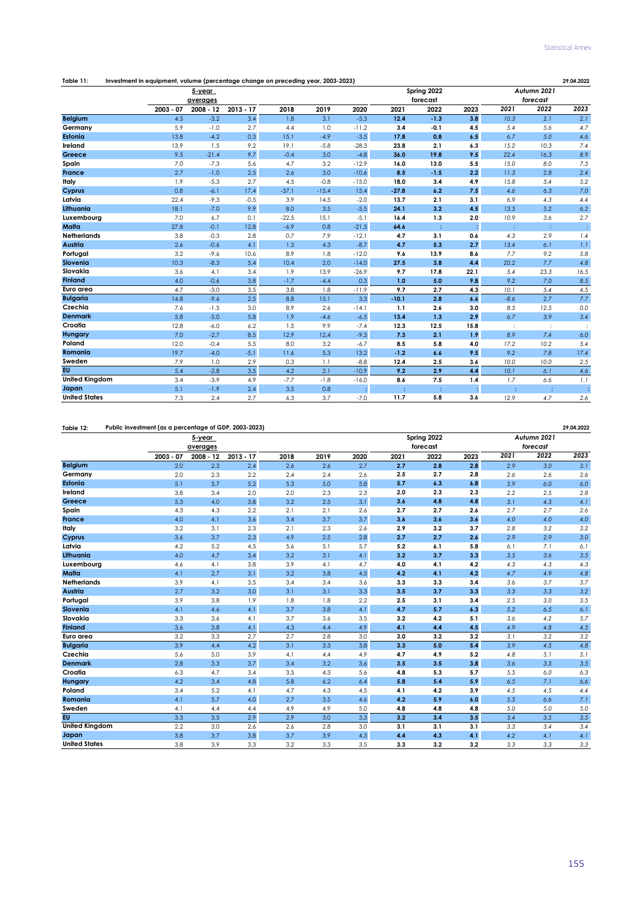**Table 11: Investment in equipment, volume (percentage change on preceding year, 2003-2023)** 29.04.2022

| | 5-year averages | | | | | | Spring 2022 forecast | | | Autumn 2021 forecast | | |
|---|---|---|---|---|---|---|---|---|---|---|---|---|
| | 2003 - 07 | 2008 - 12 | 2013 - 17 | 2018 | 2019 | 2020 | 2021 | 2022 | 2023 | 2021 | 2022 | 2023 |
| Belgium | 4.5 | -3.2 | 3.4 | 1.8 | 3.1 | -5.3 | **12.4** | **-1.3** | **3.8** | *10.3* | *2.1* | *2.1* |
| Germany | 5.9 | -1.0 | 2.7 | 4.4 | 1.0 | -11.2 | **3.4** | **-0.1** | **4.5** | *5.4* | *5.6* | *4.7* |
| Estonia | 13.8 | -4.2 | 0.3 | 15.1 | -4.9 | -3.5 | **17.8** | **0.8** | **6.5** | *6.7* | *5.0* | *4.6* |
| Ireland | 13.9 | 1.5 | 9.2 | 19.1 | -5.8 | -28.3 | **23.8** | **2.1** | **6.3** | *15.2* | *10.3* | *7.4* |
| Greece | 9.5 | -21.4 | 9.7 | -0.4 | 3.0 | -4.8 | **36.0** | **19.8** | **9.5** | *22.4* | *16.3* | *8.9* |
| Spain | 7.0 | -7.3 | 5.6 | 4.7 | 3.2 | -12.9 | **16.0** | **13.0** | **5.5** | *15.0* | *8.0* | *7.5* |
| France | 2.7 | -1.0 | 2.5 | 2.6 | 3.0 | -10.6 | **8.5** | **-1.5** | **2.2** | *11.3* | *2.8* | *2.4* |
| Italy | 1.9 | -5.3 | 2.7 | 4.5 | -0.8 | -15.0 | **18.0** | **3.4** | **4.9** | *15.8* | *5.4* | *5.2* |
| Cyprus | 0.8 | -6.1 | 17.4 | -37.1 | -15.4 | 15.4 | **-27.8** | **6.2** | **7.5** | *4.6* | *6.3* | *7.0* |
| Latvia | 22.4 | -9.3 | -0.5 | 3.9 | 14.5 | -2.0 | **13.7** | **2.1** | **3.1** | *6.9* | *4.3* | *4.4* |
| Lithuania | 18.1 | -7.0 | 9.9 | 8.0 | 3.5 | -5.5 | **24.1** | **3.2** | **4.5** | *13.5* | *5.2* | *6.2* |
| Luxembourg | 7.0 | 6.7 | 0.1 | -22.5 | 15.1 | -5.1 | **16.4** | **1.3** | **2.0** | *10.9* | *3.6* | *2.7* |
| Malta | 27.8 | -0.1 | 12.8 | -6.9 | 0.8 | -21.5 | **64.6** | **:** | **:** | *:* | *:* | *:* |
| Netherlands | 3.8 | -0.3 | 2.8 | 0.7 | 7.9 | -12.1 | **4.7** | **3.1** | **0.6** | *4.3* | *2.9* | *1.4* |
| Austria | 2.6 | -0.6 | 4.1 | 1.3 | 4.3 | -8.7 | **4.7** | **5.3** | **2.7** | *13.4* | *6.1* | *1.1* |
| Portugal | 3.2 | -9.6 | 10.6 | 8.9 | 1.8 | -12.0 | **9.6** | **13.9** | **8.6** | *7.7* | *9.2* | *5.8* |
| Slovenia | 10.3 | -8.3 | 5.4 | 10.4 | 2.0 | -14.0 | **27.5** | **3.8** | **4.4** | *20.2* | *7.7* | *4.8* |
| Slovakia | 3.6 | 4.1 | 3.4 | 1.9 | 13.9 | -26.9 | **9.7** | **17.8** | **22.1** | *5.4* | *23.3* | *16.5* |
| Finland | 4.0 | -0.6 | 3.8 | -1.7 | -4.4 | 0.3 | **1.0** | **5.0** | **9.8** | *9.2* | *7.0* | *8.5* |
| Euro area | 4.7 | -3.0 | 3.5 | 3.8 | 1.8 | -11.9 | **9.7** | **2.7** | **4.3** | *10.1* | *5.4* | *4.5* |
| Bulgaria | 14.8 | -9.6 | 2.5 | 8.8 | 15.1 | 3.3 | **-10.1** | **2.8** | **6.6** | *-8.6* | *2.7* | *7.7* |
| Czechia | 7.6 | -1.5 | 3.0 | 8.9 | 2.6 | -14.1 | **1.1** | **2.6** | **3.0** | *8.5* | *12.5* | *0.0* |
| Denmark | 5.8 | -5.0 | 5.8 | 1.9 | -4.6 | -6.5 | **13.4** | **1.3** | **2.9** | *6.7* | *3.9* | *3.4* |
| Croatia | 12.8 | -6.0 | 6.2 | 1.5 | 9.9 | -7.4 | **12.3** | **12.5** | **15.8** | *:* | *:* | *:* |
| Hungary | 7.0 | -2.7 | 8.5 | 12.9 | 12.4 | -9.3 | **7.3** | **2.1** | **1.9** | *8.9* | *7.4* | *6.0* |
| Poland | 12.0 | -0.4 | 5.5 | 8.0 | 3.2 | -6.7 | **8.5** | **5.8** | **4.0** | *17.2* | *10.2* | *5.4* |
| Romania | 19.7 | -4.0 | -5.1 | 11.6 | 5.3 | 13.2 | **-1.2** | **6.6** | **9.5** | *9.2* | *7.8* | *17.4* |
| Sweden | 7.9 | 1.0 | 2.9 | 0.3 | 1.1 | -8.8 | **12.4** | **2.5** | **3.6** | *10.0* | *10.0* | *2.5* |
| EU | 5.4 | -2.8 | 3.5 | 4.2 | 2.1 | -10.9 | **9.2** | **2.9** | **4.4** | *10.1* | *6.1* | *4.6* |
| United Kingdom | 3.4 | -3.9 | 4.9 | -7.7 | -1.8 | -16.0 | **8.6** | **7.5** | **1.4** | *1.7* | *6.6* | *1.1* |
| Japan | 5.1 | -1.9 | 2.4 | 3.5 | 0.8 | : | **:** | **:** | **:** | *:* | *:* | *:* |
| United States | 7.3 | 2.4 | 2.7 | 6.3 | 3.7 | -7.0 | **11.7** | **5.8** | **3.6** | *12.9* | *4.7* | *2.6* |

**Table 12: Public investment (as a percentage of GDP, 2003-2023)** 29.04.2022

| | 5-year averages | | | | | | Spring 2022 forecast | | | Autumn 2021 forecast | | |
|---|---|---|---|---|---|---|---|---|---|---|---|---|
| | 2003 - 07 | 2008 - 12 | 2013 - 17 | 2018 | 2019 | 2020 | 2021 | 2022 | 2023 | 2021 | 2022 | 2023 |
| Belgium | 2.0 | 2.3 | 2.4 | 2.6 | 2.6 | 2.7 | **2.7** | **2.8** | **2.8** | *2.9* | *3.0* | *3.1* |
| Germany | 2.0 | 2.3 | 2.2 | 2.4 | 2.4 | 2.6 | **2.5** | **2.7** | **2.8** | *2.6* | *2.6* | *2.6* |
| Estonia | 5.1 | 5.7 | 5.2 | 5.3 | 5.0 | 5.8 | **5.7** | **6.3** | **6.8** | *5.9* | *6.0* | *6.0* |
| Ireland | 3.8 | 3.4 | 2.0 | 2.0 | 2.3 | 2.3 | **2.0** | **2.3** | **2.3** | *2.2* | *2.5* | *2.8* |
| Greece | 5.3 | 4.0 | 3.8 | 3.2 | 2.5 | 3.1 | **3.6** | **4.8** | **4.8** | *3.1* | *4.3* | *4.1* |
| Spain | 4.3 | 4.3 | 2.2 | 2.1 | 2.1 | 2.6 | **2.7** | **2.7** | **2.6** | *2.7* | *2.7* | *2.6* |
| France | 4.0 | 4.1 | 3.6 | 3.4 | 3.7 | 3.7 | **3.6** | **3.6** | **3.6** | *4.0* | *4.0* | *4.0* |
| Italy | 3.2 | 3.1 | 2.3 | 2.1 | 2.3 | 2.6 | **2.9** | **3.2** | **3.7** | *2.8* | *3.2* | *3.2* |
| Cyprus | 3.6 | 3.7 | 2.3 | 4.9 | 2.5 | 2.8 | **2.7** | **2.7** | **2.6** | *2.9* | *2.9* | *3.0* |
| Latvia | 4.2 | 5.2 | 4.5 | 5.6 | 5.1 | 5.7 | **5.2** | **6.1** | **5.8** | *6.1* | *7.1* | *6.1* |
| Lithuania | 4.0 | 4.7 | 3.4 | 3.2 | 3.1 | 4.1 | **3.2** | **3.7** | **3.3** | *3.5* | *3.6* | *3.5* |
| Luxembourg | 4.6 | 4.1 | 3.8 | 3.9 | 4.1 | 4.7 | **4.0** | **4.1** | **4.2** | *4.3* | *4.3* | *4.3* |
| Malta | 4.1 | 2.7 | 3.1 | 3.2 | 3.8 | 4.5 | **4.2** | **4.1** | **4.2** | *4.7* | *4.9* | *4.8* |
| Netherlands | 3.9 | 4.1 | 3.5 | 3.4 | 3.4 | 3.6 | **3.3** | **3.3** | **3.4** | *3.6* | *3.7* | *3.7* |
| Austria | 2.7 | 3.2 | 3.0 | 3.1 | 3.1 | 3.3 | **3.5** | **3.7** | **3.3** | *3.3* | *3.3* | *3.2* |
| Portugal | 3.9 | 3.8 | 1.9 | 1.8 | 1.8 | 2.2 | **2.5** | **3.1** | **3.4** | *2.5* | *3.0* | *3.5* |
| Slovenia | 4.1 | 4.6 | 4.1 | 3.7 | 3.8 | 4.1 | **4.7** | **5.7** | **6.3** | *5.2* | *6.5* | *6.1* |
| Slovakia | 3.3 | 3.6 | 4.1 | 3.7 | 3.6 | 3.5 | **3.2** | **4.2** | **5.1** | *3.6* | *4.2* | *5.7* |
| Finland | 3.6 | 3.8 | 4.1 | 4.3 | 4.4 | 4.9 | **4.1** | **4.4** | **4.5** | *4.9* | *4.8* | *4.5* |
| Euro area | 3.2 | 3.3 | 2.7 | 2.7 | 2.8 | 3.0 | **3.0** | **3.2** | **3.2** | *3.1* | *3.2* | *3.2* |
| Bulgaria | 3.9 | 4.4 | 4.2 | 3.1 | 3.3 | 3.8 | **3.3** | **5.0** | **5.4** | *3.9* | *4.5* | *4.8* |
| Czechia | 5.6 | 5.0 | 3.9 | 4.1 | 4.4 | 4.9 | **4.7** | **4.9** | **5.2** | *4.8* | *5.1* | *5.1* |
| Denmark | 2.8 | 3.3 | 3.7 | 3.4 | 3.2 | 3.6 | **3.5** | **3.5** | **3.8** | *3.6* | *3.5* | *3.5* |
| Croatia | 6.3 | 4.7 | 3.4 | 3.5 | 4.3 | 5.6 | **4.8** | **5.3** | **5.7** | *5.5* | *6.0* | *6.3* |
| Hungary | 4.2 | 3.4 | 4.8 | 5.8 | 6.2 | 6.4 | **5.8** | **5.4** | **5.9** | *6.5* | *7.1* | *6.6* |
| Poland | 3.4 | 5.2 | 4.1 | 4.7 | 4.3 | 4.5 | **4.1** | **4.2** | **3.9** | *4.5* | *4.5* | *4.4* |
| Romania | 4.1 | 5.7 | 4.0 | 2.7 | 3.5 | 4.6 | **4.2** | **5.9** | **6.0** | *5.5* | *6.6* | *7.1* |
| Sweden | 4.1 | 4.4 | 4.4 | 4.9 | 4.9 | 5.0 | **4.8** | **4.8** | **4.8** | *5.0* | *5.0* | *5.0* |
| EU | 3.3 | 3.5 | 2.9 | 2.9 | 3.0 | 3.3 | **3.2** | **3.4** | **3.5** | *3.4* | *3.5* | *3.5* |
| United Kingdom | 2.2 | 3.0 | 2.6 | 2.6 | 2.8 | 3.0 | **3.1** | **3.1** | **3.1** | *3.3* | *3.4* | *3.4* |
| Japan | 3.8 | 3.7 | 3.8 | 3.7 | 3.9 | 4.3 | **4.4** | **4.3** | **4.1** | *4.2* | *4.1* | *4.1* |
| United States | 3.8 | 3.9 | 3.3 | 3.2 | 3.3 | 3.5 | **3.3** | **3.2** | **3.2** | *3.3* | *3.3* | *3.3* |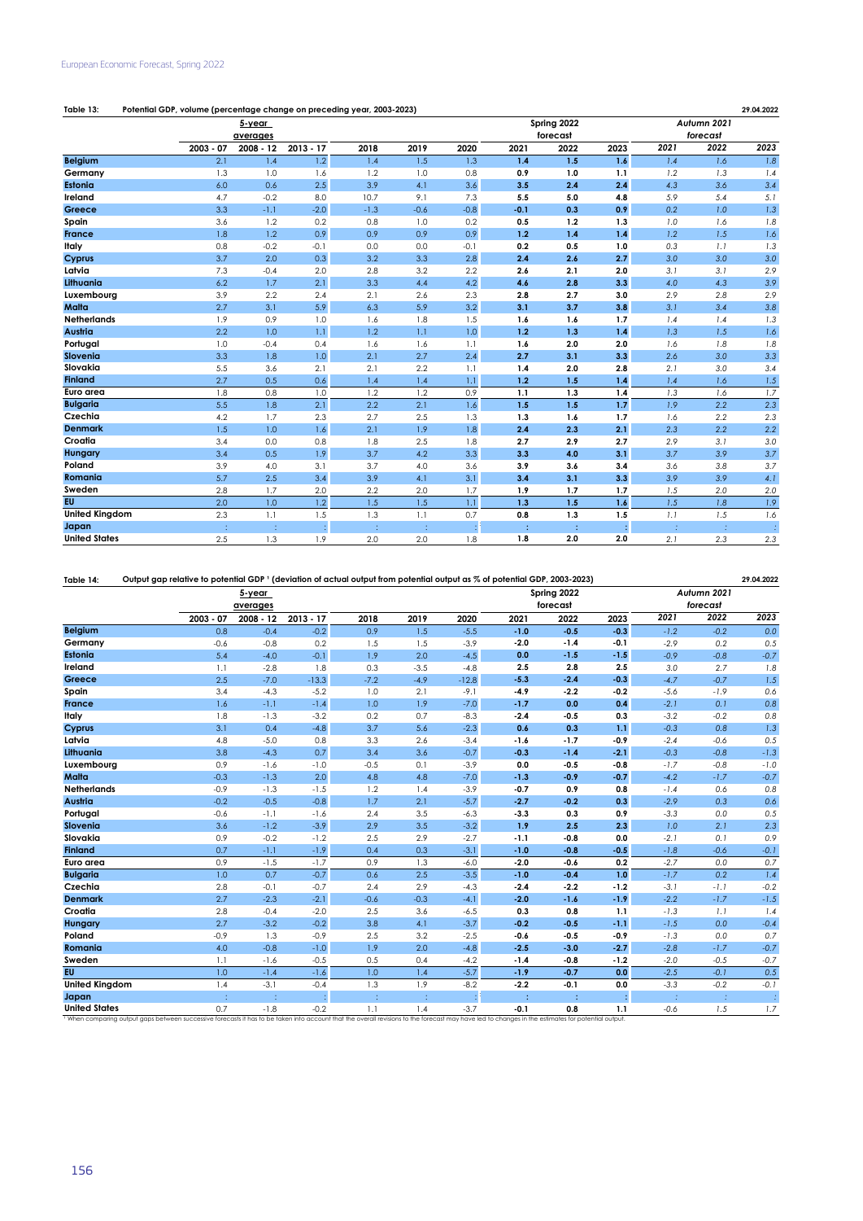**Table 13: Potential GDP, volume (percentage change on preceding year, 2003-2023)** 29.04.2022

| | 5-year averages | | | | | | Spring 2022 forecast | | | Autumn 2021 forecast | | |
|---|---|---|---|---|---|---|---|---|---|---|---|---|
| | 2003 - 07 | 2008 - 12 | 2013 - 17 | 2018 | 2019 | 2020 | 2021 | 2022 | 2023 | 2021 | 2022 | 2023 |
| Belgium | 2.1 | 1.4 | 1.2 | 1.4 | 1.5 | 1.3 | 1.4 | 1.5 | 1.6 | 1.4 | 1.6 | 1.8 |
| Germany | 1.3 | 1.0 | 1.6 | 1.2 | 1.0 | 0.8 | 0.9 | 1.0 | 1.1 | 1.2 | 1.3 | 1.4 |
| Estonia | 6.0 | 0.6 | 2.5 | 3.9 | 4.1 | 3.6 | 3.5 | 2.4 | 2.4 | 4.3 | 3.6 | 3.4 |
| Ireland | 4.7 | -0.2 | 8.0 | 10.7 | 9.1 | 7.3 | 5.5 | 5.0 | 4.8 | 5.9 | 5.4 | 5.1 |
| Greece | 3.3 | -1.1 | -2.0 | -1.3 | -0.6 | -0.8 | -0.1 | 0.3 | 0.9 | 0.2 | 1.0 | 1.3 |
| Spain | 3.6 | 1.2 | 0.2 | 0.8 | 1.0 | 0.2 | 0.5 | 1.2 | 1.3 | 1.0 | 1.6 | 1.8 |
| France | 1.8 | 1.2 | 0.9 | 0.9 | 0.9 | 0.9 | 1.2 | 1.4 | 1.4 | 1.2 | 1.5 | 1.6 |
| Italy | 0.8 | -0.2 | -0.1 | 0.0 | 0.0 | -0.1 | 0.2 | 0.5 | 1.0 | 0.3 | 1.1 | 1.3 |
| Cyprus | 3.7 | 2.0 | 0.3 | 3.2 | 3.3 | 2.8 | 2.4 | 2.6 | 2.7 | 3.0 | 3.0 | 3.0 |
| Latvia | 7.3 | -0.4 | 2.0 | 2.8 | 3.2 | 2.2 | 2.6 | 2.1 | 2.0 | 3.1 | 3.1 | 2.9 |
| Lithuania | 6.2 | 1.7 | 2.1 | 3.3 | 4.4 | 4.2 | 4.6 | 2.8 | 3.3 | 4.0 | 4.3 | 3.9 |
| Luxembourg | 3.9 | 2.2 | 2.4 | 2.1 | 2.6 | 2.3 | 2.8 | 2.7 | 3.0 | 2.9 | 2.8 | 2.9 |
| Malta | 2.7 | 3.1 | 5.9 | 6.3 | 5.9 | 3.2 | 3.1 | 3.7 | 3.8 | 3.1 | 3.4 | 3.8 |
| Netherlands | 1.9 | 0.9 | 1.0 | 1.6 | 1.8 | 1.5 | 1.6 | 1.6 | 1.7 | 1.4 | 1.4 | 1.3 |
| Austria | 2.2 | 1.0 | 1.1 | 1.2 | 1.1 | 1.0 | 1.2 | 1.3 | 1.4 | 1.3 | 1.5 | 1.6 |
| Portugal | 1.0 | -0.4 | 0.4 | 1.6 | 1.6 | 1.1 | 1.6 | 2.0 | 2.0 | 1.6 | 1.8 | 1.8 |
| Slovenia | 3.3 | 1.8 | 1.0 | 2.1 | 2.7 | 2.4 | 2.7 | 3.1 | 3.3 | 2.6 | 3.0 | 3.3 |
| Slovakia | 5.5 | 3.6 | 2.1 | 2.1 | 2.2 | 1.1 | 1.4 | 2.0 | 2.8 | 2.1 | 3.0 | 3.4 |
| Finland | 2.7 | 0.5 | 0.6 | 1.4 | 1.4 | 1.1 | 1.2 | 1.5 | 1.4 | 1.4 | 1.6 | 1.5 |
| Euro area | 1.8 | 0.8 | 1.0 | 1.2 | 1.2 | 0.9 | 1.1 | 1.3 | 1.4 | 1.3 | 1.6 | 1.7 |
| Bulgaria | 5.5 | 1.8 | 2.1 | 2.2 | 2.1 | 1.6 | 1.5 | 1.5 | 1.7 | 1.9 | 2.2 | 2.3 |
| Czechia | 4.2 | 1.7 | 2.3 | 2.7 | 2.5 | 1.3 | 1.3 | 1.6 | 1.7 | 1.6 | 2.2 | 2.3 |
| Denmark | 1.5 | 1.0 | 1.6 | 2.1 | 1.9 | 1.8 | 2.4 | 2.3 | 2.1 | 2.3 | 2.2 | 2.2 |
| Croatia | 3.4 | 0.0 | 0.8 | 1.8 | 2.5 | 1.8 | 2.7 | 2.9 | 2.7 | 2.9 | 3.1 | 3.0 |
| Hungary | 3.4 | 0.5 | 1.9 | 3.7 | 4.2 | 3.3 | 3.3 | 4.0 | 3.1 | 3.7 | 3.9 | 3.7 |
| Poland | 3.9 | 4.0 | 3.1 | 3.7 | 4.0 | 3.6 | 3.9 | 3.6 | 3.4 | 3.6 | 3.8 | 3.7 |
| Romania | 5.7 | 2.5 | 3.4 | 3.9 | 4.1 | 3.1 | 3.4 | 3.1 | 3.3 | 3.9 | 3.9 | 4.1 |
| Sweden | 2.8 | 1.7 | 2.0 | 2.2 | 2.0 | 1.7 | 1.9 | 1.7 | 1.7 | 1.5 | 2.0 | 2.0 |
| EU | 2.0 | 1.0 | 1.2 | 1.5 | 1.5 | 1.1 | 1.3 | 1.5 | 1.6 | 1.5 | 1.8 | 1.9 |
| United Kingdom | 2.3 | 1.1 | 1.5 | 1.3 | 1.1 | 0.7 | 0.8 | 1.3 | 1.5 | 1.1 | 1.5 | 1.6 |
| Japan | : | : | : | : | : | : | : | : | : | : | : | : |
| United States | 2.5 | 1.3 | 1.9 | 2.0 | 2.0 | 1.8 | 1.8 | 2.0 | 2.0 | 2.1 | 2.3 | 2.3 |

**Table 14: Output gap relative to potential GDP [1] (deviation of actual output from potential output as % of potential GDP, 2003-2023)** 29.04.2022

| | 5-year averages | | | | | | Spring 2022 forecast | | | Autumn 2021 forecast | | |
|---|---|---|---|---|---|---|---|---|---|---|---|---|
| | 2003 - 07 | 2008 - 12 | 2013 - 17 | 2018 | 2019 | 2020 | 2021 | 2022 | 2023 | 2021 | 2022 | 2023 |
| Belgium | 0.8 | -0.4 | -0.2 | 0.9 | 1.5 | -5.5 | -1.0 | -0.5 | -0.3 | -1.2 | -0.2 | 0.0 |
| Germany | -0.6 | -0.8 | 0.2 | 1.5 | 1.5 | -3.9 | -2.0 | -1.4 | -0.1 | -2.9 | 0.2 | 0.5 |
| Estonia | 5.4 | -4.0 | -0.1 | 1.9 | 2.0 | -4.5 | 0.0 | -1.5 | -1.5 | -0.9 | -0.8 | -0.7 |
| Ireland | 1.1 | -2.8 | 1.8 | 0.3 | -3.5 | -4.8 | 2.5 | 2.8 | 2.5 | 3.0 | 2.7 | 1.8 |
| Greece | 2.5 | -7.0 | -13.3 | -7.2 | -4.9 | -12.8 | -5.3 | -2.4 | -0.3 | -4.7 | -0.7 | 1.5 |
| Spain | 3.4 | -4.3 | -5.2 | 1.0 | 2.1 | -9.1 | -4.9 | -2.2 | -0.2 | -5.6 | -1.9 | 0.6 |
| France | 1.6 | -1.1 | -1.4 | 1.0 | 1.9 | -7.0 | -1.7 | 0.0 | 0.4 | -2.1 | 0.1 | 0.8 |
| Italy | 1.8 | -1.3 | -3.2 | 0.2 | 0.7 | -8.3 | -2.4 | -0.5 | 0.3 | -3.2 | -0.2 | 0.8 |
| Cyprus | 3.1 | 0.4 | -4.8 | 3.7 | 5.6 | -2.3 | 0.6 | 0.3 | 1.1 | -0.3 | 0.8 | 1.3 |
| Latvia | 4.8 | -5.0 | 0.8 | 3.3 | 2.6 | -3.4 | -1.6 | -1.7 | -0.9 | -2.4 | -0.6 | 0.5 |
| Lithuania | 3.8 | -4.3 | 0.7 | 3.4 | 3.6 | -0.7 | -0.3 | -1.4 | -2.1 | -0.3 | -0.8 | -1.3 |
| Luxembourg | 0.9 | -1.6 | -1.0 | -0.5 | 0.1 | -3.9 | 0.0 | -0.5 | -0.8 | -1.7 | -0.8 | -1.0 |
| Malta | -0.3 | -1.3 | 2.0 | 4.8 | 4.8 | -7.0 | -1.3 | -0.9 | -0.7 | -4.2 | -1.7 | -0.7 |
| Netherlands | -0.9 | -1.3 | -1.5 | 1.2 | 1.4 | -3.9 | -0.7 | 0.9 | 0.8 | -1.4 | 0.6 | 0.8 |
| Austria | -0.2 | -0.5 | -0.8 | 1.7 | 2.1 | -5.7 | -2.7 | -0.2 | 0.3 | -2.9 | 0.3 | 0.6 |
| Portugal | -0.6 | -1.1 | -1.6 | 2.4 | 3.5 | -6.3 | -3.3 | 0.3 | 0.9 | -3.3 | 0.0 | 0.5 |
| Slovenia | 3.6 | -1.2 | -3.9 | 2.9 | 3.5 | -3.2 | 1.9 | 2.5 | 2.3 | 1.0 | 2.1 | 2.3 |
| Slovakia | 0.9 | -0.2 | -1.2 | 2.5 | 2.9 | -2.7 | -1.1 | -0.8 | 0.0 | -2.1 | 0.1 | 0.9 |
| Finland | 0.7 | -1.1 | -1.9 | 0.4 | 0.3 | -3.1 | -1.0 | -0.8 | -0.5 | -1.8 | -0.6 | -0.1 |
| Euro area | 0.9 | -1.5 | -1.7 | 0.9 | 1.3 | -6.0 | -2.0 | -0.6 | 0.2 | -2.7 | 0.0 | 0.7 |
| Bulgaria | 1.0 | 0.7 | -0.7 | 0.6 | 2.5 | -3.5 | -1.0 | -0.4 | 1.0 | -1.7 | 0.2 | 1.4 |
| Czechia | 2.8 | -0.1 | -0.7 | 2.4 | 2.9 | -4.3 | -2.4 | -2.2 | -1.2 | -3.1 | -1.1 | -0.2 |
| Denmark | 2.7 | -2.3 | -2.1 | -0.6 | -0.3 | -4.1 | -2.0 | -1.6 | -1.9 | -2.2 | -1.7 | -1.5 |
| Croatia | 2.8 | -0.4 | -2.0 | 2.5 | 3.6 | -6.5 | 0.3 | 0.8 | 1.1 | -1.3 | 1.1 | 1.4 |
| Hungary | 2.7 | -3.2 | -0.2 | 3.8 | 4.1 | -3.7 | -0.2 | -0.5 | -1.1 | -1.5 | 0.0 | -0.4 |
| Poland | -0.9 | 1.3 | -0.9 | 2.5 | 3.2 | -2.5 | -0.6 | -0.5 | -0.9 | -1.3 | 0.0 | 0.7 |
| Romania | 4.0 | -0.8 | -1.0 | 1.9 | 2.0 | -4.8 | -2.5 | -3.0 | -2.7 | -2.8 | -1.7 | -0.7 |
| Sweden | 1.1 | -1.6 | -0.5 | 0.5 | 0.4 | -4.2 | -1.4 | -0.8 | -1.2 | -2.0 | -0.5 | -0.7 |
| EU | 1.0 | -1.4 | -1.6 | 1.0 | 1.4 | -5.7 | -1.9 | -0.7 | 0.0 | -2.5 | -0.1 | 0.5 |
| United Kingdom | 1.4 | -3.1 | -0.4 | 1.3 | 1.9 | -8.2 | -2.2 | -0.1 | 0.0 | -3.3 | -0.2 | -0.1 |
| Japan | : | : | : | : | : | : | : | : | : | : | : | : |
| United States | 0.7 | -1.8 | -0.2 | 1.1 | 1.4 | -3.7 | -0.1 | 0.8 | 1.1 | -0.6 | 1.5 | 1.7 |

[1] When comparing output gaps between successive forecasts it has to be taken into account that the overall revisions to the forecast may have led to changes in the estimates for potential output.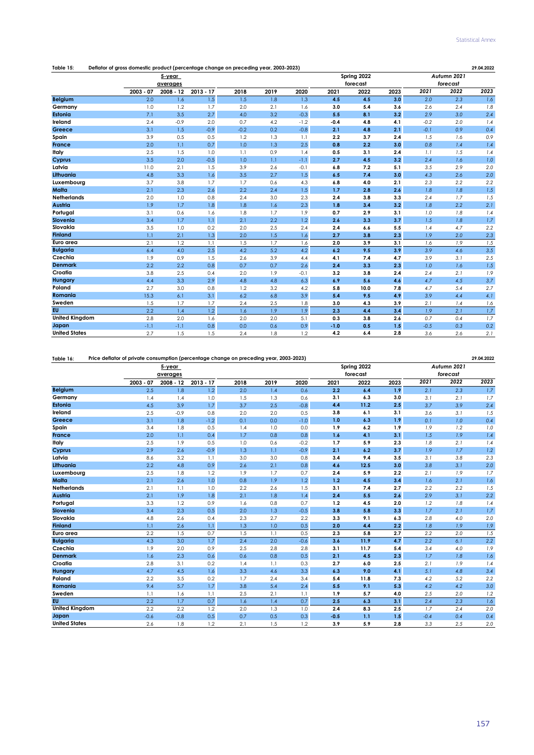**Table 15: Deflator of gross domestic product (percentage change on preceding year, 2003-2023)** 29.04.2022

| | 5-year averages | | | | | | Spring 2022 forecast | | | Autumn 2021 forecast | | |
|---|---|---|---|---|---|---|---|---|---|---|---|---|
| | 2003 - 07 | 2008 - 12 | 2013 - 17 | 2018 | 2019 | 2020 | 2021 | 2022 | 2023 | 2021 | 2022 | 2023 |
| **Belgium** | 2.0 | 1.6 | 1.5 | 1.5 | 1.8 | 1.3 | **4.5** | **4.5** | **3.0** | *2.0* | *2.3* | *1.6* |
| **Germany** | 1.0 | 1.2 | 1.7 | 2.0 | 2.1 | 1.6 | **3.0** | **5.4** | **3.6** | *2.6* | *2.4* | *1.8* |
| **Estonia** | 7.1 | 3.5 | 2.7 | 4.0 | 3.2 | -0.3 | **5.5** | **8.1** | **3.2** | *2.9* | *3.0* | *2.4* |
| **Ireland** | 2.4 | -0.9 | 2.0 | 0.7 | 4.2 | -1.2 | **-0.4** | **4.8** | **4.1** | *-0.2* | *2.0* | *1.4* |
| **Greece** | 3.1 | 1.5 | -0.9 | -0.2 | 0.2 | -0.8 | **2.1** | **4.8** | **2.1** | *-0.1* | *0.9* | *0.4* |
| **Spain** | 3.9 | 0.5 | 0.5 | 1.2 | 1.3 | 1.1 | **2.2** | **3.7** | **2.4** | *1.5* | *1.6* | *0.9* |
| **France** | 2.0 | 1.1 | 0.7 | 1.0 | 1.3 | 2.5 | **0.8** | **2.2** | **3.0** | *0.8* | *1.4* | *1.4* |
| **Italy** | 2.5 | 1.5 | 1.0 | 1.1 | 0.9 | 1.4 | **0.5** | **3.1** | **2.4** | *1.1* | *1.5* | *1.4* |
| **Cyprus** | 3.5 | 2.0 | -0.5 | 1.0 | 1.1 | -1.1 | **2.7** | **4.5** | **3.2** | *2.4* | *1.6* | *1.0* |
| **Latvia** | 11.0 | 2.1 | 1.5 | 3.9 | 2.6 | -0.1 | **6.8** | **7.2** | **5.1** | *3.5* | *2.9* | *2.0* |
| **Lithuania** | 4.8 | 3.3 | 1.6 | 3.5 | 2.7 | 1.5 | **6.5** | **7.4** | **3.0** | *4.3* | *2.6* | *2.0* |
| **Luxembourg** | 3.7 | 3.8 | 1.7 | 1.7 | 0.6 | 4.3 | **6.8** | **4.0** | **2.1** | *2.3* | *2.2* | *2.2* |
| **Malta** | 2.1 | 2.3 | 2.6 | 2.2 | 2.4 | 1.5 | **1.7** | **2.8** | **2.6** | *1.8* | *1.8* | *1.5* |
| **Netherlands** | 2.0 | 1.0 | 0.8 | 2.4 | 3.0 | 2.3 | **2.4** | **3.8** | **3.3** | *2.4* | *1.7* | *1.5* |
| **Austria** | 1.9 | 1.7 | 1.8 | 1.8 | 1.6 | 2.3 | **1.8** | **3.4** | **3.2** | *1.8* | *2.2* | *2.1* |
| **Portugal** | 3.1 | 0.6 | 1.6 | 1.8 | 1.7 | 1.9 | **0.7** | **2.9** | **3.1** | *1.0* | *1.8* | *1.4* |
| **Slovenia** | 3.4 | 1.7 | 1.1 | 2.1 | 2.2 | 1.2 | **2.6** | **3.3** | **3.7** | *1.5* | *1.8* | *1.7* |
| **Slovakia** | 3.5 | 1.0 | 0.2 | 2.0 | 2.5 | 2.4 | **2.4** | **6.6** | **5.5** | *1.4* | *4.7* | *2.2* |
| **Finland** | 1.1 | 2.1 | 1.3 | 2.0 | 1.5 | 1.6 | **2.7** | **3.8** | **2.3** | *1.9* | *2.0* | *2.3* |
| **Euro area** | 2.1 | 1.2 | 1.1 | 1.5 | 1.7 | 1.6 | **2.0** | **3.9** | **3.1** | *1.6* | *1.9* | *1.5* |
| **Bulgaria** | 6.4 | 4.0 | 2.5 | 4.2 | 5.2 | 4.2 | **6.2** | **9.5** | **3.9** | *3.9* | *4.6* | *3.5* |
| **Czechia** | 1.9 | 0.9 | 1.5 | 2.6 | 3.9 | 4.4 | **4.1** | **7.4** | **4.7** | *3.9* | *3.1* | *2.5* |
| **Denmark** | 2.2 | 2.2 | 0.8 | 0.7 | 0.7 | 2.6 | **2.4** | **3.3** | **2.3** | *1.0* | *1.6* | *1.5* |
| **Croatia** | 3.8 | 2.5 | 0.4 | 2.0 | 1.9 | -0.1 | **3.2** | **3.8** | **2.4** | *2.4* | *2.1* | *1.9* |
| **Hungary** | 4.4 | 3.3 | 2.9 | 4.8 | 4.8 | 6.3 | **6.9** | **5.6** | **4.6** | *4.7* | *4.5* | *3.7* |
| **Poland** | 2.7 | 3.0 | 0.8 | 1.2 | 3.2 | 4.2 | **5.8** | **10.0** | **7.8** | *4.7* | *5.4* | *2.7* |
| **Romania** | 15.3 | 6.1 | 3.1 | 6.2 | 6.8 | 3.9 | **5.4** | **9.5** | **4.9** | *3.9* | *4.4* | *4.1* |
| **Sweden** | 1.5 | 1.7 | 1.7 | 2.4 | 2.5 | 1.8 | **3.0** | **4.3** | **3.9** | *2.1* | *1.4* | *1.6* |
| **EU** | 2.2 | 1.4 | 1.2 | 1.6 | 1.9 | 1.9 | **2.3** | **4.4** | **3.4** | *1.9* | *2.1* | *1.7* |
| **United Kingdom** | 2.8 | 2.0 | 1.6 | 2.0 | 2.0 | 5.1 | **0.3** | **3.8** | **2.6** | *0.7* | *0.4* | *1.7* |
| **Japan** | -1.1 | -1.1 | 0.8 | 0.0 | 0.6 | 0.9 | **-1.0** | **0.5** | **1.5** | *-0.5* | *0.3* | *0.2* |
| **United States** | 2.7 | 1.5 | 1.5 | 2.4 | 1.8 | 1.2 | **4.2** | **6.4** | **2.8** | *3.6* | *2.6* | *2.1* |

**Table 16: Price deflator of private consumption (percentage change on preceding year, 2003-2023)** 29.04.2022

| | 5-year averages | | | | | | Spring 2022 forecast | | | Autumn 2021 forecast | | |
|---|---|---|---|---|---|---|---|---|---|---|---|---|
| | 2003 - 07 | 2008 - 12 | 2013 - 17 | 2018 | 2019 | 2020 | 2021 | 2022 | 2023 | 2021 | 2022 | 2023 |
| **Belgium** | 2.5 | 1.8 | 1.2 | 2.0 | 1.4 | 0.6 | **2.2** | **6.4** | **1.9** | *2.1* | *2.3* | *1.7* |
| **Germany** | 1.4 | 1.4 | 1.0 | 1.5 | 1.3 | 0.6 | **3.1** | **6.3** | **3.0** | *3.1* | *2.1* | *1.7* |
| **Estonia** | 4.5 | 3.9 | 1.7 | 3.7 | 2.5 | -0.8 | **4.4** | **11.2** | **2.5** | *3.7* | *3.9* | *2.4* |
| **Ireland** | 2.5 | -0.9 | 0.8 | 2.0 | 2.0 | 0.5 | **3.8** | **6.1** | **3.1** | *3.6* | *3.1* | *1.5* |
| **Greece** | 3.1 | 1.8 | -1.2 | 0.1 | 0.0 | -1.0 | **1.0** | **6.3** | **1.9** | *0.1* | *1.0* | *0.4* |
| **Spain** | 3.4 | 1.8 | 0.5 | 1.4 | 1.0 | 0.0 | **1.9** | **6.2** | **1.9** | *1.9* | *1.2* | *1.0* |
| **France** | 2.0 | 1.1 | 0.4 | 1.7 | 0.8 | 0.8 | **1.6** | **4.1** | **3.1** | *1.5* | *1.9* | *1.4* |
| **Italy** | 2.5 | 1.9 | 0.5 | 1.0 | 0.6 | -0.2 | **1.7** | **5.9** | **2.3** | *1.8* | *2.1* | *1.4* |
| **Cyprus** | 2.9 | 2.6 | -0.9 | 1.3 | 1.1 | -0.9 | **2.1** | **6.2** | **3.7** | *1.9* | *1.7* | *1.2* |
| **Latvia** | 8.6 | 3.2 | 1.1 | 3.0 | 3.0 | 0.8 | **3.4** | **9.4** | **3.5** | *3.1* | *3.8* | *2.3* |
| **Lithuania** | 2.2 | 4.8 | 0.9 | 2.6 | 2.1 | 0.8 | **4.6** | **12.5** | **3.0** | *3.8* | *3.1* | *2.0* |
| **Luxembourg** | 2.5 | 1.8 | 1.2 | 1.9 | 1.7 | 0.7 | **2.4** | **5.9** | **2.2** | *2.1* | *1.9* | *1.7* |
| **Malta** | 2.1 | 2.6 | 1.0 | 0.8 | 1.9 | 1.2 | **1.2** | **4.5** | **3.4** | *1.6* | *2.1* | *1.6* |
| **Netherlands** | 2.1 | 1.1 | 1.0 | 2.2 | 2.6 | 1.5 | **3.1** | **7.4** | **2.7** | *2.2* | *2.2* | *1.5* |
| **Austria** | 2.1 | 1.9 | 1.8 | 2.1 | 1.8 | 1.4 | **2.4** | **5.5** | **2.6** | *2.9* | *3.1* | *2.2* |
| **Portugal** | 3.3 | 1.2 | 0.9 | 1.6 | 0.8 | 0.7 | **1.2** | **4.5** | **2.0** | *1.2* | *1.8* | *1.4* |
| **Slovenia** | 3.4 | 2.3 | 0.5 | 2.0 | 1.3 | -0.5 | **3.8** | **5.8** | **3.3** | *1.7* | *2.1* | *1.7* |
| **Slovakia** | 4.8 | 2.6 | 0.4 | 2.3 | 2.7 | 2.2 | **3.3** | **9.1** | **6.3** | *2.8* | *4.0* | *2.0* |
| **Finland** | 1.1 | 2.6 | 1.1 | 1.3 | 1.0 | 0.5 | **2.0** | **4.4** | **2.2** | *1.8* | *1.9* | *1.9* |
| **Euro area** | 2.2 | 1.5 | 0.7 | 1.5 | 1.1 | 0.5 | **2.3** | **5.8** | **2.7** | *2.2* | *2.0* | *1.5* |
| **Bulgaria** | 4.3 | 3.0 | 1.7 | 2.4 | 2.0 | -0.6 | **3.6** | **11.9** | **4.7** | *2.2* | *6.1* | *2.2* |
| **Czechia** | 1.9 | 2.0 | 0.9 | 2.5 | 2.8 | 2.8 | **3.1** | **11.7** | **5.4** | *3.4* | *4.0* | *1.9* |
| **Denmark** | 1.6 | 2.3 | 0.6 | 0.6 | 0.8 | 0.5 | **2.1** | **4.5** | **2.3** | *1.7* | *1.8* | *1.6* |
| **Croatia** | 2.8 | 3.1 | 0.2 | 1.4 | 1.1 | 0.3 | **2.7** | **6.0** | **2.5** | *2.1* | *1.9* | *1.4* |
| **Hungary** | 4.7 | 4.5 | 1.6 | 3.3 | 4.6 | 3.3 | **6.3** | **9.0** | **4.1** | *5.1* | *4.8* | *3.4* |
| **Poland** | 2.2 | 3.5 | 0.2 | 1.7 | 2.4 | 3.4 | **5.4** | **11.8** | **7.3** | *4.2* | *5.2* | *2.2* |
| **Romania** | 9.4 | 5.7 | 1.7 | 3.8 | 5.4 | 2.4 | **5.5** | **9.1** | **5.3** | *4.2* | *4.2* | *3.0* |
| **Sweden** | 1.1 | 1.6 | 1.1 | 2.5 | 2.1 | 1.1 | **1.9** | **5.7** | **4.0** | *2.5* | *2.0* | *1.2* |
| **EU** | 2.2 | 1.7 | 0.7 | 1.6 | 1.4 | 0.7 | **2.5** | **6.3** | **3.1** | *2.4* | *2.3* | *1.6* |
| **United Kingdom** | 2.2 | 2.2 | 1.2 | 2.0 | 1.3 | 1.0 | **2.4** | **8.3** | **2.5** | *1.7* | *2.4* | *2.0* |
| **Japan** | -0.6 | -0.8 | 0.5 | 0.7 | 0.5 | 0.3 | **-0.5** | **1.1** | **1.5** | *-0.4* | *0.4* | *0.4* |
| **United States** | 2.6 | 1.8 | 1.2 | 2.1 | 1.5 | 1.2 | **3.9** | **5.9** | **2.8** | *3.3* | *2.5* | *2.0* |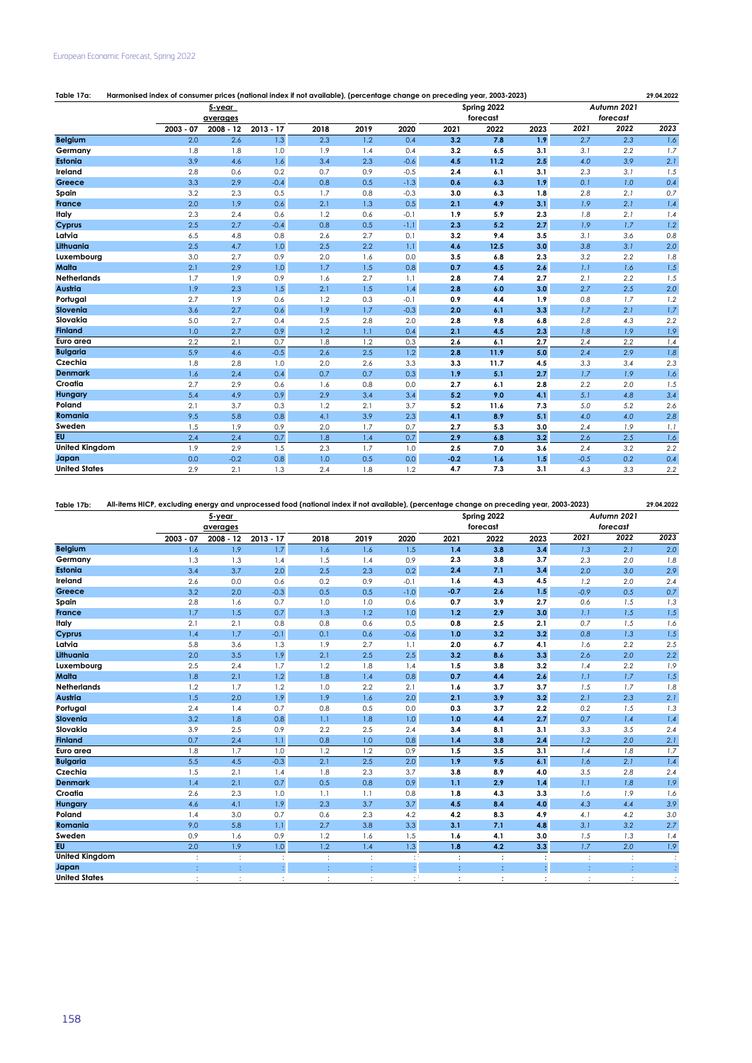**Table 17a: Harmonised index of consumer prices (national index if not available), (percentage change on preceding year, 2003-2023)** 29.04.2022

| | 5-year averages | | | | | | Spring 2022 forecast | | | Autumn 2021 forecast | | |
|---|---|---|---|---|---|---|---|---|---|---|---|---|
| | 2003 - 07 | 2008 - 12 | 2013 - 17 | 2018 | 2019 | 2020 | 2021 | 2022 | 2023 | 2021 | 2022 | 2023 |
| Belgium | 2.0 | 2.6 | 1.3 | 2.3 | 1.2 | 0.4 | 3.2 | 7.8 | 1.9 | 2.7 | 2.3 | 1.6 |
| Germany | 1.8 | 1.8 | 1.0 | 1.9 | 1.4 | 0.4 | 3.2 | 6.5 | 3.1 | 3.1 | 2.2 | 1.7 |
| Estonia | 3.9 | 4.6 | 1.6 | 3.4 | 2.3 | -0.6 | 4.5 | 11.2 | 2.5 | 4.0 | 3.9 | 2.1 |
| Ireland | 2.8 | 0.6 | 0.2 | 0.7 | 0.9 | -0.5 | 2.4 | 6.1 | 3.1 | 2.3 | 3.1 | 1.5 |
| Greece | 3.3 | 2.9 | -0.4 | 0.8 | 0.5 | -1.3 | 0.6 | 6.3 | 1.9 | 0.1 | 1.0 | 0.4 |
| Spain | 3.2 | 2.3 | 0.5 | 1.7 | 0.8 | -0.3 | 3.0 | 6.3 | 1.8 | 2.8 | 2.1 | 0.7 |
| France | 2.0 | 1.9 | 0.6 | 2.1 | 1.3 | 0.5 | 2.1 | 4.9 | 3.1 | 1.9 | 2.1 | 1.4 |
| Italy | 2.3 | 2.4 | 0.6 | 1.2 | 0.6 | -0.1 | 1.9 | 5.9 | 2.3 | 1.8 | 2.1 | 1.4 |
| Cyprus | 2.5 | 2.7 | -0.4 | 0.8 | 0.5 | -1.1 | 2.3 | 5.2 | 2.7 | 1.9 | 1.7 | 1.2 |
| Latvia | 6.5 | 4.8 | 0.8 | 2.6 | 2.7 | 0.1 | 3.2 | 9.4 | 3.5 | 3.1 | 3.6 | 0.8 |
| Lithuania | 2.5 | 4.7 | 1.0 | 2.5 | 2.2 | 1.1 | 4.6 | 12.5 | 3.0 | 3.8 | 3.1 | 2.0 |
| Luxembourg | 3.0 | 2.7 | 0.9 | 2.0 | 1.6 | 0.0 | 3.5 | 6.8 | 2.3 | 3.2 | 2.2 | 1.8 |
| Malta | 2.1 | 2.9 | 1.0 | 1.7 | 1.5 | 0.8 | 0.7 | 4.5 | 2.6 | 1.1 | 1.6 | 1.5 |
| Netherlands | 1.7 | 1.9 | 0.9 | 1.6 | 2.7 | 1.1 | 2.8 | 7.4 | 2.7 | 2.1 | 2.2 | 1.5 |
| Austria | 1.9 | 2.3 | 1.5 | 2.1 | 1.5 | 1.4 | 2.8 | 6.0 | 3.0 | 2.7 | 2.5 | 2.0 |
| Portugal | 2.7 | 1.9 | 0.6 | 1.2 | 0.3 | -0.1 | 0.9 | 4.4 | 1.9 | 0.8 | 1.7 | 1.2 |
| Slovenia | 3.6 | 2.7 | 0.6 | 1.9 | 1.7 | -0.3 | 2.0 | 6.1 | 3.3 | 1.7 | 2.1 | 1.7 |
| Slovakia | 5.0 | 2.7 | 0.4 | 2.5 | 2.8 | 2.0 | 2.8 | 9.8 | 6.8 | 2.8 | 4.3 | 2.2 |
| Finland | 1.0 | 2.7 | 0.9 | 1.2 | 1.1 | 0.4 | 2.1 | 4.5 | 2.3 | 1.8 | 1.9 | 1.9 |
| Euro area | 2.2 | 2.1 | 0.7 | 1.8 | 1.2 | 0.3 | 2.6 | 6.1 | 2.7 | 2.4 | 2.2 | 1.4 |
| Bulgaria | 5.9 | 4.6 | -0.5 | 2.6 | 2.5 | 1.2 | 2.8 | 11.9 | 5.0 | 2.4 | 2.9 | 1.8 |
| Czechia | 1.8 | 2.8 | 1.0 | 2.0 | 2.6 | 3.3 | 3.3 | 11.7 | 4.5 | 3.3 | 3.4 | 2.3 |
| Denmark | 1.6 | 2.4 | 0.4 | 0.7 | 0.7 | 0.3 | 1.9 | 5.1 | 2.7 | 1.7 | 1.9 | 1.6 |
| Croatia | 2.7 | 2.9 | 0.6 | 1.6 | 0.8 | 0.0 | 2.7 | 6.1 | 2.8 | 2.2 | 2.0 | 1.5 |
| Hungary | 5.4 | 4.9 | 0.9 | 2.9 | 3.4 | 3.4 | 5.2 | 9.0 | 4.1 | 5.1 | 4.8 | 3.4 |
| Poland | 2.1 | 3.7 | 0.3 | 1.2 | 2.1 | 3.7 | 5.2 | 11.6 | 7.3 | 5.0 | 5.2 | 2.6 |
| Romania | 9.5 | 5.8 | 0.8 | 4.1 | 3.9 | 2.3 | 4.1 | 8.9 | 5.1 | 4.0 | 4.0 | 2.8 |
| Sweden | 1.5 | 1.9 | 0.9 | 2.0 | 1.7 | 0.7 | 2.7 | 5.3 | 3.0 | 2.4 | 1.9 | 1.1 |
| EU | 2.4 | 2.4 | 0.7 | 1.8 | 1.4 | 0.7 | 2.9 | 6.8 | 3.2 | 2.6 | 2.5 | 1.6 |
| United Kingdom | 1.9 | 2.9 | 1.5 | 2.3 | 1.7 | 1.0 | 2.5 | 7.0 | 3.6 | 2.4 | 3.2 | 2.2 |
| Japan | 0.0 | -0.2 | 0.8 | 1.0 | 0.5 | 0.0 | -0.2 | 1.6 | 1.5 | -0.5 | 0.2 | 0.4 |
| United States | 2.9 | 2.1 | 1.3 | 2.4 | 1.8 | 1.2 | 4.7 | 7.3 | 3.1 | 4.3 | 3.3 | 2.2 |

**Table 17b: All-items HICP, excluding energy and unprocessed food (national index if not available), (percentage change on preceding year, 2003-2023)** 29.04.2022

| | 5-year averages | | | | | | Spring 2022 forecast | | | Autumn 2021 forecast | | |
|---|---|---|---|---|---|---|---|---|---|---|---|---|
| | 2003 - 07 | 2008 - 12 | 2013 - 17 | 2018 | 2019 | 2020 | 2021 | 2022 | 2023 | 2021 | 2022 | 2023 |
| Belgium | 1.6 | 1.9 | 1.7 | 1.6 | 1.6 | 1.5 | 1.4 | 3.8 | 3.4 | 1.3 | 2.1 | 2.0 |
| Germany | 1.3 | 1.3 | 1.4 | 1.5 | 1.4 | 0.9 | 2.3 | 3.8 | 3.7 | 2.3 | 2.0 | 1.8 |
| Estonia | 3.4 | 3.7 | 2.0 | 2.5 | 2.3 | 0.2 | 2.4 | 7.1 | 3.4 | 2.0 | 3.0 | 2.9 |
| Ireland | 2.6 | 0.0 | 0.6 | 0.2 | 0.9 | -0.1 | 1.6 | 4.3 | 4.5 | 1.2 | 2.0 | 2.4 |
| Greece | 3.2 | 2.0 | -0.3 | 0.5 | 0.5 | -1.0 | -0.7 | 2.6 | 1.5 | -0.9 | 0.5 | 0.7 |
| Spain | 2.8 | 1.6 | 0.7 | 1.0 | 1.0 | 0.6 | 0.7 | 3.9 | 2.7 | 0.6 | 1.5 | 1.3 |
| France | 1.7 | 1.5 | 0.7 | 1.3 | 1.2 | 1.0 | 1.2 | 2.9 | 3.0 | 1.1 | 1.5 | 1.5 |
| Italy | 2.1 | 2.1 | 0.8 | 0.8 | 0.6 | 0.5 | 0.8 | 2.5 | 2.1 | 0.7 | 1.5 | 1.6 |
| Cyprus | 1.4 | 1.7 | -0.1 | 0.1 | 0.6 | -0.6 | 1.0 | 3.2 | 3.2 | 0.8 | 1.3 | 1.5 |
| Latvia | 5.8 | 3.6 | 1.3 | 1.9 | 2.7 | 1.1 | 2.0 | 6.7 | 4.1 | 1.6 | 2.2 | 2.5 |
| Lithuania | 2.0 | 3.5 | 1.9 | 2.1 | 2.5 | 2.5 | 3.2 | 8.6 | 3.3 | 2.6 | 2.0 | 2.2 |
| Luxembourg | 2.5 | 2.4 | 1.7 | 1.2 | 1.8 | 1.4 | 1.5 | 3.8 | 3.2 | 1.4 | 2.2 | 1.9 |
| Malta | 1.8 | 2.1 | 1.2 | 1.8 | 1.4 | 0.8 | 0.7 | 4.4 | 2.6 | 1.1 | 1.7 | 1.5 |
| Netherlands | 1.2 | 1.7 | 1.2 | 1.0 | 2.2 | 2.1 | 1.6 | 3.7 | 3.7 | 1.5 | 1.7 | 1.8 |
| Austria | 1.5 | 2.0 | 1.9 | 1.9 | 1.6 | 2.0 | 2.1 | 3.9 | 3.2 | 2.1 | 2.3 | 2.1 |
| Portugal | 2.4 | 1.4 | 0.7 | 0.8 | 0.5 | 0.0 | 0.3 | 3.7 | 2.2 | 0.2 | 1.5 | 1.3 |
| Slovenia | 3.2 | 1.8 | 0.8 | 1.1 | 1.8 | 1.0 | 1.0 | 4.4 | 2.7 | 0.7 | 1.4 | 1.4 |
| Slovakia | 3.9 | 2.5 | 0.9 | 2.2 | 2.5 | 2.4 | 3.4 | 8.1 | 3.1 | 3.3 | 3.5 | 2.4 |
| Finland | 0.7 | 2.4 | 1.1 | 0.8 | 1.0 | 0.8 | 1.4 | 3.8 | 2.4 | 1.2 | 2.0 | 2.1 |
| Euro area | 1.8 | 1.7 | 1.0 | 1.2 | 1.2 | 0.9 | 1.5 | 3.5 | 3.1 | 1.4 | 1.8 | 1.7 |
| Bulgaria | 5.5 | 4.5 | -0.3 | 2.1 | 2.5 | 2.0 | 1.9 | 9.5 | 6.1 | 1.6 | 2.1 | 1.4 |
| Czechia | 1.5 | 2.1 | 1.4 | 1.8 | 2.3 | 3.7 | 3.8 | 8.9 | 4.0 | 3.5 | 2.8 | 2.4 |
| Denmark | 1.4 | 2.1 | 0.7 | 0.5 | 0.8 | 0.9 | 1.1 | 2.9 | 1.4 | 1.1 | 1.8 | 1.9 |
| Croatia | 2.6 | 2.3 | 1.0 | 1.1 | 1.1 | 0.8 | 1.8 | 4.3 | 3.3 | 1.6 | 1.9 | 1.6 |
| Hungary | 4.6 | 4.1 | 1.9 | 2.3 | 3.7 | 3.7 | 4.5 | 8.4 | 4.0 | 4.3 | 4.4 | 3.9 |
| Poland | 1.4 | 3.0 | 0.7 | 0.6 | 2.3 | 4.2 | 4.2 | 8.3 | 4.9 | 4.1 | 4.2 | 3.0 |
| Romania | 9.0 | 5.8 | 1.1 | 2.7 | 3.8 | 3.3 | 3.1 | 7.1 | 4.8 | 3.1 | 3.2 | 2.7 |
| Sweden | 0.9 | 1.6 | 0.9 | 1.2 | 1.6 | 1.5 | 1.6 | 4.1 | 3.0 | 1.5 | 1.3 | 1.4 |
| EU | 2.0 | 1.9 | 1.0 | 1.2 | 1.4 | 1.3 | 1.8 | 4.2 | 3.3 | 1.7 | 2.0 | 1.9 |
| United Kingdom | : | : | : | : | : | : | : | : | : | : | : | : |
| Japan | : | : | : | : | : | : | : | : | : | : | : | : |
| United States | : | : | : | : | : | : | : | : | : | : | : | : |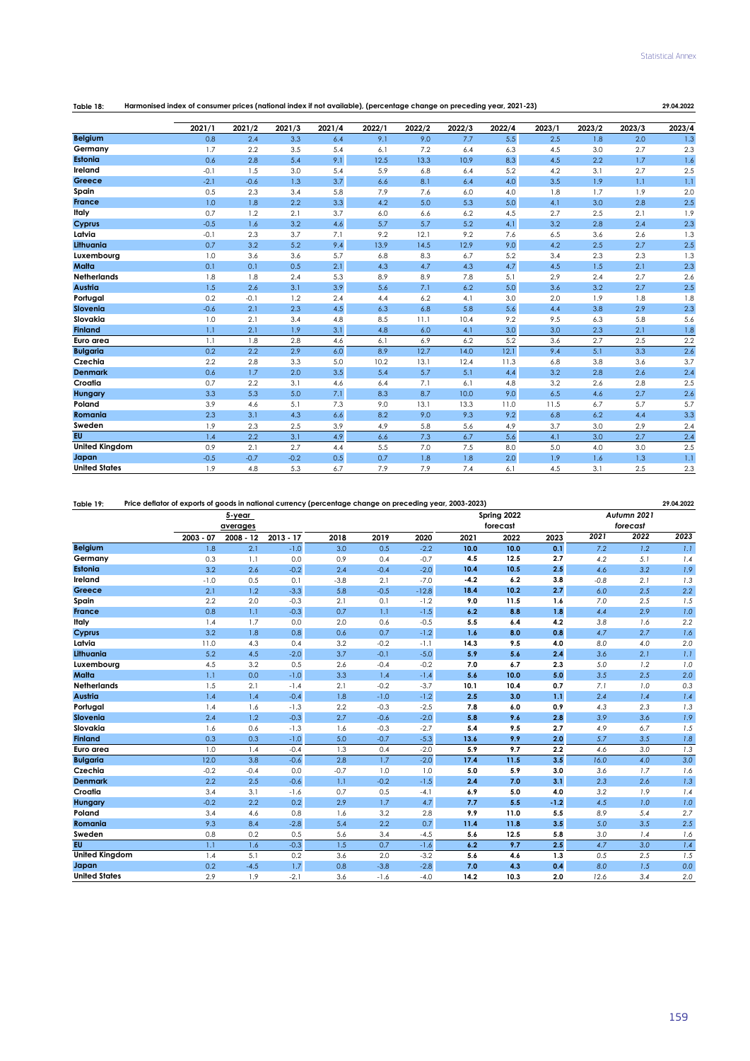**Table 18: Harmonised index of consumer prices (national index if not available), (percentage change on preceding year, 2021-23)** 29.04.2022

| | 2021/1 | 2021/2 | 2021/3 | 2021/4 | 2022/1 | 2022/2 | 2022/3 | 2022/4 | 2023/1 | 2023/2 | 2023/3 | 2023/4 |
|---|---|---|---|---|---|---|---|---|---|---|---|---|
| **Belgium** | 0.8 | 2.4 | 3.3 | 6.4 | 9.1 | 9.0 | 7.7 | 5.5 | 2.5 | 1.8 | 2.0 | 1.3 |
| **Germany** | 1.7 | 2.2 | 3.5 | 5.4 | 6.1 | 7.2 | 6.4 | 6.3 | 4.5 | 3.0 | 2.7 | 2.3 |
| **Estonia** | 0.6 | 2.8 | 5.4 | 9.1 | 12.5 | 13.3 | 10.9 | 8.3 | 4.5 | 2.2 | 1.7 | 1.6 |
| **Ireland** | -0.1 | 1.5 | 3.0 | 5.4 | 5.9 | 6.8 | 6.4 | 5.2 | 4.2 | 3.1 | 2.7 | 2.5 |
| **Greece** | -2.1 | -0.6 | 1.3 | 3.7 | 6.6 | 8.1 | 6.4 | 4.0 | 3.5 | 1.9 | 1.1 | 1.1 |
| **Spain** | 0.5 | 2.3 | 3.4 | 5.8 | 7.9 | 7.6 | 6.0 | 4.0 | 1.8 | 1.7 | 1.9 | 2.0 |
| **France** | 1.0 | 1.8 | 2.2 | 3.3 | 4.2 | 5.0 | 5.3 | 5.0 | 4.1 | 3.0 | 2.8 | 2.5 |
| **Italy** | 0.7 | 1.2 | 2.1 | 3.7 | 6.0 | 6.6 | 6.2 | 4.5 | 2.7 | 2.5 | 2.1 | 1.9 |
| **Cyprus** | -0.5 | 1.6 | 3.2 | 4.6 | 5.7 | 5.7 | 5.2 | 4.1 | 3.2 | 2.8 | 2.4 | 2.3 |
| **Latvia** | -0.1 | 2.3 | 3.7 | 7.1 | 9.2 | 12.1 | 9.2 | 7.6 | 6.5 | 3.6 | 2.6 | 1.3 |
| **Lithuania** | 0.7 | 3.2 | 5.2 | 9.4 | 13.9 | 14.5 | 12.9 | 9.0 | 4.2 | 2.5 | 2.7 | 2.5 |
| **Luxembourg** | 1.0 | 3.6 | 3.6 | 5.7 | 6.8 | 8.3 | 6.7 | 5.2 | 3.4 | 2.3 | 2.3 | 1.3 |
| **Malta** | 0.1 | 0.1 | 0.5 | 2.1 | 4.3 | 4.7 | 4.3 | 4.7 | 4.5 | 1.5 | 2.1 | 2.3 |
| **Netherlands** | 1.8 | 1.8 | 2.4 | 5.3 | 8.9 | 8.9 | 7.8 | 5.1 | 2.9 | 2.4 | 2.7 | 2.6 |
| **Austria** | 1.5 | 2.6 | 3.1 | 3.9 | 5.6 | 7.1 | 6.2 | 5.0 | 3.6 | 3.2 | 2.7 | 2.5 |
| **Portugal** | 0.2 | -0.1 | 1.2 | 2.4 | 4.4 | 6.2 | 4.1 | 3.0 | 2.0 | 1.9 | 1.8 | 1.8 |
| **Slovenia** | -0.6 | 2.1 | 2.3 | 4.5 | 6.3 | 6.8 | 5.8 | 5.6 | 4.4 | 3.8 | 2.9 | 2.3 |
| **Slovakia** | 1.0 | 2.1 | 3.4 | 4.8 | 8.5 | 11.1 | 10.4 | 9.2 | 9.5 | 6.3 | 5.8 | 5.6 |
| **Finland** | 1.1 | 2.1 | 1.9 | 3.1 | 4.8 | 6.0 | 4.1 | 3.0 | 3.0 | 2.3 | 2.1 | 1.8 |
| **Euro area** | 1.1 | 1.8 | 2.8 | 4.6 | 6.1 | 6.9 | 6.2 | 5.2 | 3.6 | 2.7 | 2.5 | 2.2 |
| **Bulgaria** | 0.2 | 2.2 | 2.9 | 6.0 | 8.9 | 12.7 | 14.0 | 12.1 | 9.4 | 5.1 | 3.3 | 2.6 |
| **Czechia** | 2.2 | 2.8 | 3.3 | 5.0 | 10.2 | 13.1 | 12.4 | 11.3 | 6.8 | 3.8 | 3.6 | 3.7 |
| **Denmark** | 0.6 | 1.7 | 2.0 | 3.5 | 5.4 | 5.7 | 5.1 | 4.4 | 3.2 | 2.8 | 2.6 | 2.4 |
| **Croatia** | 0.7 | 2.2 | 3.1 | 4.6 | 6.4 | 7.1 | 6.1 | 4.8 | 3.2 | 2.6 | 2.8 | 2.5 |
| **Hungary** | 3.3 | 5.3 | 5.0 | 7.1 | 8.3 | 8.7 | 10.0 | 9.0 | 6.5 | 4.6 | 2.7 | 2.6 |
| **Poland** | 3.9 | 4.6 | 5.1 | 7.3 | 9.0 | 13.1 | 13.3 | 11.0 | 11.5 | 6.7 | 5.7 | 5.7 |
| **Romania** | 2.3 | 3.1 | 4.3 | 6.6 | 8.2 | 9.0 | 9.3 | 9.2 | 6.8 | 6.2 | 4.4 | 3.3 |
| **Sweden** | 1.9 | 2.3 | 2.5 | 3.9 | 4.9 | 5.8 | 5.6 | 4.9 | 3.7 | 3.0 | 2.9 | 2.4 |
| **EU** | 1.4 | 2.2 | 3.1 | 4.9 | 6.6 | 7.3 | 6.7 | 5.6 | 4.1 | 3.0 | 2.7 | 2.4 |
| **United Kingdom** | 0.9 | 2.1 | 2.7 | 4.4 | 5.5 | 7.0 | 7.5 | 8.0 | 5.0 | 4.0 | 3.0 | 2.5 |
| **Japan** | -0.5 | -0.7 | -0.2 | 0.5 | 0.7 | 1.8 | 1.8 | 2.0 | 1.9 | 1.6 | 1.3 | 1.1 |
| **United States** | 1.9 | 4.8 | 5.3 | 6.7 | 7.9 | 7.9 | 7.4 | 6.1 | 4.5 | 3.1 | 2.5 | 2.3 |

**Table 19: Price deflator of exports of goods in national currency (percentage change on preceding year, 2003-2023)** 29.04.2022

| | 5-year averages | | | | | | Spring 2022 forecast | | | Autumn 2021 forecast | | |
|---|---|---|---|---|---|---|---|---|---|---|---|---|
| | 2003 - 07 | 2008 - 12 | 2013 - 17 | 2018 | 2019 | 2020 | 2021 | 2022 | 2023 | *2021* | *2022* | *2023* |
| **Belgium** | 1.8 | 2.1 | -1.0 | 3.0 | 0.5 | -2.2 | **10.0** | **10.0** | **0.1** | *7.2* | *1.2* | *1.1* |
| **Germany** | 0.3 | 1.1 | 0.0 | 0.9 | 0.4 | -0.7 | **4.5** | **12.5** | **2.7** | *4.2* | *5.1* | *1.4* |
| **Estonia** | 3.2 | 2.6 | -0.2 | 2.4 | -0.4 | -2.0 | **10.4** | **10.5** | **2.5** | *4.6* | *3.2* | *1.9* |
| **Ireland** | -1.0 | 0.5 | 0.1 | -3.8 | 2.1 | -7.0 | **-4.2** | **6.2** | **3.8** | *-0.8* | *2.1* | *1.3* |
| **Greece** | 2.1 | 1.2 | -3.3 | 5.8 | -0.5 | -12.8 | **18.4** | **10.2** | **2.7** | *6.0* | *2.5* | *2.2* |
| **Spain** | 2.2 | 2.0 | -0.3 | 2.1 | 0.1 | -1.2 | **9.0** | **11.5** | **1.6** | *7.0* | *2.5* | *1.5* |
| **France** | 0.8 | 1.1 | -0.3 | 0.7 | 1.1 | -1.5 | **6.2** | **8.8** | **1.8** | *4.4* | *2.9* | *1.0* |
| **Italy** | 1.4 | 1.7 | 0.0 | 2.0 | 0.6 | -0.5 | **5.5** | **6.4** | **4.2** | *3.8* | *1.6* | *2.2* |
| **Cyprus** | 3.2 | 1.8 | 0.8 | 0.6 | 0.7 | -1.2 | **1.6** | **8.0** | **0.8** | *4.7* | *2.7* | *1.6* |
| **Latvia** | 11.0 | 4.3 | 0.4 | 3.2 | -0.2 | -1.1 | **14.3** | **9.5** | **4.0** | *8.0* | *4.0* | *2.0* |
| **Lithuania** | 5.2 | 4.5 | -2.0 | 3.7 | -0.1 | -5.0 | **5.9** | **5.6** | **2.4** | *3.6* | *2.1* | *1.1* |
| **Luxembourg** | 4.5 | 3.2 | 0.5 | 2.6 | -0.4 | -0.2 | **7.0** | **6.7** | **2.3** | *5.0* | *1.2* | *1.0* |
| **Malta** | 1.1 | 0.0 | -1.0 | 3.3 | 1.4 | -1.4 | **5.6** | **10.0** | **5.0** | *3.5* | *2.5* | *2.0* |
| **Netherlands** | 1.5 | 2.1 | -1.4 | 2.1 | -0.2 | -3.7 | **10.1** | **10.4** | **0.7** | *7.1* | *1.0* | *0.3* |
| **Austria** | 1.4 | 1.4 | -0.4 | 1.8 | -1.0 | -1.2 | **2.5** | **3.0** | **1.1** | *2.4* | *1.4* | *1.4* |
| **Portugal** | 1.4 | 1.6 | -1.3 | 2.2 | -0.3 | -2.5 | **7.8** | **6.0** | **0.9** | *4.3* | *2.3* | *1.3* |
| **Slovenia** | 2.4 | 1.2 | -0.3 | 2.7 | -0.6 | -2.0 | **5.8** | **9.6** | **2.8** | *3.9* | *3.6* | *1.9* |
| **Slovakia** | 1.6 | 0.6 | -1.3 | 1.6 | -0.3 | -2.7 | **5.4** | **9.5** | **2.7** | *4.9* | *6.7* | *1.5* |
| **Finland** | 0.3 | 0.3 | -1.0 | 5.0 | -0.7 | -5.3 | **13.6** | **9.9** | **2.0** | *5.7* | *3.5* | *1.8* |
| **Euro area** | 1.0 | 1.4 | -0.4 | 1.3 | 0.4 | -2.0 | **5.9** | **9.7** | **2.2** | *4.6* | *3.0* | *1.3* |
| **Bulgaria** | 12.0 | 3.8 | -0.6 | 2.8 | 1.7 | -2.0 | **17.4** | **11.5** | **3.5** | *16.0* | *4.0* | *3.0* |
| **Czechia** | -0.2 | -0.4 | 0.0 | -0.7 | 1.0 | 1.0 | **5.0** | **5.9** | **3.0** | *3.6* | *1.7* | *1.6* |
| **Denmark** | 2.2 | 2.5 | -0.6 | 1.1 | -0.2 | -1.5 | **2.4** | **7.0** | **3.1** | *2.3* | *2.6* | *1.3* |
| **Croatia** | 3.4 | 3.1 | -1.6 | 0.7 | 0.5 | -4.1 | **6.9** | **5.0** | **4.0** | *3.2* | *1.9* | *1.4* |
| **Hungary** | -0.2 | 2.2 | 0.2 | 2.9 | 1.7 | 4.7 | **7.7** | **5.5** | **-1.2** | *4.5* | *1.0* | *1.0* |
| **Poland** | 3.4 | 4.6 | 0.8 | 1.6 | 3.2 | 2.8 | **9.9** | **11.0** | **5.5** | *8.9* | *5.4* | *2.7* |
| **Romania** | 9.3 | 8.4 | -2.8 | 5.4 | 2.2 | 0.7 | **11.4** | **11.8** | **3.5** | *5.0* | *3.5* | *2.5* |
| **Sweden** | 0.8 | 0.2 | 0.5 | 5.6 | 3.4 | -4.5 | **5.6** | **12.5** | **5.8** | *3.0* | *1.4* | *1.6* |
| **EU** | 1.1 | 1.6 | -0.3 | 1.5 | 0.7 | -1.6 | **6.2** | **9.7** | **2.5** | *4.7* | *3.0* | *1.4* |
| **United Kingdom** | 1.4 | 5.1 | 0.2 | 3.6 | 2.0 | -3.2 | **5.6** | **4.6** | **1.3** | *0.5* | *2.5* | *1.5* |
| **Japan** | 0.2 | -4.5 | 1.7 | 0.8 | -3.8 | -2.8 | **7.0** | **4.3** | **0.4** | *8.0* | *1.5* | *0.0* |
| **United States** | 2.9 | 1.9 | -2.1 | 3.6 | -1.6 | -4.0 | **14.2** | **10.3** | **2.0** | *12.6* | *3.4* | *2.0* |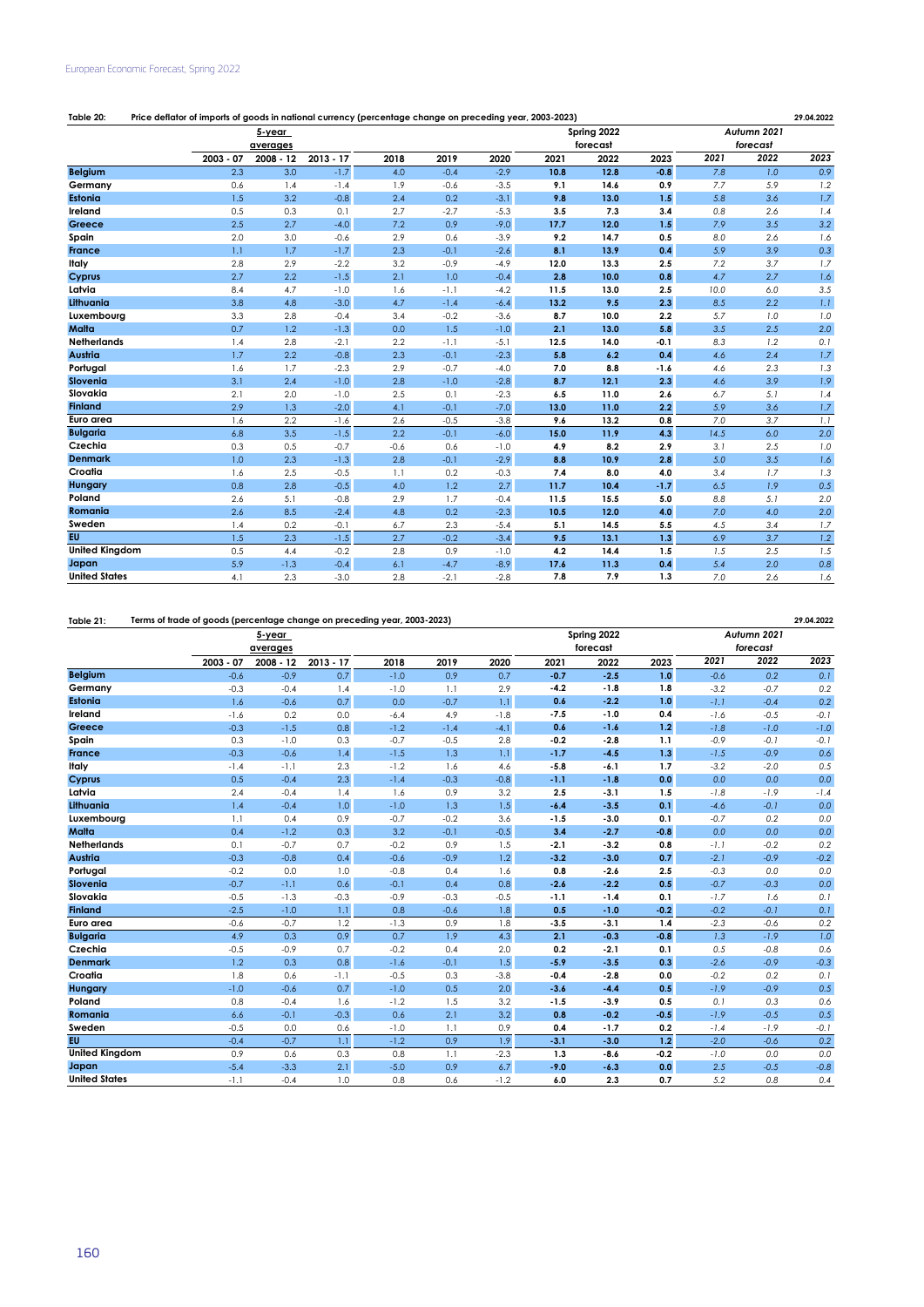**Table 20: Price deflator of imports of goods in national currency (percentage change on preceding year, 2003-2023)** 29.04.2022

| | 5-year averages | | | | | | Spring 2022 forecast | | | Autumn 2021 forecast | | |
|---|---|---|---|---|---|---|---|---|---|---|---|---|
| | 2003 - 07 | 2008 - 12 | 2013 - 17 | 2018 | 2019 | 2020 | 2021 | 2022 | 2023 | 2021 | 2022 | 2023 |
| Belgium | 2.3 | 3.0 | -1.7 | 4.0 | -0.4 | -2.9 | 10.8 | 12.8 | -0.8 | 7.8 | 1.0 | 0.9 |
| Germany | 0.6 | 1.4 | -1.4 | 1.9 | -0.6 | -3.5 | 9.1 | 14.6 | 0.9 | 7.7 | 5.9 | 1.2 |
| Estonia | 1.5 | 3.2 | -0.8 | 2.4 | 0.2 | -3.1 | 9.8 | 13.0 | 1.5 | 5.8 | 3.6 | 1.7 |
| Ireland | 0.5 | 0.3 | 0.1 | 2.7 | -2.7 | -5.3 | 3.5 | 7.3 | 3.4 | 0.8 | 2.6 | 1.4 |
| Greece | 2.5 | 2.7 | -4.0 | 7.2 | 0.9 | -9.0 | 17.7 | 12.0 | 1.5 | 7.9 | 3.5 | 3.2 |
| Spain | 2.0 | 3.0 | -0.6 | 2.9 | 0.6 | -3.9 | 9.2 | 14.7 | 0.5 | 8.0 | 2.6 | 1.6 |
| France | 1.1 | 1.7 | -1.7 | 2.3 | -0.1 | -2.6 | 8.1 | 13.9 | 0.4 | 5.9 | 3.9 | 0.3 |
| Italy | 2.8 | 2.9 | -2.2 | 3.2 | -0.9 | -4.9 | 12.0 | 13.3 | 2.5 | 7.2 | 3.7 | 1.7 |
| Cyprus | 2.7 | 2.2 | -1.5 | 2.1 | 1.0 | -0.4 | 2.8 | 10.0 | 0.8 | 4.7 | 2.7 | 1.6 |
| Latvia | 8.4 | 4.7 | -1.0 | 1.6 | -1.1 | -4.2 | 11.5 | 13.0 | 2.5 | 10.0 | 6.0 | 3.5 |
| Lithuania | 3.8 | 4.8 | -3.0 | 4.7 | -1.4 | -6.4 | 13.2 | 9.5 | 2.3 | 8.5 | 2.2 | 1.1 |
| Luxembourg | 3.3 | 2.8 | -0.4 | 3.4 | -0.2 | -3.6 | 8.7 | 10.0 | 2.2 | 5.7 | 1.0 | 1.0 |
| Malta | 0.7 | 1.2 | -1.3 | 0.0 | 1.5 | -1.0 | 2.1 | 13.0 | 5.8 | 3.5 | 2.5 | 2.0 |
| Netherlands | 1.4 | 2.8 | -2.1 | 2.2 | -1.1 | -5.1 | 12.5 | 14.0 | -0.1 | 8.3 | 1.2 | 0.1 |
| Austria | 1.7 | 2.2 | -0.8 | 2.3 | -0.1 | -2.3 | 5.8 | 6.2 | 0.4 | 4.6 | 2.4 | 1.7 |
| Portugal | 1.6 | 1.7 | -2.3 | 2.9 | -0.7 | -4.0 | 7.0 | 8.8 | -1.6 | 4.6 | 2.3 | 1.3 |
| Slovenia | 3.1 | 2.4 | -1.0 | 2.8 | -1.0 | -2.8 | 8.7 | 12.1 | 2.3 | 4.6 | 3.9 | 1.9 |
| Slovakia | 2.1 | 2.0 | -1.0 | 2.5 | 0.1 | -2.3 | 6.5 | 11.0 | 2.6 | 6.7 | 5.1 | 1.4 |
| Finland | 2.9 | 1.3 | -2.0 | 4.1 | -0.1 | -7.0 | 13.0 | 11.0 | 2.2 | 5.9 | 3.6 | 1.7 |
| Euro area | 1.6 | 2.2 | -1.6 | 2.6 | -0.5 | -3.8 | 9.6 | 13.2 | 0.8 | 7.0 | 3.7 | 1.1 |
| Bulgaria | 6.8 | 3.5 | -1.5 | 2.2 | -0.1 | -6.0 | 15.0 | 11.9 | 4.3 | 14.5 | 6.0 | 2.0 |
| Czechia | 0.3 | 0.5 | -0.7 | -0.6 | 0.6 | -1.0 | 4.9 | 8.2 | 2.9 | 3.1 | 2.5 | 1.0 |
| Denmark | 1.0 | 2.3 | -1.3 | 2.8 | -0.1 | -2.9 | 8.8 | 10.9 | 2.8 | 5.0 | 3.5 | 1.6 |
| Croatia | 1.6 | 2.5 | -0.5 | 1.1 | 0.2 | -0.3 | 7.4 | 8.0 | 4.0 | 3.4 | 1.7 | 1.3 |
| Hungary | 0.8 | 2.8 | -0.5 | 4.0 | 1.2 | 2.7 | 11.7 | 10.4 | -1.7 | 6.5 | 1.9 | 0.5 |
| Poland | 2.6 | 5.1 | -0.8 | 2.9 | 1.7 | -0.4 | 11.5 | 15.5 | 5.0 | 8.8 | 5.1 | 2.0 |
| Romania | 2.6 | 8.5 | -2.4 | 4.8 | 0.2 | -2.3 | 10.5 | 12.0 | 4.0 | 7.0 | 4.0 | 2.0 |
| Sweden | 1.4 | 0.2 | -0.1 | 6.7 | 2.3 | -5.4 | 5.1 | 14.5 | 5.5 | 4.5 | 3.4 | 1.7 |
| EU | 1.5 | 2.3 | -1.5 | 2.7 | -0.2 | -3.4 | 9.5 | 13.1 | 1.3 | 6.9 | 3.7 | 1.2 |
| United Kingdom | 0.5 | 4.4 | -0.2 | 2.8 | 0.9 | -1.0 | 4.2 | 14.4 | 1.5 | 1.5 | 2.5 | 1.5 |
| Japan | 5.9 | -1.3 | -0.4 | 6.1 | -4.7 | -8.9 | 17.6 | 11.3 | 0.4 | 5.4 | 2.0 | 0.8 |
| United States | 4.1 | 2.3 | -3.0 | 2.8 | -2.1 | -2.8 | 7.8 | 7.9 | 1.3 | 7.0 | 2.6 | 1.6 |

**Table 21: Terms of trade of goods (percentage change on preceding year, 2003-2023)** 29.04.2022

| | 5-year averages | | | | | | Spring 2022 forecast | | | Autumn 2021 forecast | | |
|---|---|---|---|---|---|---|---|---|---|---|---|---|
| | 2003 - 07 | 2008 - 12 | 2013 - 17 | 2018 | 2019 | 2020 | 2021 | 2022 | 2023 | 2021 | 2022 | 2023 |
| Belgium | -0.6 | -0.9 | 0.7 | -1.0 | 0.9 | 0.7 | -0.7 | -2.5 | 1.0 | -0.6 | 0.2 | 0.1 |
| Germany | -0.3 | -0.4 | 1.4 | -1.0 | 1.1 | 2.9 | -4.2 | -1.8 | 1.8 | -3.2 | -0.7 | 0.2 |
| Estonia | 1.6 | -0.6 | 0.7 | 0.0 | -0.7 | 1.1 | 0.6 | -2.2 | 1.0 | -1.1 | -0.4 | 0.2 |
| Ireland | -1.6 | 0.2 | 0.0 | -6.4 | 4.9 | -1.8 | -7.5 | -1.0 | 0.4 | -1.6 | -0.5 | -0.1 |
| Greece | -0.3 | -1.5 | 0.8 | -1.2 | -1.4 | -4.1 | 0.6 | -1.6 | 1.2 | -1.8 | -1.0 | -1.0 |
| Spain | 0.3 | -1.0 | 0.3 | -0.7 | -0.5 | 2.8 | -0.2 | -2.8 | 1.1 | -0.9 | -0.1 | -0.1 |
| France | -0.3 | -0.6 | 1.4 | -1.5 | 1.3 | 1.1 | -1.7 | -4.5 | 1.3 | -1.5 | -0.9 | 0.6 |
| Italy | -1.4 | -1.1 | 2.3 | -1.2 | 1.6 | 4.6 | -5.8 | -6.1 | 1.7 | -3.2 | -2.0 | 0.5 |
| Cyprus | 0.5 | -0.4 | 2.3 | -1.4 | -0.3 | -0.8 | -1.1 | -1.8 | 0.0 | 0.0 | 0.0 | 0.0 |
| Latvia | 2.4 | -0.4 | 1.4 | 1.6 | 0.9 | 3.2 | 2.5 | -3.1 | 1.5 | -1.8 | -1.9 | -1.4 |
| Lithuania | 1.4 | -0.4 | 1.0 | -1.0 | 1.3 | 1.5 | -6.4 | -3.5 | 0.1 | -4.6 | -0.1 | 0.0 |
| Luxembourg | 1.1 | 0.4 | 0.9 | -0.7 | -0.2 | 3.6 | -1.5 | -3.0 | 0.1 | -0.7 | 0.2 | 0.0 |
| Malta | 0.4 | -1.2 | 0.3 | 3.2 | -0.1 | -0.5 | 3.4 | -2.7 | -0.8 | 0.0 | 0.0 | 0.0 |
| Netherlands | 0.1 | -0.7 | 0.7 | -0.2 | 0.9 | 1.5 | -2.1 | -3.2 | 0.8 | -1.1 | -0.2 | 0.2 |
| Austria | -0.3 | -0.8 | 0.4 | -0.6 | -0.9 | 1.2 | -3.2 | -3.0 | 0.7 | -2.1 | -0.9 | -0.2 |
| Portugal | -0.2 | 0.0 | 1.0 | -0.8 | 0.4 | 1.6 | 0.8 | -2.6 | 2.5 | -0.3 | 0.0 | 0.0 |
| Slovenia | -0.7 | -1.1 | 0.6 | -0.1 | 0.4 | 0.8 | -2.6 | -2.2 | 0.5 | -0.7 | -0.3 | 0.0 |
| Slovakia | -0.5 | -1.3 | -0.3 | -0.9 | -0.3 | -0.5 | -1.1 | -1.4 | 0.1 | -1.7 | 1.6 | 0.1 |
| Finland | -2.5 | -1.0 | 1.1 | 0.8 | -0.6 | 1.8 | 0.5 | -1.0 | -0.2 | -0.2 | -0.1 | 0.1 |
| Euro area | -0.6 | -0.7 | 1.2 | -1.3 | 0.9 | 1.8 | -3.5 | -3.1 | 1.4 | -2.3 | -0.6 | 0.2 |
| Bulgaria | 4.9 | 0.3 | 0.9 | 0.7 | 1.9 | 4.3 | 2.1 | -0.3 | -0.8 | 1.3 | -1.9 | 1.0 |
| Czechia | -0.5 | -0.9 | 0.7 | -0.2 | 0.4 | 2.0 | 0.2 | -2.1 | 0.1 | 0.5 | -0.8 | 0.6 |
| Denmark | 1.2 | 0.3 | 0.8 | -1.6 | -0.1 | 1.5 | -5.9 | -3.5 | 0.3 | -2.6 | -0.9 | -0.3 |
| Croatia | 1.8 | 0.6 | -1.1 | -0.5 | 0.3 | -3.8 | -0.4 | -2.8 | 0.0 | -0.2 | 0.2 | 0.1 |
| Hungary | -1.0 | -0.6 | 0.7 | -1.0 | 0.5 | 2.0 | -3.6 | -4.4 | 0.5 | -1.9 | -0.9 | 0.5 |
| Poland | 0.8 | -0.4 | 1.6 | -1.2 | 1.5 | 3.2 | -1.5 | -3.9 | 0.5 | 0.1 | 0.3 | 0.6 |
| Romania | 6.6 | -0.1 | -0.3 | 0.6 | 2.1 | 3.2 | 0.8 | -0.2 | -0.5 | -1.9 | -0.5 | 0.5 |
| Sweden | -0.5 | 0.0 | 0.6 | -1.0 | 1.1 | 0.9 | 0.4 | -1.7 | 0.2 | -1.4 | -1.9 | -0.1 |
| EU | -0.4 | -0.7 | 1.1 | -1.2 | 0.9 | 1.9 | -3.1 | -3.0 | 1.2 | -2.0 | -0.6 | 0.2 |
| United Kingdom | 0.9 | 0.6 | 0.3 | 0.8 | 1.1 | -2.3 | 1.3 | -8.6 | -0.2 | -1.0 | 0.0 | 0.0 |
| Japan | -5.4 | -3.3 | 2.1 | -5.0 | 0.9 | 6.7 | -9.0 | -6.3 | 0.0 | 2.5 | -0.5 | -0.8 |
| United States | -1.1 | -0.4 | 1.0 | 0.8 | 0.6 | -1.2 | 6.0 | 2.3 | 0.7 | 5.2 | 0.8 | 0.4 |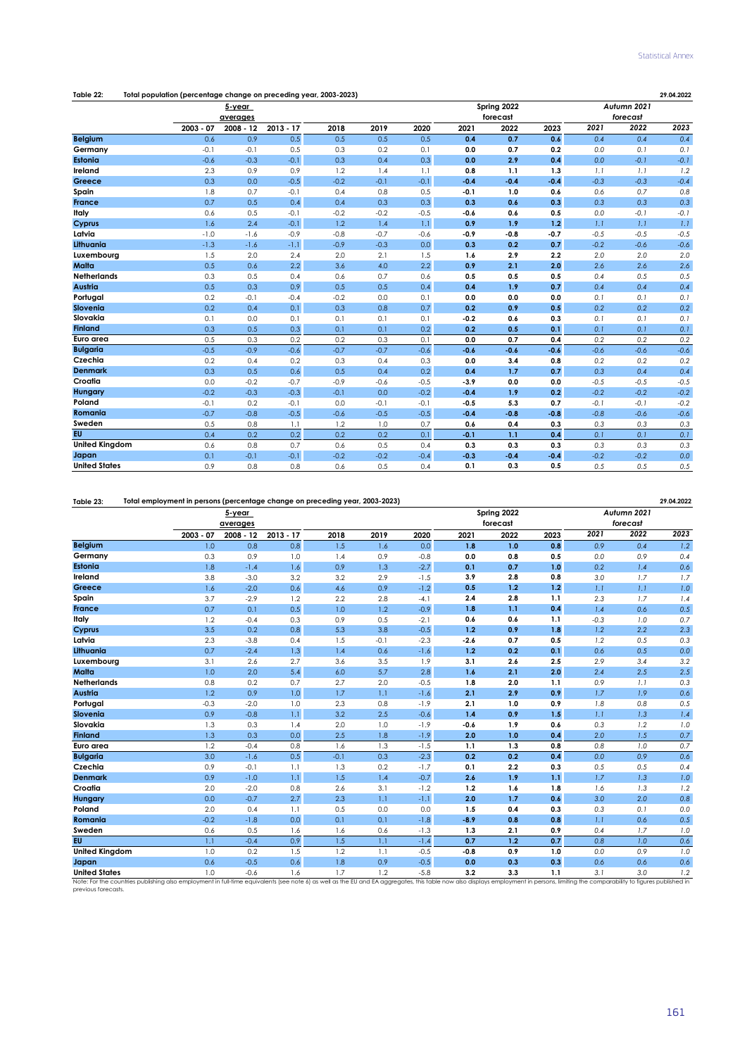**Table 22: Total population (percentage change on preceding year, 2003-2023)** 29.04.2022

| | 5-year averages | | | | | | Spring 2022 forecast | | | Autumn 2021 forecast | | |
|---|---|---|---|---|---|---|---|---|---|---|---|---|
| | 2003 - 07 | 2008 - 12 | 2013 - 17 | 2018 | 2019 | 2020 | 2021 | 2022 | 2023 | 2021 | 2022 | 2023 |
| Belgium | 0.6 | 0.9 | 0.5 | 0.5 | 0.5 | 0.5 | 0.4 | 0.7 | 0.6 | 0.4 | 0.4 | 0.4 |
| Germany | -0.1 | -0.1 | 0.5 | 0.3 | 0.2 | 0.1 | 0.0 | 0.7 | 0.2 | 0.0 | 0.1 | 0.1 |
| Estonia | -0.6 | -0.3 | -0.1 | 0.3 | 0.4 | 0.3 | 0.0 | 2.9 | 0.4 | 0.0 | -0.1 | -0.1 |
| Ireland | 2.3 | 0.9 | 0.9 | 1.2 | 1.4 | 1.1 | 0.8 | 1.1 | 1.3 | 1.1 | 1.1 | 1.2 |
| Greece | 0.3 | 0.0 | -0.5 | -0.2 | -0.1 | -0.1 | -0.4 | -0.4 | -0.4 | -0.3 | -0.3 | -0.4 |
| Spain | 1.8 | 0.7 | -0.1 | 0.4 | 0.8 | 0.5 | -0.1 | 1.0 | 0.6 | 0.6 | 0.7 | 0.8 |
| France | 0.7 | 0.5 | 0.4 | 0.4 | 0.3 | 0.3 | 0.3 | 0.6 | 0.3 | 0.3 | 0.3 | 0.3 |
| Italy | 0.6 | 0.5 | -0.1 | -0.2 | -0.2 | -0.5 | -0.6 | 0.6 | 0.5 | 0.0 | -0.1 | -0.1 |
| Cyprus | 1.6 | 2.4 | -0.1 | 1.2 | 1.4 | 1.1 | 0.9 | 1.9 | 1.2 | 1.1 | 1.1 | 1.1 |
| Latvia | -1.0 | -1.6 | -0.9 | -0.8 | -0.7 | -0.6 | -0.9 | -0.8 | -0.7 | -0.5 | -0.5 | -0.5 |
| Lithuania | -1.3 | -1.6 | -1.1 | -0.9 | -0.3 | 0.0 | 0.3 | 0.2 | 0.7 | -0.2 | -0.6 | -0.6 |
| Luxembourg | 1.5 | 2.0 | 2.4 | 2.0 | 2.1 | 1.5 | 1.6 | 2.9 | 2.2 | 2.0 | 2.0 | 2.0 |
| Malta | 0.5 | 0.6 | 2.2 | 3.6 | 4.0 | 2.2 | 0.9 | 2.1 | 2.0 | 2.6 | 2.6 | 2.6 |
| Netherlands | 0.3 | 0.5 | 0.4 | 0.6 | 0.7 | 0.6 | 0.5 | 0.5 | 0.5 | 0.4 | 0.5 | 0.5 |
| Austria | 0.5 | 0.3 | 0.9 | 0.5 | 0.5 | 0.4 | 0.4 | 1.9 | 0.7 | 0.4 | 0.4 | 0.4 |
| Portugal | 0.2 | -0.1 | -0.4 | -0.2 | 0.0 | 0.1 | 0.0 | 0.0 | 0.0 | 0.1 | 0.1 | 0.1 |
| Slovenia | 0.2 | 0.4 | 0.1 | 0.3 | 0.8 | 0.7 | 0.2 | 0.9 | 0.5 | 0.2 | 0.2 | 0.2 |
| Slovakia | 0.1 | 0.0 | 0.1 | 0.1 | 0.1 | 0.1 | -0.2 | 0.6 | 0.3 | 0.1 | 0.1 | 0.1 |
| Finland | 0.3 | 0.5 | 0.3 | 0.1 | 0.1 | 0.2 | 0.2 | 0.5 | 0.1 | 0.1 | 0.1 | 0.1 |
| Euro area | 0.5 | 0.3 | 0.2 | 0.2 | 0.3 | 0.1 | 0.0 | 0.7 | 0.4 | 0.2 | 0.2 | 0.2 |
| Bulgaria | -0.5 | -0.9 | -0.6 | -0.7 | -0.7 | -0.6 | -0.6 | -0.6 | -0.6 | -0.6 | -0.6 | -0.6 |
| Czechia | 0.2 | 0.4 | 0.2 | 0.3 | 0.4 | 0.3 | 0.0 | 3.4 | 0.8 | 0.2 | 0.2 | 0.2 |
| Denmark | 0.3 | 0.5 | 0.6 | 0.5 | 0.4 | 0.2 | 0.4 | 1.7 | 0.7 | 0.3 | 0.4 | 0.4 |
| Croatia | 0.0 | -0.2 | -0.7 | -0.9 | -0.6 | -0.5 | -3.9 | 0.0 | 0.0 | -0.5 | -0.5 | -0.5 |
| Hungary | -0.2 | -0.3 | -0.3 | -0.1 | 0.0 | -0.2 | -0.4 | 1.9 | 0.2 | -0.2 | -0.2 | -0.2 |
| Poland | -0.1 | 0.2 | -0.1 | 0.0 | -0.1 | -0.1 | -0.5 | 5.3 | 0.7 | -0.1 | -0.1 | -0.2 |
| Romania | -0.7 | -0.8 | -0.5 | -0.6 | -0.5 | -0.5 | -0.4 | -0.8 | -0.8 | -0.8 | -0.6 | -0.6 |
| Sweden | 0.5 | 0.8 | 1.1 | 1.2 | 1.0 | 0.7 | 0.6 | 0.4 | 0.3 | 0.3 | 0.3 | 0.3 |
| EU | 0.4 | 0.2 | 0.2 | 0.2 | 0.2 | 0.1 | -0.1 | 1.1 | 0.4 | 0.1 | 0.1 | 0.1 |
| United Kingdom | 0.6 | 0.8 | 0.7 | 0.6 | 0.5 | 0.4 | 0.3 | 0.3 | 0.3 | 0.3 | 0.3 | 0.3 |
| Japan | 0.1 | -0.1 | -0.1 | -0.2 | -0.2 | -0.4 | -0.3 | -0.4 | -0.4 | -0.2 | -0.2 | 0.0 |
| United States | 0.9 | 0.8 | 0.8 | 0.6 | 0.5 | 0.4 | 0.1 | 0.3 | 0.5 | 0.5 | 0.5 | 0.5 |

**Table 23: Total employment in persons (percentage change on preceding year, 2003-2023)** 29.04.2022

| | 5-year averages | | | | | | Spring 2022 forecast | | | Autumn 2021 forecast | | |
|---|---|---|---|---|---|---|---|---|---|---|---|---|
| | 2003 - 07 | 2008 - 12 | 2013 - 17 | 2018 | 2019 | 2020 | 2021 | 2022 | 2023 | 2021 | 2022 | 2023 |
| Belgium | 1.0 | 0.8 | 0.8 | 1.5 | 1.6 | 0.0 | 1.8 | 1.0 | 0.8 | 0.9 | 0.4 | 1.2 |
| Germany | 0.3 | 0.9 | 1.0 | 1.4 | 0.9 | -0.8 | 0.0 | 0.8 | 0.5 | 0.0 | 0.9 | 0.4 |
| Estonia | 1.8 | -1.4 | 1.6 | 0.9 | 1.3 | -2.7 | 0.1 | 0.7 | 1.0 | 0.2 | 1.4 | 0.6 |
| Ireland | 3.8 | -3.0 | 3.2 | 3.2 | 2.9 | -1.5 | 3.9 | 2.8 | 0.8 | 3.0 | 1.7 | 1.7 |
| Greece | 1.6 | -2.0 | 0.6 | 4.6 | 0.9 | -1.2 | 0.5 | 1.2 | 1.2 | 1.1 | 1.1 | 1.0 |
| Spain | 3.7 | -2.9 | 1.2 | 2.2 | 2.8 | -4.1 | 2.4 | 2.8 | 1.1 | 2.3 | 1.7 | 1.4 |
| France | 0.7 | 0.1 | 0.5 | 1.0 | 1.2 | -0.9 | 1.8 | 1.1 | 0.4 | 1.4 | 0.6 | 0.5 |
| Italy | 1.2 | -0.4 | 0.3 | 0.9 | 0.5 | -2.1 | 0.6 | 0.6 | 1.1 | -0.3 | 1.0 | 0.7 |
| Cyprus | 3.5 | 0.2 | 0.8 | 5.3 | 3.8 | -0.5 | 1.2 | 0.9 | 1.8 | 1.2 | 2.2 | 2.3 |
| Latvia | 2.3 | -3.8 | 0.4 | 1.5 | -0.1 | -2.3 | -2.6 | 0.7 | 0.5 | 1.2 | 0.5 | 0.3 |
| Lithuania | 0.7 | -2.4 | 1.3 | 1.4 | 0.6 | -1.6 | 1.2 | 0.2 | 0.1 | 0.6 | 0.5 | 0.0 |
| Luxembourg | 3.1 | 2.6 | 2.7 | 3.6 | 3.5 | 1.9 | 3.1 | 2.6 | 2.5 | 2.9 | 3.4 | 3.2 |
| Malta | 1.0 | 2.0 | 5.4 | 6.0 | 5.7 | 2.8 | 1.6 | 2.1 | 2.0 | 2.4 | 2.5 | 2.5 |
| Netherlands | 0.8 | 0.2 | 0.7 | 2.7 | 2.0 | -0.5 | 1.8 | 2.0 | 1.1 | 0.9 | 1.1 | 0.3 |
| Austria | 1.2 | 0.9 | 1.0 | 1.7 | 1.1 | -1.6 | 2.1 | 2.9 | 0.9 | 1.7 | 1.9 | 0.6 |
| Portugal | -0.3 | -2.0 | 1.0 | 2.3 | 0.8 | -1.9 | 2.1 | 1.0 | 0.9 | 1.8 | 0.8 | 0.5 |
| Slovenia | 0.9 | -0.8 | 1.1 | 3.2 | 2.5 | -0.6 | 1.4 | 0.9 | 1.5 | 1.1 | 1.3 | 1.4 |
| Slovakia | 1.3 | 0.3 | 1.4 | 2.0 | 1.0 | -1.9 | -0.6 | 1.9 | 0.6 | 0.3 | 1.2 | 1.0 |
| Finland | 1.3 | 0.3 | 0.0 | 2.5 | 1.8 | -1.9 | 2.0 | 1.0 | 0.4 | 2.0 | 1.5 | 0.7 |
| Euro area | 1.2 | -0.4 | 0.8 | 1.6 | 1.3 | -1.5 | 1.1 | 1.3 | 0.8 | 0.8 | 1.0 | 0.7 |
| Bulgaria | 3.0 | -1.6 | 0.5 | -0.1 | 0.3 | -2.3 | 0.2 | 0.2 | 0.4 | 0.0 | 0.9 | 0.6 |
| Czechia | 0.9 | -0.1 | 1.1 | 1.3 | 0.2 | -1.7 | 0.1 | 2.2 | 0.3 | 0.5 | 0.5 | 0.4 |
| Denmark | 0.9 | -1.0 | 1.1 | 1.5 | 1.4 | -0.7 | 2.6 | 1.9 | 1.1 | 1.7 | 1.3 | 1.0 |
| Croatia | 2.0 | -2.0 | 0.8 | 2.6 | 3.1 | -1.2 | 1.2 | 1.6 | 1.8 | 1.6 | 1.3 | 1.2 |
| Hungary | 0.0 | -0.7 | 2.7 | 2.3 | 1.1 | -1.1 | 2.0 | 1.7 | 0.6 | 3.0 | 2.0 | 0.8 |
| Poland | 2.0 | 0.4 | 1.1 | 0.5 | 0.0 | 0.0 | 1.5 | 0.4 | 0.3 | 0.3 | 0.1 | 0.0 |
| Romania | -0.2 | -1.8 | 0.0 | 0.1 | 0.1 | -1.8 | -8.9 | 0.8 | 0.8 | 1.1 | 0.6 | 0.5 |
| Sweden | 0.6 | 0.5 | 1.6 | 1.6 | 0.6 | -1.3 | 1.3 | 2.1 | 0.9 | 0.4 | 1.7 | 1.0 |
| EU | 1.1 | -0.4 | 0.9 | 1.5 | 1.1 | -1.4 | 0.7 | 1.2 | 0.7 | 0.8 | 1.0 | 0.6 |
| United Kingdom | 1.0 | 0.2 | 1.5 | 1.2 | 1.1 | -0.5 | -0.8 | 0.9 | 1.0 | 0.0 | 0.9 | 1.0 |
| Japan | 0.6 | -0.5 | 0.6 | 1.8 | 0.9 | -0.5 | 0.0 | 0.3 | 0.3 | 0.6 | 0.6 | 0.6 |
| United States | 1.0 | -0.6 | 1.6 | 1.7 | 1.2 | -5.8 | 3.2 | 3.3 | 1.1 | 3.1 | 3.0 | 1.2 |

Note: For the countries publishing also employment in full-time equivalents (see note 6) as well as the EU and EA aggregates, this table now also displays employment in persons, limiting the comparability to figures published in previous forecasts.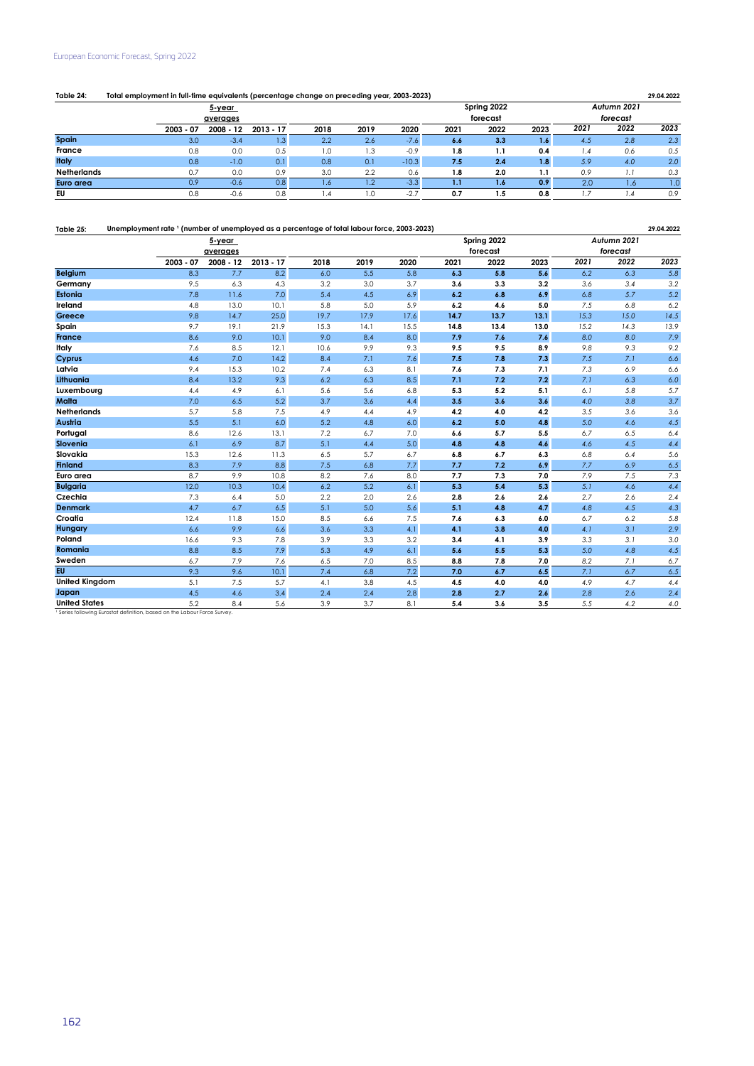**Table 24: Total employment in full-time equivalents (percentage change on preceding year, 2003-2023)** 29.04.2022

| | 5-year averages | | | | | | Spring 2022 forecast | | | Autumn 2021 forecast | | |
|---|---|---|---|---|---|---|---|---|---|---|---|---|
| | 2003 - 07 | 2008 - 12 | 2013 - 17 | 2018 | 2019 | 2020 | 2021 | 2022 | 2023 | *2021* | *2022* | *2023* |
| **Spain** | 3.0 | -3.4 | 1.3 | 2.2 | 2.6 | -7.6 | **6.6** | **3.3** | **1.6** | *4.5* | *2.8* | *2.3* |
| **France** | 0.8 | 0.0 | 0.5 | 1.0 | 1.3 | -0.9 | **1.8** | **1.1** | **0.4** | *1.4* | *0.6* | *0.5* |
| **Italy** | 0.8 | -1.0 | 0.1 | 0.8 | 0.1 | -10.3 | **7.5** | **2.4** | **1.8** | *5.9* | *4.0* | *2.0* |
| **Netherlands** | 0.7 | 0.0 | 0.9 | 3.0 | 2.2 | 0.6 | **1.8** | **2.0** | **1.1** | *0.9* | *1.1* | *0.3* |
| **Euro area** | 0.9 | -0.6 | 0.8 | 1.6 | 1.2 | -3.3 | **1.1** | **1.6** | **0.9** | *2.0* | *1.6* | *1.0* |
| **EU** | 0.8 | -0.6 | 0.8 | 1.4 | 1.0 | -2.7 | **0.7** | **1.5** | **0.8** | *1.7* | *1.4* | *0.9* |

**Table 25: Unemployment rate [1] (number of unemployed as a percentage of total labour force, 2003-2023)** 29.04.2022

| | 5-year averages | | | | | | Spring 2022 forecast | | | Autumn 2021 forecast | | |
|---|---|---|---|---|---|---|---|---|---|---|---|---|
| | 2003 - 07 | 2008 - 12 | 2013 - 17 | 2018 | 2019 | 2020 | 2021 | 2022 | 2023 | *2021* | *2022* | *2023* |
| **Belgium** | 8.3 | 7.7 | 8.2 | 6.0 | 5.5 | 5.8 | **6.3** | **5.8** | **5.6** | *6.2* | *6.3* | *5.8* |
| **Germany** | 9.5 | 6.3 | 4.3 | 3.2 | 3.0 | 3.7 | **3.6** | **3.3** | **3.2** | *3.6* | *3.4* | *3.2* |
| **Estonia** | 7.8 | 11.6 | 7.0 | 5.4 | 4.5 | 6.9 | **6.2** | **6.8** | **6.9** | *6.8* | *5.7* | *5.2* |
| **Ireland** | 4.8 | 13.0 | 10.1 | 5.8 | 5.0 | 5.9 | **6.2** | **4.6** | **5.0** | *7.5* | *6.8* | *6.2* |
| **Greece** | 9.8 | 14.7 | 25.0 | 19.7 | 17.9 | 17.6 | **14.7** | **13.7** | **13.1** | *15.3* | *15.0* | *14.5* |
| **Spain** | 9.7 | 19.1 | 21.9 | 15.3 | 14.1 | 15.5 | **14.8** | **13.4** | **13.0** | *15.2* | *14.3* | *13.9* |
| **France** | 8.6 | 9.0 | 10.1 | 9.0 | 8.4 | 8.0 | **7.9** | **7.6** | **7.6** | *8.0* | *8.0* | *7.9* |
| **Italy** | 7.6 | 8.5 | 12.1 | 10.6 | 9.9 | 9.3 | **9.5** | **9.5** | **8.9** | *9.8* | *9.3* | *9.2* |
| **Cyprus** | 4.6 | 7.0 | 14.2 | 8.4 | 7.1 | 7.6 | **7.5** | **7.8** | **7.3** | *7.5* | *7.1* | *6.6* |
| **Latvia** | 9.4 | 15.3 | 10.2 | 7.4 | 6.3 | 8.1 | **7.6** | **7.3** | **7.1** | *7.3* | *6.9* | *6.6* |
| **Lithuania** | 8.4 | 13.2 | 9.3 | 6.2 | 6.3 | 8.5 | **7.1** | **7.2** | **7.2** | *7.1* | *6.3* | *6.0* |
| **Luxembourg** | 4.4 | 4.9 | 6.1 | 5.6 | 5.6 | 6.8 | **5.3** | **5.2** | **5.1** | *6.1* | *5.8* | *5.7* |
| **Malta** | 7.0 | 6.5 | 5.2 | 3.7 | 3.6 | 4.4 | **3.5** | **3.6** | **3.6** | *4.0* | *3.8* | *3.7* |
| **Netherlands** | 5.7 | 5.8 | 7.5 | 4.9 | 4.4 | 4.9 | **4.2** | **4.0** | **4.2** | *3.5* | *3.6* | *3.6* |
| **Austria** | 5.5 | 5.1 | 6.0 | 5.2 | 4.8 | 6.0 | **6.2** | **5.0** | **4.8** | *5.0* | *4.6* | *4.5* |
| **Portugal** | 8.6 | 12.6 | 13.1 | 7.2 | 6.7 | 7.0 | **6.6** | **5.7** | **5.5** | *6.7* | *6.5* | *6.4* |
| **Slovenia** | 6.1 | 6.9 | 8.7 | 5.1 | 4.4 | 5.0 | **4.8** | **4.8** | **4.6** | *4.6* | *4.5* | *4.4* |
| **Slovakia** | 15.3 | 12.6 | 11.3 | 6.5 | 5.7 | 6.7 | **6.8** | **6.7** | **6.3** | *6.8* | *6.4* | *5.6* |
| **Finland** | 8.3 | 7.9 | 8.8 | 7.5 | 6.8 | 7.7 | **7.7** | **7.2** | **6.9** | *7.7* | *6.9* | *6.5* |
| **Euro area** | 8.7 | 9.9 | 10.8 | 8.2 | 7.6 | 8.0 | **7.7** | **7.3** | **7.0** | *7.9* | *7.5* | *7.3* |
| **Bulgaria** | 12.0 | 10.3 | 10.4 | 6.2 | 5.2 | 6.1 | **5.3** | **5.4** | **5.3** | *5.1* | *4.6* | *4.4* |
| **Czechia** | 7.3 | 6.4 | 5.0 | 2.2 | 2.0 | 2.6 | **2.8** | **2.6** | **2.6** | *2.7* | *2.6* | *2.4* |
| **Denmark** | 4.7 | 6.7 | 6.5 | 5.1 | 5.0 | 5.6 | **5.1** | **4.8** | **4.7** | *4.8* | *4.5* | *4.3* |
| **Croatia** | 12.4 | 11.8 | 15.0 | 8.5 | 6.6 | 7.5 | **7.6** | **6.3** | **6.0** | *6.7* | *6.2* | *5.8* |
| **Hungary** | 6.6 | 9.9 | 6.6 | 3.6 | 3.3 | 4.1 | **4.1** | **3.8** | **4.0** | *4.1* | *3.1* | *2.9* |
| **Poland** | 16.6 | 9.3 | 7.8 | 3.9 | 3.3 | 3.2 | **3.4** | **4.1** | **3.9** | *3.3* | *3.1* | *3.0* |
| **Romania** | 8.8 | 8.5 | 7.9 | 5.3 | 4.9 | 6.1 | **5.6** | **5.5** | **5.3** | *5.0* | *4.8* | *4.5* |
| **Sweden** | 6.7 | 7.9 | 7.6 | 6.5 | 7.0 | 8.5 | **8.8** | **7.8** | **7.0** | *8.2* | *7.1* | *6.7* |
| **EU** | 9.3 | 9.6 | 10.1 | 7.4 | 6.8 | 7.2 | **7.0** | **6.7** | **6.5** | *7.1* | *6.7* | *6.5* |
| **United Kingdom** | 5.1 | 7.5 | 5.7 | 4.1 | 3.8 | 4.5 | **4.5** | **4.0** | **4.0** | *4.9* | *4.7* | *4.4* |
| **Japan** | 4.5 | 4.6 | 3.4 | 2.4 | 2.4 | 2.8 | **2.8** | **2.7** | **2.6** | *2.8* | *2.6* | *2.4* |
| **United States** | 5.2 | 8.4 | 5.6 | 3.9 | 3.7 | 8.1 | **5.4** | **3.6** | **3.5** | *5.5* | *4.2* | *4.0* |

[1] Series following Eurostat definition, based on the Labour Force Survey.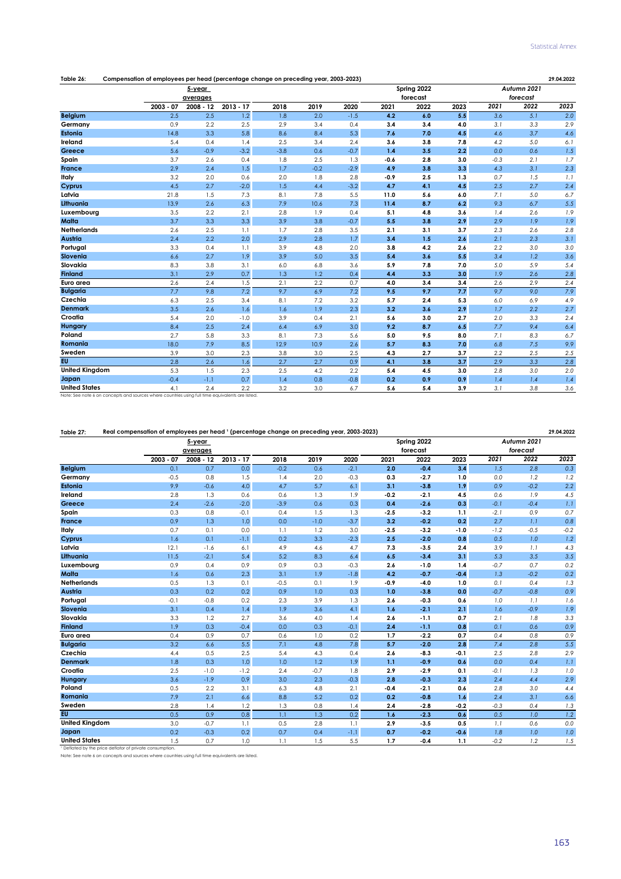**Table 26: Compensation of employees per head (percentage change on preceding year, 2003-2023)** 29.04.2022

| | 5-year averages | | | | | | Spring 2022 forecast | | | Autumn 2021 forecast | | |
|---|---|---|---|---|---|---|---|---|---|---|---|---|
| | 2003 - 07 | 2008 - 12 | 2013 - 17 | 2018 | 2019 | 2020 | 2021 | 2022 | 2023 | 2021 | 2022 | 2023 |
| **Belgium** | 2.5 | 2.5 | 1.2 | 1.8 | 2.0 | -1.5 | **4.2** | **6.0** | **5.5** | *3.6* | *5.1* | *2.0* |
| **Germany** | 0.9 | 2.2 | 2.5 | 2.9 | 3.4 | 0.4 | **3.4** | **3.4** | **4.0** | *3.1* | *3.3* | *2.9* |
| **Estonia** | 14.8 | 3.3 | 5.8 | 8.6 | 8.4 | 5.3 | **7.6** | **7.0** | **4.5** | *4.6* | *3.7* | *4.6* |
| **Ireland** | 5.4 | 0.4 | 1.4 | 2.5 | 3.4 | 2.4 | **3.6** | **3.8** | **7.8** | *4.2* | *5.0* | *6.1* |
| **Greece** | 5.6 | -0.9 | -3.2 | -3.8 | 0.6 | -0.7 | **1.4** | **3.5** | **2.2** | *0.0* | *0.6* | *1.5* |
| **Spain** | 3.7 | 2.6 | 0.4 | 1.8 | 2.5 | 1.3 | **-0.6** | **2.8** | **3.0** | *-0.3* | *2.1* | *1.7* |
| **France** | 2.9 | 2.4 | 1.5 | 1.7 | -0.2 | -2.9 | **4.9** | **3.8** | **3.3** | *4.3* | *3.1* | *2.3* |
| **Italy** | 3.2 | 2.0 | 0.6 | 2.0 | 1.8 | 2.8 | **-0.9** | **2.5** | **1.3** | *0.7* | *1.5* | *1.1* |
| **Cyprus** | 4.5 | 2.7 | -2.0 | 1.5 | 4.4 | -3.2 | **4.7** | **4.1** | **4.5** | *2.5* | *2.7* | *2.4* |
| **Latvia** | 21.8 | 1.5 | 7.3 | 8.1 | 7.8 | 5.5 | **11.0** | **5.6** | **6.0** | *7.1* | *5.0* | *6.7* |
| **Lithuania** | 13.9 | 2.6 | 6.3 | 7.9 | 10.6 | 7.3 | **11.4** | **8.7** | **6.2** | *9.3* | *6.7* | *5.5* |
| **Luxembourg** | 3.5 | 2.2 | 2.1 | 2.8 | 1.9 | 0.4 | **5.1** | **4.8** | **3.6** | *1.4* | *2.6* | *1.9* |
| **Malta** | 3.7 | 3.3 | 3.3 | 3.9 | 3.8 | -0.7 | **5.5** | **3.8** | **2.9** | *2.9* | *1.9* | *1.9* |
| **Netherlands** | 2.6 | 2.5 | 1.1 | 1.7 | 2.8 | 3.5 | **2.1** | **3.1** | **3.7** | *2.3* | *2.6* | *2.8* |
| **Austria** | 2.4 | 2.2 | 2.0 | 2.9 | 2.8 | 1.7 | **3.4** | **1.5** | **2.6** | *2.1* | *2.3* | *3.1* |
| **Portugal** | 3.3 | 0.4 | 1.1 | 3.9 | 4.8 | 2.0 | **3.8** | **4.2** | **2.6** | *2.2* | *3.0* | *3.0* |
| **Slovenia** | 6.6 | 2.7 | 1.9 | 3.9 | 5.0 | 3.5 | **5.4** | **3.6** | **5.5** | *3.4* | *1.2* | *3.6* |
| **Slovakia** | 8.3 | 3.8 | 3.1 | 6.0 | 6.8 | 3.6 | **5.9** | **7.8** | **7.0** | *5.0* | *5.9* | *5.4* |
| **Finland** | 3.1 | 2.9 | 0.7 | 1.3 | 1.2 | 0.4 | **4.4** | **3.3** | **3.0** | *1.9* | *2.6* | *2.8* |
| **Euro area** | 2.6 | 2.4 | 1.5 | 2.1 | 2.2 | 0.7 | **4.0** | **3.4** | **3.4** | *2.6* | *2.9* | *2.4* |
| **Bulgaria** | 7.7 | 9.8 | 7.2 | 9.7 | 6.9 | 7.2 | **9.5** | **9.7** | **7.7** | *9.7* | *9.0* | *7.9* |
| **Czechia** | 6.3 | 2.5 | 3.4 | 8.1 | 7.2 | 3.2 | **5.7** | **2.4** | **5.3** | *6.0* | *6.9* | *4.9* |
| **Denmark** | 3.5 | 2.6 | 1.6 | 1.6 | 1.9 | 2.3 | **3.2** | **3.6** | **2.9** | *1.7* | *2.2* | *2.7* |
| **Croatia** | 5.4 | 2.0 | -1.0 | 3.9 | 0.4 | 2.1 | **5.6** | **3.0** | **2.7** | *2.0* | *3.3* | *2.4* |
| **Hungary** | 8.4 | 2.5 | 2.4 | 6.4 | 6.9 | 3.0 | **9.2** | **8.7** | **6.5** | *7.7* | *9.4* | *6.4* |
| **Poland** | 2.7 | 5.8 | 3.3 | 8.1 | 7.3 | 5.6 | **5.0** | **9.5** | **8.0** | *7.1* | *8.3* | *6.7* |
| **Romania** | 18.0 | 7.9 | 8.5 | 12.9 | 10.9 | 2.6 | **5.7** | **8.3** | **7.0** | *6.8* | *7.5* | *9.9* |
| **Sweden** | 3.9 | 3.0 | 2.3 | 3.8 | 3.0 | 2.5 | **4.3** | **2.7** | **3.7** | *2.2* | *2.5* | *2.5* |
| **EU** | 2.8 | 2.6 | 1.6 | 2.7 | 2.7 | 0.9 | **4.1** | **3.8** | **3.7** | *2.9* | *3.3* | *2.8* |
| **United Kingdom** | 5.3 | 1.5 | 2.3 | 2.5 | 4.2 | 2.2 | **5.4** | **4.5** | **3.0** | *2.8* | *3.0* | *2.0* |
| **Japan** | -0.4 | -1.1 | 0.7 | 1.4 | 0.8 | -0.8 | **0.2** | **0.9** | **0.9** | *1.4* | *1.4* | *1.4* |
| **United States** | 4.1 | 2.4 | 2.2 | 3.2 | 3.0 | 6.7 | **5.6** | **5.4** | **3.9** | *3.1* | *3.8* | *3.6* |

Note: See note 6 on concepts and sources where countries using full time equivalents are listed.

**Table 27: Real compensation of employees per head [1] (percentage change on preceding year, 2003-2023)** 29.04.2022

| | 5-year averages | | | | | | Spring 2022 forecast | | | Autumn 2021 forecast | | |
|---|---|---|---|---|---|---|---|---|---|---|---|---|
| | 2003 - 07 | 2008 - 12 | 2013 - 17 | 2018 | 2019 | 2020 | 2021 | 2022 | 2023 | 2021 | 2022 | 2023 |
| **Belgium** | 0.1 | 0.7 | 0.0 | -0.2 | 0.6 | -2.1 | **2.0** | **-0.4** | **3.4** | *1.5* | *2.8* | *0.3* |
| **Germany** | -0.5 | 0.8 | 1.5 | 1.4 | 2.0 | -0.3 | **0.3** | **-2.7** | **1.0** | *0.0* | *1.2* | *1.2* |
| **Estonia** | 9.9 | -0.6 | 4.0 | 4.7 | 5.7 | 6.1 | **3.1** | **-3.8** | **1.9** | *0.9* | *-0.2* | *2.2* |
| **Ireland** | 2.8 | 1.3 | 0.6 | 0.6 | 1.3 | 1.9 | **-0.2** | **-2.1** | **4.5** | *0.6* | *1.9* | *4.5* |
| **Greece** | 2.4 | -2.6 | -2.0 | -3.9 | 0.6 | 0.3 | **0.4** | **-2.6** | **0.3** | *-0.1* | *-0.4* | *1.1* |
| **Spain** | 0.3 | 0.8 | -0.1 | 0.4 | 1.5 | 1.3 | **-2.5** | **-3.2** | **1.1** | *-2.1* | *0.9* | *0.7* |
| **France** | 0.9 | 1.3 | 1.0 | 0.0 | -1.0 | -3.7 | **3.2** | **-0.2** | **0.2** | *2.7* | *1.1* | *0.8* |
| **Italy** | 0.7 | 0.1 | 0.0 | 1.1 | 1.2 | 3.0 | **-2.5** | **-3.2** | **-1.0** | *-1.2* | *-0.5* | *-0.2* |
| **Cyprus** | 1.6 | 0.1 | -1.1 | 0.2 | 3.3 | -2.3 | **2.5** | **-2.0** | **0.8** | *0.5* | *1.0* | *1.2* |
| **Latvia** | 12.1 | -1.6 | 6.1 | 4.9 | 4.6 | 4.7 | **7.3** | **-3.5** | **2.4** | *3.9* | *1.1* | *4.3* |
| **Lithuania** | 11.5 | -2.1 | 5.4 | 5.2 | 8.3 | 6.4 | **6.5** | **-3.4** | **3.1** | *5.3* | *3.5* | *3.5* |
| **Luxembourg** | 0.9 | 0.4 | 0.9 | 0.9 | 0.3 | -0.3 | **2.6** | **-1.0** | **1.4** | *-0.7* | *0.7* | *0.2* |
| **Malta** | 1.6 | 0.6 | 2.3 | 3.1 | 1.9 | -1.8 | **4.2** | **-0.7** | **-0.4** | *1.3* | *-0.2* | *0.2* |
| **Netherlands** | 0.5 | 1.3 | 0.1 | -0.5 | 0.1 | 1.9 | **-0.9** | **-4.0** | **1.0** | *0.1* | *0.4* | *1.3* |
| **Austria** | 0.3 | 0.2 | 0.2 | 0.9 | 1.0 | 0.3 | **1.0** | **-3.8** | **0.0** | *-0.7* | *-0.8* | *0.9* |
| **Portugal** | -0.1 | -0.8 | 0.2 | 2.3 | 3.9 | 1.3 | **2.6** | **-0.3** | **0.6** | *1.0* | *1.1* | *1.6* |
| **Slovenia** | 3.1 | 0.4 | 1.4 | 1.9 | 3.6 | 4.1 | **1.6** | **-2.1** | **2.1** | *1.6* | *-0.9* | *1.9* |
| **Slovakia** | 3.3 | 1.2 | 2.7 | 3.6 | 4.0 | 1.4 | **2.6** | **-1.1** | **0.7** | *2.1* | *1.8* | *3.3* |
| **Finland** | 1.9 | 0.3 | -0.4 | 0.0 | 0.3 | -0.1 | **2.4** | **-1.1** | **0.8** | *0.1* | *0.6* | *0.9* |
| **Euro area** | 0.4 | 0.9 | 0.7 | 0.6 | 1.0 | 0.2 | **1.7** | **-2.2** | **0.7** | *0.4* | *0.8* | *0.9* |
| **Bulgaria** | 3.2 | 6.6 | 5.5 | 7.1 | 4.8 | 7.8 | **5.7** | **-2.0** | **2.8** | *7.4* | *2.8* | *5.5* |
| **Czechia** | 4.4 | 0.5 | 2.5 | 5.4 | 4.3 | 0.4 | **2.6** | **-8.3** | **-0.1** | *2.5* | *2.8* | *2.9* |
| **Denmark** | 1.8 | 0.3 | 1.0 | 1.0 | 1.2 | 1.9 | **1.1** | **-0.9** | **0.6** | *0.0* | *0.4* | *1.1* |
| **Croatia** | 2.5 | -1.0 | -1.2 | 2.4 | -0.7 | 1.8 | **2.9** | **-2.9** | **0.1** | *-0.1* | *1.3* | *1.0* |
| **Hungary** | 3.6 | -1.9 | 0.9 | 3.0 | 2.3 | -0.3 | **2.8** | **-0.3** | **2.3** | *2.4* | *4.4* | *2.9* |
| **Poland** | 0.5 | 2.2 | 3.1 | 6.3 | 4.8 | 2.1 | **-0.4** | **-2.1** | **0.6** | *2.8* | *3.0* | *4.4* |
| **Romania** | 7.9 | 2.1 | 6.6 | 8.8 | 5.2 | 0.2 | **0.2** | **-0.8** | **1.6** | *2.4* | *3.1* | *6.6* |
| **Sweden** | 2.8 | 1.4 | 1.2 | 1.3 | 0.8 | 1.4 | **2.4** | **-2.8** | **-0.2** | *-0.3* | *0.4* | *1.3* |
| **EU** | 0.5 | 0.9 | 0.8 | 1.1 | 1.3 | 0.2 | **1.6** | **-2.3** | **0.6** | *0.5* | *1.0* | *1.2* |
| **United Kingdom** | 3.0 | -0.7 | 1.1 | 0.5 | 2.8 | 1.1 | **2.9** | **-3.5** | **0.5** | *1.1* | *0.6* | *0.0* |
| **Japan** | 0.2 | -0.3 | 0.2 | 0.7 | 0.4 | -1.1 | **0.7** | **-0.2** | **-0.6** | *1.8* | *1.0* | *1.0* |
| **United States** | 1.5 | 0.7 | 1.0 | 1.1 | 1.5 | 5.5 | **1.7** | **-0.4** | **1.1** | *-0.2* | *1.2* | *1.5* |

[1] Deflated by the price deflator of private consumption.

Note: See note 6 on concepts and sources where countries using full time equivalents are listed.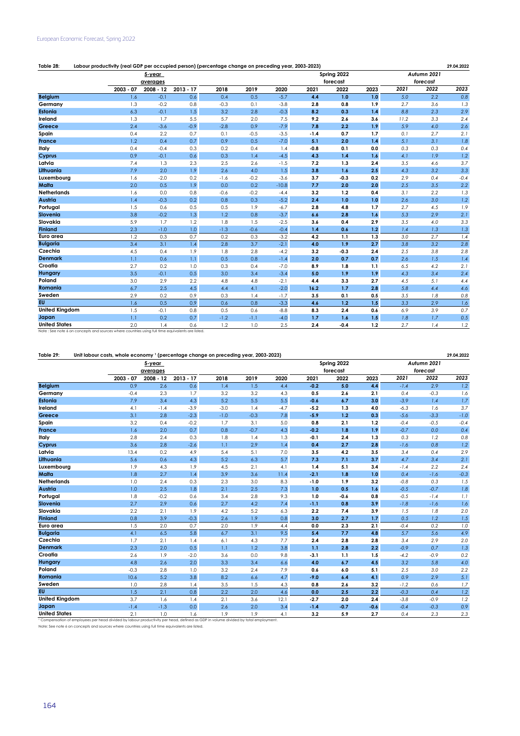**Table 28: Labour productivity (real GDP per occupied person) (percentage change on preceding year, 2003-2023)** 29.04.2022

| | 5-year averages | | | | | | Spring 2022 forecast | | | Autumn 2021 forecast | | |
|---|---|---|---|---|---|---|---|---|---|---|---|---|
| | 2003 - 07 | 2008 - 12 | 2013 - 17 | 2018 | 2019 | 2020 | 2021 | 2022 | 2023 | 2021 | 2022 | 2023 |
| **Belgium** | 1.6 | -0.1 | 0.6 | 0.4 | 0.5 | -5.7 | **4.4** | **1.0** | **1.0** | *5.0* | *2.2* | *0.8* |
| **Germany** | 1.3 | -0.2 | 0.8 | -0.3 | 0.1 | -3.8 | **2.8** | **0.8** | **1.9** | *2.7* | *3.6* | *1.3* |
| **Estonia** | 6.3 | -0.1 | 1.5 | 3.2 | 2.8 | -0.3 | **8.2** | **0.3** | **1.4** | *8.8* | *2.3* | *2.9* |
| **Ireland** | 1.3 | 1.7 | 5.5 | 5.7 | 2.0 | 7.5 | **9.2** | **2.6** | **3.6** | *11.2* | *3.3* | *2.4* |
| **Greece** | 2.4 | -3.6 | -0.9 | -2.8 | 0.9 | -7.9 | **7.8** | **2.2** | **1.9** | *5.9* | *4.0* | *2.6* |
| **Spain** | 0.4 | 2.2 | 0.7 | 0.1 | -0.5 | -3.5 | **-1.4** | **0.7** | **1.7** | *0.1* | *2.7* | *2.1* |
| **France** | 1.2 | 0.4 | 0.7 | 0.9 | 0.5 | -7.0 | **5.1** | **2.0** | **1.4** | *5.1* | *3.1* | *1.8* |
| **Italy** | 0.4 | -0.4 | 0.3 | 0.2 | 0.4 | 1.4 | **-0.8** | **0.1** | **0.0** | *0.3* | *0.3* | *0.4* |
| **Cyprus** | 0.9 | -0.1 | 0.6 | 0.3 | 1.4 | -4.5 | **4.3** | **1.4** | **1.6** | *4.1* | *1.9* | *1.2* |
| **Latvia** | 7.4 | 1.3 | 2.3 | 2.5 | 2.6 | -1.5 | **7.2** | **1.3** | **2.4** | *3.5* | *4.6* | *3.7* |
| **Lithuania** | 7.9 | 2.0 | 1.9 | 2.6 | 4.0 | 1.5 | **3.8** | **1.6** | **2.5** | *4.3* | *3.2* | *3.3* |
| **Luxembourg** | 1.6 | -2.0 | 0.2 | -1.6 | -0.2 | -3.6 | **3.7** | **-0.3** | **0.2** | *2.9* | *0.4* | *-0.4* |
| **Malta** | 2.0 | 0.5 | 1.9 | 0.0 | 0.2 | -10.8 | **7.7** | **2.0** | **2.0** | *2.5* | *3.5* | *2.2* |
| **Netherlands** | 1.6 | 0.0 | 0.8 | -0.6 | -0.2 | -4.4 | **3.2** | **1.2** | **0.4** | *3.1* | *2.2* | *1.3* |
| **Austria** | 1.4 | -0.3 | 0.2 | 0.8 | 0.3 | -5.2 | **2.4** | **1.0** | **1.0** | *2.6* | *3.0* | *1.2* |
| **Portugal** | 1.5 | 0.6 | 0.5 | 0.5 | 1.9 | -6.7 | **2.8** | **4.8** | **1.7** | *2.7* | *4.5* | *1.9* |
| **Slovenia** | 3.8 | -0.2 | 1.3 | 1.2 | 0.8 | -3.7 | **6.6** | **2.8** | **1.6** | *5.3* | *2.9* | *2.1* |
| **Slovakia** | 5.9 | 1.7 | 1.2 | 1.8 | 1.5 | -2.5 | **3.6** | **0.4** | **2.9** | *3.5* | *4.0* | *3.3* |
| **Finland** | 2.3 | -1.0 | 1.0 | -1.3 | -0.6 | -0.4 | **1.4** | **0.6** | **1.2** | *1.4* | *1.3* | *1.3* |
| **Euro area** | 1.2 | 0.3 | 0.7 | 0.2 | 0.3 | -3.2 | **4.2** | **1.1** | **1.3** | *3.0* | *2.7* | *1.4* |
| **Bulgaria** | 3.4 | 3.1 | 1.4 | 2.8 | 3.7 | -2.1 | **4.0** | **1.9** | **2.7** | *3.8* | *3.2* | *2.8* |
| **Czechia** | 4.5 | 0.4 | 1.9 | 1.8 | 2.8 | -4.2 | **3.2** | **-0.3** | **2.4** | *2.5* | *3.8* | *2.8* |
| **Denmark** | 1.1 | 0.6 | 1.1 | 0.5 | 0.8 | -1.4 | **2.0** | **0.7** | **0.7** | *2.6* | *1.5* | *1.4* |
| **Croatia** | 2.7 | 0.2 | 1.0 | 0.3 | 0.4 | -7.0 | **8.9** | **1.8** | **1.1** | *6.5* | *4.2* | *2.1* |
| **Hungary** | 3.5 | -0.1 | 0.5 | 3.0 | 3.4 | -3.4 | **5.0** | **1.9** | **1.9** | *4.3* | *3.4* | *2.4* |
| **Poland** | 3.0 | 2.9 | 2.2 | 4.8 | 4.8 | -2.1 | **4.4** | **3.3** | **2.7** | *4.5* | *5.1* | *4.4* |
| **Romania** | 6.7 | 2.5 | 4.5 | 4.4 | 4.1 | -2.0 | **16.2** | **1.7** | **2.8** | *5.8* | *4.4* | *4.6* |
| **Sweden** | 2.9 | 0.2 | 0.9 | 0.3 | 1.4 | -1.7 | **3.5** | **0.1** | **0.5** | *3.5* | *1.8* | *0.8* |
| **EU** | 1.6 | 0.5 | 0.9 | 0.6 | 0.8 | -3.3 | **4.6** | **1.2** | **1.5** | *3.3* | *2.9* | *1.6* |
| **United Kingdom** | 1.5 | -0.1 | 0.8 | 0.5 | 0.6 | -8.8 | **8.3** | **2.4** | **0.6** | *6.9* | *3.9* | *0.7* |
| **Japan** | 1.1 | 0.2 | 0.7 | -1.2 | -1.1 | -4.0 | **1.7** | **1.6** | **1.5** | *1.8* | *1.7* | *0.5* |
| **United States** | 2.0 | 1.4 | 0.6 | 1.2 | 1.0 | 2.5 | **2.4** | **-0.4** | **1.2** | *2.7* | *1.4* | *1.2* |

Note : See note 6 on concepts and sources where countries using full time equivalents are listed.

**Table 29: Unit labour costs, whole economy [1] (percentage change on preceding year, 2003-2023)** 29.04.2022

| | 5-year averages | | | | | | Spring 2022 forecast | | | Autumn 2021 forecast | | |
|---|---|---|---|---|---|---|---|---|---|---|---|---|
| | 2003 - 07 | 2008 - 12 | 2013 - 17 | 2018 | 2019 | 2020 | 2021 | 2022 | 2023 | 2021 | 2022 | 2023 |
| **Belgium** | 0.9 | 2.6 | 0.6 | 1.4 | 1.5 | 4.4 | **-0.2** | **5.0** | **4.4** | *-1.4* | *2.9* | *1.2* |
| **Germany** | -0.4 | 2.3 | 1.7 | 3.2 | 3.2 | 4.3 | **0.5** | **2.6** | **2.1** | *0.4* | *-0.3* | *1.6* |
| **Estonia** | 7.9 | 3.4 | 4.3 | 5.2 | 5.5 | 5.5 | **-0.6** | **6.7** | **3.0** | *-3.9* | *1.4* | *1.7* |
| **Ireland** | 4.1 | -1.4 | -3.9 | -3.0 | 1.4 | -4.7 | **-5.2** | **1.3** | **4.0** | *-6.3* | *1.6* | *3.7* |
| **Greece** | 3.1 | 2.8 | -2.3 | -1.0 | -0.3 | 7.8 | **-5.9** | **1.2** | **0.3** | *-5.6* | *-3.3* | *-1.0* |
| **Spain** | 3.2 | 0.4 | -0.2 | 1.7 | 3.1 | 5.0 | **0.8** | **2.1** | **1.2** | *-0.4* | *-0.5* | *-0.4* |
| **France** | 1.6 | 2.0 | 0.7 | 0.8 | -0.7 | 4.3 | **-0.2** | **1.8** | **1.9** | *-0.7* | *0.0* | *0.4* |
| **Italy** | 2.8 | 2.4 | 0.3 | 1.8 | 1.4 | 1.3 | **-0.1** | **2.4** | **1.3** | *0.3* | *1.2* | *0.8* |
| **Cyprus** | 3.6 | 2.8 | -2.6 | 1.1 | 2.9 | 1.4 | **0.4** | **2.7** | **2.8** | *-1.6* | *0.8* | *1.2* |
| **Latvia** | 13.4 | 0.2 | 4.9 | 5.4 | 5.1 | 7.0 | **3.5** | **4.2** | **3.5** | *3.4* | *0.4* | *2.9* |
| **Lithuania** | 5.6 | 0.6 | 4.3 | 5.2 | 6.3 | 5.7 | **7.3** | **7.1** | **3.7** | *4.7* | *3.4* | *2.1* |
| **Luxembourg** | 1.9 | 4.3 | 1.9 | 4.5 | 2.1 | 4.1 | **1.4** | **5.1** | **3.4** | *-1.4* | *2.2* | *2.4* |
| **Malta** | 1.8 | 2.7 | 1.4 | 3.9 | 3.6 | 11.4 | **-2.1** | **1.8** | **1.0** | *0.4* | *-1.6* | *-0.3* |
| **Netherlands** | 1.0 | 2.4 | 0.3 | 2.3 | 3.0 | 8.3 | **-1.0** | **1.9** | **3.2** | *-0.8* | *0.3* | *1.5* |
| **Austria** | 1.0 | 2.5 | 1.8 | 2.1 | 2.5 | 7.3 | **1.0** | **0.5** | **1.6** | *-0.5* | *-0.7* | *1.8* |
| **Portugal** | 1.8 | -0.2 | 0.6 | 3.4 | 2.8 | 9.3 | **1.0** | **-0.6** | **0.8** | *-0.5* | *-1.4* | *1.1* |
| **Slovenia** | 2.7 | 2.9 | 0.6 | 2.7 | 4.2 | 7.4 | **-1.1** | **0.8** | **3.9** | *-1.8* | *-1.6* | *1.6* |
| **Slovakia** | 2.2 | 2.1 | 1.9 | 4.2 | 5.2 | 6.3 | **2.2** | **7.4** | **3.9** | *1.5* | *1.8* | *2.0* |
| **Finland** | 0.8 | 3.9 | -0.3 | 2.6 | 1.9 | 0.8 | **3.0** | **2.7** | **1.7** | *0.5* | *1.2* | *1.5* |
| **Euro area** | 1.5 | 2.0 | 0.7 | 2.0 | 1.9 | 4.4 | **0.0** | **2.3** | **2.1** | *-0.4* | *0.2* | *1.0* |
| **Bulgaria** | 4.1 | 6.5 | 5.8 | 6.7 | 3.1 | 9.5 | **5.4** | **7.7** | **4.8** | *5.7* | *5.6* | *4.9* |
| **Czechia** | 1.7 | 2.1 | 1.4 | 6.1 | 4.3 | 7.7 | **2.4** | **2.8** | **2.8** | *3.4* | *2.9* | *2.0* |
| **Denmark** | 2.3 | 2.0 | 0.5 | 1.1 | 1.2 | 3.8 | **1.1** | **2.8** | **2.2** | *-0.9* | *0.7* | *1.3* |
| **Croatia** | 2.6 | 1.9 | -2.0 | 3.6 | 0.0 | 9.8 | **-3.1** | **1.1** | **1.5** | *-4.2* | *-0.9* | *0.2* |
| **Hungary** | 4.8 | 2.6 | 2.0 | 3.3 | 3.4 | 6.6 | **4.0** | **6.7** | **4.5** | *3.2* | *5.8* | *4.0* |
| **Poland** | -0.3 | 2.8 | 1.0 | 3.2 | 2.4 | 7.9 | **0.6** | **6.0** | **5.1** | *2.5* | *3.0* | *2.2* |
| **Romania** | 10.6 | 5.2 | 3.8 | 8.2 | 6.6 | 4.7 | **-9.0** | **6.4** | **4.1** | *0.9* | *2.9* | *5.1* |
| **Sweden** | 1.0 | 2.8 | 1.4 | 3.5 | 1.5 | 4.3 | **0.8** | **2.6** | **3.2** | *-1.2* | *0.6* | *1.7* |
| **EU** | 1.5 | 2.1 | 0.8 | 2.2 | 2.0 | 4.6 | **0.0** | **2.5** | **2.2** | *-0.3* | *0.4* | *1.2* |
| **United Kingdom** | 3.7 | 1.6 | 1.4 | 2.1 | 3.6 | 12.1 | **-2.7** | **2.0** | **2.4** | *-3.8* | *-0.9* | *1.2* |
| **Japan** | -1.4 | -1.3 | 0.0 | 2.6 | 2.0 | 3.4 | **-1.4** | **-0.7** | **-0.6** | *-0.4* | *-0.3* | *0.9* |
| **United States** | 2.1 | 1.0 | 1.6 | 1.9 | 1.9 | 4.1 | **3.2** | **5.9** | **2.7** | *0.4* | *2.3* | *2.3* |

[1] Compensation of employees per head divided by labour productivity per head, defined as GDP in volume divided by total employment.

Note: See note 6 on concepts and sources where countries using full time equivalents are listed.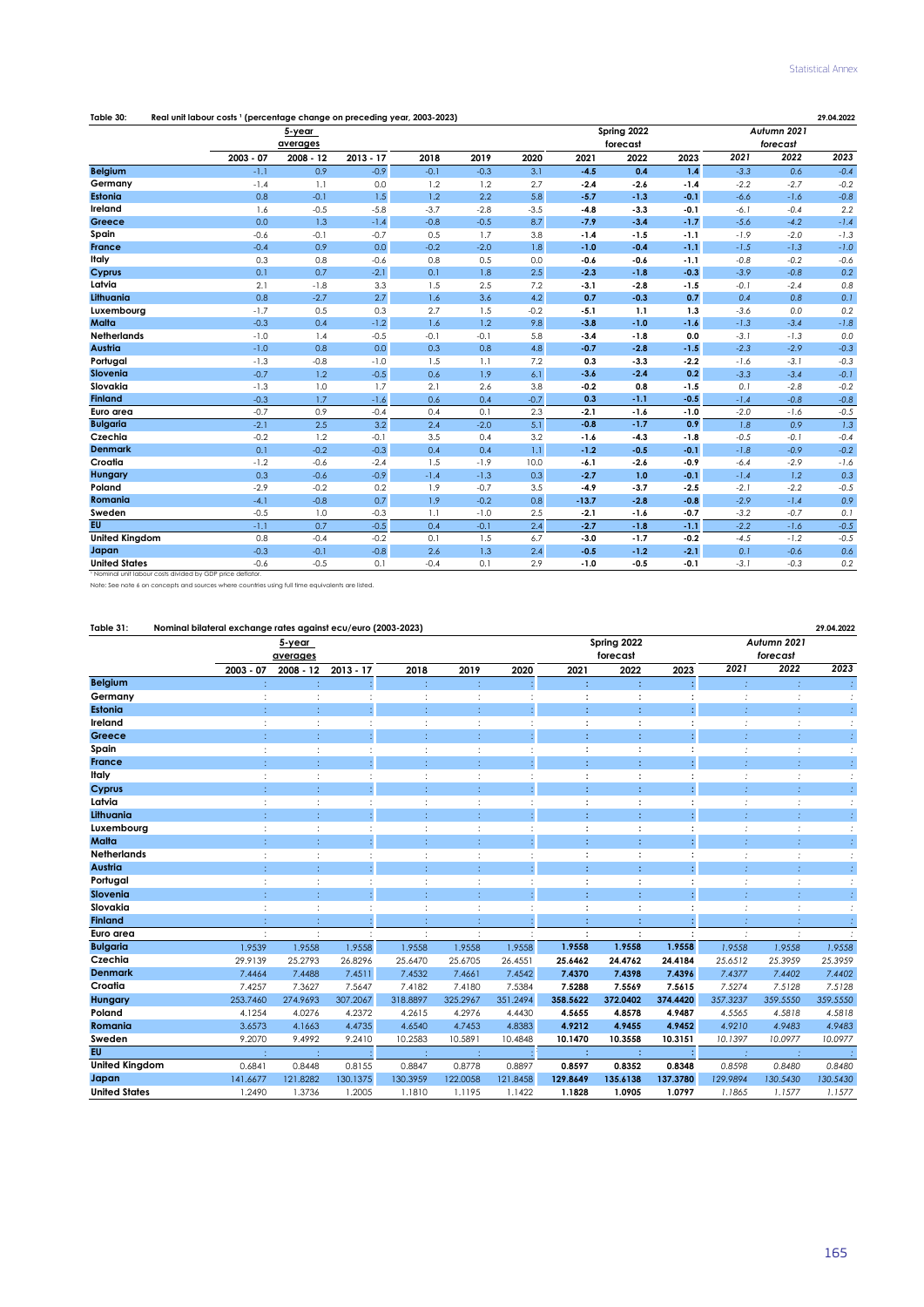**Table 30: Real unit labour costs [1] (percentage change on preceding year, 2003-2023)** 29.04.2022

| | 5-year averages | | | | | | Spring 2022 forecast | | | Autumn 2021 forecast | | |
|---|---|---|---|---|---|---|---|---|---|---|---|---|
| | 2003 - 07 | 2008 - 12 | 2013 - 17 | 2018 | 2019 | 2020 | 2021 | 2022 | 2023 | 2021 | 2022 | 2023 |
| **Belgium** | -1.1 | 0.9 | -0.9 | -0.1 | -0.3 | 3.1 | **-4.5** | **0.4** | **1.4** | *-3.3* | *0.6* | *-0.4* |
| Germany | -1.4 | 1.1 | 0.0 | 1.2 | 1.2 | 2.7 | **-2.4** | **-2.6** | **-1.4** | *-2.2* | *-2.7* | *-0.2* |
| **Estonia** | 0.8 | -0.1 | 1.5 | 1.2 | 2.2 | 5.8 | **-5.7** | **-1.3** | **-0.1** | *-6.6* | *-1.6* | *-0.8* |
| Ireland | 1.6 | -0.5 | -5.8 | -3.7 | -2.8 | -3.5 | **-4.8** | **-3.3** | **-0.1** | *-6.1* | *-0.4* | *2.2* |
| **Greece** | 0.0 | 1.3 | -1.4 | -0.8 | -0.5 | 8.7 | **-7.9** | **-3.4** | **-1.7** | *-5.6* | *-4.2* | *-1.4* |
| Spain | -0.6 | -0.1 | -0.7 | 0.5 | 1.7 | 3.8 | **-1.4** | **-1.5** | **-1.1** | *-1.9* | *-2.0* | *-1.3* |
| **France** | -0.4 | 0.9 | 0.0 | -0.2 | -2.0 | 1.8 | **-1.0** | **-0.4** | **-1.1** | *-1.5* | *-1.3* | *-1.0* |
| Italy | 0.3 | 0.8 | -0.6 | 0.8 | 0.5 | 0.0 | **-0.6** | **-0.6** | **-1.1** | *-0.8* | *-0.2* | *-0.6* |
| **Cyprus** | 0.1 | 0.7 | -2.1 | 0.1 | 1.8 | 2.5 | **-2.3** | **-1.8** | **-0.3** | *-3.9* | *-0.8* | *0.2* |
| Latvia | 2.1 | -1.8 | 3.3 | 1.5 | 2.5 | 7.2 | **-3.1** | **-2.8** | **-1.5** | *-0.1* | *-2.4* | *0.8* |
| **Lithuania** | 0.8 | -2.7 | 2.7 | 1.6 | 3.6 | 4.2 | **0.7** | **-0.3** | **0.7** | *0.4* | *0.8* | *0.1* |
| Luxembourg | -1.7 | 0.5 | 0.3 | 2.7 | 1.5 | -0.2 | **-5.1** | **1.1** | **1.3** | *-3.6* | *0.0* | *0.2* |
| **Malta** | -0.3 | 0.4 | -1.2 | 1.6 | 1.2 | 9.8 | **-3.8** | **-1.0** | **-1.6** | *-1.3* | *-3.4* | *-1.8* |
| Netherlands | -1.0 | 1.4 | -0.5 | -0.1 | -0.1 | 5.8 | **-3.4** | **-1.8** | **0.0** | *-3.1* | *-1.3* | *0.0* |
| **Austria** | -1.0 | 0.8 | 0.0 | 0.3 | 0.8 | 4.8 | **-0.7** | **-2.8** | **-1.5** | *-2.3* | *-2.9* | *-0.3* |
| Portugal | -1.3 | -0.8 | -1.0 | 1.5 | 1.1 | 7.2 | **0.3** | **-3.3** | **-2.2** | *-1.6* | *-3.1* | *-0.3* |
| **Slovenia** | -0.7 | 1.2 | -0.5 | 0.6 | 1.9 | 6.1 | **-3.6** | **-2.4** | **0.2** | *-3.3* | *-3.4* | *-0.1* |
| Slovakia | -1.3 | 1.0 | 1.7 | 2.1 | 2.6 | 3.8 | **-0.2** | **0.8** | **-1.5** | *0.1* | *-2.8* | *-0.2* |
| **Finland** | -0.3 | 1.7 | -1.6 | 0.6 | 0.4 | -0.7 | **0.3** | **-1.1** | **-0.5** | *-1.4* | *-0.8* | *-0.8* |
| Euro area | -0.7 | 0.9 | -0.4 | 0.4 | 0.1 | 2.3 | **-2.1** | **-1.6** | **-1.0** | *-2.0* | *-1.6* | *-0.5* |
| **Bulgaria** | -2.1 | 2.5 | 3.2 | 2.4 | -2.0 | 5.1 | **-0.8** | **-1.7** | **0.9** | *1.8* | *0.9* | *1.3* |
| Czechia | -0.2 | 1.2 | -0.1 | 3.5 | 0.4 | 3.2 | **-1.6** | **-4.3** | **-1.8** | *-0.5* | *-0.1* | *-0.4* |
| **Denmark** | 0.1 | -0.2 | -0.3 | 0.4 | 0.4 | 1.1 | **-1.2** | **-0.5** | **-0.1** | *-1.8* | *-0.9* | *-0.2* |
| Croatia | -1.2 | -0.6 | -2.4 | 1.5 | -1.9 | 10.0 | **-6.1** | **-2.6** | **-0.9** | *-6.4* | *-2.9* | *-1.6* |
| **Hungary** | 0.3 | -0.6 | -0.9 | -1.4 | -1.3 | 0.3 | **-2.7** | **1.0** | **-0.1** | *-1.4* | *1.2* | *0.3* |
| Poland | -2.9 | -0.2 | 0.2 | 1.9 | -0.7 | 3.5 | **-4.9** | **-3.7** | **-2.5** | *-2.1* | *-2.2* | *-0.5* |
| **Romania** | -4.1 | -0.8 | 0.7 | 1.9 | -0.2 | 0.8 | **-13.7** | **-2.8** | **-0.8** | *-2.9* | *-1.4* | *0.9* |
| Sweden | -0.5 | 1.0 | -0.3 | 1.1 | -1.0 | 2.5 | **-2.1** | **-1.6** | **-0.7** | *-3.2* | *-0.7* | *0.1* |
| **EU** | -1.1 | 0.7 | -0.5 | 0.4 | -0.1 | 2.4 | **-2.7** | **-1.8** | **-1.1** | *-2.2* | *-1.6* | *-0.5* |
| **United Kingdom** | 0.8 | -0.4 | -0.2 | 0.1 | 1.5 | 6.7 | **-3.0** | **-1.7** | **-0.2** | *-4.5* | *-1.2* | *-0.5* |
| **Japan** | -0.3 | -0.1 | -0.8 | 2.6 | 1.3 | 2.4 | **-0.5** | **-1.2** | **-2.1** | *0.1* | *-0.6* | *0.6* |
| **United States** | -0.6 | -0.5 | 0.1 | -0.4 | 0.1 | 2.9 | **-1.0** | **-0.5** | **-0.1** | *-3.1* | *-0.3* | *0.2* |

[1] Nominal unit labour costs divided by GDP price deflator.

Note: See note 6 on concepts and sources where countries using full time equivalents are listed.

**Table 31: Nominal bilateral exchange rates against ecu/euro (2003-2023)** 29.04.2022

| | 5-year averages | | | | | | Spring 2022 forecast | | | Autumn 2021 forecast | | |
|---|---|---|---|---|---|---|---|---|---|---|---|---|
| | 2003 - 07 | 2008 - 12 | 2013 - 17 | 2018 | 2019 | 2020 | 2021 | 2022 | 2023 | 2021 | 2022 | 2023 |
| **Belgium** | : | : | : | : | : | : | **:** | **:** | **:** | *:* | *:* | *:* |
| Germany | : | : | : | : | : | : | **:** | **:** | **:** | *:* | *:* | *:* |
| **Estonia** | : | : | : | : | : | : | **:** | **:** | **:** | *:* | *:* | *:* |
| Ireland | : | : | : | : | : | : | **:** | **:** | **:** | *:* | *:* | *:* |
| **Greece** | : | : | : | : | : | : | **:** | **:** | **:** | *:* | *:* | *:* |
| Spain | : | : | : | : | : | : | **:** | **:** | **:** | *:* | *:* | *:* |
| **France** | : | : | : | : | : | : | **:** | **:** | **:** | *:* | *:* | *:* |
| Italy | : | : | : | : | : | : | **:** | **:** | **:** | *:* | *:* | *:* |
| **Cyprus** | : | : | : | : | : | : | **:** | **:** | **:** | *:* | *:* | *:* |
| Latvia | : | : | : | : | : | : | **:** | **:** | **:** | *:* | *:* | *:* |
| **Lithuania** | : | : | : | : | : | : | **:** | **:** | **:** | *:* | *:* | *:* |
| Luxembourg | : | : | : | : | : | : | **:** | **:** | **:** | *:* | *:* | *:* |
| **Malta** | : | : | : | : | : | : | **:** | **:** | **:** | *:* | *:* | *:* |
| Netherlands | : | : | : | : | : | : | **:** | **:** | **:** | *:* | *:* | *:* |
| **Austria** | : | : | : | : | : | : | **:** | **:** | **:** | *:* | *:* | *:* |
| Portugal | : | : | : | : | : | : | **:** | **:** | **:** | *:* | *:* | *:* |
| **Slovenia** | : | : | : | : | : | : | **:** | **:** | **:** | *:* | *:* | *:* |
| Slovakia | : | : | : | : | : | : | **:** | **:** | **:** | *:* | *:* | *:* |
| **Finland** | : | : | : | : | : | : | **:** | **:** | **:** | *:* | *:* | *:* |
| Euro area | : | : | : | : | : | : | **:** | **:** | **:** | *:* | *:* | *:* |
| **Bulgaria** | 1.9539 | 1.9558 | 1.9558 | 1.9558 | 1.9558 | 1.9558 | **1.9558** | **1.9558** | **1.9558** | *1.9558* | *1.9558* | *1.9558* |
| Czechia | 29.9139 | 25.2793 | 26.8296 | 25.6470 | 25.6705 | 26.4551 | **25.6462** | **24.4762** | **24.4184** | *25.6512* | *25.3959* | *25.3959* |
| **Denmark** | 7.4464 | 7.4488 | 7.4511 | 7.4532 | 7.4661 | 7.4542 | **7.4370** | **7.4398** | **7.4396** | *7.4377* | *7.4402* | *7.4402* |
| Croatia | 7.4257 | 7.3627 | 7.5647 | 7.4182 | 7.4180 | 7.5384 | **7.5288** | **7.5569** | **7.5615** | *7.5274* | *7.5128* | *7.5128* |
| **Hungary** | 253.7460 | 274.9693 | 307.2067 | 318.8897 | 325.2967 | 351.2494 | **358.5622** | **372.0402** | **374.4420** | *357.3237* | *359.5550* | *359.5550* |
| Poland | 4.1254 | 4.0276 | 4.2372 | 4.2615 | 4.2976 | 4.4430 | **4.5655** | **4.8578** | **4.9487** | *4.5565* | *4.5818* | *4.5818* |
| **Romania** | 3.6573 | 4.1663 | 4.4735 | 4.6540 | 4.7453 | 4.8383 | **4.9212** | **4.9455** | **4.9452** | *4.9210* | *4.9483* | *4.9483* |
| Sweden | 9.2070 | 9.4992 | 9.2410 | 10.2583 | 10.5891 | 10.4848 | **10.1470** | **10.3558** | **10.3151** | *10.1397* | *10.0977* | *10.0977* |
| **EU** | : | : | : | : | : | : | **:** | **:** | **:** | *:* | *:* | *:* |
| **United Kingdom** | 0.6841 | 0.8448 | 0.8155 | 0.8847 | 0.8778 | 0.8897 | **0.8597** | **0.8352** | **0.8348** | *0.8598* | *0.8480* | *0.8480* |
| **Japan** | 141.6677 | 121.8282 | 130.1375 | 130.3959 | 122.0058 | 121.8458 | **129.8649** | **135.6138** | **137.3780** | *129.9894* | *130.5430* | *130.5430* |
| **United States** | 1.2490 | 1.3736 | 1.2005 | 1.1810 | 1.1195 | 1.1422 | **1.1828** | **1.0905** | **1.0797** | *1.1865* | *1.1577* | *1.1577* |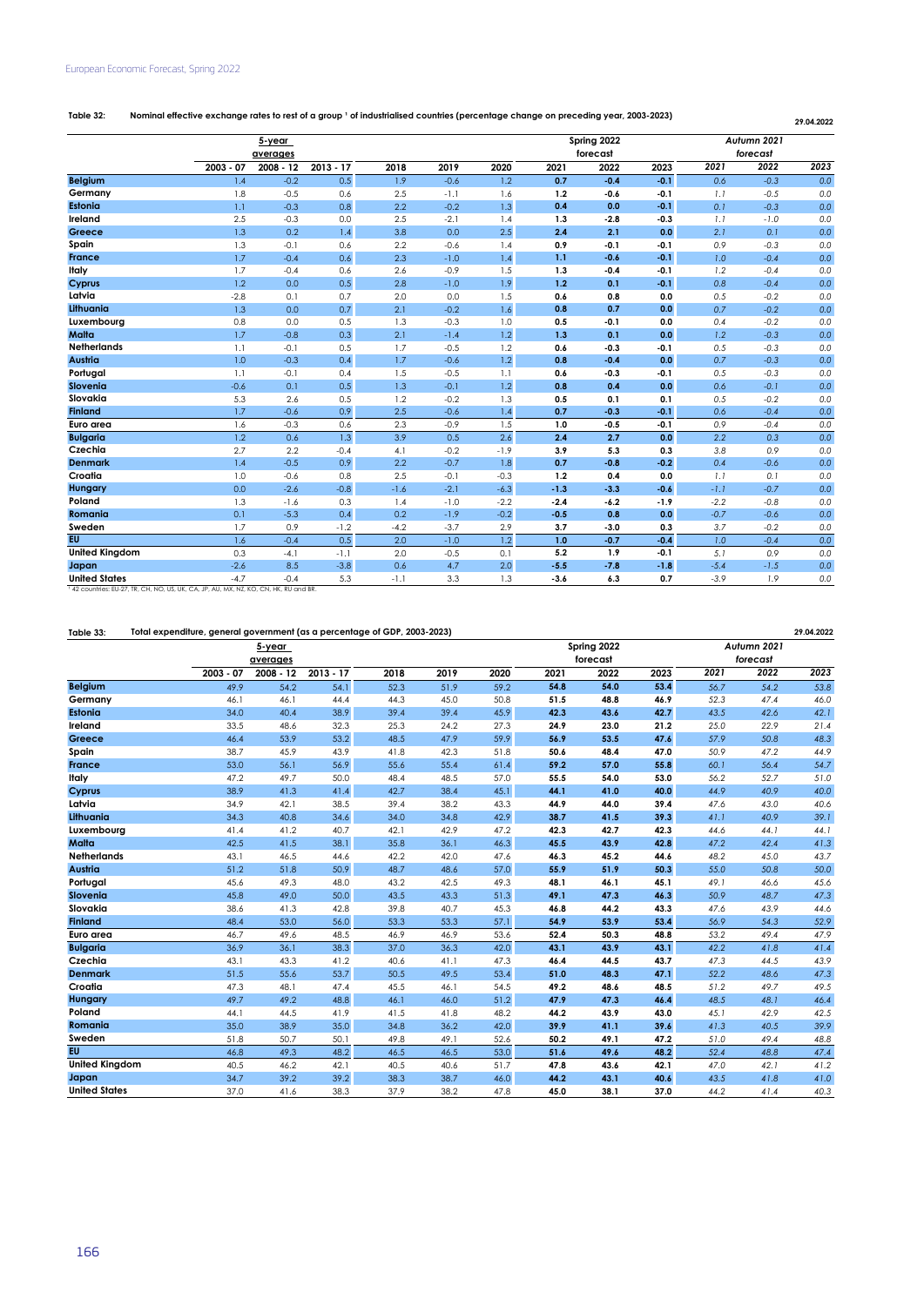**Table 32: Nominal effective exchange rates to rest of a group [1] of industrialised countries (percentage change on preceding year, 2003-2023)**

29.04.2022

| | 5-year averages | | | | | | Spring 2022 forecast | | | Autumn 2021 forecast | | |
|---|---|---|---|---|---|---|---|---|---|---|---|---|
| | 2003 - 07 | 2008 - 12 | 2013 - 17 | 2018 | 2019 | 2020 | 2021 | 2022 | 2023 | 2021 | 2022 | 2023 |
| **Belgium** | 1.4 | -0.2 | 0.5 | 1.9 | -0.6 | 1.2 | **0.7** | **-0.4** | **-0.1** | *0.6* | *-0.3* | *0.0* |
| **Germany** | 1.8 | -0.5 | 0.6 | 2.5 | -1.1 | 1.6 | **1.2** | **-0.6** | **-0.1** | *1.1* | *-0.5* | *0.0* |
| **Estonia** | 1.1 | -0.3 | 0.8 | 2.2 | -0.2 | 1.3 | **0.4** | **0.0** | **-0.1** | *0.1* | *-0.3* | *0.0* |
| **Ireland** | 2.5 | -0.3 | 0.0 | 2.5 | -2.1 | 1.4 | **1.3** | **-2.8** | **-0.3** | *1.1* | *-1.0* | *0.0* |
| **Greece** | 1.3 | 0.2 | 1.4 | 3.8 | 0.0 | 2.5 | **2.4** | **2.1** | **0.0** | *2.1* | *0.1* | *0.0* |
| **Spain** | 1.3 | -0.1 | 0.6 | 2.2 | -0.6 | 1.4 | **0.9** | **-0.1** | **-0.1** | *0.9* | *-0.3* | *0.0* |
| **France** | 1.7 | -0.4 | 0.6 | 2.3 | -1.0 | 1.4 | **1.1** | **-0.6** | **-0.1** | *1.0* | *-0.4* | *0.0* |
| **Italy** | 1.7 | -0.4 | 0.6 | 2.6 | -0.9 | 1.5 | **1.3** | **-0.4** | **-0.1** | *1.2* | *-0.4* | *0.0* |
| **Cyprus** | 1.2 | 0.0 | 0.5 | 2.8 | -1.0 | 1.9 | **1.2** | **0.1** | **-0.1** | *0.8* | *-0.4* | *0.0* |
| **Latvia** | -2.8 | 0.1 | 0.7 | 2.0 | 0.0 | 1.5 | **0.6** | **0.8** | **0.0** | *0.5* | *-0.2* | *0.0* |
| **Lithuania** | 1.3 | 0.0 | 0.7 | 2.1 | -0.2 | 1.6 | **0.8** | **0.7** | **0.0** | *0.7* | *-0.2* | *0.0* |
| **Luxembourg** | 0.8 | 0.0 | 0.5 | 1.3 | -0.3 | 1.0 | **0.5** | **-0.1** | **0.0** | *0.4* | *-0.2* | *0.0* |
| **Malta** | 1.7 | -0.8 | 0.3 | 2.1 | -1.4 | 1.2 | **1.3** | **0.1** | **0.0** | *1.2* | *-0.3* | *0.0* |
| **Netherlands** | 1.1 | -0.1 | 0.5 | 1.7 | -0.5 | 1.2 | **0.6** | **-0.3** | **-0.1** | *0.5* | *-0.3* | *0.0* |
| **Austria** | 1.0 | -0.3 | 0.4 | 1.7 | -0.6 | 1.2 | **0.8** | **-0.4** | **0.0** | *0.7* | *-0.3* | *0.0* |
| **Portugal** | 1.1 | -0.1 | 0.4 | 1.5 | -0.5 | 1.1 | **0.6** | **-0.3** | **-0.1** | *0.5* | *-0.3* | *0.0* |
| **Slovenia** | -0.6 | 0.1 | 0.5 | 1.3 | -0.1 | 1.2 | **0.8** | **0.4** | **0.0** | *0.6* | *-0.1* | *0.0* |
| **Slovakia** | 5.3 | 2.6 | 0.5 | 1.2 | -0.2 | 1.3 | **0.5** | **0.1** | **0.1** | *0.5* | *-0.2* | *0.0* |
| **Finland** | 1.7 | -0.6 | 0.9 | 2.5 | -0.6 | 1.4 | **0.7** | **-0.3** | **-0.1** | *0.6* | *-0.4* | *0.0* |
| **Euro area** | 1.6 | -0.3 | 0.6 | 2.3 | -0.9 | 1.5 | **1.0** | **-0.5** | **-0.1** | *0.9* | *-0.4* | *0.0* |
| **Bulgaria** | 1.2 | 0.6 | 1.3 | 3.9 | 0.5 | 2.6 | **2.4** | **2.7** | **0.0** | *2.2* | *0.3* | *0.0* |
| **Czechia** | 2.7 | 2.2 | -0.4 | 4.1 | -0.2 | -1.9 | **3.9** | **5.3** | **0.3** | *3.8* | *0.9* | *0.0* |
| **Denmark** | 1.4 | -0.5 | 0.9 | 2.2 | -0.7 | 1.8 | **0.7** | **-0.8** | **-0.2** | *0.4* | *-0.6* | *0.0* |
| **Croatia** | 1.0 | -0.6 | 0.8 | 2.5 | -0.1 | -0.3 | **1.2** | **0.4** | **0.0** | *1.1* | *0.1* | *0.0* |
| **Hungary** | 0.0 | -2.6 | -0.8 | -1.6 | -2.1 | -6.3 | **-1.3** | **-3.3** | **-0.6** | *-1.1* | *-0.7* | *0.0* |
| **Poland** | 1.3 | -1.6 | 0.3 | 1.4 | -1.0 | -2.2 | **-2.4** | **-6.2** | **-1.9** | *-2.2* | *-0.8* | *0.0* |
| **Romania** | 0.1 | -5.3 | 0.4 | 0.2 | -1.9 | -0.2 | **-0.5** | **0.8** | **0.0** | *-0.7* | *-0.6* | *0.0* |
| **Sweden** | 1.7 | 0.9 | -1.2 | -4.2 | -3.7 | 2.9 | **3.7** | **-3.0** | **0.3** | *3.7* | *-0.2* | *0.0* |
| **EU** | 1.6 | -0.4 | 0.5 | 2.0 | -1.0 | 1.2 | **1.0** | **-0.7** | **-0.4** | *1.0* | *-0.4* | *0.0* |
| **United Kingdom** | 0.3 | -4.1 | -1.1 | 2.0 | -0.5 | 0.1 | **5.2** | **1.9** | **-0.1** | *5.1* | *0.9* | *0.0* |
| **Japan** | -2.6 | 8.5 | -3.8 | 0.6 | 4.7 | 2.0 | **-5.5** | **-7.8** | **-1.8** | *-5.4* | *-1.5* | *0.0* |
| **United States** | -4.7 | -0.4 | 5.3 | -1.1 | 3.3 | 1.3 | **-3.6** | **6.3** | **0.7** | *-3.9* | *1.9* | *0.0* |

[1] 42 countries: EU-27, TR, CH, NO, US, UK, CA, JP, AU, MX, NZ, KO, CN, HK, RU and BR.

**Table 33: Total expenditure, general government (as a percentage of GDP, 2003-2023)**

29.04.2022

| | 5-year averages | | | | | | Spring 2022 forecast | | | Autumn 2021 forecast | | |
|---|---|---|---|---|---|---|---|---|---|---|---|---|
| | 2003 - 07 | 2008 - 12 | 2013 - 17 | 2018 | 2019 | 2020 | 2021 | 2022 | 2023 | 2021 | 2022 | 2023 |
| **Belgium** | 49.9 | 54.2 | 54.1 | 52.3 | 51.9 | 59.2 | **54.8** | **54.0** | **53.4** | *56.7* | *54.2* | *53.8* |
| **Germany** | 46.1 | 46.1 | 44.4 | 44.3 | 45.0 | 50.8 | **51.5** | **48.8** | **46.9** | *52.3* | *47.4* | *46.0* |
| **Estonia** | 34.0 | 40.4 | 38.9 | 39.4 | 39.4 | 45.9 | **42.3** | **43.6** | **42.7** | *43.5* | *42.6* | *42.1* |
| **Ireland** | 33.5 | 48.6 | 32.3 | 25.3 | 24.2 | 27.3 | **24.9** | **23.0** | **21.2** | *25.0* | *22.9* | *21.4* |
| **Greece** | 46.4 | 53.9 | 53.2 | 48.5 | 47.9 | 59.9 | **56.9** | **53.5** | **47.6** | *57.9* | *50.8* | *48.3* |
| **Spain** | 38.7 | 45.9 | 43.9 | 41.8 | 42.3 | 51.8 | **50.6** | **48.4** | **47.0** | *50.9* | *47.2* | *44.9* |
| **France** | 53.0 | 56.1 | 56.9 | 55.6 | 55.4 | 61.4 | **59.2** | **57.0** | **55.8** | *60.1* | *56.4* | *54.7* |
| **Italy** | 47.2 | 49.7 | 50.0 | 48.4 | 48.5 | 57.0 | **55.5** | **54.0** | **53.0** | *56.2* | *52.7* | *51.0* |
| **Cyprus** | 38.9 | 41.3 | 41.4 | 42.7 | 38.4 | 45.1 | **44.1** | **41.0** | **40.0** | *44.9* | *40.9* | *40.0* |
| **Latvia** | 34.9 | 42.1 | 38.5 | 39.4 | 38.2 | 43.3 | **44.9** | **44.0** | **39.4** | *47.6* | *43.0* | *40.6* |
| **Lithuania** | 34.3 | 40.8 | 34.6 | 34.0 | 34.8 | 42.9 | **38.7** | **41.5** | **39.3** | *41.1* | *40.9* | *39.1* |
| **Luxembourg** | 41.4 | 41.2 | 40.7 | 42.1 | 42.9 | 47.2 | **42.3** | **42.7** | **42.3** | *44.6* | *44.1* | *44.1* |
| **Malta** | 42.5 | 41.5 | 38.1 | 35.8 | 36.1 | 46.3 | **45.5** | **43.9** | **42.8** | *47.2* | *42.4* | *41.3* |
| **Netherlands** | 43.1 | 46.5 | 44.6 | 42.2 | 42.0 | 47.6 | **46.3** | **45.2** | **44.6** | *48.2* | *45.0* | *43.7* |
| **Austria** | 51.2 | 51.8 | 50.9 | 48.7 | 48.6 | 57.0 | **55.9** | **51.9** | **50.3** | *55.0* | *50.8* | *50.0* |
| **Portugal** | 45.6 | 49.3 | 48.0 | 43.2 | 42.5 | 49.3 | **48.1** | **46.1** | **45.1** | *49.1* | *46.6* | *45.6* |
| **Slovenia** | 45.8 | 49.0 | 50.0 | 43.5 | 43.3 | 51.3 | **49.1** | **47.3** | **46.3** | *50.9* | *48.7* | *47.3* |
| **Slovakia** | 38.6 | 41.3 | 42.8 | 39.8 | 40.7 | 45.3 | **46.8** | **44.2** | **43.3** | *47.6* | *43.9* | *44.6* |
| **Finland** | 48.4 | 53.0 | 56.0 | 53.3 | 53.3 | 57.1 | **54.9** | **53.9** | **53.4** | *56.9* | *54.3* | *52.9* |
| **Euro area** | 46.7 | 49.6 | 48.5 | 46.9 | 46.9 | 53.6 | **52.4** | **50.3** | **48.8** | *53.2* | *49.4* | *47.9* |
| **Bulgaria** | 36.9 | 36.1 | 38.3 | 37.0 | 36.3 | 42.0 | **43.1** | **43.9** | **43.1** | *42.2* | *41.8* | *41.4* |
| **Czechia** | 43.1 | 43.3 | 41.2 | 40.6 | 41.1 | 47.3 | **46.4** | **44.5** | **43.7** | *47.3* | *44.5* | *43.9* |
| **Denmark** | 51.5 | 55.6 | 53.7 | 50.5 | 49.5 | 53.4 | **51.0** | **48.3** | **47.1** | *52.2* | *48.6* | *47.3* |
| **Croatia** | 47.3 | 48.1 | 47.4 | 45.5 | 46.1 | 54.5 | **49.2** | **48.6** | **48.5** | *51.2* | *49.7* | *49.5* |
| **Hungary** | 49.7 | 49.2 | 48.8 | 46.1 | 46.0 | 51.2 | **47.9** | **47.3** | **46.4** | *48.5* | *48.1* | *46.4* |
| **Poland** | 44.1 | 44.5 | 41.9 | 41.5 | 41.8 | 48.2 | **44.2** | **43.9** | **43.0** | *45.1* | *42.9* | *42.5* |
| **Romania** | 35.0 | 38.9 | 35.0 | 34.8 | 36.2 | 42.0 | **39.9** | **41.1** | **39.6** | *41.3* | *40.5* | *39.9* |
| **Sweden** | 51.8 | 50.7 | 50.1 | 49.8 | 49.1 | 52.6 | **50.2** | **49.1** | **47.2** | *51.0* | *49.4* | *48.8* |
| **EU** | 46.8 | 49.3 | 48.2 | 46.5 | 46.5 | 53.0 | **51.6** | **49.6** | **48.2** | *52.4* | *48.8* | *47.4* |
| **United Kingdom** | 40.5 | 46.2 | 42.1 | 40.5 | 40.6 | 51.7 | **47.8** | **43.6** | **42.1** | *47.0* | *42.1* | *41.2* |
| **Japan** | 34.7 | 39.2 | 39.2 | 38.3 | 38.7 | 46.0 | **44.2** | **43.1** | **40.6** | *43.5* | *41.8* | *41.0* |
| **United States** | 37.0 | 41.6 | 38.3 | 37.9 | 38.2 | 47.8 | **45.0** | **38.1** | **37.0** | *44.2* | *41.4* | *40.3* |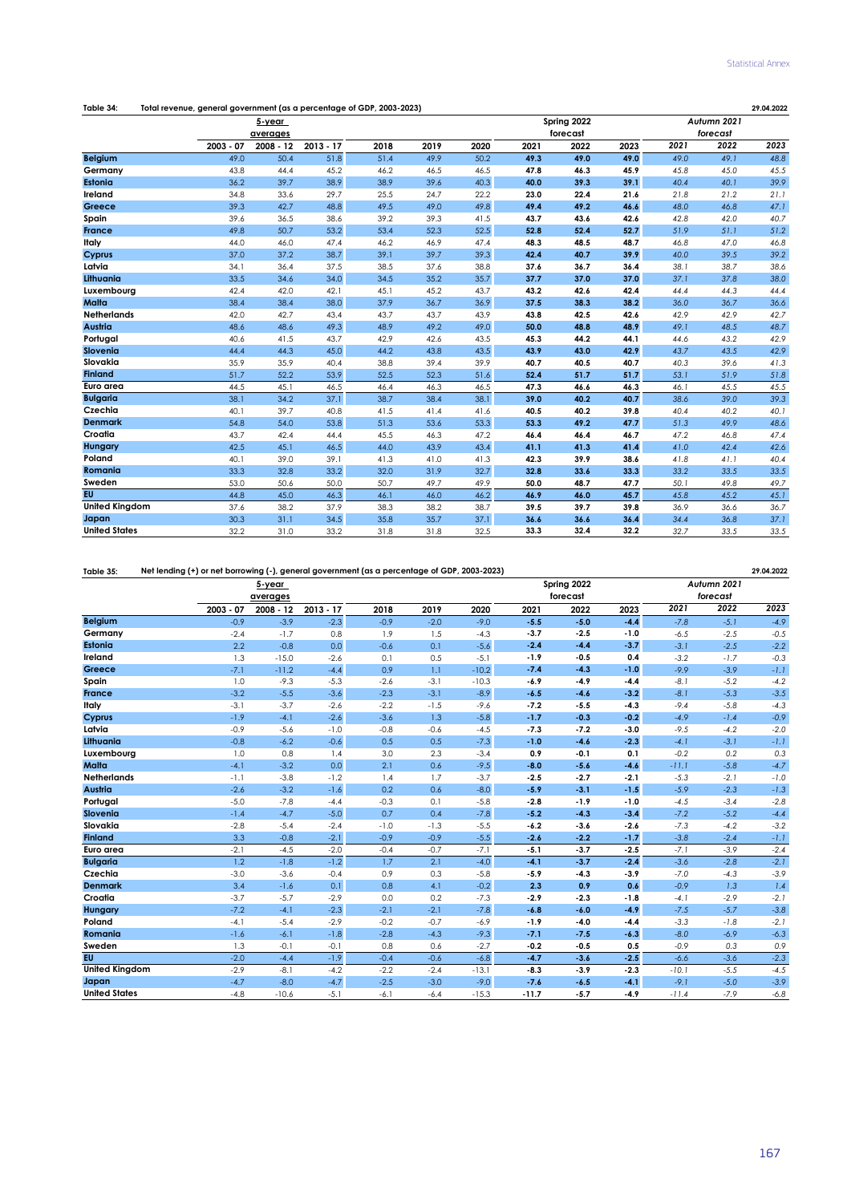**Table 34: Total revenue, general government (as a percentage of GDP, 2003-2023)** — 29.04.2022

| | 5-year averages | | | | | | Spring 2022 forecast | | | Autumn 2021 forecast | | |
|---|---|---|---|---|---|---|---|---|---|---|---|---|
| | 2003 - 07 | 2008 - 12 | 2013 - 17 | 2018 | 2019 | 2020 | 2021 | 2022 | 2023 | 2021 | 2022 | 2023 |
| **Belgium** | 49.0 | 50.4 | 51.8 | 51.4 | 49.9 | 50.2 | **49.3** | **49.0** | **49.0** | *49.0* | *49.1* | *48.8* |
| **Germany** | 43.8 | 44.4 | 45.2 | 46.2 | 46.5 | 46.5 | **47.8** | **46.3** | **45.9** | *45.8* | *45.0* | *45.5* |
| **Estonia** | 36.2 | 39.7 | 38.9 | 38.9 | 39.6 | 40.3 | **40.0** | **39.3** | **39.1** | *40.4* | *40.1* | *39.9* |
| **Ireland** | 34.8 | 33.6 | 29.7 | 25.5 | 24.7 | 22.2 | **23.0** | **22.4** | **21.6** | *21.8* | *21.2* | *21.1* |
| **Greece** | 39.3 | 42.7 | 48.8 | 49.5 | 49.0 | 49.8 | **49.4** | **49.2** | **46.6** | *48.0* | *46.8* | *47.1* |
| **Spain** | 39.6 | 36.5 | 38.6 | 39.2 | 39.3 | 41.5 | **43.7** | **43.6** | **42.6** | *42.8* | *42.0* | *40.7* |
| **France** | 49.8 | 50.7 | 53.2 | 53.4 | 52.3 | 52.5 | **52.8** | **52.4** | **52.7** | *51.9* | *51.1* | *51.2* |
| **Italy** | 44.0 | 46.0 | 47.4 | 46.2 | 46.9 | 47.4 | **48.3** | **48.5** | **48.7** | *46.8* | *47.0* | *46.8* |
| **Cyprus** | 37.0 | 37.2 | 38.7 | 39.1 | 39.7 | 39.3 | **42.4** | **40.7** | **39.9** | *40.0* | *39.5* | *39.2* |
| **Latvia** | 34.1 | 36.4 | 37.5 | 38.5 | 37.6 | 38.8 | **37.6** | **36.7** | **36.4** | *38.1* | *38.7* | *38.6* |
| **Lithuania** | 33.5 | 34.6 | 34.0 | 34.5 | 35.2 | 35.7 | **37.7** | **37.0** | **37.0** | *37.1* | *37.8* | *38.0* |
| **Luxembourg** | 42.4 | 42.0 | 42.1 | 45.1 | 45.2 | 43.7 | **43.2** | **42.6** | **42.4** | *44.4* | *44.3* | *44.4* |
| **Malta** | 38.4 | 38.4 | 38.0 | 37.9 | 36.7 | 36.9 | **37.5** | **38.3** | **38.2** | *36.0* | *36.7* | *36.6* |
| **Netherlands** | 42.0 | 42.7 | 43.4 | 43.7 | 43.7 | 43.9 | **43.8** | **42.5** | **42.6** | *42.9* | *42.9* | *42.7* |
| **Austria** | 48.6 | 48.6 | 49.3 | 48.9 | 49.2 | 49.0 | **50.0** | **48.8** | **48.9** | *49.1* | *48.5* | *48.7* |
| **Portugal** | 40.6 | 41.5 | 43.7 | 42.9 | 42.6 | 43.5 | **45.3** | **44.2** | **44.1** | *44.6* | *43.2* | *42.9* |
| **Slovenia** | 44.4 | 44.3 | 45.0 | 44.2 | 43.8 | 43.5 | **43.9** | **43.0** | **42.9** | *43.7* | *43.5* | *42.9* |
| **Slovakia** | 35.9 | 35.9 | 40.4 | 38.8 | 39.4 | 39.9 | **40.7** | **40.5** | **40.7** | *40.3* | *39.6* | *41.3* |
| **Finland** | 51.7 | 52.2 | 53.9 | 52.5 | 52.3 | 51.6 | **52.4** | **51.7** | **51.7** | *53.1* | *51.9* | *51.8* |
| **Euro area** | 44.5 | 45.1 | 46.5 | 46.4 | 46.3 | 46.5 | **47.3** | **46.6** | **46.3** | *46.1* | *45.5* | *45.5* |
| **Bulgaria** | 38.1 | 34.2 | 37.1 | 38.7 | 38.4 | 38.1 | **39.0** | **40.2** | **40.7** | *38.6* | *39.0* | *39.3* |
| **Czechia** | 40.1 | 39.7 | 40.8 | 41.5 | 41.4 | 41.6 | **40.5** | **40.2** | **39.8** | *40.4* | *40.2* | *40.1* |
| **Denmark** | 54.8 | 54.0 | 53.8 | 51.3 | 53.6 | 53.3 | **53.3** | **49.2** | **47.7** | *51.3* | *49.9* | *48.6* |
| **Croatia** | 43.7 | 42.4 | 44.4 | 45.5 | 46.3 | 47.2 | **46.4** | **46.4** | **46.7** | *47.2* | *46.8* | *47.4* |
| **Hungary** | 42.5 | 45.1 | 46.5 | 44.0 | 43.9 | 43.4 | **41.1** | **41.3** | **41.4** | *41.0* | *42.4* | *42.6* |
| **Poland** | 40.1 | 39.0 | 39.1 | 41.3 | 41.0 | 41.3 | **42.3** | **39.9** | **38.6** | *41.8* | *41.1* | *40.4* |
| **Romania** | 33.3 | 32.8 | 33.2 | 32.0 | 31.9 | 32.7 | **32.8** | **33.6** | **33.3** | *33.2* | *33.5* | *33.5* |
| **Sweden** | 53.0 | 50.6 | 50.0 | 50.7 | 49.7 | 49.9 | **50.0** | **48.7** | **47.7** | *50.1* | *49.8* | *49.7* |
| **EU** | 44.8 | 45.0 | 46.3 | 46.1 | 46.0 | 46.2 | **46.9** | **46.0** | **45.7** | *45.8* | *45.2* | *45.1* |
| **United Kingdom** | 37.6 | 38.2 | 37.9 | 38.3 | 38.2 | 38.7 | **39.5** | **39.7** | **39.8** | *36.9* | *36.6* | *36.7* |
| **Japan** | 30.3 | 31.1 | 34.5 | 35.8 | 35.7 | 37.1 | **36.6** | **36.6** | **36.4** | *34.4* | *36.8* | *37.1* |
| **United States** | 32.2 | 31.0 | 33.2 | 31.8 | 31.8 | 32.5 | **33.3** | **32.4** | **32.2** | *32.7* | *33.5* | *33.5* |

**Table 35: Net lending (+) or net borrowing (-), general government (as a percentage of GDP, 2003-2023)** — 29.04.2022

| | 5-year averages | | | | | | Spring 2022 forecast | | | Autumn 2021 forecast | | |
|---|---|---|---|---|---|---|---|---|---|---|---|---|
| | 2003 - 07 | 2008 - 12 | 2013 - 17 | 2018 | 2019 | 2020 | 2021 | 2022 | 2023 | 2021 | 2022 | 2023 |
| **Belgium** | -0.9 | -3.9 | -2.3 | -0.9 | -2.0 | -9.0 | **-5.5** | **-5.0** | **-4.4** | *-7.8* | *-5.1* | *-4.9* |
| **Germany** | -2.4 | -1.7 | 0.8 | 1.9 | 1.5 | -4.3 | **-3.7** | **-2.5** | **-1.0** | *-6.5* | *-2.5* | *-0.5* |
| **Estonia** | 2.2 | -0.8 | 0.0 | -0.6 | 0.1 | -5.6 | **-2.4** | **-4.4** | **-3.7** | *-3.1* | *-2.5* | *-2.2* |
| **Ireland** | 1.3 | -15.0 | -2.6 | 0.1 | 0.5 | -5.1 | **-1.9** | **-0.5** | **0.4** | *-3.2* | *-1.7* | *-0.3* |
| **Greece** | -7.1 | -11.2 | -4.4 | 0.9 | 1.1 | -10.2 | **-7.4** | **-4.3** | **-1.0** | *-9.9* | *-3.9* | *-1.1* |
| **Spain** | 1.0 | -9.3 | -5.3 | -2.6 | -3.1 | -10.3 | **-6.9** | **-4.9** | **-4.4** | *-8.1* | *-5.2* | *-4.2* |
| **France** | -3.2 | -5.5 | -3.6 | -2.3 | -3.1 | -8.9 | **-6.5** | **-4.6** | **-3.2** | *-8.1* | *-5.3* | *-3.5* |
| **Italy** | -3.1 | -3.7 | -2.6 | -2.2 | -1.5 | -9.6 | **-7.2** | **-5.5** | **-4.3** | *-9.4* | *-5.8* | *-4.3* |
| **Cyprus** | -1.9 | -4.1 | -2.6 | -3.6 | 1.3 | -5.8 | **-1.7** | **-0.3** | **-0.2** | *-4.9* | *-1.4* | *-0.9* |
| **Latvia** | -0.9 | -5.6 | -1.0 | -0.8 | -0.6 | -4.5 | **-7.3** | **-7.2** | **-3.0** | *-9.5* | *-4.2* | *-2.0* |
| **Lithuania** | -0.8 | -6.2 | -0.6 | 0.5 | 0.5 | -7.3 | **-1.0** | **-4.6** | **-2.3** | *-4.1* | *-3.1* | *-1.1* |
| **Luxembourg** | 1.0 | 0.8 | 1.4 | 3.0 | 2.3 | -3.4 | **0.9** | **-0.1** | **0.1** | *-0.2* | *0.2* | *0.3* |
| **Malta** | -4.1 | -3.2 | 0.0 | 2.1 | 0.6 | -9.5 | **-8.0** | **-5.6** | **-4.6** | *-11.1* | *-5.8* | *-4.7* |
| **Netherlands** | -1.1 | -3.8 | -1.2 | 1.4 | 1.7 | -3.7 | **-2.5** | **-2.7** | **-2.1** | *-5.3* | *-2.1* | *-1.0* |
| **Austria** | -2.6 | -3.2 | -1.6 | 0.2 | 0.6 | -8.0 | **-5.9** | **-3.1** | **-1.5** | *-5.9* | *-2.3* | *-1.3* |
| **Portugal** | -5.0 | -7.8 | -4.4 | -0.3 | 0.1 | -5.8 | **-2.8** | **-1.9** | **-1.0** | *-4.5* | *-3.4* | *-2.8* |
| **Slovenia** | -1.4 | -4.7 | -5.0 | 0.7 | 0.4 | -7.8 | **-5.2** | **-4.3** | **-3.4** | *-7.2* | *-5.2* | *-4.4* |
| **Slovakia** | -2.8 | -5.4 | -2.4 | -1.0 | -1.3 | -5.5 | **-6.2** | **-3.6** | **-2.6** | *-7.3* | *-4.2* | *-3.2* |
| **Finland** | 3.3 | -0.8 | -2.1 | -0.9 | -0.9 | -5.5 | **-2.6** | **-2.2** | **-1.7** | *-3.8* | *-2.4* | *-1.1* |
| **Euro area** | -2.1 | -4.5 | -2.0 | -0.4 | -0.7 | -7.1 | **-5.1** | **-3.7** | **-2.5** | *-7.1* | *-3.9* | *-2.4* |
| **Bulgaria** | 1.2 | -1.8 | -1.2 | 1.7 | 2.1 | -4.0 | **-4.1** | **-3.7** | **-2.4** | *-3.6* | *-2.8* | *-2.1* |
| **Czechia** | -3.0 | -3.6 | -0.4 | 0.9 | 0.3 | -5.8 | **-5.9** | **-4.3** | **-3.9** | *-7.0* | *-4.3* | *-3.9* |
| **Denmark** | 3.4 | -1.6 | 0.1 | 0.8 | 4.1 | -0.2 | **2.3** | **0.9** | **0.6** | *-0.9* | *1.3* | *1.4* |
| **Croatia** | -3.7 | -5.7 | -2.9 | 0.0 | 0.2 | -7.3 | **-2.9** | **-2.3** | **-1.8** | *-4.1* | *-2.9* | *-2.1* |
| **Hungary** | -7.2 | -4.1 | -2.3 | -2.1 | -2.1 | -7.8 | **-6.8** | **-6.0** | **-4.9** | *-7.5* | *-5.7* | *-3.8* |
| **Poland** | -4.1 | -5.4 | -2.9 | -0.2 | -0.7 | -6.9 | **-1.9** | **-4.0** | **-4.4** | *-3.3* | *-1.8* | *-2.1* |
| **Romania** | -1.6 | -6.1 | -1.8 | -2.8 | -4.3 | -9.3 | **-7.1** | **-7.5** | **-6.3** | *-8.0* | *-6.9* | *-6.3* |
| **Sweden** | 1.3 | -0.1 | -0.1 | 0.8 | 0.6 | -2.7 | **-0.2** | **-0.5** | **0.5** | *-0.9* | *0.3* | *0.9* |
| **EU** | -2.0 | -4.4 | -1.9 | -0.4 | -0.6 | -6.8 | **-4.7** | **-3.6** | **-2.5** | *-6.6* | *-3.6* | *-2.3* |
| **United Kingdom** | -2.9 | -8.1 | -4.2 | -2.2 | -2.4 | -13.1 | **-8.3** | **-3.9** | **-2.3** | *-10.1* | *-5.5* | *-4.5* |
| **Japan** | -4.7 | -8.0 | -4.7 | -2.5 | -3.0 | -9.0 | **-7.6** | **-6.5** | **-4.1** | *-9.1* | *-5.0* | *-3.9* |
| **United States** | -4.8 | -10.6 | -5.1 | -6.1 | -6.4 | -15.3 | **-11.7** | **-5.7** | **-4.9** | *-11.4* | *-7.9* | *-6.8* |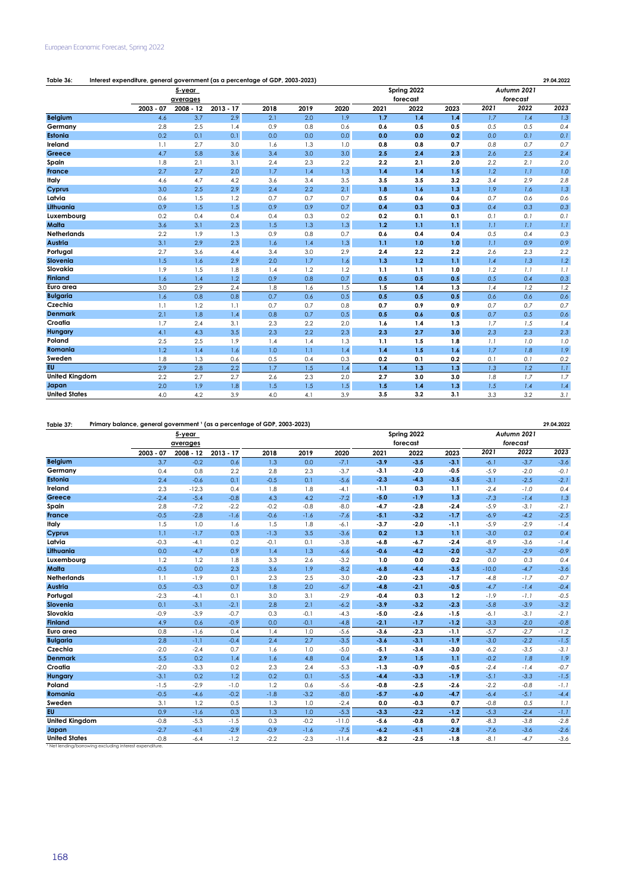**Table 36: Interest expenditure, general government (as a percentage of GDP, 2003-2023)** 29.04.2022

| | 5-year averages | | | | | | Spring 2022 forecast | | | Autumn 2021 forecast | | |
|---|---|---|---|---|---|---|---|---|---|---|---|---|
| | 2003 - 07 | 2008 - 12 | 2013 - 17 | 2018 | 2019 | 2020 | 2021 | 2022 | 2023 | 2021 | 2022 | 2023 |
| Belgium | 4.6 | 3.7 | 2.9 | 2.1 | 2.0 | 1.9 | 1.7 | 1.4 | 1.4 | 1.7 | 1.4 | 1.3 |
| Germany | 2.8 | 2.5 | 1.4 | 0.9 | 0.8 | 0.6 | 0.6 | 0.5 | 0.5 | 0.5 | 0.5 | 0.4 |
| Estonia | 0.2 | 0.1 | 0.1 | 0.0 | 0.0 | 0.0 | 0.0 | 0.0 | 0.2 | 0.0 | 0.1 | 0.1 |
| Ireland | 1.1 | 2.7 | 3.0 | 1.6 | 1.3 | 1.0 | 0.8 | 0.8 | 0.7 | 0.8 | 0.7 | 0.7 |
| Greece | 4.7 | 5.8 | 3.6 | 3.4 | 3.0 | 3.0 | 2.5 | 2.4 | 2.3 | 2.6 | 2.5 | 2.4 |
| Spain | 1.8 | 2.1 | 3.1 | 2.4 | 2.3 | 2.2 | 2.2 | 2.1 | 2.0 | 2.2 | 2.1 | 2.0 |
| France | 2.7 | 2.7 | 2.0 | 1.7 | 1.4 | 1.3 | 1.4 | 1.4 | 1.5 | 1.2 | 1.1 | 1.0 |
| Italy | 4.6 | 4.7 | 4.2 | 3.6 | 3.4 | 3.5 | 3.5 | 3.5 | 3.2 | 3.4 | 2.9 | 2.8 |
| Cyprus | 3.0 | 2.5 | 2.9 | 2.4 | 2.2 | 2.1 | 1.8 | 1.6 | 1.3 | 1.9 | 1.6 | 1.3 |
| Latvia | 0.6 | 1.5 | 1.2 | 0.7 | 0.7 | 0.7 | 0.5 | 0.6 | 0.6 | 0.7 | 0.6 | 0.6 |
| Lithuania | 0.9 | 1.5 | 1.5 | 0.9 | 0.9 | 0.7 | 0.4 | 0.3 | 0.3 | 0.4 | 0.3 | 0.3 |
| Luxembourg | 0.2 | 0.4 | 0.4 | 0.4 | 0.3 | 0.2 | 0.2 | 0.1 | 0.1 | 0.1 | 0.1 | 0.1 |
| Malta | 3.6 | 3.1 | 2.3 | 1.5 | 1.3 | 1.3 | 1.2 | 1.1 | 1.1 | 1.1 | 1.1 | 1.1 |
| Netherlands | 2.2 | 1.9 | 1.3 | 0.9 | 0.8 | 0.7 | 0.6 | 0.4 | 0.4 | 0.5 | 0.4 | 0.3 |
| Austria | 3.1 | 2.9 | 2.3 | 1.6 | 1.4 | 1.3 | 1.1 | 1.0 | 1.0 | 1.1 | 0.9 | 0.9 |
| Portugal | 2.7 | 3.6 | 4.4 | 3.4 | 3.0 | 2.9 | 2.4 | 2.2 | 2.2 | 2.6 | 2.3 | 2.2 |
| Slovenia | 1.5 | 1.6 | 2.9 | 2.0 | 1.7 | 1.6 | 1.3 | 1.2 | 1.1 | 1.4 | 1.3 | 1.2 |
| Slovakia | 1.9 | 1.5 | 1.8 | 1.4 | 1.2 | 1.2 | 1.1 | 1.1 | 1.0 | 1.2 | 1.1 | 1.1 |
| Finland | 1.6 | 1.4 | 1.2 | 0.9 | 0.8 | 0.7 | 0.5 | 0.5 | 0.5 | 0.5 | 0.4 | 0.3 |
| Euro area | 3.0 | 2.9 | 2.4 | 1.8 | 1.6 | 1.5 | 1.5 | 1.4 | 1.3 | 1.4 | 1.2 | 1.2 |
| Bulgaria | 1.6 | 0.8 | 0.8 | 0.7 | 0.6 | 0.5 | 0.5 | 0.5 | 0.5 | 0.6 | 0.6 | 0.6 |
| Czechia | 1.1 | 1.2 | 1.1 | 0.7 | 0.7 | 0.8 | 0.7 | 0.9 | 0.9 | 0.7 | 0.7 | 0.7 |
| Denmark | 2.1 | 1.8 | 1.4 | 0.8 | 0.7 | 0.5 | 0.5 | 0.6 | 0.5 | 0.7 | 0.5 | 0.6 |
| Croatia | 1.7 | 2.4 | 3.1 | 2.3 | 2.2 | 2.0 | 1.6 | 1.4 | 1.3 | 1.7 | 1.5 | 1.4 |
| Hungary | 4.1 | 4.3 | 3.5 | 2.3 | 2.2 | 2.3 | 2.3 | 2.7 | 3.0 | 2.3 | 2.3 | 2.3 |
| Poland | 2.5 | 2.5 | 1.9 | 1.4 | 1.4 | 1.3 | 1.1 | 1.5 | 1.8 | 1.1 | 1.0 | 1.0 |
| Romania | 1.2 | 1.4 | 1.6 | 1.0 | 1.1 | 1.4 | 1.4 | 1.5 | 1.6 | 1.7 | 1.8 | 1.9 |
| Sweden | 1.8 | 1.3 | 0.6 | 0.5 | 0.4 | 0.3 | 0.2 | 0.1 | 0.2 | 0.1 | 0.1 | 0.2 |
| EU | 2.9 | 2.8 | 2.2 | 1.7 | 1.5 | 1.4 | 1.4 | 1.3 | 1.3 | 1.3 | 1.2 | 1.1 |
| United Kingdom | 2.2 | 2.7 | 2.7 | 2.6 | 2.3 | 2.0 | 2.7 | 3.0 | 3.0 | 1.8 | 1.7 | 1.7 |
| Japan | 2.0 | 1.9 | 1.8 | 1.5 | 1.5 | 1.5 | 1.5 | 1.4 | 1.3 | 1.5 | 1.4 | 1.4 |
| United States | 4.0 | 4.2 | 3.9 | 4.0 | 4.1 | 3.9 | 3.5 | 3.2 | 3.1 | 3.3 | 3.2 | 3.1 |

**Table 37: Primary balance, general government [1] (as a percentage of GDP, 2003-2023)** 29.04.2022

| | 5-year averages | | | | | | Spring 2022 forecast | | | Autumn 2021 forecast | | |
|---|---|---|---|---|---|---|---|---|---|---|---|---|
| | 2003 - 07 | 2008 - 12 | 2013 - 17 | 2018 | 2019 | 2020 | 2021 | 2022 | 2023 | 2021 | 2022 | 2023 |
| Belgium | 3.7 | -0.2 | 0.6 | 1.3 | 0.0 | -7.1 | -3.9 | -3.5 | -3.1 | -6.1 | -3.7 | -3.6 |
| Germany | 0.4 | 0.8 | 2.2 | 2.8 | 2.3 | -3.7 | -3.1 | -2.0 | -0.5 | -5.9 | -2.0 | -0.1 |
| Estonia | 2.4 | -0.6 | 0.1 | -0.5 | 0.1 | -5.6 | -2.3 | -4.3 | -3.5 | -3.1 | -2.5 | -2.1 |
| Ireland | 2.3 | -12.3 | 0.4 | 1.8 | 1.8 | -4.1 | -1.1 | 0.3 | 1.1 | -2.4 | -1.0 | 0.4 |
| Greece | -2.4 | -5.4 | -0.8 | 4.3 | 4.2 | -7.2 | -5.0 | -1.9 | 1.3 | -7.3 | -1.4 | 1.3 |
| Spain | 2.8 | -7.2 | -2.2 | -0.2 | -0.8 | -8.0 | -4.7 | -2.8 | -2.4 | -5.9 | -3.1 | -2.1 |
| France | -0.5 | -2.8 | -1.6 | -0.6 | -1.6 | -7.6 | -5.1 | -3.2 | -1.7 | -6.9 | -4.2 | -2.5 |
| Italy | 1.5 | 1.0 | 1.6 | 1.5 | 1.8 | -6.1 | -3.7 | -2.0 | -1.1 | -5.9 | -2.9 | -1.4 |
| Cyprus | 1.1 | -1.7 | 0.3 | -1.3 | 3.5 | -3.6 | 0.2 | 1.3 | 1.1 | -3.0 | 0.2 | 0.4 |
| Latvia | -0.3 | -4.1 | 0.2 | -0.1 | 0.1 | -3.8 | -6.8 | -6.7 | -2.4 | -8.9 | -3.6 | -1.4 |
| Lithuania | 0.0 | -4.7 | 0.9 | 1.4 | 1.3 | -6.6 | -0.6 | -4.2 | -2.0 | -3.7 | -2.9 | -0.9 |
| Luxembourg | 1.2 | 1.2 | 1.8 | 3.3 | 2.6 | -3.2 | 1.0 | 0.0 | 0.2 | 0.0 | 0.3 | 0.4 |
| Malta | -0.5 | 0.0 | 2.3 | 3.6 | 1.9 | -8.2 | -6.8 | -4.4 | -3.5 | -10.0 | -4.7 | -3.6 |
| Netherlands | 1.1 | -1.9 | 0.1 | 2.3 | 2.5 | -3.0 | -2.0 | -2.3 | -1.7 | -4.8 | -1.7 | -0.7 |
| Austria | 0.5 | -0.3 | 0.7 | 1.8 | 2.0 | -6.7 | -4.8 | -2.1 | -0.5 | -4.7 | -1.4 | -0.4 |
| Portugal | -2.3 | -4.1 | 0.1 | 3.0 | 3.1 | -2.9 | -0.4 | 0.3 | 1.2 | -1.9 | -1.1 | -0.5 |
| Slovenia | 0.1 | -3.1 | -2.1 | 2.8 | 2.1 | -6.2 | -3.9 | -3.2 | -2.3 | -5.8 | -3.9 | -3.2 |
| Slovakia | -0.9 | -3.9 | -0.7 | 0.3 | -0.1 | -4.3 | -5.0 | -2.6 | -1.5 | -6.1 | -3.1 | -2.1 |
| Finland | 4.9 | 0.6 | -0.9 | 0.0 | -0.1 | -4.8 | -2.1 | -1.7 | -1.2 | -3.3 | -2.0 | -0.8 |
| Euro area | 0.8 | -1.6 | 0.4 | 1.4 | 1.0 | -5.6 | -3.6 | -2.3 | -1.1 | -5.7 | -2.7 | -1.2 |
| Bulgaria | 2.8 | -1.1 | -0.4 | 2.4 | 2.7 | -3.5 | -3.6 | -3.1 | -1.9 | -3.0 | -2.2 | -1.5 |
| Czechia | -2.0 | -2.4 | 0.7 | 1.6 | 1.0 | -5.0 | -5.1 | -3.4 | -3.0 | -6.2 | -3.5 | -3.1 |
| Denmark | 5.5 | 0.2 | 1.4 | 1.6 | 4.8 | 0.4 | 2.9 | 1.5 | 1.1 | -0.2 | 1.8 | 1.9 |
| Croatia | -2.0 | -3.3 | 0.2 | 2.3 | 2.4 | -5.3 | -1.3 | -0.9 | -0.5 | -2.4 | -1.4 | -0.7 |
| Hungary | -3.1 | 0.2 | 1.2 | 0.2 | 0.1 | -5.5 | -4.4 | -3.3 | -1.9 | -5.1 | -3.3 | -1.5 |
| Poland | -1.5 | -2.9 | -1.0 | 1.2 | 0.6 | -5.6 | -0.8 | -2.5 | -2.6 | -2.2 | -0.8 | -1.1 |
| Romania | -0.5 | -4.6 | -0.2 | -1.8 | -3.2 | -8.0 | -5.7 | -6.0 | -4.7 | -6.4 | -5.1 | -4.4 |
| Sweden | 3.1 | 1.2 | 0.5 | 1.3 | 1.0 | -2.4 | 0.0 | -0.3 | 0.7 | -0.8 | 0.5 | 1.1 |
| EU | 0.9 | -1.6 | 0.3 | 1.3 | 1.0 | -5.3 | -3.3 | -2.2 | -1.2 | -5.3 | -2.4 | -1.1 |
| United Kingdom | -0.8 | -5.3 | -1.5 | 0.3 | -0.2 | -11.0 | -5.6 | -0.8 | 0.7 | -8.3 | -3.8 | -2.8 |
| Japan | -2.7 | -6.1 | -2.9 | -0.9 | -1.6 | -7.5 | -6.2 | -5.1 | -2.8 | -7.6 | -3.6 | -2.6 |
| United States | -0.8 | -6.4 | -1.2 | -2.2 | -2.3 | -11.4 | -8.2 | -2.5 | -1.8 | -8.1 | -4.7 | -3.6 |

[1] Net lending/borrowing excluding interest expenditure.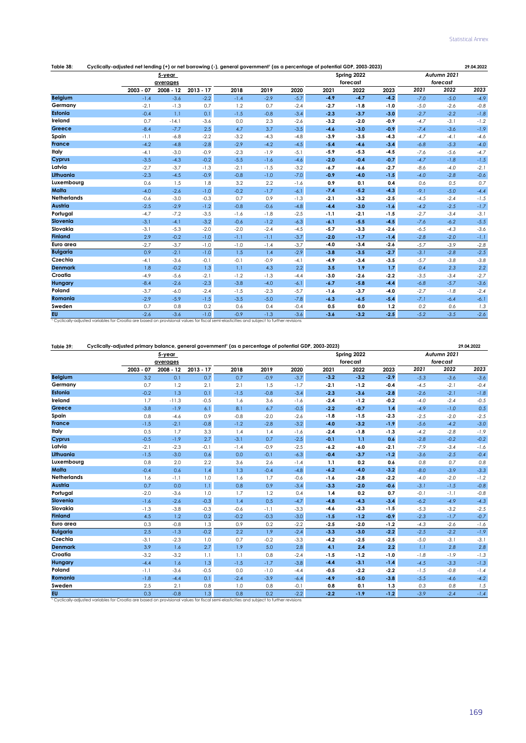**Table 38: Cyclically-adjusted net lending (+) or net borrowing (-), general government[1] (as a percentage of potential GDP, 2003-2023)** 29.04.2022

| | 5-year averages | | | | | | Spring 2022 forecast | | | Autumn 2021 forecast | | |
|---|---|---|---|---|---|---|---|---|---|---|---|---|
| | 2003 - 07 | 2008 - 12 | 2013 - 17 | 2018 | 2019 | 2020 | 2021 | 2022 | 2023 | 2021 | 2022 | 2023 |
| **Belgium** | -1.4 | -3.6 | -2.2 | -1.4 | -2.9 | -5.7 | **-4.9** | **-4.7** | **-4.2** | *-7.0* | *-5.0* | *-4.9* |
| **Germany** | -2.1 | -1.3 | 0.7 | 1.2 | 0.7 | -2.4 | **-2.7** | **-1.8** | **-1.0** | *-5.0* | *-2.6* | *-0.8* |
| **Estonia** | -0.4 | 1.1 | 0.1 | -1.5 | -0.8 | -3.4 | **-2.3** | **-3.7** | **-3.0** | *-2.7* | *-2.2* | *-1.8* |
| **Ireland** | 0.7 | -14.1 | -3.6 | 0.0 | 2.3 | -2.6 | **-3.2** | **-2.0** | **-0.9** | *-4.7* | *-3.1* | *-1.2* |
| **Greece** | -8.4 | -7.7 | 2.5 | 4.7 | 3.7 | -3.5 | **-4.6** | **-3.0** | **-0.9** | *-7.4* | *-3.6* | *-1.9* |
| **Spain** | -1.1 | -6.8 | -2.2 | -3.2 | -4.3 | -4.8 | **-3.9** | **-3.5** | **-4.3** | *-4.7* | *-4.1* | *-4.6* |
| **France** | -4.2 | -4.8 | -2.8 | -2.9 | -4.2 | -4.5 | **-5.4** | **-4.6** | **-3.4** | *-6.8* | *-5.3* | *-4.0* |
| **Italy** | -4.1 | -3.0 | -0.9 | -2.3 | -1.9 | -5.1 | **-5.9** | **-5.3** | **-4.5** | *-7.6* | *-5.6* | *-4.7* |
| **Cyprus** | -3.5 | -4.3 | -0.2 | -5.5 | -1.6 | -4.6 | **-2.0** | **-0.4** | **-0.7** | *-4.7* | *-1.8* | *-1.5* |
| **Latvia** | -2.7 | -3.7 | -1.3 | -2.1 | -1.5 | -3.2 | **-6.7** | **-6.6** | **-2.7** | *-8.6* | *-4.0* | *-2.1* |
| **Lithuania** | -2.3 | -4.5 | -0.9 | -0.8 | -1.0 | -7.0 | **-0.9** | **-4.0** | **-1.5** | *-4.0* | *-2.8* | *-0.6* |
| **Luxembourg** | 0.6 | 1.5 | 1.8 | 3.2 | 2.2 | -1.6 | **0.9** | **0.1** | **0.4** | *0.6* | *0.5* | *0.7* |
| **Malta** | -4.0 | -2.6 | -1.0 | -0.2 | -1.7 | -6.1 | **-7.4** | **-5.2** | **-4.3** | *-9.1* | *-5.0* | *-4.4* |
| **Netherlands** | -0.6 | -3.0 | -0.3 | 0.7 | 0.9 | -1.3 | **-2.1** | **-3.2** | **-2.5** | *-4.5* | *-2.4* | *-1.5* |
| **Austria** | -2.5 | -2.9 | -1.2 | -0.8 | -0.6 | -4.8 | **-4.4** | **-3.0** | **-1.6** | *-4.2* | *-2.5* | *-1.7* |
| **Portugal** | -4.7 | -7.2 | -3.5 | -1.6 | -1.8 | -2.5 | **-1.1** | **-2.1** | **-1.5** | *-2.7* | *-3.4* | *-3.1* |
| **Slovenia** | -3.1 | -4.1 | -3.2 | -0.6 | -1.2 | -6.3 | **-6.1** | **-5.5** | **-4.5** | *-7.6* | *-6.2* | *-5.5* |
| **Slovakia** | -3.1 | -5.3 | -2.0 | -2.0 | -2.4 | -4.5 | **-5.7** | **-3.3** | **-2.6** | *-6.5* | *-4.3* | *-3.6* |
| **Finland** | 2.9 | -0.2 | -1.0 | -1.1 | -1.1 | -3.7 | **-2.0** | **-1.7** | **-1.4** | *-2.8* | *-2.0* | *-1.1* |
| **Euro area** | -2.7 | -3.7 | -1.0 | -1.0 | -1.4 | -3.7 | **-4.0** | **-3.4** | **-2.6** | *-5.7* | *-3.9* | *-2.8* |
| **Bulgaria** | 0.9 | -2.1 | -1.0 | 1.5 | 1.4 | -2.9 | **-3.8** | **-3.5** | **-2.7** | *-3.1* | *-2.8* | *-2.5* |
| **Czechia** | -4.1 | -3.6 | -0.1 | -0.1 | -0.9 | -4.1 | **-4.9** | **-3.4** | **-3.5** | *-5.7* | *-3.8* | *-3.8* |
| **Denmark** | 1.8 | -0.2 | 1.3 | 1.1 | 4.3 | 2.2 | **3.5** | **1.9** | **1.7** | *0.4* | *2.3* | *2.2* |
| **Croatia** | -4.9 | -5.6 | -2.1 | -1.2 | -1.3 | -4.4 | **-3.0** | **-2.6** | **-2.2** | *-3.5* | *-3.4* | *-2.7* |
| **Hungary** | -8.4 | -2.6 | -2.3 | -3.8 | -4.0 | -6.1 | **-6.7** | **-5.8** | **-4.4** | *-6.8* | *-5.7* | *-3.6* |
| **Poland** | -3.7 | -6.0 | -2.4 | -1.5 | -2.3 | -5.7 | **-1.6** | **-3.7** | **-4.0** | *-2.7* | *-1.8* | *-2.4* |
| **Romania** | -2.9 | -5.9 | -1.5 | -3.5 | -5.0 | -7.8 | **-6.3** | **-6.5** | **-5.4** | *-7.1* | *-6.4* | *-6.1* |
| **Sweden** | 0.7 | 0.8 | 0.2 | 0.6 | 0.4 | -0.4 | **0.5** | **0.0** | **1.2** | *0.2* | *0.6* | *1.3* |
| **EU** | -2.6 | -3.6 | -1.0 | -0.9 | -1.3 | -3.6 | **-3.6** | **-3.2** | **-2.5** | *-5.2* | *-3.5* | *-2.6* |

[1] Cyclically-adjusted variables for Croatia are based on provisional values for fiscal semi-elasticities and subject to further revisions

**Table 39: Cyclically-adjusted primary balance, general government[1] (as a percentage of potential GDP, 2003-2023)** 29.04.2022

| | 5-year averages | | | | | | Spring 2022 forecast | | | Autumn 2021 forecast | | |
|---|---|---|---|---|---|---|---|---|---|---|---|---|
| | 2003 - 07 | 2008 - 12 | 2013 - 17 | 2018 | 2019 | 2020 | 2021 | 2022 | 2023 | 2021 | 2022 | 2023 |
| **Belgium** | 3.2 | 0.1 | 0.7 | 0.7 | -0.9 | -3.7 | **-3.2** | **-3.2** | **-2.9** | *-5.3* | *-3.6* | *-3.6* |
| **Germany** | 0.7 | 1.2 | 2.1 | 2.1 | 1.5 | -1.7 | **-2.1** | **-1.2** | **-0.4** | *-4.5* | *-2.1* | *-0.4* |
| **Estonia** | -0.2 | 1.3 | 0.1 | -1.5 | -0.8 | -3.4 | **-2.3** | **-3.6** | **-2.8** | *-2.6* | *-2.1* | *-1.8* |
| **Ireland** | 1.7 | -11.3 | -0.5 | 1.6 | 3.6 | -1.6 | **-2.4** | **-1.2** | **-0.2** | *-4.0* | *-2.4* | *-0.5* |
| **Greece** | -3.8 | -1.9 | 6.1 | 8.1 | 6.7 | -0.5 | **-2.2** | **-0.7** | **1.4** | *-4.9* | *-1.0* | *0.5* |
| **Spain** | 0.8 | -4.6 | 0.9 | -0.8 | -2.0 | -2.6 | **-1.8** | **-1.5** | **-2.3** | *-2.5* | *-2.0* | *-2.5* |
| **France** | -1.5 | -2.1 | -0.8 | -1.2 | -2.8 | -3.2 | **-4.0** | **-3.2** | **-1.9** | *-5.6* | *-4.2* | *-3.0* |
| **Italy** | 0.5 | 1.7 | 3.3 | 1.4 | 1.4 | -1.6 | **-2.4** | **-1.8** | **-1.3** | *-4.2* | *-2.8* | *-1.9* |
| **Cyprus** | -0.5 | -1.9 | 2.7 | -3.1 | 0.7 | -2.5 | **-0.1** | **1.1** | **0.6** | *-2.8* | *-0.2* | *-0.2* |
| **Latvia** | -2.1 | -2.3 | -0.1 | -1.4 | -0.9 | -2.5 | **-6.2** | **-6.0** | **-2.1** | *-7.9* | *-3.4* | *-1.6* |
| **Lithuania** | -1.5 | -3.0 | 0.6 | 0.0 | -0.1 | -6.3 | **-0.4** | **-3.7** | **-1.2** | *-3.6* | *-2.5* | *-0.4* |
| **Luxembourg** | 0.8 | 2.0 | 2.2 | 3.6 | 2.6 | -1.4 | **1.1** | **0.2** | **0.6** | *0.8* | *0.7* | *0.8* |
| **Malta** | -0.4 | 0.6 | 1.4 | 1.3 | -0.4 | -4.8 | **-6.2** | **-4.0** | **-3.2** | *-8.0* | *-3.9* | *-3.3* |
| **Netherlands** | 1.6 | -1.1 | 1.0 | 1.6 | 1.7 | -0.6 | **-1.6** | **-2.8** | **-2.2** | *-4.0* | *-2.0* | *-1.2* |
| **Austria** | 0.7 | 0.0 | 1.1 | 0.8 | 0.9 | -3.4 | **-3.3** | **-2.0** | **-0.6** | *-3.1* | *-1.5* | *-0.8* |
| **Portugal** | -2.0 | -3.6 | 1.0 | 1.7 | 1.2 | 0.4 | **1.4** | **0.2** | **0.7** | *-0.1* | *-1.1* | *-0.8* |
| **Slovenia** | -1.6 | -2.6 | -0.3 | 1.4 | 0.5 | -4.7 | **-4.8** | **-4.3** | **-3.4** | *-6.2* | *-4.9* | *-4.3* |
| **Slovakia** | -1.3 | -3.8 | -0.3 | -0.6 | -1.1 | -3.3 | **-4.6** | **-2.3** | **-1.5** | *-5.3* | *-3.2* | *-2.5* |
| **Finland** | 4.5 | 1.2 | 0.2 | -0.2 | -0.3 | -3.0 | **-1.5** | **-1.2** | **-0.9** | *-2.3* | *-1.7* | *-0.7* |
| **Euro area** | 0.3 | -0.8 | 1.3 | 0.9 | 0.2 | -2.2 | **-2.5** | **-2.0** | **-1.2** | *-4.3* | *-2.6* | *-1.6* |
| **Bulgaria** | 2.5 | -1.3 | -0.2 | 2.2 | 1.9 | -2.4 | **-3.3** | **-3.0** | **-2.2** | *-2.5* | *-2.2* | *-1.9* |
| **Czechia** | -3.1 | -2.3 | 1.0 | 0.7 | -0.2 | -3.3 | **-4.2** | **-2.5** | **-2.5** | *-5.0* | *-3.1* | *-3.1* |
| **Denmark** | 3.9 | 1.6 | 2.7 | 1.9 | 5.0 | 2.8 | **4.1** | **2.4** | **2.2** | *1.1* | *2.8* | *2.8* |
| **Croatia** | -3.2 | -3.2 | 1.1 | 1.1 | 0.8 | -2.4 | **-1.5** | **-1.2** | **-1.0** | *-1.8* | *-1.9* | *-1.3* |
| **Hungary** | -4.4 | 1.6 | 1.3 | -1.5 | -1.7 | -3.8 | **-4.4** | **-3.1** | **-1.4** | *-4.5* | *-3.3* | *-1.3* |
| **Poland** | -1.1 | -3.6 | -0.5 | 0.0 | -1.0 | -4.4 | **-0.5** | **-2.2** | **-2.2** | *-1.5* | *-0.8* | *-1.4* |
| **Romania** | -1.8 | -4.4 | 0.1 | -2.4 | -3.9 | -6.4 | **-4.9** | **-5.0** | **-3.8** | *-5.5* | *-4.6* | *-4.2* |
| **Sweden** | 2.5 | 2.1 | 0.8 | 1.0 | 0.8 | -0.1 | **0.8** | **0.1** | **1.3** | *0.3* | *0.8* | *1.5* |
| **EU** | 0.3 | -0.8 | 1.3 | 0.8 | 0.2 | -2.2 | **-2.2** | **-1.9** | **-1.2** | *-3.9* | *-2.4* | *-1.4* |

[1] Cyclically-adjusted variables for Croatia are based on provisional values for fiscal semi-elasticities and subject to further revisions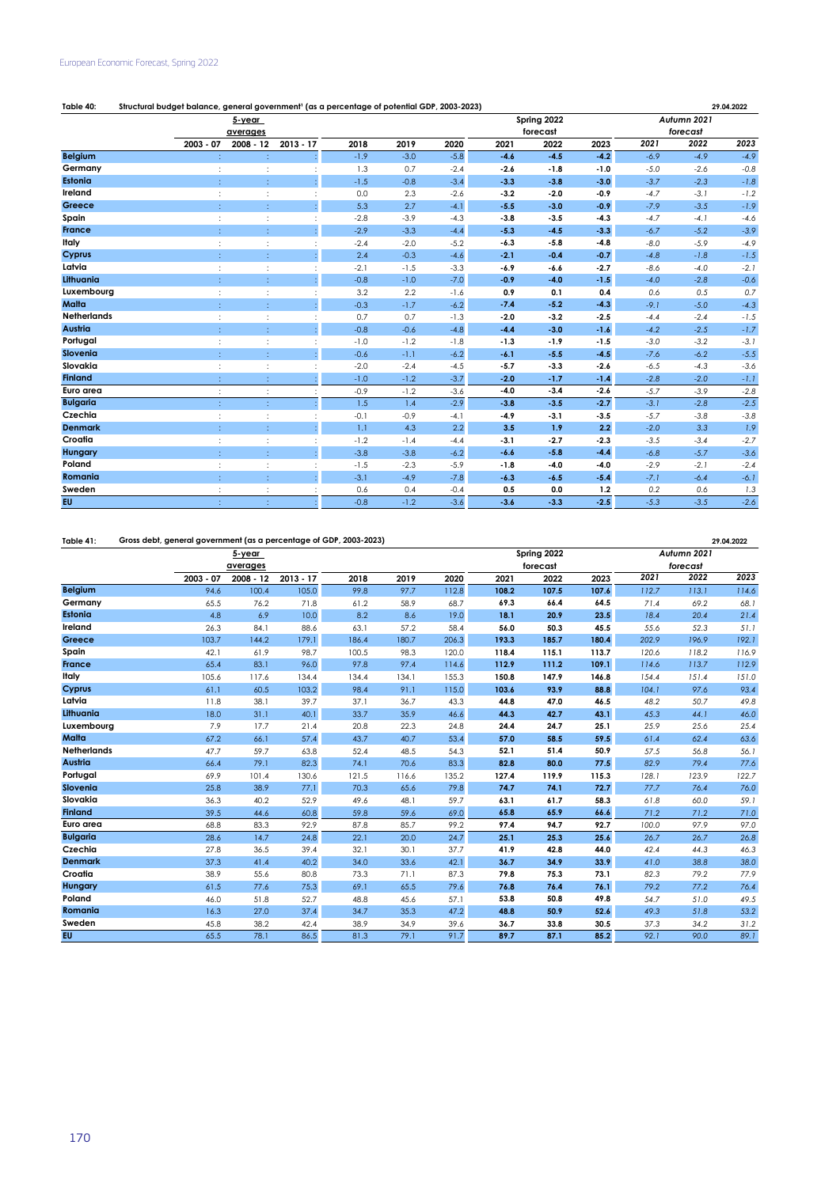**Table 40: Structural budget balance, general government[1] (as a percentage of potential GDP, 2003-2023)** 29.04.2022

| | 5-year averages | | | | | | Spring 2022 forecast | | | Autumn 2021 forecast | | |
|---|---|---|---|---|---|---|---|---|---|---|---|---|
| | 2003 - 07 | 2008 - 12 | 2013 - 17 | 2018 | 2019 | 2020 | 2021 | 2022 | 2023 | 2021 | 2022 | 2023 |
| **Belgium** | : | : | : | -1.9 | -3.0 | -5.8 | **-4.6** | **-4.5** | **-4.2** | *-6.9* | *-4.9* | *-4.9* |
| **Germany** | : | : | : | 1.3 | 0.7 | -2.4 | **-2.6** | **-1.8** | **-1.0** | *-5.0* | *-2.6* | *-0.8* |
| **Estonia** | : | : | : | -1.5 | -0.8 | -3.4 | **-3.3** | **-3.8** | **-3.0** | *-3.7* | *-2.3* | *-1.8* |
| **Ireland** | : | : | : | 0.0 | 2.3 | -2.6 | **-3.2** | **-2.0** | **-0.9** | *-4.7* | *-3.1* | *-1.2* |
| **Greece** | : | : | : | 5.3 | 2.7 | -4.1 | **-5.5** | **-3.0** | **-0.9** | *-7.9* | *-3.5* | *-1.9* |
| **Spain** | : | : | : | -2.8 | -3.9 | -4.3 | **-3.8** | **-3.5** | **-4.3** | *-4.7* | *-4.1* | *-4.6* |
| **France** | : | : | : | -2.9 | -3.3 | -4.4 | **-5.3** | **-4.5** | **-3.3** | *-6.7* | *-5.2* | *-3.9* |
| **Italy** | : | : | : | -2.4 | -2.0 | -5.2 | **-6.3** | **-5.8** | **-4.8** | *-8.0* | *-5.9* | *-4.9* |
| **Cyprus** | : | : | : | 2.4 | -0.3 | -4.6 | **-2.1** | **-0.4** | **-0.7** | *-4.8* | *-1.8* | *-1.5* |
| **Latvia** | : | : | : | -2.1 | -1.5 | -3.3 | **-6.9** | **-6.6** | **-2.7** | *-8.6* | *-4.0* | *-2.1* |
| **Lithuania** | : | : | : | -0.8 | -1.0 | -7.0 | **-0.9** | **-4.0** | **-1.5** | *-4.0* | *-2.8* | *-0.6* |
| **Luxembourg** | : | : | : | 3.2 | 2.2 | -1.6 | **0.9** | **0.1** | **0.4** | *0.6* | *0.5* | *0.7* |
| **Malta** | : | : | : | -0.3 | -1.7 | -6.2 | **-7.4** | **-5.2** | **-4.3** | *-9.1* | *-5.0* | *-4.3* |
| **Netherlands** | : | : | : | 0.7 | 0.7 | -1.3 | **-2.0** | **-3.2** | **-2.5** | *-4.4* | *-2.4* | *-1.5* |
| **Austria** | : | : | : | -0.8 | -0.6 | -4.8 | **-4.4** | **-3.0** | **-1.6** | *-4.2* | *-2.5* | *-1.7* |
| **Portugal** | : | : | : | -1.0 | -1.2 | -1.8 | **-1.3** | **-1.9** | **-1.5** | *-3.0* | *-3.2* | *-3.1* |
| **Slovenia** | : | : | : | -0.6 | -1.1 | -6.2 | **-6.1** | **-5.5** | **-4.5** | *-7.6* | *-6.2* | *-5.5* |
| **Slovakia** | : | : | : | -2.0 | -2.4 | -4.5 | **-5.7** | **-3.3** | **-2.6** | *-6.5* | *-4.3* | *-3.6* |
| **Finland** | : | : | : | -1.0 | -1.2 | -3.7 | **-2.0** | **-1.7** | **-1.4** | *-2.8* | *-2.0* | *-1.1* |
| **Euro area** | : | : | : | -0.9 | -1.2 | -3.6 | **-4.0** | **-3.4** | **-2.6** | *-5.7* | *-3.9* | *-2.8* |
| **Bulgaria** | : | : | : | 1.5 | 1.4 | -2.9 | **-3.8** | **-3.5** | **-2.7** | *-3.1* | *-2.8* | *-2.5* |
| **Czechia** | : | : | : | -0.1 | -0.9 | -4.1 | **-4.9** | **-3.1** | **-3.5** | *-5.7* | *-3.8* | *-3.8* |
| **Denmark** | : | : | : | 1.1 | 4.3 | 2.2 | **3.5** | **1.9** | **2.2** | *-2.0* | *3.3* | *1.9* |
| **Croatia** | : | : | : | -1.2 | -1.4 | -4.4 | **-3.1** | **-2.7** | **-2.3** | *-3.5* | *-3.4* | *-2.7* |
| **Hungary** | : | : | : | -3.8 | -3.8 | -6.2 | **-6.6** | **-5.8** | **-4.4** | *-6.8* | *-5.7* | *-3.6* |
| **Poland** | : | : | : | -1.5 | -2.3 | -5.9 | **-1.8** | **-4.0** | **-4.0** | *-2.9* | *-2.1* | *-2.4* |
| **Romania** | : | : | : | -3.1 | -4.9 | -7.8 | **-6.3** | **-6.5** | **-5.4** | *-7.1* | *-6.4* | *-6.1* |
| **Sweden** | : | : | : | 0.6 | 0.4 | -0.4 | **0.5** | **0.0** | **1.2** | *0.2* | *0.6* | *1.3* |
| **EU** | : | : | : | -0.8 | -1.2 | -3.6 | **-3.6** | **-3.3** | **-2.5** | *-5.3* | *-3.5* | *-2.6* |

**Table 41: Gross debt, general government (as a percentage of GDP, 2003-2023)** 29.04.2022

| | 5-year averages | | | | | | Spring 2022 forecast | | | Autumn 2021 forecast | | |
|---|---|---|---|---|---|---|---|---|---|---|---|---|
| | 2003 - 07 | 2008 - 12 | 2013 - 17 | 2018 | 2019 | 2020 | 2021 | 2022 | 2023 | 2021 | 2022 | 2023 |
| **Belgium** | 94.6 | 100.4 | 105.0 | 99.8 | 97.7 | 112.8 | **108.2** | **107.5** | **107.6** | *112.7* | *113.1* | *114.6* |
| **Germany** | 65.5 | 76.2 | 71.8 | 61.2 | 58.9 | 68.7 | **69.3** | **66.4** | **64.5** | *71.4* | *69.2* | *68.1* |
| **Estonia** | 4.8 | 6.9 | 10.0 | 8.2 | 8.6 | 19.0 | **18.1** | **20.9** | **23.5** | *18.4* | *20.4* | *21.4* |
| **Ireland** | 26.3 | 84.1 | 88.6 | 63.1 | 57.2 | 58.4 | **56.0** | **50.3** | **45.5** | *55.6* | *52.3* | *51.1* |
| **Greece** | 103.7 | 144.2 | 179.1 | 186.4 | 180.7 | 206.3 | **193.3** | **185.7** | **180.4** | *202.9* | *196.9* | *192.1* |
| **Spain** | 42.1 | 61.9 | 98.7 | 100.5 | 98.3 | 120.0 | **118.4** | **115.1** | **113.7** | *120.6* | *118.2* | *116.9* |
| **France** | 65.4 | 83.1 | 96.0 | 97.8 | 97.4 | 114.6 | **112.9** | **111.2** | **109.1** | *114.6* | *113.7* | *112.9* |
| **Italy** | 105.6 | 117.6 | 134.4 | 134.4 | 134.1 | 155.3 | **150.8** | **147.9** | **146.8** | *154.4* | *151.4* | *151.0* |
| **Cyprus** | 61.1 | 60.5 | 103.2 | 98.4 | 91.1 | 115.0 | **103.6** | **93.9** | **88.8** | *104.1* | *97.6* | *93.4* |
| **Latvia** | 11.8 | 38.1 | 39.7 | 37.1 | 36.7 | 43.3 | **44.8** | **47.0** | **46.5** | *48.2* | *50.7* | *49.8* |
| **Lithuania** | 18.0 | 31.1 | 40.1 | 33.7 | 35.9 | 46.6 | **44.3** | **42.7** | **43.1** | *45.3* | *44.1* | *46.0* |
| **Luxembourg** | 7.9 | 17.7 | 21.4 | 20.8 | 22.3 | 24.8 | **24.4** | **24.7** | **25.1** | *25.9* | *25.6* | *25.4* |
| **Malta** | 67.2 | 66.1 | 57.4 | 43.7 | 40.7 | 53.4 | **57.0** | **58.5** | **59.5** | *61.4* | *62.4* | *63.6* |
| **Netherlands** | 47.7 | 59.7 | 63.8 | 52.4 | 48.5 | 54.3 | **52.1** | **51.4** | **50.9** | *57.5* | *56.8* | *56.1* |
| **Austria** | 66.4 | 79.1 | 82.3 | 74.1 | 70.6 | 83.3 | **82.8** | **80.0** | **77.5** | *82.9* | *79.4* | *77.6* |
| **Portugal** | 69.9 | 101.4 | 130.6 | 121.5 | 116.6 | 135.2 | **127.4** | **119.9** | **115.3** | *128.1* | *123.9* | *122.7* |
| **Slovenia** | 25.8 | 38.9 | 77.1 | 70.3 | 65.6 | 79.8 | **74.7** | **74.1** | **72.7** | *77.7* | *76.4* | *76.0* |
| **Slovakia** | 36.3 | 40.2 | 52.9 | 49.6 | 48.1 | 59.7 | **63.1** | **61.7** | **58.3** | *61.8* | *60.0* | *59.1* |
| **Finland** | 39.5 | 44.6 | 60.8 | 59.8 | 59.6 | 69.0 | **65.8** | **65.9** | **66.6** | *71.2* | *71.2* | *71.0* |
| **Euro area** | 68.8 | 83.3 | 92.9 | 87.8 | 85.7 | 99.2 | **97.4** | **94.7** | **92.7** | *100.0* | *97.9* | *97.0* |
| **Bulgaria** | 28.6 | 14.7 | 24.8 | 22.1 | 20.0 | 24.7 | **25.1** | **25.3** | **25.6** | *26.7* | *26.7* | *26.8* |
| **Czechia** | 27.8 | 36.5 | 39.4 | 32.1 | 30.1 | 37.7 | **41.9** | **42.8** | **44.0** | *42.4* | *44.3* | *46.3* |
| **Denmark** | 37.3 | 41.4 | 40.2 | 34.0 | 33.6 | 42.1 | **36.7** | **34.9** | **33.9** | *41.0* | *38.8* | *38.0* |
| **Croatia** | 38.9 | 55.6 | 80.8 | 73.3 | 71.1 | 87.3 | **79.8** | **75.3** | **73.1** | *82.3* | *79.2* | *77.9* |
| **Hungary** | 61.5 | 77.6 | 75.3 | 69.1 | 65.5 | 79.6 | **76.8** | **76.4** | **76.1** | *79.2* | *77.2* | *76.4* |
| **Poland** | 46.0 | 51.8 | 52.7 | 48.8 | 45.6 | 57.1 | **53.8** | **50.8** | **49.8** | *54.7* | *51.0* | *49.5* |
| **Romania** | 16.3 | 27.0 | 37.4 | 34.7 | 35.3 | 47.2 | **48.8** | **50.9** | **52.6** | *49.3* | *51.8* | *53.2* |
| **Sweden** | 45.8 | 38.2 | 42.4 | 38.9 | 34.9 | 39.6 | **36.7** | **33.8** | **30.5** | *37.3* | *34.2* | *31.2* |
| **EU** | 65.5 | 78.1 | 86.5 | 81.3 | 79.1 | 91.7 | **89.7** | **87.1** | **85.2** | *92.1* | *90.0* | *89.1* |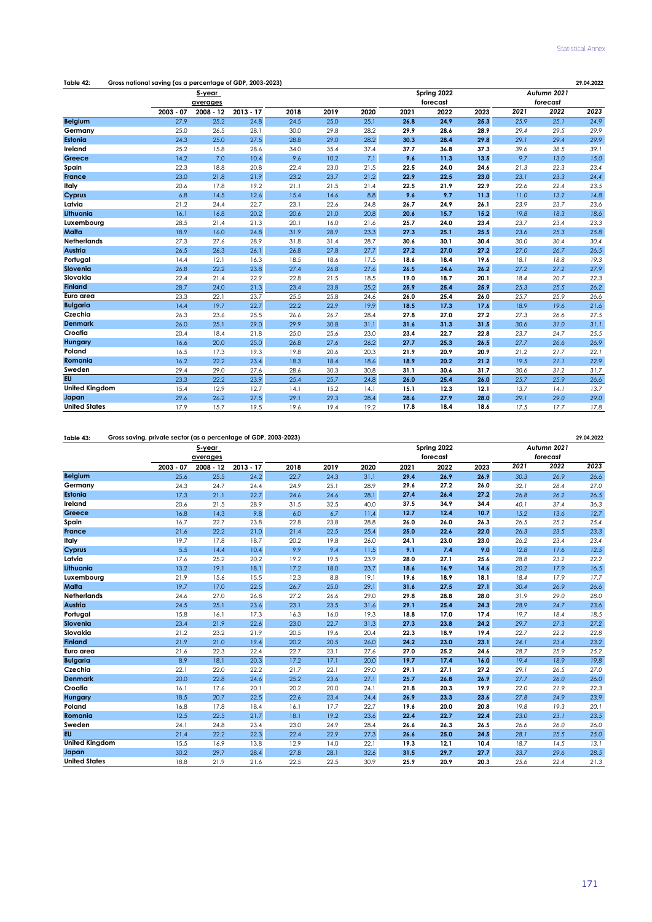**Table 42: Gross national saving (as a percentage of GDP, 2003-2023)** 29.04.2022

| | 5-year averages | | | | | | Spring 2022 forecast | | | Autumn 2021 forecast | | |
|---|---|---|---|---|---|---|---|---|---|---|---|---|
| | 2003 - 07 | 2008 - 12 | 2013 - 17 | 2018 | 2019 | 2020 | 2021 | 2022 | 2023 | 2021 | 2022 | 2023 |
| Belgium | 27.9 | 25.2 | 24.8 | 24.5 | 25.0 | 25.1 | 26.8 | 24.9 | 25.3 | 25.9 | 25.1 | 24.9 |
| Germany | 25.0 | 26.5 | 28.1 | 30.0 | 29.8 | 28.2 | 29.9 | 28.6 | 28.9 | 29.4 | 29.5 | 29.9 |
| Estonia | 24.3 | 25.0 | 27.5 | 28.8 | 29.0 | 28.2 | 30.3 | 28.4 | 29.8 | 29.1 | 29.4 | 29.9 |
| Ireland | 25.2 | 15.8 | 28.6 | 34.0 | 35.4 | 37.4 | 37.7 | 36.8 | 37.3 | 39.6 | 38.5 | 39.1 |
| Greece | 14.2 | 7.0 | 10.4 | 9.6 | 10.2 | 7.1 | 9.6 | 11.3 | 13.5 | 9.7 | 13.0 | 15.0 |
| Spain | 22.3 | 18.8 | 20.8 | 22.4 | 23.0 | 21.5 | 22.5 | 24.0 | 24.6 | 21.3 | 22.3 | 23.4 |
| France | 23.0 | 21.8 | 21.9 | 23.2 | 23.7 | 21.2 | 22.9 | 22.5 | 23.0 | 23.1 | 23.3 | 24.4 |
| Italy | 20.6 | 17.8 | 19.2 | 21.1 | 21.5 | 21.4 | 22.5 | 21.9 | 22.9 | 22.6 | 22.4 | 23.5 |
| Cyprus | 6.8 | 14.5 | 12.6 | 15.4 | 14.6 | 8.8 | 9.6 | 9.7 | 11.3 | 11.0 | 13.2 | 14.8 |
| Latvia | 21.2 | 24.4 | 22.7 | 23.1 | 22.6 | 24.8 | 26.7 | 24.9 | 26.1 | 23.9 | 23.7 | 23.6 |
| Lithuania | 16.1 | 16.8 | 20.2 | 20.6 | 21.0 | 20.8 | 20.6 | 15.7 | 15.2 | 19.8 | 18.3 | 18.6 |
| Luxembourg | 28.5 | 21.4 | 21.3 | 20.1 | 16.0 | 21.6 | 25.7 | 24.0 | 23.4 | 23.7 | 23.4 | 23.3 |
| Malta | 18.9 | 16.0 | 24.8 | 31.9 | 28.9 | 23.3 | 27.3 | 25.1 | 25.5 | 23.6 | 25.3 | 25.8 |
| Netherlands | 27.3 | 27.6 | 28.9 | 31.8 | 31.4 | 28.7 | 30.6 | 30.1 | 30.4 | 30.0 | 30.4 | 30.4 |
| Austria | 26.5 | 26.3 | 26.1 | 26.8 | 27.8 | 27.7 | 27.2 | 27.0 | 27.2 | 27.0 | 26.7 | 26.5 |
| Portugal | 14.4 | 12.1 | 16.3 | 18.5 | 18.6 | 17.5 | 18.6 | 18.4 | 19.6 | 18.1 | 18.8 | 19.3 |
| Slovenia | 26.8 | 22.2 | 23.8 | 27.4 | 26.8 | 27.6 | 26.5 | 24.6 | 26.2 | 27.2 | 27.2 | 27.9 |
| Slovakia | 22.4 | 21.4 | 22.9 | 22.8 | 21.5 | 18.5 | 19.0 | 18.7 | 20.1 | 18.4 | 20.7 | 22.3 |
| Finland | 28.7 | 24.0 | 21.3 | 23.4 | 23.8 | 25.2 | 25.9 | 25.4 | 25.9 | 25.3 | 25.5 | 26.2 |
| Euro area | 23.3 | 22.1 | 23.7 | 25.5 | 25.8 | 24.6 | 26.0 | 25.4 | 26.0 | 25.7 | 25.9 | 26.6 |
| Bulgaria | 14.4 | 19.7 | 22.7 | 22.2 | 22.9 | 19.9 | 18.5 | 17.3 | 17.6 | 18.9 | 19.6 | 21.6 |
| Czechia | 26.3 | 23.6 | 25.5 | 26.6 | 26.7 | 28.4 | 27.8 | 27.0 | 27.2 | 27.3 | 26.6 | 27.5 |
| Denmark | 26.0 | 25.1 | 29.0 | 29.9 | 30.8 | 31.1 | 31.6 | 31.3 | 31.5 | 30.6 | 31.0 | 31.1 |
| Croatia | 20.4 | 18.4 | 21.8 | 25.0 | 25.6 | 23.0 | 23.4 | 22.7 | 22.8 | 23.7 | 24.7 | 25.5 |
| Hungary | 16.6 | 20.0 | 25.0 | 26.8 | 27.6 | 26.2 | 27.7 | 25.3 | 26.5 | 27.7 | 26.6 | 26.9 |
| Poland | 16.5 | 17.3 | 19.3 | 19.8 | 20.6 | 20.3 | 21.9 | 20.9 | 20.9 | 21.2 | 21.7 | 22.1 |
| Romania | 16.2 | 22.2 | 23.4 | 18.3 | 18.4 | 18.6 | 18.9 | 20.2 | 21.2 | 19.5 | 21.1 | 22.9 |
| Sweden | 29.4 | 29.0 | 27.6 | 28.6 | 30.3 | 30.8 | 31.1 | 30.6 | 31.7 | 30.6 | 31.2 | 31.7 |
| EU | 23.3 | 22.2 | 23.9 | 25.4 | 25.7 | 24.8 | 26.0 | 25.4 | 26.0 | 25.7 | 25.9 | 26.6 |
| United Kingdom | 15.4 | 12.9 | 12.7 | 14.1 | 15.2 | 14.1 | 15.1 | 12.3 | 12.1 | 13.7 | 14.1 | 13.7 |
| Japan | 29.6 | 26.2 | 27.5 | 29.1 | 29.3 | 28.4 | 28.6 | 27.9 | 28.0 | 29.1 | 29.0 | 29.0 |
| United States | 17.9 | 15.7 | 19.5 | 19.6 | 19.4 | 19.2 | 17.8 | 18.4 | 18.6 | 17.5 | 17.7 | 17.8 |

**Table 43: Gross saving, private sector (as a percentage of GDP, 2003-2023)** 29.04.2022

| | 5-year averages | | | | | | Spring 2022 forecast | | | Autumn 2021 forecast | | |
|---|---|---|---|---|---|---|---|---|---|---|---|---|
| | 2003 - 07 | 2008 - 12 | 2013 - 17 | 2018 | 2019 | 2020 | 2021 | 2022 | 2023 | 2021 | 2022 | 2023 |
| Belgium | 25.6 | 25.5 | 24.2 | 22.7 | 24.3 | 31.1 | 29.4 | 26.9 | 26.9 | 30.3 | 26.9 | 26.6 |
| Germany | 24.3 | 24.7 | 24.4 | 24.9 | 25.1 | 28.9 | 29.6 | 27.2 | 26.0 | 32.1 | 28.4 | 27.0 |
| Estonia | 17.3 | 21.1 | 22.7 | 24.6 | 24.6 | 28.1 | 27.4 | 26.4 | 27.2 | 26.8 | 26.2 | 26.5 |
| Ireland | 20.6 | 21.5 | 28.9 | 31.5 | 32.5 | 40.0 | 37.5 | 34.9 | 34.4 | 40.1 | 37.4 | 36.3 |
| Greece | 16.8 | 14.3 | 9.8 | 6.0 | 6.7 | 11.4 | 12.7 | 12.4 | 10.7 | 15.2 | 13.6 | 12.7 |
| Spain | 16.7 | 22.7 | 23.8 | 22.8 | 23.8 | 28.8 | 26.0 | 26.0 | 26.3 | 26.5 | 25.2 | 25.4 |
| France | 21.6 | 22.2 | 21.0 | 21.4 | 22.5 | 25.4 | 25.0 | 22.6 | 22.0 | 26.3 | 23.5 | 23.3 |
| Italy | 19.7 | 17.8 | 18.7 | 20.2 | 19.8 | 26.0 | 24.1 | 23.0 | 23.0 | 26.2 | 23.4 | 23.4 |
| Cyprus | 5.5 | 14.4 | 10.4 | 9.9 | 9.4 | 11.5 | 9.1 | 7.4 | 9.0 | 12.8 | 11.6 | 12.5 |
| Latvia | 17.6 | 25.2 | 20.2 | 19.2 | 19.5 | 23.9 | 28.0 | 27.1 | 25.6 | 28.8 | 23.2 | 22.2 |
| Lithuania | 13.2 | 19.1 | 18.1 | 17.2 | 18.0 | 23.7 | 18.6 | 16.9 | 14.6 | 20.2 | 17.9 | 16.5 |
| Luxembourg | 21.9 | 15.6 | 15.5 | 12.3 | 8.8 | 19.1 | 19.6 | 18.9 | 18.1 | 18.4 | 17.9 | 17.7 |
| Malta | 19.7 | 17.0 | 22.5 | 26.7 | 25.0 | 29.1 | 31.6 | 27.5 | 27.1 | 30.4 | 26.9 | 26.6 |
| Netherlands | 24.6 | 27.0 | 26.8 | 27.2 | 26.6 | 29.0 | 29.8 | 28.8 | 28.0 | 31.9 | 29.0 | 28.0 |
| Austria | 24.5 | 25.1 | 23.6 | 23.1 | 23.5 | 31.6 | 29.1 | 25.4 | 24.3 | 28.9 | 24.7 | 23.6 |
| Portugal | 15.8 | 16.1 | 17.3 | 16.3 | 16.0 | 19.3 | 18.8 | 17.0 | 17.4 | 19.7 | 18.4 | 18.5 |
| Slovenia | 23.4 | 21.9 | 22.6 | 23.0 | 22.7 | 31.3 | 27.3 | 23.8 | 24.2 | 29.7 | 27.3 | 27.2 |
| Slovakia | 21.2 | 23.2 | 21.9 | 20.5 | 19.6 | 20.4 | 22.3 | 18.9 | 19.4 | 22.7 | 22.2 | 22.8 |
| Finland | 21.9 | 21.0 | 19.4 | 20.2 | 20.5 | 26.0 | 24.2 | 23.0 | 23.1 | 24.1 | 23.4 | 23.2 |
| Euro area | 21.6 | 22.3 | 22.4 | 22.7 | 23.1 | 27.6 | 27.0 | 25.2 | 24.6 | 28.7 | 25.9 | 25.2 |
| Bulgaria | 8.9 | 18.1 | 20.3 | 17.2 | 17.1 | 20.0 | 19.7 | 17.4 | 16.0 | 19.4 | 18.9 | 19.8 |
| Czechia | 22.1 | 22.0 | 22.2 | 21.7 | 22.1 | 29.0 | 29.1 | 27.1 | 27.2 | 29.1 | 26.5 | 27.0 |
| Denmark | 20.0 | 22.8 | 24.6 | 25.2 | 23.6 | 27.1 | 25.7 | 26.8 | 26.9 | 27.7 | 26.0 | 26.0 |
| Croatia | 16.1 | 17.6 | 20.1 | 20.2 | 20.0 | 24.1 | 21.8 | 20.3 | 19.9 | 22.0 | 21.9 | 22.3 |
| Hungary | 18.5 | 20.7 | 22.5 | 22.6 | 23.4 | 24.4 | 26.9 | 23.3 | 23.6 | 27.8 | 24.9 | 23.9 |
| Poland | 16.8 | 17.8 | 18.4 | 16.1 | 17.7 | 22.7 | 19.6 | 20.0 | 20.8 | 19.8 | 19.3 | 20.1 |
| Romania | 12.5 | 22.5 | 21.7 | 18.1 | 19.2 | 23.6 | 22.4 | 22.7 | 22.4 | 23.0 | 23.1 | 23.5 |
| Sweden | 24.1 | 24.8 | 23.4 | 23.0 | 24.9 | 28.4 | 26.6 | 26.3 | 26.5 | 26.6 | 26.0 | 26.0 |
| EU | 21.4 | 22.2 | 22.3 | 22.4 | 22.9 | 27.3 | 26.6 | 25.0 | 24.5 | 28.1 | 25.5 | 25.0 |
| United Kingdom | 15.5 | 16.9 | 13.8 | 12.9 | 14.0 | 22.1 | 19.3 | 12.1 | 10.4 | 18.7 | 14.5 | 13.1 |
| Japan | 30.2 | 29.7 | 28.4 | 27.8 | 28.1 | 32.6 | 31.5 | 29.7 | 27.7 | 33.7 | 29.6 | 28.5 |
| United States | 18.8 | 21.9 | 21.6 | 22.5 | 22.5 | 30.9 | 25.9 | 20.9 | 20.3 | 25.6 | 22.4 | 21.3 |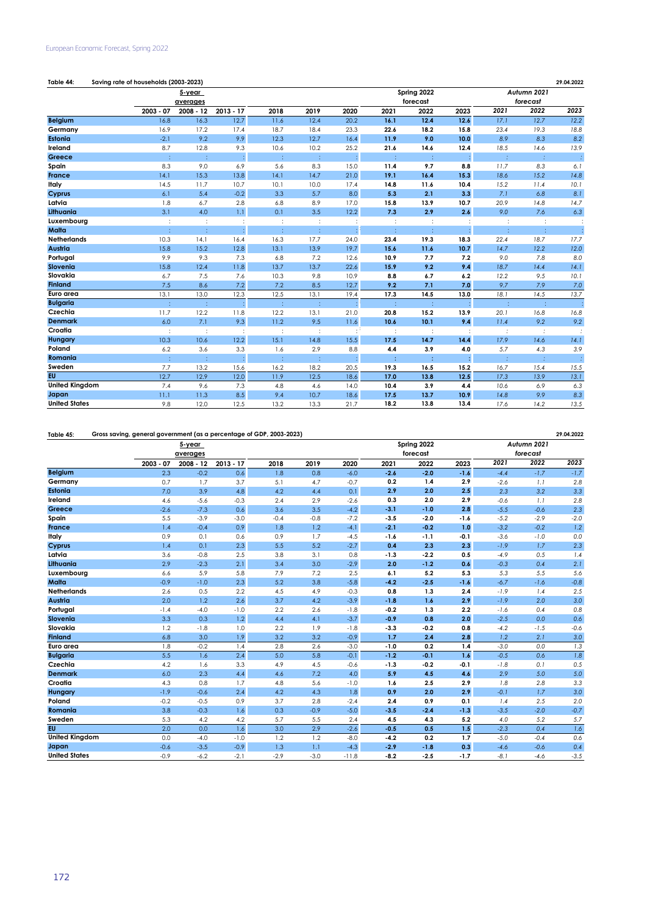**Table 44: Saving rate of households (2003-2023)** 29.04.2022

| | 5-year averages | | | | | | Spring 2022 forecast | | | Autumn 2021 forecast | | |
|---|---|---|---|---|---|---|---|---|---|---|---|---|
| | 2003 - 07 | 2008 - 12 | 2013 - 17 | 2018 | 2019 | 2020 | 2021 | 2022 | 2023 | 2021 | 2022 | 2023 |
| **Belgium** | 16.8 | 16.3 | 12.7 | 11.6 | 12.4 | 20.2 | **16.1** | **12.4** | **12.6** | *17.1* | *12.7* | *12.2* |
| **Germany** | 16.9 | 17.2 | 17.4 | 18.7 | 18.4 | 23.3 | **22.6** | **18.2** | **15.8** | *23.4* | *19.3* | *18.8* |
| **Estonia** | -2.1 | 9.2 | 9.9 | 12.3 | 12.7 | 16.4 | **11.9** | **9.0** | **10.0** | *8.9* | *8.3* | *8.2* |
| **Ireland** | 8.7 | 12.8 | 9.3 | 10.6 | 10.2 | 25.2 | **21.6** | **14.6** | **12.4** | *18.5* | *14.6* | *13.9* |
| **Greece** | : | : | : | : | : | : | : | : | : | : | : | : |
| **Spain** | 8.3 | 9.0 | 6.9 | 5.6 | 8.3 | 15.0 | **11.4** | **9.7** | **8.8** | *11.7* | *8.3* | *6.1* |
| **France** | 14.1 | 15.3 | 13.8 | 14.1 | 14.7 | 21.0 | **19.1** | **16.4** | **15.3** | *18.6* | *15.2* | *14.8* |
| **Italy** | 14.5 | 11.7 | 10.7 | 10.1 | 10.0 | 17.4 | **14.8** | **11.6** | **10.4** | *15.2* | *11.4* | *10.1* |
| **Cyprus** | 6.1 | 5.4 | -0.2 | 3.3 | 5.7 | 8.0 | **5.3** | **2.1** | **3.3** | *7.1* | *6.8* | *8.1* |
| **Latvia** | 1.8 | 6.7 | 2.8 | 6.8 | 8.9 | 17.0 | **15.8** | **13.9** | **10.7** | *20.9* | *14.8* | *14.7* |
| **Lithuania** | 3.1 | 4.0 | 1.1 | 0.1 | 3.5 | 12.2 | **7.3** | **2.9** | **2.6** | *9.0* | *7.6* | *6.3* |
| **Luxembourg** | : | : | : | : | : | : | : | : | : | : | : | : |
| **Malta** | : | : | : | : | : | : | : | : | : | : | : | : |
| **Netherlands** | 10.3 | 14.1 | 16.4 | 16.3 | 17.7 | 24.0 | **23.4** | **19.3** | **18.3** | *22.4* | *18.7* | *17.7* |
| **Austria** | 15.8 | 15.2 | 12.8 | 13.1 | 13.9 | 19.7 | **15.6** | **11.6** | **10.7** | *14.7* | *12.2* | *12.0* |
| **Portugal** | 9.9 | 9.3 | 7.3 | 6.8 | 7.2 | 12.6 | **10.9** | **7.7** | **7.2** | *9.0* | *7.8* | *8.0* |
| **Slovenia** | 15.8 | 12.4 | 11.8 | 13.7 | 13.7 | 22.6 | **15.9** | **9.2** | **9.4** | *18.7* | *14.4* | *14.1* |
| **Slovakia** | 6.7 | 7.5 | 7.6 | 10.3 | 9.8 | 10.9 | **8.8** | **6.7** | **6.2** | *12.2* | *9.5* | *10.1* |
| **Finland** | 7.5 | 8.6 | 7.2 | 7.2 | 8.5 | 12.7 | **9.2** | **7.1** | **7.0** | *9.7* | *7.9* | *7.0* |
| **Euro area** | 13.1 | 13.0 | 12.3 | 12.5 | 13.1 | 19.4 | **17.3** | **14.5** | **13.0** | *18.1* | *14.5* | *13.7* |
| **Bulgaria** | : | : | : | : | : | : | : | : | : | : | : | : |
| **Czechia** | 11.7 | 12.2 | 11.8 | 12.2 | 13.1 | 21.0 | **20.8** | **15.2** | **13.9** | *20.1* | *16.8* | *16.8* |
| **Denmark** | 6.0 | 7.1 | 9.3 | 11.2 | 9.5 | 11.6 | **10.6** | **10.1** | **9.4** | *11.4* | *9.2* | *9.2* |
| **Croatia** | : | : | : | : | : | : | : | : | : | : | : | : |
| **Hungary** | 10.3 | 10.6 | 12.2 | 15.1 | 14.8 | 15.5 | **17.5** | **14.7** | **14.4** | *17.9* | *14.6* | *14.1* |
| **Poland** | 6.2 | 3.6 | 3.3 | 1.6 | 2.9 | 8.8 | **4.4** | **3.9** | **4.0** | *5.7* | *4.3* | *3.9* |
| **Romania** | : | : | : | : | : | : | : | : | : | : | : | : |
| **Sweden** | 7.7 | 13.2 | 15.6 | 16.2 | 18.2 | 20.5 | **19.3** | **16.5** | **15.2** | *16.7* | *15.4* | *15.5* |
| **EU** | 12.7 | 12.9 | 12.0 | 11.9 | 12.5 | 18.6 | **17.0** | **13.8** | **12.5** | *17.3* | *13.9* | *13.1* |
| **United Kingdom** | 7.4 | 9.6 | 7.3 | 4.8 | 4.6 | 14.0 | **10.4** | **3.9** | **4.4** | *10.6* | *6.9* | *6.3* |
| **Japan** | 11.1 | 11.3 | 8.5 | 9.4 | 10.7 | 18.6 | **17.5** | **13.7** | **10.9** | *14.8* | *9.9* | *8.3* |
| **United States** | 9.8 | 12.0 | 12.5 | 13.2 | 13.3 | 21.7 | **18.2** | **13.8** | **13.4** | *17.6* | *14.2* | *13.5* |

**Table 45: Gross saving, general government (as a percentage of GDP, 2003-2023)** 29.04.2022

| | 5-year averages | | | | | | Spring 2022 forecast | | | Autumn 2021 forecast | | |
|---|---|---|---|---|---|---|---|---|---|---|---|---|
| | 2003 - 07 | 2008 - 12 | 2013 - 17 | 2018 | 2019 | 2020 | 2021 | 2022 | 2023 | 2021 | 2022 | 2023 |
| **Belgium** | 2.3 | -0.2 | 0.6 | 1.8 | 0.8 | -6.0 | **-2.6** | **-2.0** | **-1.6** | *-4.4* | *-1.7* | *-1.7* |
| **Germany** | 0.7 | 1.7 | 3.7 | 5.1 | 4.7 | -0.7 | **0.2** | **1.4** | **2.9** | *-2.6* | *1.1* | *2.8* |
| **Estonia** | 7.0 | 3.9 | 4.8 | 4.2 | 4.4 | 0.1 | **2.9** | **2.0** | **2.5** | *2.3* | *3.2* | *3.3* |
| **Ireland** | 4.6 | -5.6 | -0.3 | 2.4 | 2.9 | -2.6 | **0.3** | **2.0** | **2.9** | *-0.6* | *1.1* | *2.8* |
| **Greece** | -2.6 | -7.3 | 0.6 | 3.6 | 3.5 | -4.2 | **-3.1** | **-1.0** | **2.8** | *-5.5* | *-0.6* | *2.3* |
| **Spain** | 5.5 | -3.9 | -3.0 | -0.4 | -0.8 | -7.2 | **-3.5** | **-2.0** | **-1.6** | *-5.2* | *-2.9* | *-2.0* |
| **France** | 1.4 | -0.4 | 0.9 | 1.8 | 1.2 | -4.1 | **-2.1** | **-0.2** | **1.0** | *-3.2* | *-0.2* | *1.2* |
| **Italy** | 0.9 | 0.1 | 0.6 | 0.9 | 1.7 | -4.5 | **-1.6** | **-1.1** | **-0.1** | *-3.6* | *-1.0* | *0.0* |
| **Cyprus** | 1.4 | 0.1 | 2.3 | 5.5 | 5.2 | -2.7 | **0.4** | **2.3** | **2.3** | *-1.9* | *1.7* | *2.3* |
| **Latvia** | 3.6 | -0.8 | 2.5 | 3.8 | 3.1 | 0.8 | **-1.3** | **-2.2** | **0.5** | *-4.9* | *0.5* | *1.4* |
| **Lithuania** | 2.9 | -2.3 | 2.1 | 3.4 | 3.0 | -2.9 | **2.0** | **-1.2** | **0.6** | *-0.3* | *0.4* | *2.1* |
| **Luxembourg** | 6.6 | 5.9 | 5.8 | 7.9 | 7.2 | 2.5 | **6.1** | **5.2** | **5.3** | *5.3* | *5.5* | *5.6* |
| **Malta** | -0.9 | -1.0 | 2.3 | 5.2 | 3.8 | -5.8 | **-4.2** | **-2.5** | **-1.6** | *-6.7* | *-1.6* | *-0.8* |
| **Netherlands** | 2.6 | 0.5 | 2.2 | 4.5 | 4.9 | -0.3 | **0.8** | **1.3** | **2.4** | *-1.9* | *1.4* | *2.5* |
| **Austria** | 2.0 | 1.2 | 2.6 | 3.7 | 4.2 | -3.9 | **-1.8** | **1.6** | **2.9** | *-1.9* | *2.0* | *3.0* |
| **Portugal** | -1.4 | -4.0 | -1.0 | 2.2 | 2.6 | -1.8 | **-0.2** | **1.3** | **2.2** | *-1.6* | *0.4* | *0.8* |
| **Slovenia** | 3.3 | 0.3 | 1.2 | 4.4 | 4.1 | -3.7 | **-0.9** | **0.8** | **2.0** | *-2.5* | *0.0* | *0.6* |
| **Slovakia** | 1.2 | -1.8 | 1.0 | 2.2 | 1.9 | -1.8 | **-3.3** | **-0.2** | **0.8** | *-4.2* | *-1.5* | *-0.6* |
| **Finland** | 6.8 | 3.0 | 1.9 | 3.2 | 3.2 | -0.9 | **1.7** | **2.4** | **2.8** | *1.2* | *2.1* | *3.0* |
| **Euro area** | 1.8 | -0.2 | 1.4 | 2.8 | 2.6 | -3.0 | **-1.0** | **0.2** | **1.4** | *-3.0* | *0.0* | *1.3* |
| **Bulgaria** | 5.5 | 1.6 | 2.4 | 5.0 | 5.8 | -0.1 | **-1.2** | **-0.1** | **1.6** | *-0.5* | *0.6* | *1.8* |
| **Czechia** | 4.2 | 1.6 | 3.3 | 4.9 | 4.5 | -0.6 | **-1.3** | **-0.2** | **-0.1** | *-1.8* | *0.1* | *0.5* |
| **Denmark** | 6.0 | 2.3 | 4.4 | 4.6 | 7.2 | 4.0 | **5.9** | **4.5** | **4.6** | *2.9* | *5.0* | *5.0* |
| **Croatia** | 4.3 | 0.8 | 1.7 | 4.8 | 5.6 | -1.0 | **1.6** | **2.5** | **2.9** | *1.8* | *2.8* | *3.3* |
| **Hungary** | -1.9 | -0.6 | 2.4 | 4.2 | 4.3 | 1.8 | **0.9** | **2.0** | **2.9** | *-0.1* | *1.7* | *3.0* |
| **Poland** | -0.2 | -0.5 | 0.9 | 3.7 | 2.8 | -2.4 | **2.4** | **0.9** | **0.1** | *1.4* | *2.5* | *2.0* |
| **Romania** | 3.8 | -0.3 | 1.6 | 0.3 | -0.9 | -5.0 | **-3.5** | **-2.4** | **-1.3** | *-3.5* | *-2.0* | *-0.7* |
| **Sweden** | 5.3 | 4.2 | 4.2 | 5.7 | 5.5 | 2.4 | **4.5** | **4.3** | **5.2** | *4.0* | *5.2* | *5.7* |
| **EU** | 2.0 | 0.0 | 1.6 | 3.0 | 2.9 | -2.6 | **-0.5** | **0.5** | **1.5** | *-2.3* | *0.4* | *1.6* |
| **United Kingdom** | 0.0 | -4.0 | -1.0 | 1.2 | 1.2 | -8.0 | **-4.2** | **0.2** | **1.7** | *-5.0* | *-0.4* | *0.6* |
| **Japan** | -0.6 | -3.5 | -0.9 | 1.3 | 1.1 | -4.3 | **-2.9** | **-1.8** | **0.3** | *-4.6* | *-0.6* | *0.4* |
| **United States** | -0.9 | -6.2 | -2.1 | -2.9 | -3.0 | -11.8 | **-8.2** | **-2.5** | **-1.7** | *-8.1* | *-4.6* | *-3.5* |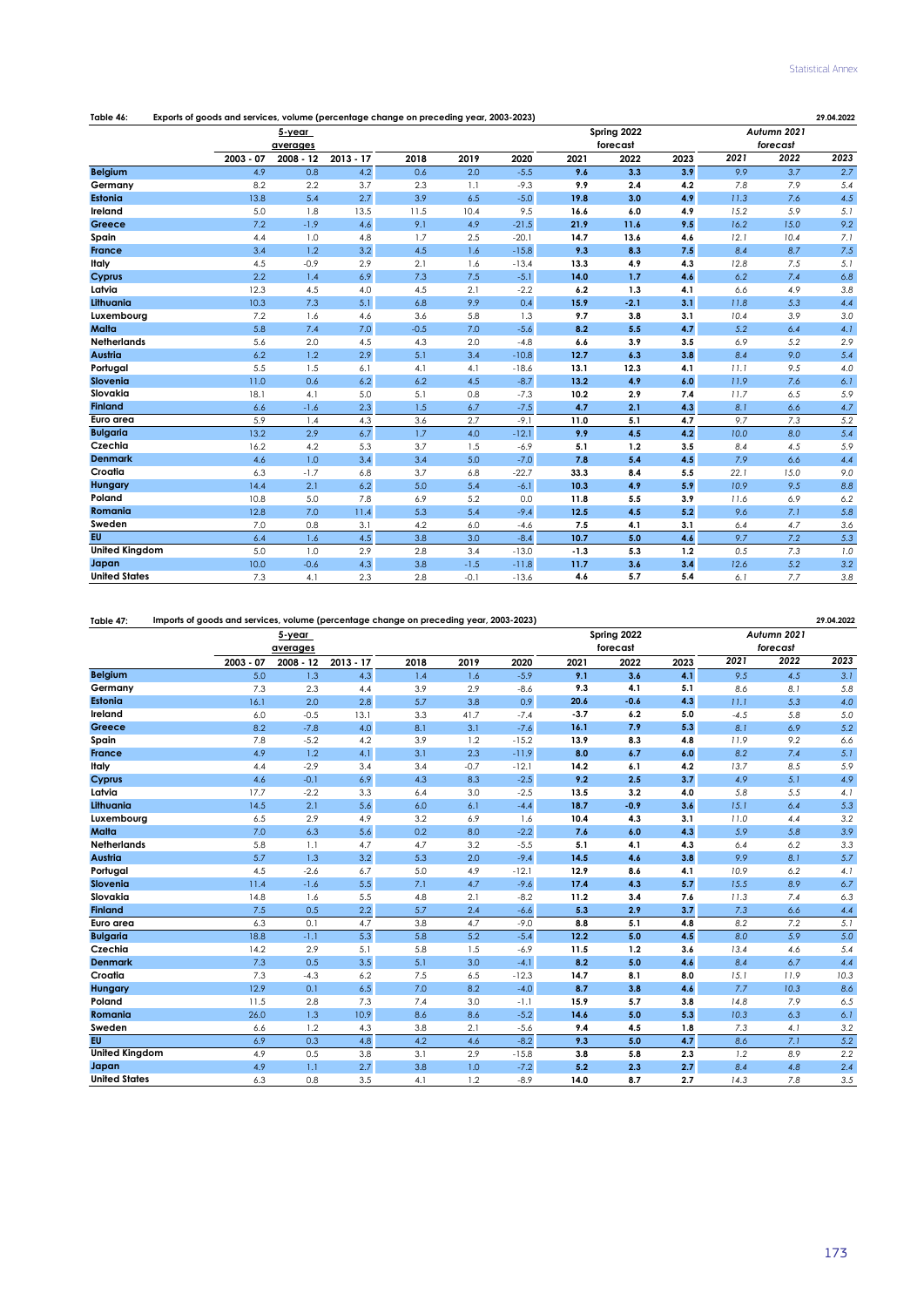**Table 46: Exports of goods and services, volume (percentage change on preceding year, 2003-2023)** 29.04.2022

| | 5-year averages | | | | | | Spring 2022 forecast | | | Autumn 2021 forecast | | |
|---|---|---|---|---|---|---|---|---|---|---|---|---|
| | 2003 - 07 | 2008 - 12 | 2013 - 17 | 2018 | 2019 | 2020 | 2021 | 2022 | 2023 | 2021 | 2022 | 2023 |
| Belgium | 4.9 | 0.8 | 4.2 | 0.6 | 2.0 | -5.5 | 9.6 | 3.3 | 3.9 | 9.9 | 3.7 | 2.7 |
| Germany | 8.2 | 2.2 | 3.7 | 2.3 | 1.1 | -9.3 | 9.9 | 2.4 | 4.2 | 7.8 | 7.9 | 5.4 |
| Estonia | 13.8 | 5.4 | 2.7 | 3.9 | 6.5 | -5.0 | 19.8 | 3.0 | 4.9 | 11.3 | 7.6 | 4.5 |
| Ireland | 5.0 | 1.8 | 13.5 | 11.5 | 10.4 | 9.5 | 16.6 | 6.0 | 4.9 | 15.2 | 5.9 | 5.1 |
| Greece | 7.2 | -1.9 | 4.6 | 9.1 | 4.9 | -21.5 | 21.9 | 11.6 | 9.5 | 16.2 | 15.0 | 9.2 |
| Spain | 4.4 | 1.0 | 4.8 | 1.7 | 2.5 | -20.1 | 14.7 | 13.6 | 4.6 | 12.1 | 10.4 | 7.1 |
| France | 3.4 | 1.2 | 3.2 | 4.5 | 1.6 | -15.8 | 9.3 | 8.3 | 7.5 | 8.4 | 8.7 | 7.5 |
| Italy | 4.5 | -0.9 | 2.9 | 2.1 | 1.6 | -13.4 | 13.3 | 4.9 | 4.3 | 12.8 | 7.5 | 5.1 |
| Cyprus | 2.2 | 1.4 | 6.9 | 7.3 | 7.5 | -5.1 | 14.0 | 1.7 | 4.6 | 6.2 | 7.4 | 6.8 |
| Latvia | 12.3 | 4.5 | 4.0 | 4.5 | 2.1 | -2.2 | 6.2 | 1.3 | 4.1 | 6.6 | 4.9 | 3.8 |
| Lithuania | 10.3 | 7.3 | 5.1 | 6.8 | 9.9 | 0.4 | 15.9 | -2.1 | 3.1 | 11.8 | 5.3 | 4.4 |
| Luxembourg | 7.2 | 1.6 | 4.6 | 3.6 | 5.8 | 1.3 | 9.7 | 3.8 | 3.1 | 10.4 | 3.9 | 3.0 |
| Malta | 5.8 | 7.4 | 7.0 | -0.5 | 7.0 | -5.6 | 8.2 | 5.5 | 4.7 | 5.2 | 6.4 | 4.1 |
| Netherlands | 5.6 | 2.0 | 4.5 | 4.3 | 2.0 | -4.8 | 6.6 | 3.9 | 3.5 | 6.9 | 5.2 | 2.9 |
| Austria | 6.2 | 1.2 | 2.9 | 5.1 | 3.4 | -10.8 | 12.7 | 6.3 | 3.8 | 8.4 | 9.0 | 5.4 |
| Portugal | 5.5 | 1.5 | 6.1 | 4.1 | 4.1 | -18.6 | 13.1 | 12.3 | 4.1 | 11.1 | 9.5 | 4.0 |
| Slovenia | 11.0 | 0.6 | 6.2 | 6.2 | 4.5 | -8.7 | 13.2 | 4.9 | 6.0 | 11.9 | 7.6 | 6.1 |
| Slovakia | 18.1 | 4.1 | 5.0 | 5.1 | 0.8 | -7.3 | 10.2 | 2.9 | 7.4 | 11.7 | 6.5 | 5.9 |
| Finland | 6.6 | -1.6 | 2.3 | 1.5 | 6.7 | -7.5 | 4.7 | 2.1 | 4.3 | 8.1 | 6.6 | 4.7 |
| Euro area | 5.9 | 1.4 | 4.3 | 3.6 | 2.7 | -9.1 | 11.0 | 5.1 | 4.7 | 9.7 | 7.3 | 5.2 |
| Bulgaria | 13.2 | 2.9 | 6.7 | 1.7 | 4.0 | -12.1 | 9.9 | 4.5 | 4.2 | 10.0 | 8.0 | 5.4 |
| Czechia | 16.2 | 4.2 | 5.3 | 3.7 | 1.5 | -6.9 | 5.1 | 1.2 | 3.5 | 8.4 | 4.5 | 5.9 |
| Denmark | 4.6 | 1.0 | 3.4 | 3.4 | 5.0 | -7.0 | 7.8 | 5.4 | 4.5 | 7.9 | 6.6 | 4.4 |
| Croatia | 6.3 | -1.7 | 6.8 | 3.7 | 6.8 | -22.7 | 33.3 | 8.4 | 5.5 | 22.1 | 15.0 | 9.0 |
| Hungary | 14.4 | 2.1 | 6.2 | 5.0 | 5.4 | -6.1 | 10.3 | 4.9 | 5.9 | 10.9 | 9.5 | 8.8 |
| Poland | 10.8 | 5.0 | 7.8 | 6.9 | 5.2 | 0.0 | 11.8 | 5.5 | 3.9 | 11.6 | 6.9 | 6.2 |
| Romania | 12.8 | 7.0 | 11.4 | 5.3 | 5.4 | -9.4 | 12.5 | 4.5 | 5.2 | 9.6 | 7.1 | 5.8 |
| Sweden | 7.0 | 0.8 | 3.1 | 4.2 | 6.0 | -4.6 | 7.5 | 4.1 | 3.1 | 6.4 | 4.7 | 3.6 |
| EU | 6.4 | 1.6 | 4.5 | 3.8 | 3.0 | -8.4 | 10.7 | 5.0 | 4.6 | 9.7 | 7.2 | 5.3 |
| United Kingdom | 5.0 | 1.0 | 2.9 | 2.8 | 3.4 | -13.0 | -1.3 | 5.3 | 1.2 | 0.5 | 7.3 | 1.0 |
| Japan | 10.0 | -0.6 | 4.3 | 3.8 | -1.5 | -11.8 | 11.7 | 3.6 | 3.4 | 12.6 | 5.2 | 3.2 |
| United States | 7.3 | 4.1 | 2.3 | 2.8 | -0.1 | -13.6 | 4.6 | 5.7 | 5.4 | 6.1 | 7.7 | 3.8 |

**Table 47: Imports of goods and services, volume (percentage change on preceding year, 2003-2023)** 29.04.2022

| | 5-year averages | | | | | | Spring 2022 forecast | | | Autumn 2021 forecast | | |
|---|---|---|---|---|---|---|---|---|---|---|---|---|
| | 2003 - 07 | 2008 - 12 | 2013 - 17 | 2018 | 2019 | 2020 | 2021 | 2022 | 2023 | 2021 | 2022 | 2023 |
| Belgium | 5.0 | 1.3 | 4.3 | 1.4 | 1.6 | -5.9 | 9.1 | 3.6 | 4.1 | 9.5 | 4.5 | 3.1 |
| Germany | 7.3 | 2.3 | 4.4 | 3.9 | 2.9 | -8.6 | 9.3 | 4.1 | 5.1 | 8.6 | 8.1 | 5.8 |
| Estonia | 16.1 | 2.0 | 2.8 | 5.7 | 3.8 | 0.9 | 20.6 | -0.6 | 4.3 | 11.1 | 5.3 | 4.0 |
| Ireland | 6.0 | -0.5 | 13.1 | 3.3 | 41.7 | -7.4 | -3.7 | 6.2 | 5.0 | -4.5 | 5.8 | 5.0 |
| Greece | 8.2 | -7.8 | 4.0 | 8.1 | 3.1 | -7.6 | 16.1 | 7.9 | 5.3 | 8.1 | 6.9 | 5.2 |
| Spain | 7.8 | -5.2 | 4.2 | 3.9 | 1.2 | -15.2 | 13.9 | 8.3 | 4.8 | 11.9 | 9.2 | 6.6 |
| France | 4.9 | 1.2 | 4.1 | 3.1 | 2.3 | -11.9 | 8.0 | 6.7 | 6.0 | 8.2 | 7.4 | 5.1 |
| Italy | 4.4 | -2.9 | 3.4 | 3.4 | -0.7 | -12.1 | 14.2 | 6.1 | 4.2 | 13.7 | 8.5 | 5.9 |
| Cyprus | 4.6 | -0.1 | 6.9 | 4.3 | 8.3 | -2.5 | 9.2 | 2.5 | 3.7 | 4.9 | 5.1 | 4.9 |
| Latvia | 17.7 | -2.2 | 3.3 | 6.4 | 3.0 | -2.5 | 13.5 | 3.2 | 4.0 | 5.8 | 5.5 | 4.1 |
| Lithuania | 14.5 | 2.1 | 5.6 | 6.0 | 6.1 | -4.4 | 18.7 | -0.9 | 3.6 | 15.1 | 6.4 | 5.3 |
| Luxembourg | 6.5 | 2.9 | 4.9 | 3.2 | 6.9 | 1.6 | 10.4 | 4.3 | 3.1 | 11.0 | 4.4 | 3.2 |
| Malta | 7.0 | 6.3 | 5.6 | 0.2 | 8.0 | -2.2 | 7.6 | 6.0 | 4.3 | 5.9 | 5.8 | 3.9 |
| Netherlands | 5.8 | 1.1 | 4.7 | 4.7 | 3.2 | -5.5 | 5.1 | 4.1 | 4.3 | 6.4 | 6.2 | 3.3 |
| Austria | 5.7 | 1.3 | 3.2 | 5.3 | 2.0 | -9.4 | 14.5 | 4.6 | 3.8 | 9.9 | 8.1 | 5.7 |
| Portugal | 4.5 | -2.6 | 6.7 | 5.0 | 4.9 | -12.1 | 12.9 | 8.6 | 4.1 | 10.9 | 6.2 | 4.1 |
| Slovenia | 11.4 | -1.6 | 5.5 | 7.1 | 4.7 | -9.6 | 17.4 | 4.3 | 5.7 | 15.5 | 8.9 | 6.7 |
| Slovakia | 14.8 | 1.6 | 5.5 | 4.8 | 2.1 | -8.2 | 11.2 | 3.4 | 7.6 | 11.3 | 7.4 | 6.3 |
| Finland | 7.5 | 0.5 | 2.2 | 5.7 | 2.4 | -6.6 | 5.3 | 2.9 | 3.7 | 7.3 | 6.6 | 4.4 |
| Euro area | 6.3 | 0.1 | 4.7 | 3.8 | 4.7 | -9.0 | 8.8 | 5.1 | 4.8 | 8.2 | 7.2 | 5.1 |
| Bulgaria | 18.8 | -1.1 | 5.3 | 5.8 | 5.2 | -5.4 | 12.2 | 5.0 | 4.5 | 8.0 | 5.9 | 5.0 |
| Czechia | 14.2 | 2.9 | 5.1 | 5.8 | 1.5 | -6.9 | 11.5 | 1.2 | 3.6 | 13.4 | 4.6 | 5.4 |
| Denmark | 7.3 | 0.5 | 3.5 | 5.1 | 3.0 | -4.1 | 8.2 | 5.0 | 4.6 | 8.4 | 6.7 | 4.4 |
| Croatia | 7.3 | -4.3 | 6.2 | 7.5 | 6.5 | -12.3 | 14.7 | 8.1 | 8.0 | 15.1 | 11.9 | 10.3 |
| Hungary | 12.9 | 0.1 | 6.5 | 7.0 | 8.2 | -4.0 | 8.7 | 3.8 | 4.6 | 7.7 | 10.3 | 8.6 |
| Poland | 11.5 | 2.8 | 7.3 | 7.4 | 3.0 | -1.1 | 15.9 | 5.7 | 3.8 | 14.8 | 7.9 | 6.5 |
| Romania | 26.0 | 1.3 | 10.9 | 8.6 | 8.6 | -5.2 | 14.6 | 5.0 | 5.3 | 10.3 | 6.3 | 6.1 |
| Sweden | 6.6 | 1.2 | 4.3 | 3.8 | 2.1 | -5.6 | 9.4 | 4.5 | 1.8 | 7.3 | 4.1 | 3.2 |
| EU | 6.9 | 0.3 | 4.8 | 4.2 | 4.6 | -8.2 | 9.3 | 5.0 | 4.7 | 8.6 | 7.1 | 5.2 |
| United Kingdom | 4.9 | 0.5 | 3.8 | 3.1 | 2.9 | -15.8 | 3.8 | 5.8 | 2.3 | 1.2 | 8.9 | 2.2 |
| Japan | 4.9 | 1.1 | 2.7 | 3.8 | 1.0 | -7.2 | 5.2 | 2.3 | 2.7 | 8.4 | 4.8 | 2.4 |
| United States | 6.3 | 0.8 | 3.5 | 4.1 | 1.2 | -8.9 | 14.0 | 8.7 | 2.7 | 14.3 | 7.8 | 3.5 |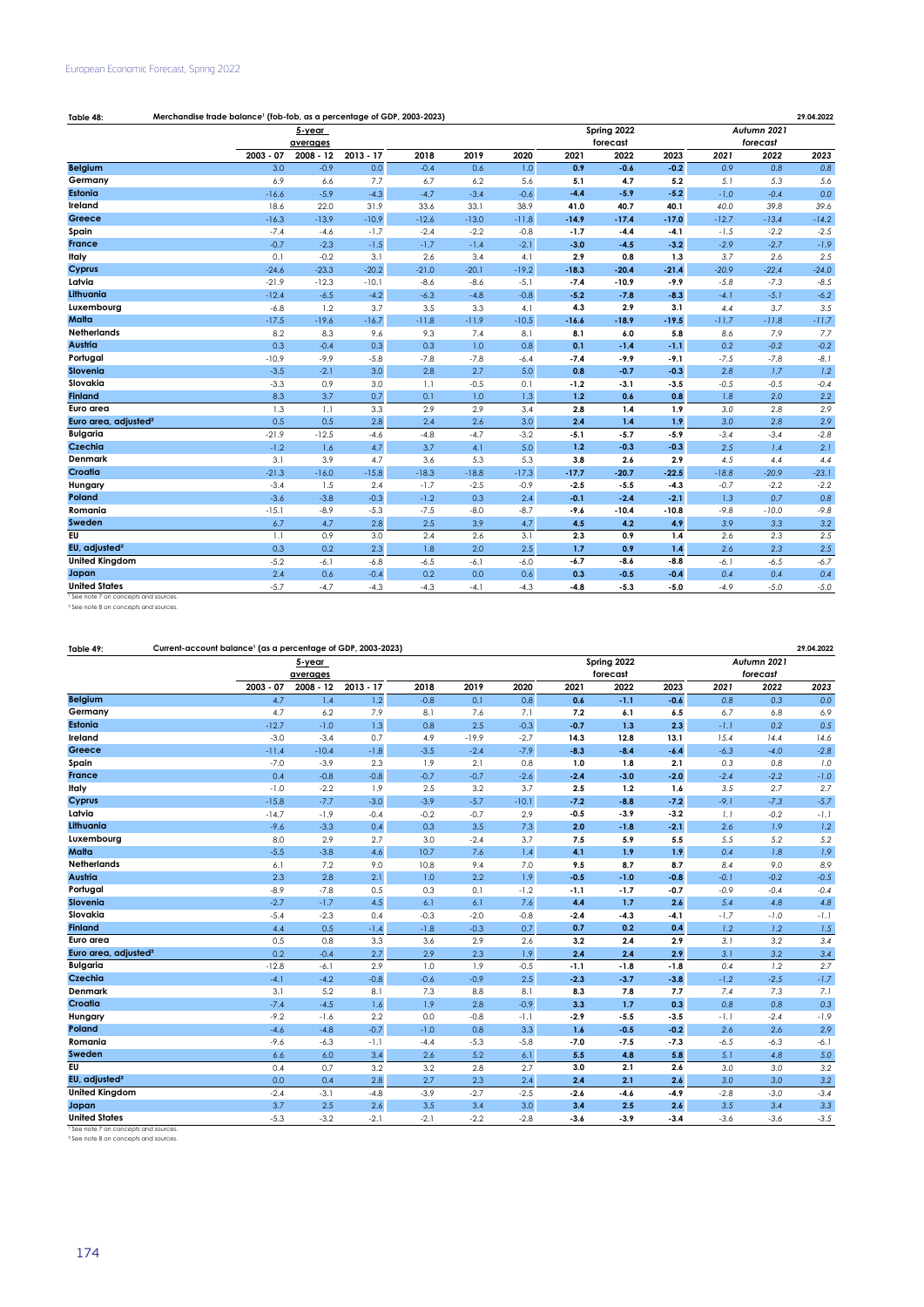**Table 48: Merchandise trade balance[1] (fob-fob, as a percentage of GDP, 2003-2023)** — 29.04.2022

| | 5-year averages | | | | | | Spring 2022 forecast | | | Autumn 2021 forecast | | |
|---|---|---|---|---|---|---|---|---|---|---|---|---|
| | 2003 - 07 | 2008 - 12 | 2013 - 17 | 2018 | 2019 | 2020 | 2021 | 2022 | 2023 | 2021 | 2022 | 2023 |
| Belgium | 3.0 | -0.9 | 0.0 | -0.4 | 0.6 | 1.0 | 0.9 | -0.6 | -0.2 | 0.9 | 0.8 | 0.8 |
| Germany | 6.9 | 6.6 | 7.7 | 6.7 | 6.2 | 5.6 | 5.1 | 4.7 | 5.2 | 5.1 | 5.3 | 5.6 |
| Estonia | -16.6 | -5.9 | -4.3 | -4.7 | -3.4 | -0.6 | -4.4 | -5.9 | -5.2 | -1.0 | -0.4 | 0.0 |
| Ireland | 18.6 | 22.0 | 31.9 | 33.6 | 33.1 | 38.9 | 41.0 | 40.7 | 40.1 | 40.0 | 39.8 | 39.6 |
| Greece | -16.3 | -13.9 | -10.9 | -12.6 | -13.0 | -11.8 | -14.9 | -17.4 | -17.0 | -12.7 | -13.4 | -14.2 |
| Spain | -7.4 | -4.6 | -1.7 | -2.4 | -2.2 | -0.8 | -1.7 | -4.4 | -4.1 | -1.5 | -2.2 | -2.5 |
| France | -0.7 | -2.3 | -1.5 | -1.7 | -1.4 | -2.1 | -3.0 | -4.5 | -3.2 | -2.9 | -2.7 | -1.9 |
| Italy | 0.1 | -0.2 | 3.1 | 2.6 | 3.4 | 4.1 | 2.9 | 0.8 | 1.3 | 3.7 | 2.6 | 2.5 |
| Cyprus | -24.6 | -23.3 | -20.2 | -21.0 | -20.1 | -19.2 | -18.3 | -20.4 | -21.4 | -20.9 | -22.4 | -24.0 |
| Latvia | -21.9 | -12.3 | -10.1 | -8.6 | -8.6 | -5.1 | -7.4 | -10.9 | -9.9 | -5.8 | -7.3 | -8.5 |
| Lithuania | -12.4 | -6.5 | -4.2 | -6.3 | -4.8 | -0.8 | -5.2 | -7.8 | -8.3 | -4.1 | -5.1 | -6.2 |
| Luxembourg | -6.8 | 1.2 | 3.7 | 3.5 | 3.3 | 4.1 | 4.3 | 2.9 | 3.1 | 4.4 | 3.7 | 3.5 |
| Malta | -17.5 | -19.6 | -16.7 | -11.8 | -11.9 | -10.5 | -16.6 | -18.9 | -19.5 | -11.7 | -11.8 | -11.7 |
| Netherlands | 8.2 | 8.3 | 9.6 | 9.3 | 7.4 | 8.1 | 8.1 | 6.0 | 5.8 | 8.6 | 7.9 | 7.7 |
| Austria | 0.3 | -0.4 | 0.3 | 0.3 | 1.0 | 0.8 | 0.1 | -1.4 | -1.1 | 0.2 | -0.2 | -0.2 |
| Portugal | -10.9 | -9.9 | -5.8 | -7.8 | -7.8 | -6.4 | -7.4 | -9.9 | -9.1 | -7.5 | -7.8 | -8.1 |
| Slovenia | -3.5 | -2.1 | 3.0 | 2.8 | 2.7 | 5.0 | 0.8 | -0.7 | -0.3 | 2.8 | 1.7 | 1.2 |
| Slovakia | -3.3 | 0.9 | 3.0 | 1.1 | -0.5 | 0.1 | -1.2 | -3.1 | -3.5 | -0.5 | -0.5 | -0.4 |
| Finland | 8.3 | 3.7 | 0.7 | 0.1 | 1.0 | 1.3 | 1.2 | 0.6 | 0.8 | 1.8 | 2.0 | 2.2 |
| Euro area | 1.3 | 1.1 | 3.3 | 2.9 | 2.9 | 3.4 | 2.8 | 1.4 | 1.9 | 3.0 | 2.8 | 2.9 |
| Euro area, adjusted[2] | 0.5 | 0.5 | 2.8 | 2.4 | 2.6 | 3.0 | 2.4 | 1.4 | 1.9 | 3.0 | 2.8 | 2.9 |
| Bulgaria | -21.9 | -12.5 | -4.6 | -4.8 | -4.7 | -3.2 | -5.1 | -5.7 | -5.9 | -3.4 | -3.4 | -2.8 |
| Czechia | -1.2 | 1.6 | 4.7 | 3.7 | 4.1 | 5.0 | 1.2 | -0.3 | -0.3 | 2.5 | 1.4 | 2.1 |
| Denmark | 3.1 | 3.9 | 4.7 | 3.6 | 5.3 | 5.3 | 3.8 | 2.6 | 2.9 | 4.5 | 4.4 | 4.4 |
| Croatia | -21.3 | -16.0 | -15.8 | -18.3 | -18.8 | -17.3 | -17.7 | -20.7 | -22.5 | -18.8 | -20.9 | -23.1 |
| Hungary | -3.4 | 1.5 | 2.4 | -1.7 | -2.5 | -0.9 | -2.5 | -5.5 | -4.3 | -0.7 | -2.2 | -2.2 |
| Poland | -3.6 | -3.8 | -0.3 | -1.2 | 0.3 | 2.4 | -0.1 | -2.4 | -2.1 | 1.3 | 0.7 | 0.8 |
| Romania | -15.1 | -8.9 | -5.3 | -7.5 | -8.0 | -8.7 | -9.6 | -10.4 | -10.8 | -9.8 | -10.0 | -9.8 |
| Sweden | 6.7 | 4.7 | 2.8 | 2.5 | 3.9 | 4.7 | 4.5 | 4.2 | 4.9 | 3.9 | 3.3 | 3.2 |
| EU | 1.1 | 0.9 | 3.0 | 2.4 | 2.6 | 3.1 | 2.3 | 0.9 | 1.4 | 2.6 | 2.3 | 2.5 |
| EU, adjusted[2] | 0.3 | 0.2 | 2.3 | 1.8 | 2.0 | 2.5 | 1.7 | 0.9 | 1.4 | 2.6 | 2.3 | 2.5 |
| United Kingdom | -5.2 | -6.1 | -6.8 | -6.5 | -6.1 | -6.0 | -6.7 | -8.6 | -8.8 | -6.1 | -6.5 | -6.7 |
| Japan | 2.4 | 0.6 | -0.4 | 0.2 | 0.0 | 0.6 | 0.3 | -0.5 | -0.4 | 0.4 | 0.4 | 0.4 |
| United States | -5.7 | -4.7 | -4.3 | -4.3 | -4.1 | -4.3 | -4.8 | -5.3 | -5.0 | -4.9 | -5.0 | -5.0 |

[1] See note 7 on concepts and sources.
[2] See note 8 on concepts and sources.

**Table 49: Current-account balance[1] (as a percentage of GDP, 2003-2023)** — 29.04.2022

| | 5-year averages | | | | | | Spring 2022 forecast | | | Autumn 2021 forecast | | |
|---|---|---|---|---|---|---|---|---|---|---|---|---|
| | 2003 - 07 | 2008 - 12 | 2013 - 17 | 2018 | 2019 | 2020 | 2021 | 2022 | 2023 | 2021 | 2022 | 2023 |
| Belgium | 4.7 | 1.4 | 1.2 | -0.8 | 0.1 | 0.8 | 0.6 | -1.1 | -0.6 | 0.8 | 0.3 | 0.0 |
| Germany | 4.7 | 6.2 | 7.9 | 8.1 | 7.6 | 7.1 | 7.2 | 6.1 | 6.5 | 6.7 | 6.8 | 6.9 |
| Estonia | -12.7 | -1.0 | 1.3 | 0.8 | 2.5 | -0.3 | -0.7 | 1.3 | 2.3 | -1.1 | 0.2 | 0.5 |
| Ireland | -3.0 | -3.4 | 0.7 | 4.9 | -19.9 | -2.7 | 14.3 | 12.8 | 13.1 | 15.4 | 14.4 | 14.6 |
| Greece | -11.4 | -10.4 | -1.8 | -3.5 | -2.4 | -7.9 | -8.3 | -8.4 | -6.4 | -6.3 | -4.0 | -2.8 |
| Spain | -7.0 | -3.9 | 2.3 | 1.9 | 2.1 | 0.8 | 1.0 | 1.8 | 2.1 | 0.3 | 0.8 | 1.0 |
| France | 0.4 | -0.8 | -0.8 | -0.7 | -0.7 | -2.6 | -2.4 | -3.0 | -2.0 | -2.4 | -2.2 | -1.0 |
| Italy | -1.0 | -2.2 | 1.9 | 2.5 | 3.2 | 3.7 | 2.5 | 1.2 | 1.6 | 3.5 | 2.7 | 2.7 |
| Cyprus | -15.8 | -7.7 | -3.0 | -3.9 | -5.7 | -10.1 | -7.2 | -8.8 | -7.2 | -9.1 | -7.3 | -5.7 |
| Latvia | -14.7 | -1.9 | -0.4 | -0.2 | -0.7 | 2.9 | -0.5 | -3.9 | -3.2 | 1.1 | -0.2 | -1.1 |
| Lithuania | -9.6 | -3.3 | 0.4 | 0.3 | 3.5 | 7.3 | 2.0 | -1.8 | -2.1 | 2.6 | 1.9 | 1.2 |
| Luxembourg | 8.0 | 2.9 | 2.7 | 3.0 | -2.4 | 3.7 | 7.5 | 5.9 | 5.5 | 5.5 | 5.2 | 5.2 |
| Malta | -5.5 | -3.8 | 4.6 | 10.7 | 7.6 | 1.4 | 4.1 | 1.9 | 1.9 | 0.4 | 1.8 | 1.9 |
| Netherlands | 6.1 | 7.2 | 9.0 | 10.8 | 9.4 | 7.0 | 9.5 | 8.7 | 8.7 | 8.4 | 9.0 | 8.9 |
| Austria | 2.3 | 2.8 | 2.1 | 1.0 | 2.2 | 1.9 | -0.5 | -1.0 | -0.8 | -0.1 | -0.2 | -0.5 |
| Portugal | -8.9 | -7.8 | 0.5 | 0.3 | 0.1 | -1.2 | -1.1 | -1.7 | -0.7 | -0.9 | -0.4 | -0.4 |
| Slovenia | -2.7 | -1.7 | 4.5 | 6.1 | 6.1 | 7.6 | 4.4 | 1.7 | 2.6 | 5.4 | 4.8 | 4.8 |
| Slovakia | -5.4 | -2.3 | 0.4 | -0.3 | -2.0 | -0.8 | -2.4 | -4.3 | -4.1 | -1.7 | -1.0 | -1.1 |
| Finland | 4.4 | 0.5 | -1.4 | -1.8 | -0.3 | 0.7 | 0.7 | 0.2 | 0.4 | 1.2 | 1.2 | 1.5 |
| Euro area | 0.5 | 0.8 | 3.3 | 3.6 | 2.9 | 2.6 | 3.2 | 2.4 | 2.9 | 3.1 | 3.2 | 3.4 |
| Euro area, adjusted[2] | 0.2 | -0.4 | 2.7 | 2.9 | 2.3 | 1.9 | 2.4 | 2.4 | 2.9 | 3.1 | 3.2 | 3.4 |
| Bulgaria | -12.8 | -6.1 | 2.9 | 1.0 | 1.9 | -0.5 | -1.1 | -1.8 | -1.8 | 0.4 | 1.2 | 2.7 |
| Czechia | -4.1 | -4.2 | -0.8 | -0.6 | -0.9 | 2.5 | -2.3 | -3.7 | -3.8 | -1.2 | -2.5 | -1.7 |
| Denmark | 3.1 | 5.2 | 8.1 | 7.3 | 8.8 | 8.1 | 8.3 | 7.8 | 7.7 | 7.4 | 7.3 | 7.1 |
| Croatia | -7.4 | -4.5 | 1.6 | 1.9 | 2.8 | -0.9 | 3.3 | 1.7 | 0.3 | 0.8 | 0.8 | 0.3 |
| Hungary | -9.2 | -1.6 | 2.2 | 0.0 | -0.8 | -1.1 | -2.9 | -5.5 | -3.5 | -1.1 | -2.4 | -1.9 |
| Poland | -4.6 | -4.8 | -0.7 | -1.0 | 0.8 | 3.3 | 1.6 | -0.5 | -0.2 | 2.6 | 2.6 | 2.9 |
| Romania | -9.6 | -6.3 | -1.1 | -4.4 | -5.3 | -5.8 | -7.0 | -7.5 | -7.3 | -6.5 | -6.3 | -6.1 |
| Sweden | 6.6 | 6.0 | 3.4 | 2.6 | 5.2 | 6.1 | 5.5 | 4.8 | 5.8 | 5.1 | 4.8 | 5.0 |
| EU | 0.4 | 0.7 | 3.2 | 3.2 | 2.8 | 2.7 | 3.0 | 2.1 | 2.6 | 3.0 | 3.0 | 3.2 |
| EU, adjusted[2] | 0.0 | 0.4 | 2.8 | 2.7 | 2.3 | 2.4 | 2.4 | 2.1 | 2.6 | 3.0 | 3.0 | 3.2 |
| United Kingdom | -2.4 | -3.1 | -4.8 | -3.9 | -2.7 | -2.5 | -2.6 | -4.6 | -4.9 | -2.8 | -3.0 | -3.4 |
| Japan | 3.7 | 2.5 | 2.6 | 3.5 | 3.4 | 3.0 | 3.4 | 2.5 | 2.6 | 3.5 | 3.4 | 3.3 |
| United States | -5.3 | -3.2 | -2.1 | -2.1 | -2.2 | -2.8 | -3.6 | -3.9 | -3.4 | -3.6 | -3.6 | -3.5 |

[1] See note 7 on concepts and sources.
[2] See note 8 on concepts and sources.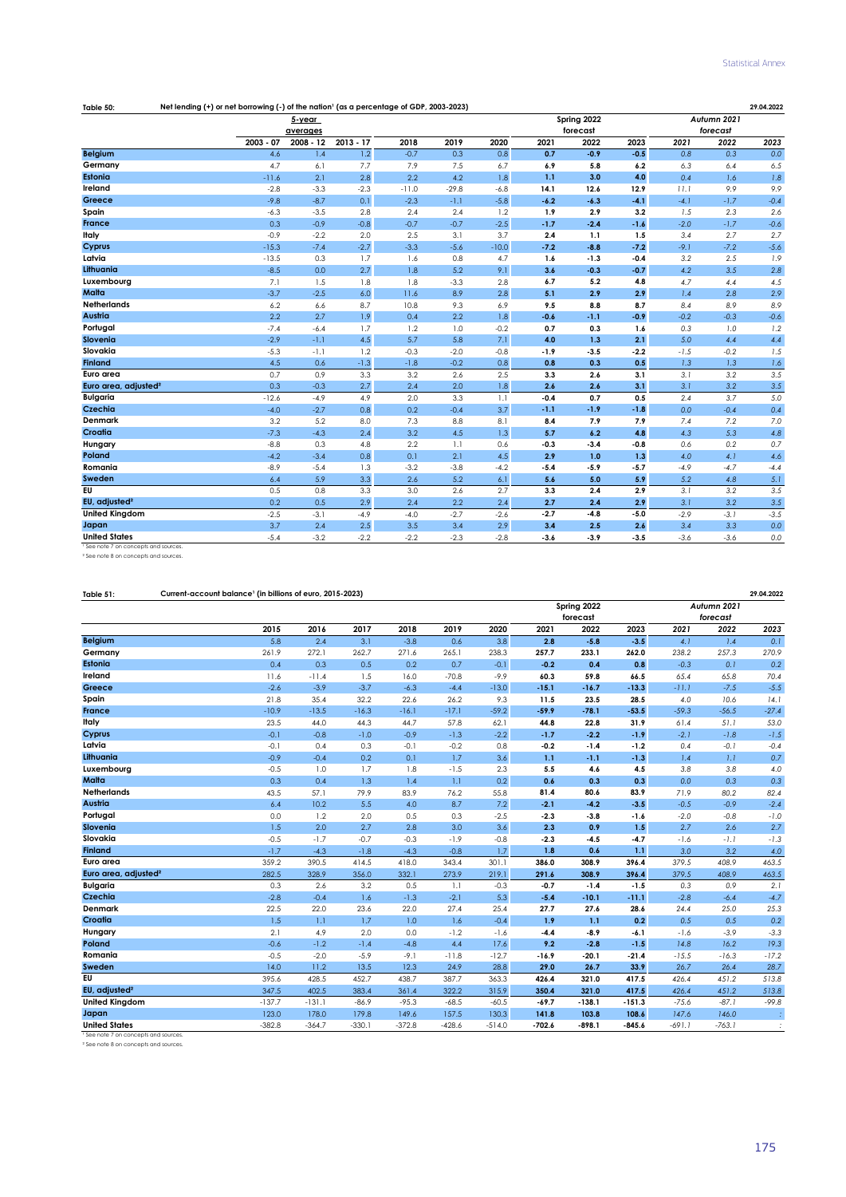**Table 50:** Net lending (+) or net borrowing (-) of the nation[1] (as a percentage of GDP, 2003-2023) — 29.04.2022

| | 5-year averages | | | | | | Spring 2022 forecast | | | Autumn 2021 forecast | | |
|---|---|---|---|---|---|---|---|---|---|---|---|---|
| | 2003 - 07 | 2008 - 12 | 2013 - 17 | 2018 | 2019 | 2020 | 2021 | 2022 | 2023 | 2021 | 2022 | 2023 |
| Belgium | 4.6 | 1.4 | 1.2 | -0.7 | 0.3 | 0.8 | 0.7 | -0.9 | -0.5 | 0.8 | 0.3 | 0.0 |
| Germany | 4.7 | 6.1 | 7.7 | 7.9 | 7.5 | 6.7 | 6.9 | 5.8 | 6.2 | 6.3 | 6.4 | 6.5 |
| Estonia | -11.6 | 2.1 | 2.8 | 2.2 | 4.2 | 1.8 | 1.1 | 3.0 | 4.0 | 0.4 | 1.6 | 1.8 |
| Ireland | -2.8 | -3.3 | -2.3 | -11.0 | -29.8 | -6.8 | 14.1 | 12.6 | 12.9 | 11.1 | 9.9 | 9.9 |
| Greece | -9.8 | -8.7 | 0.1 | -2.3 | -1.1 | -5.8 | -6.2 | -6.3 | -4.1 | -4.1 | -1.7 | -0.4 |
| Spain | -6.3 | -3.5 | 2.8 | 2.4 | 2.4 | 1.2 | 1.9 | 2.9 | 3.2 | 1.5 | 2.3 | 2.6 |
| France | 0.3 | -0.9 | -0.8 | -0.7 | -0.7 | -2.5 | -1.7 | -2.4 | -1.6 | -2.0 | -1.7 | -0.6 |
| Italy | -0.9 | -2.2 | 2.0 | 2.5 | 3.1 | 3.7 | 2.4 | 1.1 | 1.5 | 3.4 | 2.7 | 2.7 |
| Cyprus | -15.3 | -7.4 | -2.7 | -3.3 | -5.6 | -10.0 | -7.2 | -8.8 | -7.2 | -9.1 | -7.2 | -5.6 |
| Latvia | -13.5 | 0.3 | 1.7 | 1.6 | 0.8 | 4.7 | 1.6 | -1.3 | -0.4 | 3.2 | 2.5 | 1.9 |
| Lithuania | -8.5 | 0.0 | 2.7 | 1.8 | 5.2 | 9.1 | 3.6 | -0.3 | -0.7 | 4.2 | 3.5 | 2.8 |
| Luxembourg | 7.1 | 1.5 | 1.8 | 1.8 | -3.3 | 2.8 | 6.7 | 5.2 | 4.8 | 4.7 | 4.4 | 4.5 |
| Malta | -3.7 | -2.5 | 6.0 | 11.6 | 8.9 | 2.8 | 5.1 | 2.9 | 2.9 | 1.4 | 2.8 | 2.9 |
| Netherlands | 6.2 | 6.6 | 8.7 | 10.8 | 9.3 | 6.9 | 9.5 | 8.8 | 8.7 | 8.4 | 8.9 | 8.9 |
| Austria | 2.2 | 2.7 | 1.9 | 0.4 | 2.2 | 1.8 | -0.6 | -1.1 | -0.9 | -0.2 | -0.3 | -0.6 |
| Portugal | -7.4 | -6.4 | 1.7 | 1.2 | 1.0 | -0.2 | 0.7 | 0.3 | 1.6 | 0.3 | 1.0 | 1.2 |
| Slovenia | -2.9 | -1.1 | 4.5 | 5.7 | 5.8 | 7.1 | 4.0 | 1.3 | 2.1 | 5.0 | 4.4 | 4.4 |
| Slovakia | -5.3 | -1.1 | 1.2 | -0.3 | -2.0 | -0.8 | -1.9 | -3.5 | -2.2 | -1.5 | -0.2 | 1.5 |
| Finland | 4.5 | 0.6 | -1.3 | -1.8 | -0.2 | 0.8 | 0.8 | 0.3 | 0.5 | 1.3 | 1.3 | 1.6 |
| Euro area | 0.7 | 0.9 | 3.3 | 3.2 | 2.6 | 2.5 | 3.3 | 2.6 | 3.1 | 3.1 | 3.2 | 3.5 |
| Euro area, adjusted[2] | 0.3 | -0.3 | 2.7 | 2.4 | 2.0 | 1.8 | 2.6 | 2.6 | 3.1 | 3.1 | 3.2 | 3.5 |
| Bulgaria | -12.6 | -4.9 | 4.9 | 2.0 | 3.3 | 1.1 | -0.4 | 0.7 | 0.5 | 2.4 | 3.7 | 5.0 |
| Czechia | -4.0 | -2.7 | 0.8 | 0.2 | -0.4 | 3.7 | -1.1 | -1.9 | -1.8 | 0.0 | -0.4 | 0.4 |
| Denmark | 3.2 | 5.2 | 8.0 | 7.3 | 8.8 | 8.1 | 8.4 | 7.9 | 7.9 | 7.4 | 7.2 | 7.0 |
| Croatia | -7.3 | -4.3 | 2.4 | 3.2 | 4.5 | 1.3 | 5.7 | 6.2 | 4.8 | 4.3 | 5.3 | 4.8 |
| Hungary | -8.8 | 0.3 | 4.8 | 2.2 | 1.1 | 0.6 | -0.3 | -3.4 | -0.8 | 0.6 | 0.2 | 0.7 |
| Poland | -4.2 | -3.4 | 0.8 | 0.1 | 2.1 | 4.5 | 2.9 | 1.0 | 1.3 | 4.0 | 4.1 | 4.6 |
| Romania | -8.9 | -5.4 | 1.3 | -3.2 | -3.8 | -4.2 | -5.4 | -5.9 | -5.7 | -4.9 | -4.7 | -4.4 |
| Sweden | 6.4 | 5.9 | 3.3 | 2.6 | 5.2 | 6.1 | 5.6 | 5.0 | 5.9 | 5.2 | 4.8 | 5.1 |
| EU | 0.5 | 0.8 | 3.3 | 3.0 | 2.6 | 2.7 | 3.3 | 2.4 | 2.9 | 3.1 | 3.2 | 3.5 |
| EU, adjusted[2] | 0.2 | 0.5 | 2.9 | 2.4 | 2.2 | 2.4 | 2.7 | 2.4 | 2.9 | 3.1 | 3.2 | 3.5 |
| United Kingdom | -2.5 | -3.1 | -4.9 | -4.0 | -2.7 | -2.6 | -2.7 | -4.8 | -5.0 | -2.9 | -3.1 | -3.5 |
| Japan | 3.7 | 2.4 | 2.5 | 3.5 | 3.4 | 2.9 | 3.4 | 2.5 | 2.6 | 3.4 | 3.3 | 0.0 |
| United States | -5.4 | -3.2 | -2.2 | -2.2 | -2.3 | -2.8 | -3.6 | -3.9 | -3.5 | -3.6 | -3.6 | 0.0 |

[1] See note 7 on concepts and sources.
[2] See note 8 on concepts and sources.

**Table 51:** Current-account balance[1] (in billions of euro, 2015-2023) — 29.04.2022

| | | | | | | | Spring 2022 forecast | | | Autumn 2021 forecast | | |
|---|---|---|---|---|---|---|---|---|---|---|---|---|
| | 2015 | 2016 | 2017 | 2018 | 2019 | 2020 | 2021 | 2022 | 2023 | 2021 | 2022 | 2023 |
| Belgium | 5.8 | 2.4 | 3.1 | -3.8 | 0.6 | 3.8 | 2.8 | -5.8 | -3.5 | 4.1 | 1.4 | 0.1 |
| Germany | 261.9 | 272.1 | 262.7 | 271.6 | 265.1 | 238.3 | 257.7 | 233.1 | 262.0 | 238.2 | 257.3 | 270.9 |
| Estonia | 0.4 | 0.3 | 0.5 | 0.2 | 0.7 | -0.1 | -0.2 | 0.4 | 0.8 | -0.3 | 0.1 | 0.2 |
| Ireland | 11.6 | -11.4 | 1.5 | 16.0 | -70.8 | -9.9 | 60.3 | 59.8 | 66.5 | 65.4 | 65.8 | 70.4 |
| Greece | -2.6 | -3.9 | -3.7 | -6.3 | -4.4 | -13.0 | -15.1 | -16.7 | -13.3 | -11.1 | -7.5 | -5.5 |
| Spain | 21.8 | 35.4 | 32.2 | 22.6 | 26.2 | 9.3 | 11.5 | 23.5 | 28.5 | 4.0 | 10.6 | 14.1 |
| France | -10.9 | -13.5 | -16.3 | -16.1 | -17.1 | -59.2 | -59.9 | -78.1 | -53.5 | -59.3 | -56.5 | -27.4 |
| Italy | 23.5 | 44.0 | 44.3 | 44.7 | 57.8 | 62.1 | 44.8 | 22.8 | 31.9 | 61.4 | 51.1 | 53.0 |
| Cyprus | -0.1 | -0.8 | -1.0 | -0.9 | -1.3 | -2.2 | -1.7 | -2.2 | -1.9 | -2.1 | -1.8 | -1.5 |
| Latvia | -0.1 | 0.4 | 0.3 | -0.1 | -0.2 | 0.8 | -0.2 | -1.4 | -1.2 | 0.4 | -0.1 | -0.4 |
| Lithuania | -0.9 | -0.4 | 0.2 | 0.1 | 1.7 | 3.6 | 1.1 | -1.1 | -1.3 | 1.4 | 1.1 | 0.7 |
| Luxembourg | -0.5 | 1.0 | 1.7 | 1.8 | -1.5 | 2.3 | 5.5 | 4.6 | 4.5 | 3.8 | 3.8 | 4.0 |
| Malta | 0.3 | 0.4 | 1.3 | 1.4 | 1.1 | 0.2 | 0.6 | 0.3 | 0.3 | 0.0 | 0.3 | 0.3 |
| Netherlands | 43.5 | 57.1 | 79.9 | 83.9 | 76.2 | 55.8 | 81.4 | 80.6 | 83.9 | 71.9 | 80.2 | 82.4 |
| Austria | 6.4 | 10.2 | 5.5 | 4.0 | 8.7 | 7.2 | -2.1 | -4.2 | -3.5 | -0.5 | -0.9 | -2.4 |
| Portugal | 0.0 | 1.2 | 2.0 | 0.5 | 0.3 | -2.5 | -2.3 | -3.8 | -1.6 | -2.0 | -0.8 | -1.0 |
| Slovenia | 1.5 | 2.0 | 2.7 | 2.8 | 3.0 | 3.6 | 2.3 | 0.9 | 1.5 | 2.7 | 2.6 | 2.7 |
| Slovakia | -0.5 | -1.7 | -0.7 | -0.3 | -1.9 | -0.8 | -2.3 | -4.5 | -4.7 | -1.6 | -1.1 | -1.3 |
| Finland | -1.7 | -4.3 | -1.8 | -4.3 | -0.8 | 1.7 | 1.8 | 0.6 | 1.1 | 3.0 | 3.2 | 4.0 |
| Euro area | 359.2 | 390.5 | 414.5 | 418.0 | 343.4 | 301.1 | 386.0 | 308.9 | 396.4 | 379.5 | 408.9 | 463.5 |
| Euro area, adjusted[2] | 282.5 | 328.9 | 356.0 | 332.1 | 273.9 | 219.1 | 291.6 | 308.9 | 396.4 | 379.5 | 408.9 | 463.5 |
| Bulgaria | 0.3 | 2.6 | 3.2 | 0.5 | 1.1 | -0.3 | -0.7 | -1.4 | -1.5 | 0.3 | 0.9 | 2.1 |
| Czechia | -2.8 | -0.4 | 1.6 | -1.3 | -2.1 | 5.3 | -5.4 | -10.1 | -11.1 | -2.8 | -6.4 | -4.7 |
| Denmark | 22.5 | 22.0 | 23.6 | 22.0 | 27.4 | 25.4 | 27.7 | 27.6 | 28.6 | 24.4 | 25.0 | 25.3 |
| Croatia | 1.5 | 1.1 | 1.7 | 1.0 | 1.6 | -0.4 | 1.9 | 1.1 | 0.2 | 0.5 | 0.5 | 0.2 |
| Hungary | 2.1 | 4.9 | 2.0 | 0.0 | -1.2 | -1.6 | -4.4 | -8.9 | -6.1 | -1.6 | -3.9 | -3.3 |
| Poland | -0.6 | -1.2 | -1.4 | -4.8 | 4.4 | 17.6 | 9.2 | -2.8 | -1.5 | 14.8 | 16.2 | 19.3 |
| Romania | -0.5 | -2.0 | -5.9 | -9.1 | -11.8 | -12.7 | -16.9 | -20.1 | -21.4 | -15.5 | -16.3 | -17.2 |
| Sweden | 14.0 | 11.2 | 13.5 | 12.3 | 24.9 | 28.8 | 29.0 | 26.7 | 33.9 | 26.7 | 26.4 | 28.7 |
| EU | 395.6 | 428.5 | 452.7 | 438.7 | 387.7 | 363.3 | 426.4 | 321.0 | 417.5 | 426.4 | 451.2 | 513.8 |
| EU, adjusted[2] | 347.5 | 402.5 | 383.4 | 361.4 | 322.2 | 315.9 | 350.4 | 321.0 | 417.5 | 426.4 | 451.2 | 513.8 |
| United Kingdom | -137.7 | -131.1 | -86.9 | -95.3 | -68.5 | -60.5 | -69.7 | -138.1 | -151.3 | -75.6 | -87.1 | -99.8 |
| Japan | 123.0 | 178.0 | 179.8 | 149.6 | 157.5 | 130.3 | 141.8 | 103.8 | 108.6 | 147.6 | 146.0 | : |
| United States | -382.8 | -364.7 | -330.1 | -372.8 | -428.6 | -514.0 | -702.6 | -898.1 | -845.6 | -691.1 | -763.1 | : |

[1] See note 7 on concepts and sources.
[2] See note 8 on concepts and sources.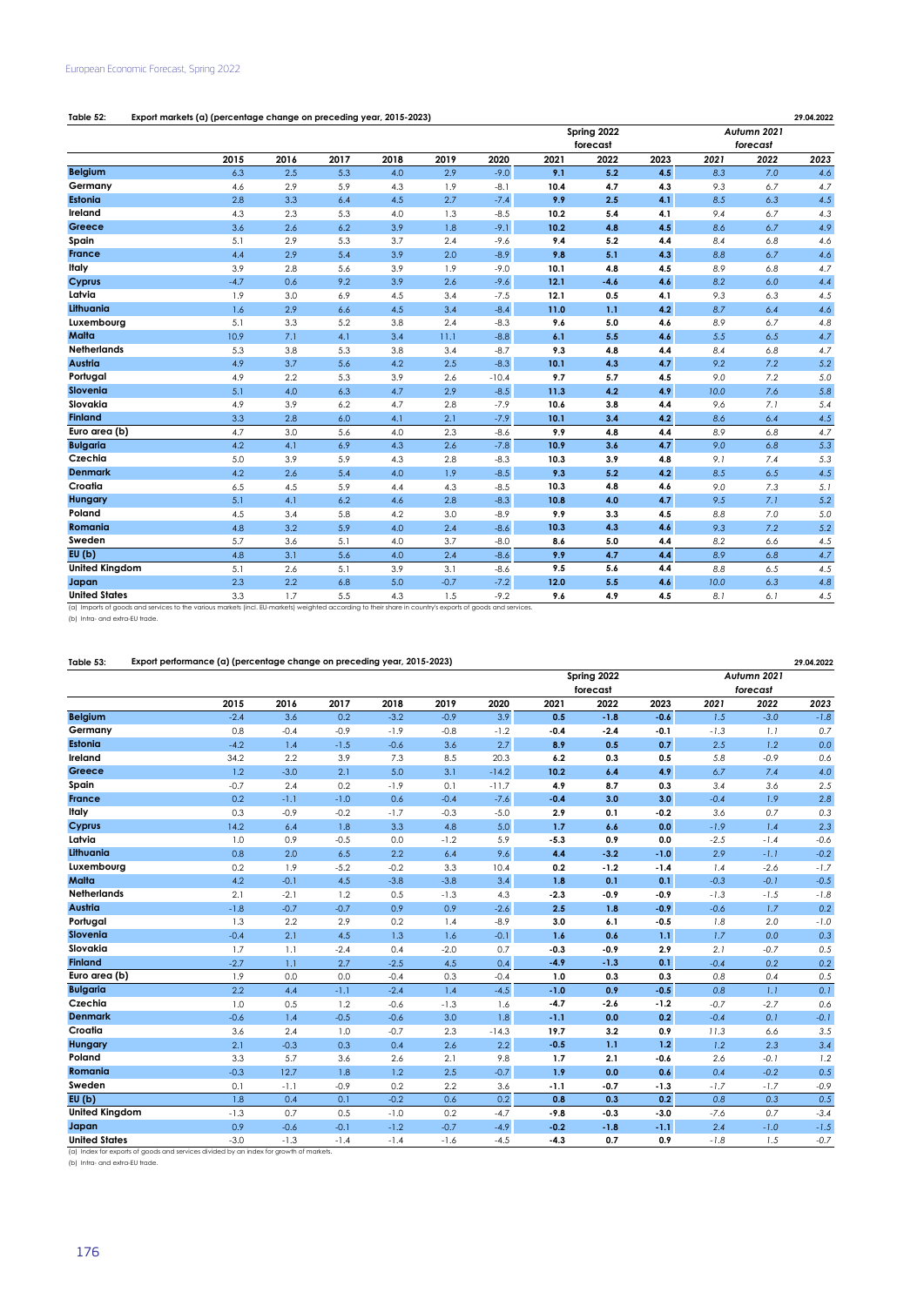**Table 52: Export markets (a) (percentage change on preceding year, 2015-2023)** 29.04.2022

| | 2015 | 2016 | 2017 | 2018 | 2019 | 2020 | Spring 2022 forecast 2021 | 2022 | 2023 | Autumn 2021 forecast 2021 | 2022 | 2023 |
|---|---|---|---|---|---|---|---|---|---|---|---|---|
| Belgium | 6.3 | 2.5 | 5.3 | 4.0 | 2.9 | -9.0 | 9.1 | 5.2 | 4.5 | 8.3 | 7.0 | 4.6 |
| Germany | 4.6 | 2.9 | 5.9 | 4.3 | 1.9 | -8.1 | 10.4 | 4.7 | 4.3 | 9.3 | 6.7 | 4.7 |
| Estonia | 2.8 | 3.3 | 6.4 | 4.5 | 2.7 | -7.4 | 9.9 | 2.5 | 4.1 | 8.5 | 6.3 | 4.5 |
| Ireland | 4.3 | 2.3 | 5.3 | 4.0 | 1.3 | -8.5 | 10.2 | 5.4 | 4.1 | 9.4 | 6.7 | 4.3 |
| Greece | 3.6 | 2.6 | 6.2 | 3.9 | 1.8 | -9.1 | 10.2 | 4.8 | 4.5 | 8.6 | 6.7 | 4.9 |
| Spain | 5.1 | 2.9 | 5.3 | 3.7 | 2.4 | -9.6 | 9.4 | 5.2 | 4.4 | 8.4 | 6.8 | 4.6 |
| France | 4.4 | 2.9 | 5.4 | 3.9 | 2.0 | -8.9 | 9.8 | 5.1 | 4.3 | 8.8 | 6.7 | 4.6 |
| Italy | 3.9 | 2.8 | 5.6 | 3.9 | 1.9 | -9.0 | 10.1 | 4.8 | 4.5 | 8.9 | 6.8 | 4.7 |
| Cyprus | -4.7 | 0.6 | 9.2 | 3.9 | 2.6 | -9.6 | 12.1 | -4.6 | 4.6 | 8.2 | 6.0 | 4.4 |
| Latvia | 1.9 | 3.0 | 6.9 | 4.5 | 3.4 | -7.5 | 12.1 | 0.5 | 4.1 | 9.3 | 6.3 | 4.5 |
| Lithuania | 1.6 | 2.9 | 6.6 | 4.5 | 3.4 | -8.4 | 11.0 | 1.1 | 4.2 | 8.7 | 6.4 | 4.6 |
| Luxembourg | 5.1 | 3.3 | 5.2 | 3.8 | 2.4 | -8.3 | 9.6 | 5.0 | 4.6 | 8.9 | 6.7 | 4.8 |
| Malta | 10.9 | 7.1 | 4.1 | 3.4 | 11.1 | -8.8 | 6.1 | 5.5 | 4.6 | 5.5 | 6.5 | 4.7 |
| Netherlands | 5.3 | 3.8 | 5.3 | 3.8 | 3.4 | -8.7 | 9.3 | 4.8 | 4.4 | 8.4 | 6.8 | 4.7 |
| Austria | 4.9 | 3.7 | 5.6 | 4.2 | 2.5 | -8.3 | 10.1 | 4.3 | 4.7 | 9.2 | 7.2 | 5.2 |
| Portugal | 4.9 | 2.2 | 5.3 | 3.9 | 2.6 | -10.4 | 9.7 | 5.7 | 4.5 | 9.0 | 7.2 | 5.0 |
| Slovenia | 5.1 | 4.0 | 6.3 | 4.7 | 2.9 | -8.5 | 11.3 | 4.2 | 4.9 | 10.0 | 7.6 | 5.8 |
| Slovakia | 4.9 | 3.9 | 6.2 | 4.7 | 2.8 | -7.9 | 10.6 | 3.8 | 4.4 | 9.6 | 7.1 | 5.4 |
| Finland | 3.3 | 2.8 | 6.0 | 4.1 | 2.1 | -7.9 | 10.1 | 3.4 | 4.2 | 8.6 | 6.4 | 4.5 |
| Euro area (b) | 4.7 | 3.0 | 5.6 | 4.0 | 2.3 | -8.6 | 9.9 | 4.8 | 4.4 | 8.9 | 6.8 | 4.7 |
| Bulgaria | 4.2 | 4.1 | 6.9 | 4.3 | 2.6 | -7.8 | 10.9 | 3.6 | 4.7 | 9.0 | 6.8 | 5.3 |
| Czechia | 5.0 | 3.9 | 5.9 | 4.3 | 2.8 | -8.3 | 10.3 | 3.9 | 4.8 | 9.1 | 7.4 | 5.3 |
| Denmark | 4.2 | 2.6 | 5.4 | 4.0 | 1.9 | -8.5 | 9.3 | 5.2 | 4.2 | 8.5 | 6.5 | 4.5 |
| Croatia | 6.5 | 4.5 | 5.9 | 4.4 | 4.3 | -8.5 | 10.3 | 4.8 | 4.6 | 9.0 | 7.3 | 5.1 |
| Hungary | 5.1 | 4.1 | 6.2 | 4.6 | 2.8 | -8.3 | 10.8 | 4.0 | 4.7 | 9.5 | 7.1 | 5.2 |
| Poland | 4.5 | 3.4 | 5.8 | 4.2 | 3.0 | -8.9 | 9.9 | 3.3 | 4.5 | 8.8 | 7.0 | 5.0 |
| Romania | 4.8 | 3.2 | 5.9 | 4.0 | 2.4 | -8.6 | 10.3 | 4.3 | 4.6 | 9.3 | 7.2 | 5.2 |
| Sweden | 5.7 | 3.6 | 5.1 | 4.0 | 3.7 | -8.0 | 8.6 | 5.0 | 4.4 | 8.2 | 6.6 | 4.5 |
| EU (b) | 4.8 | 3.1 | 5.6 | 4.0 | 2.4 | -8.6 | 9.9 | 4.7 | 4.4 | 8.9 | 6.8 | 4.7 |
| United Kingdom | 5.1 | 2.6 | 5.1 | 3.9 | 3.1 | -8.6 | 9.5 | 5.6 | 4.4 | 8.8 | 6.5 | 4.5 |
| Japan | 2.3 | 2.2 | 6.8 | 5.0 | -0.7 | -7.2 | 12.0 | 5.5 | 4.6 | 10.0 | 6.3 | 4.8 |
| United States | 3.3 | 1.7 | 5.5 | 4.3 | 1.5 | -9.2 | 9.6 | 4.9 | 4.5 | 8.1 | 6.1 | 4.5 |

(a) Imports of goods and services to the various markets (incl. EU-markets) weighted according to their share in country's exports of goods and services.
(b) Intra- and extra-EU trade.

**Table 53: Export performance (a) (percentage change on preceding year, 2015-2023)** 29.04.2022

| | 2015 | 2016 | 2017 | 2018 | 2019 | 2020 | Spring 2022 forecast 2021 | 2022 | 2023 | Autumn 2021 forecast 2021 | 2022 | 2023 |
|---|---|---|---|---|---|---|---|---|---|---|---|---|
| Belgium | -2.4 | 3.6 | 0.2 | -3.2 | -0.9 | 3.9 | 0.5 | -1.8 | -0.6 | 1.5 | -3.0 | -1.8 |
| Germany | 0.8 | -0.4 | -0.9 | -1.9 | -0.8 | -1.2 | -0.4 | -2.4 | -0.1 | -1.3 | 1.1 | 0.7 |
| Estonia | -4.2 | 1.4 | -1.5 | -0.6 | 3.6 | 2.7 | 8.9 | 0.5 | 0.7 | 2.5 | 1.2 | 0.0 |
| Ireland | 34.2 | 2.2 | 3.9 | 7.3 | 8.5 | 20.3 | 6.2 | 0.3 | 0.5 | 5.8 | -0.9 | 0.6 |
| Greece | 1.2 | -3.0 | 2.1 | 5.0 | 3.1 | -14.2 | 10.2 | 6.4 | 4.9 | 6.7 | 7.4 | 4.0 |
| Spain | -0.7 | 2.4 | 0.2 | -1.9 | 0.1 | -11.7 | 4.9 | 8.7 | 0.3 | 3.4 | 3.6 | 2.5 |
| France | 0.2 | -1.1 | -1.0 | 0.6 | -0.4 | -7.6 | -0.4 | 3.0 | 3.0 | -0.4 | 1.9 | 2.8 |
| Italy | 0.3 | -0.9 | -0.2 | -1.7 | -0.3 | -5.0 | 2.9 | 0.1 | -0.2 | 3.6 | 0.7 | 0.3 |
| Cyprus | 14.2 | 6.4 | 1.8 | 3.3 | 4.8 | 5.0 | 1.7 | 6.6 | 0.0 | -1.9 | 1.4 | 2.3 |
| Latvia | 1.0 | 0.9 | -0.5 | 0.0 | -1.2 | 5.9 | -5.3 | 0.9 | 0.0 | -2.5 | -1.4 | -0.6 |
| Lithuania | 0.8 | 2.0 | 6.5 | 2.2 | 6.4 | 9.6 | 4.4 | -3.2 | -1.0 | 2.9 | -1.1 | -0.2 |
| Luxembourg | 0.2 | 1.9 | -5.2 | -0.2 | 3.3 | 10.4 | 0.2 | -1.2 | -1.4 | 1.4 | -2.6 | -1.7 |
| Malta | 4.2 | -0.1 | 4.5 | -3.8 | -3.8 | 3.4 | 1.8 | 0.1 | 0.1 | -0.3 | -0.1 | -0.5 |
| Netherlands | 2.1 | -2.1 | 1.2 | 0.5 | -1.3 | 4.3 | -2.3 | -0.9 | -0.9 | -1.3 | -1.5 | -1.8 |
| Austria | -1.8 | -0.7 | -0.7 | 0.9 | 0.9 | -2.6 | 2.5 | 1.8 | -0.9 | -0.6 | 1.7 | 0.2 |
| Portugal | 1.3 | 2.2 | 2.9 | 0.2 | 1.4 | -8.9 | 3.0 | 6.1 | -0.5 | 1.8 | 2.0 | -1.0 |
| Slovenia | -0.4 | 2.1 | 4.5 | 1.3 | 1.6 | -0.1 | 1.6 | 0.6 | 1.1 | 1.7 | 0.0 | 0.3 |
| Slovakia | 1.7 | 1.1 | -2.4 | 0.4 | -2.0 | 0.7 | -0.3 | -0.9 | 2.9 | 2.1 | -0.7 | 0.5 |
| Finland | -2.7 | 1.1 | 2.7 | -2.5 | 4.5 | 0.4 | -4.9 | -1.3 | 0.1 | -0.4 | 0.2 | 0.2 |
| Euro area (b) | 1.9 | 0.0 | 0.0 | -0.4 | 0.3 | -0.4 | 1.0 | 0.3 | 0.3 | 0.8 | 0.4 | 0.5 |
| Bulgaria | 2.2 | 4.4 | -1.1 | -2.4 | 1.4 | -4.5 | -1.0 | 0.9 | -0.5 | 0.8 | 1.1 | 0.1 |
| Czechia | 1.0 | 0.5 | 1.2 | -0.6 | -1.3 | 1.6 | -4.7 | -2.6 | -1.2 | -0.7 | -2.7 | 0.6 |
| Denmark | -0.6 | 1.4 | -0.5 | -0.6 | 3.0 | 1.8 | -1.1 | 0.0 | 0.2 | -0.4 | 0.1 | -0.1 |
| Croatia | 3.6 | 2.4 | 1.0 | -0.7 | 2.3 | -14.3 | 19.7 | 3.2 | 0.9 | 11.3 | 6.6 | 3.5 |
| Hungary | 2.1 | -0.3 | 0.3 | 0.4 | 2.6 | 2.2 | -0.5 | 1.1 | 1.2 | 1.2 | 2.3 | 3.4 |
| Poland | 3.3 | 5.7 | 3.6 | 2.6 | 2.1 | 9.8 | 1.7 | 2.1 | -0.6 | 2.6 | -0.1 | 1.2 |
| Romania | -0.3 | 12.7 | 1.8 | 1.2 | 2.5 | -0.7 | 1.9 | 0.0 | 0.6 | 0.4 | -0.2 | 0.5 |
| Sweden | 0.1 | -1.1 | -0.9 | 0.2 | 2.2 | 3.6 | -1.1 | -0.7 | -1.3 | -1.7 | -1.7 | -0.9 |
| EU (b) | 1.8 | 0.4 | 0.1 | -0.2 | 0.6 | 0.2 | 0.8 | 0.3 | 0.2 | 0.8 | 0.3 | 0.5 |
| United Kingdom | -1.3 | 0.7 | 0.5 | -1.0 | 0.2 | -4.7 | -9.8 | -0.3 | -3.0 | -7.6 | 0.7 | -3.4 |
| Japan | 0.9 | -0.6 | -0.1 | -1.2 | -0.7 | -4.9 | -0.2 | -1.8 | -1.1 | 2.4 | -1.0 | -1.5 |
| United States | -3.0 | -1.3 | -1.4 | -1.4 | -1.6 | -4.5 | -4.3 | 0.7 | 0.9 | -1.8 | 1.5 | -0.7 |

(a) Index for exports of goods and services divided by an index for growth of markets.
(b) Intra- and extra-EU trade.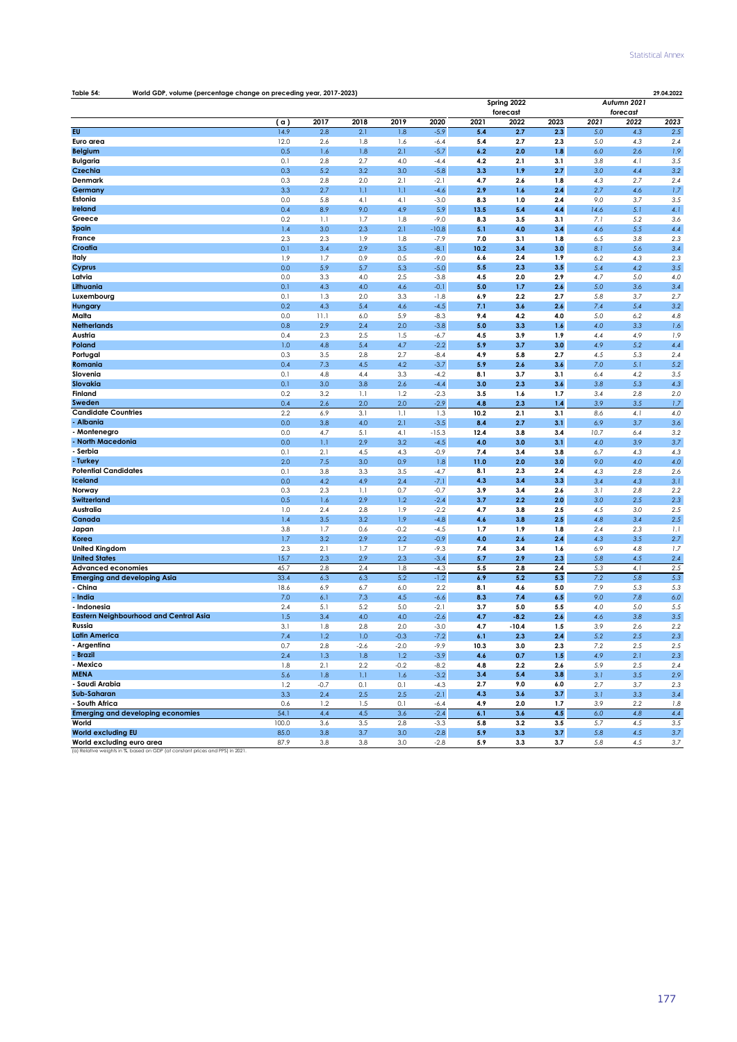**Table 54: World GDP, volume (percentage change on preceding year, 2017-2023)** 29.04.2022

| | | | | | | Spring 2022 forecast | | | Autumn 2021 forecast | | |
|---|---|---|---|---|---|---|---|---|---|---|---|
| | ( a ) | 2017 | 2018 | 2019 | 2020 | 2021 | 2022 | 2023 | 2021 | 2022 | 2023 |
| EU | 14.9 | 2.8 | 2.1 | 1.8 | -5.9 | 5.4 | 2.7 | 2.3 | 5.0 | 4.3 | 2.5 |
| Euro area | 12.0 | 2.6 | 1.8 | 1.6 | -6.4 | 5.4 | 2.7 | 2.3 | 5.0 | 4.3 | 2.4 |
| Belgium | 0.5 | 1.6 | 1.8 | 2.1 | -5.7 | 6.2 | 2.0 | 1.8 | 6.0 | 2.6 | 1.9 |
| Bulgaria | 0.1 | 2.8 | 2.7 | 4.0 | -4.4 | 4.2 | 2.1 | 3.1 | 3.8 | 4.1 | 3.5 |
| Czechia | 0.3 | 5.2 | 3.2 | 3.0 | -5.8 | 3.3 | 1.9 | 2.7 | 3.0 | 4.4 | 3.2 |
| Denmark | 0.3 | 2.8 | 2.0 | 2.1 | -2.1 | 4.7 | 2.6 | 1.8 | 4.3 | 2.7 | 2.4 |
| Germany | 3.3 | 2.7 | 1.1 | 1.1 | -4.6 | 2.9 | 1.6 | 2.4 | 2.7 | 4.6 | 1.7 |
| Estonia | 0.0 | 5.8 | 4.1 | 4.1 | -3.0 | 8.3 | 1.0 | 2.4 | 9.0 | 3.7 | 3.5 |
| Ireland | 0.4 | 8.9 | 9.0 | 4.9 | 5.9 | 13.5 | 5.4 | 4.4 | 14.6 | 5.1 | 4.1 |
| Greece | 0.2 | 1.1 | 1.7 | 1.8 | -9.0 | 8.3 | 3.5 | 3.1 | 7.1 | 5.2 | 3.6 |
| Spain | 1.4 | 3.0 | 2.3 | 2.1 | -10.8 | 5.1 | 4.0 | 3.4 | 4.6 | 5.5 | 4.4 |
| France | 2.3 | 2.3 | 1.9 | 1.8 | -7.9 | 7.0 | 3.1 | 1.8 | 6.5 | 3.8 | 2.3 |
| Croatia | 0.1 | 3.4 | 2.9 | 3.5 | -8.1 | 10.2 | 3.4 | 3.0 | 8.1 | 5.6 | 3.4 |
| Italy | 1.9 | 1.7 | 0.9 | 0.5 | -9.0 | 6.6 | 2.4 | 1.9 | 6.2 | 4.3 | 2.3 |
| Cyprus | 0.0 | 5.9 | 5.7 | 5.3 | -5.0 | 5.5 | 2.3 | 3.5 | 5.4 | 4.2 | 3.5 |
| Latvia | 0.0 | 3.3 | 4.0 | 2.5 | -3.8 | 4.5 | 2.0 | 2.9 | 4.7 | 5.0 | 4.0 |
| Lithuania | 0.1 | 4.3 | 4.0 | 4.6 | -0.1 | 5.0 | 1.7 | 2.6 | 5.0 | 3.6 | 3.4 |
| Luxembourg | 0.1 | 1.3 | 2.0 | 3.3 | -1.8 | 6.9 | 2.2 | 2.7 | 5.8 | 3.7 | 2.7 |
| Hungary | 0.2 | 4.3 | 5.4 | 4.6 | -4.5 | 7.1 | 3.6 | 2.6 | 7.4 | 5.4 | 3.2 |
| Malta | 0.0 | 11.1 | 6.0 | 5.9 | -8.3 | 9.4 | 4.2 | 4.0 | 5.0 | 6.2 | 4.8 |
| Netherlands | 0.8 | 2.9 | 2.4 | 2.0 | -3.8 | 5.0 | 3.3 | 1.6 | 4.0 | 3.3 | 1.6 |
| Austria | 0.4 | 2.3 | 2.5 | 1.5 | -6.7 | 4.5 | 3.9 | 1.9 | 4.4 | 4.9 | 1.9 |
| Poland | 1.0 | 4.8 | 5.4 | 4.7 | -2.2 | 5.9 | 3.7 | 3.0 | 4.9 | 5.2 | 4.4 |
| Portugal | 0.3 | 3.5 | 2.8 | 2.7 | -8.4 | 4.9 | 5.8 | 2.7 | 4.5 | 5.3 | 2.4 |
| Romania | 0.4 | 7.3 | 4.5 | 4.2 | -3.7 | 5.9 | 2.6 | 3.6 | 7.0 | 5.1 | 5.2 |
| Slovenia | 0.1 | 4.8 | 4.4 | 3.3 | -4.2 | 8.1 | 3.7 | 3.1 | 6.4 | 4.2 | 3.5 |
| Slovakia | 0.1 | 3.0 | 3.8 | 2.6 | -4.4 | 3.0 | 2.3 | 3.6 | 3.8 | 5.3 | 4.3 |
| Finland | 0.2 | 3.2 | 1.1 | 1.2 | -2.3 | 3.5 | 1.6 | 1.7 | 3.4 | 2.8 | 2.0 |
| Sweden | 0.4 | 2.6 | 2.0 | 2.0 | -2.9 | 4.8 | 2.3 | 1.4 | 3.9 | 3.5 | 1.7 |
| Candidate Countries | 2.2 | 6.9 | 3.1 | 1.1 | 1.3 | 10.2 | 2.1 | 3.1 | 8.6 | 4.1 | 4.0 |
| - Albania | 0.0 | 3.8 | 4.0 | 2.1 | -3.5 | 8.4 | 2.7 | 3.1 | 6.9 | 3.7 | 3.6 |
| - Montenegro | 0.0 | 4.7 | 5.1 | 4.1 | -15.3 | 12.4 | 3.8 | 3.4 | 10.7 | 6.4 | 3.2 |
| - North Macedonia | 0.0 | 1.1 | 2.9 | 3.2 | -4.5 | 4.0 | 3.0 | 3.1 | 4.0 | 3.9 | 3.7 |
| - Serbia | 0.1 | 2.1 | 4.5 | 4.3 | -0.9 | 7.4 | 3.4 | 3.8 | 6.7 | 4.3 | 4.3 |
| - Turkey | 2.0 | 7.5 | 3.0 | 0.9 | 1.8 | 11.0 | 2.0 | 3.0 | 9.0 | 4.0 | 4.0 |
| Potential Candidates | 0.1 | 3.8 | 3.3 | 3.5 | -4.7 | 8.1 | 2.3 | 2.4 | 4.3 | 2.8 | 2.6 |
| Iceland | 0.0 | 4.2 | 4.9 | 2.4 | -7.1 | 4.3 | 3.4 | 3.3 | 3.4 | 4.3 | 3.1 |
| Norway | 0.3 | 2.3 | 1.1 | 0.7 | -0.7 | 3.9 | 3.4 | 2.6 | 3.1 | 2.8 | 2.2 |
| Switzerland | 0.5 | 1.6 | 2.9 | 1.2 | -2.4 | 3.7 | 2.2 | 2.0 | 3.0 | 2.5 | 2.3 |
| Australia | 1.0 | 2.4 | 2.8 | 1.9 | -2.2 | 4.7 | 3.8 | 2.5 | 4.5 | 3.0 | 2.5 |
| Canada | 1.4 | 3.5 | 3.2 | 1.9 | -4.8 | 4.6 | 3.8 | 2.5 | 4.8 | 3.4 | 2.5 |
| Japan | 3.8 | 1.7 | 0.6 | -0.2 | -4.5 | 1.7 | 1.9 | 1.8 | 2.4 | 2.3 | 1.1 |
| Korea | 1.7 | 3.2 | 2.9 | 2.2 | -0.9 | 4.0 | 2.6 | 2.4 | 4.3 | 3.5 | 2.7 |
| United Kingdom | 2.3 | 2.1 | 1.7 | 1.7 | -9.3 | 7.4 | 3.4 | 1.6 | 6.9 | 4.8 | 1.7 |
| United States | 15.7 | 2.3 | 2.9 | 2.3 | -3.4 | 5.7 | 2.9 | 2.3 | 5.8 | 4.5 | 2.4 |
| Advanced economies | 45.7 | 2.8 | 2.4 | 1.8 | -4.3 | 5.5 | 2.8 | 2.4 | 5.3 | 4.1 | 2.5 |
| Emerging and developing Asia | 33.4 | 6.3 | 6.3 | 5.2 | -1.2 | 6.9 | 5.2 | 5.3 | 7.2 | 5.8 | 5.3 |
| - China | 18.6 | 6.9 | 6.7 | 6.0 | 2.2 | 8.1 | 4.6 | 5.0 | 7.9 | 5.3 | 5.3 |
| - India | 7.0 | 6.1 | 7.3 | 4.5 | -6.6 | 8.3 | 7.4 | 6.5 | 9.0 | 7.8 | 6.0 |
| - Indonesia | 2.4 | 5.1 | 5.2 | 5.0 | -2.1 | 3.7 | 5.0 | 5.5 | 4.0 | 5.0 | 5.5 |
| Eastern Neighbourhood and Central Asia | 1.5 | 3.4 | 4.0 | 4.0 | -2.6 | 4.7 | -8.2 | 2.6 | 4.6 | 3.8 | 3.5 |
| Russia | 3.1 | 1.8 | 2.8 | 2.0 | -3.0 | 4.7 | -10.4 | 1.5 | 3.9 | 2.6 | 2.2 |
| Latin America | 7.4 | 1.2 | 1.0 | -0.3 | -7.2 | 6.1 | 2.3 | 2.4 | 5.2 | 2.5 | 2.3 |
| - Argentina | 0.7 | 2.8 | -2.6 | -2.0 | -9.9 | 10.3 | 3.0 | 2.3 | 7.2 | 2.5 | 2.5 |
| - Brazil | 2.4 | 1.3 | 1.8 | 1.2 | -3.9 | 4.6 | 0.7 | 1.5 | 4.9 | 2.1 | 2.3 |
| - Mexico | 1.8 | 2.1 | 2.2 | -0.2 | -8.2 | 4.8 | 2.2 | 2.6 | 5.9 | 2.5 | 2.4 |
| MENA | 5.6 | 1.8 | 1.1 | 1.6 | -3.2 | 3.4 | 5.4 | 3.8 | 3.1 | 3.5 | 2.9 |
| - Saudi Arabia | 1.2 | -0.7 | 0.1 | 0.1 | -4.3 | 2.7 | 9.0 | 6.0 | 2.7 | 3.7 | 2.3 |
| Sub-Saharan | 3.3 | 2.4 | 2.5 | 2.5 | -2.1 | 4.3 | 3.6 | 3.7 | 3.1 | 3.3 | 3.4 |
| - South Africa | 0.6 | 1.2 | 1.5 | 0.1 | -6.4 | 4.9 | 2.0 | 1.7 | 3.9 | 2.2 | 1.8 |
| Emerging and developing economies | 54.1 | 4.4 | 4.5 | 3.6 | -2.4 | 6.1 | 3.6 | 4.5 | 6.0 | 4.8 | 4.4 |
| World | 100.0 | 3.6 | 3.5 | 2.8 | -3.3 | 5.8 | 3.2 | 3.5 | 5.7 | 4.5 | 3.5 |
| World excluding EU | 85.0 | 3.8 | 3.7 | 3.0 | -2.8 | 5.9 | 3.3 | 3.7 | 5.8 | 4.5 | 3.7 |
| World excluding euro area | 87.9 | 3.8 | 3.8 | 3.0 | -2.8 | 5.9 | 3.3 | 3.7 | 5.8 | 4.5 | 3.7 |

(a) Relative weights in %, based on GDP (at constant prices and PPS) in 2021.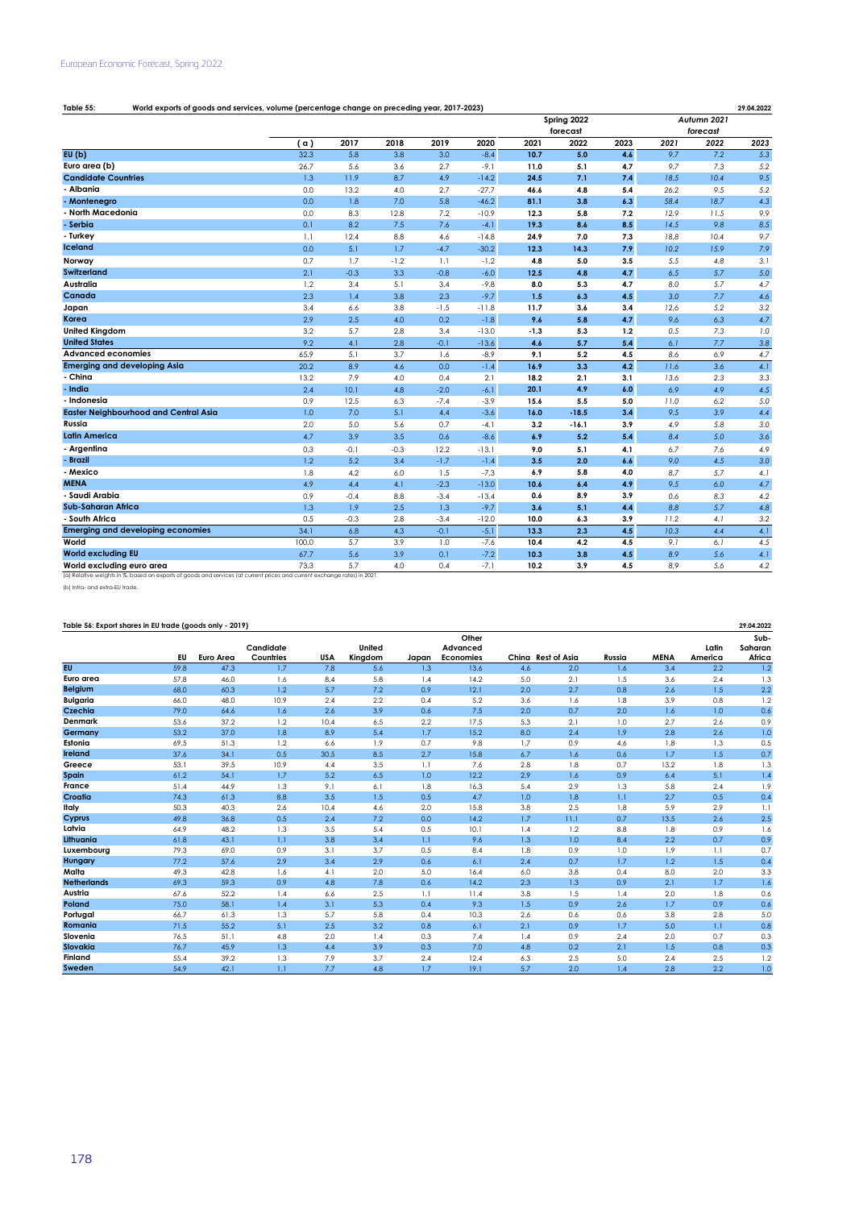**Table 55: World exports of goods and services, volume (percentage change on preceding year, 2017-2023)** 29.04.2022

| | ( a ) | 2017 | 2018 | 2019 | 2020 | Spring 2022 forecast 2021 | 2022 | 2023 | Autumn 2021 forecast 2021 | 2022 | 2023 |
|---|---|---|---|---|---|---|---|---|---|---|---|
| EU (b) | 32.3 | 5.8 | 3.8 | 3.0 | -8.4 | 10.7 | 5.0 | 4.6 | 9.7 | 7.2 | 5.3 |
| Euro area (b) | 26.7 | 5.6 | 3.6 | 2.7 | -9.1 | 11.0 | 5.1 | 4.7 | 9.7 | 7.3 | 5.2 |
| Candidate Countries | 1.3 | 11.9 | 8.7 | 4.9 | -14.2 | 24.5 | 7.1 | 7.4 | 18.5 | 10.4 | 9.5 |
| - Albania | 0.0 | 13.2 | 4.0 | 2.7 | -27.7 | 46.6 | 4.8 | 5.4 | 26.2 | 9.5 | 5.2 |
| - Montenegro | 0.0 | 1.8 | 7.0 | 5.8 | -46.2 | 81.1 | 3.8 | 6.3 | 58.4 | 18.7 | 4.3 |
| - North Macedonia | 0.0 | 8.3 | 12.8 | 7.2 | -10.9 | 12.3 | 5.8 | 7.2 | 12.9 | 11.5 | 9.9 |
| - Serbia | 0.1 | 8.2 | 7.5 | 7.6 | -4.1 | 19.3 | 8.6 | 8.5 | 14.5 | 9.8 | 8.5 |
| - Turkey | 1.1 | 12.4 | 8.8 | 4.6 | -14.8 | 24.9 | 7.0 | 7.3 | 18.8 | 10.4 | 9.7 |
| Iceland | 0.0 | 5.1 | 1.7 | -4.7 | -30.2 | 12.3 | 14.3 | 7.9 | 10.2 | 15.9 | 7.9 |
| Norway | 0.7 | 1.7 | -1.2 | 1.1 | -1.2 | 4.8 | 5.0 | 3.5 | 5.5 | 4.8 | 3.1 |
| Switzerland | 2.1 | -0.3 | 3.3 | -0.8 | -6.0 | 12.5 | 4.8 | 4.7 | 6.5 | 5.7 | 5.0 |
| Australia | 1.2 | 3.4 | 5.1 | 3.4 | -9.8 | 8.0 | 5.3 | 4.7 | 8.0 | 5.7 | 4.7 |
| Canada | 2.3 | 1.4 | 3.8 | 2.3 | -9.7 | 1.5 | 6.3 | 4.5 | 3.0 | 7.7 | 4.6 |
| Japan | 3.4 | 6.6 | 3.8 | -1.5 | -11.8 | 11.7 | 3.6 | 3.4 | 12.6 | 5.2 | 3.2 |
| Korea | 2.9 | 2.5 | 4.0 | 0.2 | -1.8 | 9.6 | 5.8 | 4.7 | 9.6 | 6.3 | 4.7 |
| United Kingdom | 3.2 | 5.7 | 2.8 | 3.4 | -13.0 | -1.3 | 5.3 | 1.2 | 0.5 | 7.3 | 1.0 |
| United States | 9.2 | 4.1 | 2.8 | -0.1 | -13.6 | 4.6 | 5.7 | 5.4 | 6.1 | 7.7 | 3.8 |
| Advanced economies | 65.9 | 5.1 | 3.7 | 1.6 | -8.9 | 9.1 | 5.2 | 4.5 | 8.6 | 6.9 | 4.7 |
| Emerging and developing Asia | 20.2 | 8.9 | 4.6 | 0.0 | -1.4 | 16.9 | 3.3 | 4.2 | 11.6 | 3.6 | 4.1 |
| - China | 13.2 | 7.9 | 4.0 | 0.4 | 2.1 | 18.2 | 2.1 | 3.1 | 13.6 | 2.3 | 3.3 |
| - India | 2.4 | 10.1 | 4.8 | -2.0 | -6.1 | 20.1 | 4.9 | 6.0 | 6.9 | 4.9 | 4.5 |
| - Indonesia | 0.9 | 12.5 | 6.3 | -7.4 | -3.9 | 15.6 | 5.5 | 5.0 | 11.0 | 6.2 | 5.0 |
| Easter Neighbourhood and Central Asia | 1.0 | 7.0 | 5.1 | 4.4 | -3.6 | 16.0 | -18.5 | 3.4 | 9.5 | 3.9 | 4.4 |
| Russia | 2.0 | 5.0 | 5.6 | 0.7 | -4.1 | 3.2 | -16.1 | 3.9 | 4.9 | 5.8 | 3.0 |
| Latin America | 4.7 | 3.9 | 3.5 | 0.6 | -8.6 | 6.9 | 5.2 | 5.4 | 8.4 | 5.0 | 3.6 |
| - Argentina | 0.3 | -0.1 | -0.3 | 12.2 | -13.1 | 9.0 | 5.1 | 4.1 | 6.7 | 7.6 | 4.9 |
| - Brazil | 1.2 | 5.2 | 3.4 | -1.7 | -1.4 | 3.5 | 2.0 | 6.6 | 9.0 | 4.5 | 3.0 |
| - Mexico | 1.8 | 4.2 | 6.0 | 1.5 | -7.3 | 6.9 | 5.8 | 4.0 | 8.7 | 5.7 | 4.1 |
| MENA | 4.9 | 4.4 | 4.1 | -2.3 | -13.0 | 10.6 | 6.4 | 4.9 | 9.5 | 6.0 | 4.7 |
| - Saudi Arabia | 0.9 | -0.4 | 8.8 | -3.4 | -13.4 | 0.6 | 8.9 | 3.9 | 0.6 | 8.3 | 4.2 |
| Sub-Saharan Africa | 1.3 | 1.9 | 2.5 | 1.3 | -9.7 | 3.6 | 5.1 | 4.4 | 8.8 | 5.7 | 4.8 |
| - South Africa | 0.5 | -0.3 | 2.8 | -3.4 | -12.0 | 10.0 | 6.3 | 3.9 | 11.2 | 4.1 | 3.2 |
| Emerging and developing economies | 34.1 | 6.8 | 4.3 | -0.1 | -5.1 | 13.3 | 2.3 | 4.5 | 10.3 | 4.4 | 4.1 |
| World | 100.0 | 5.7 | 3.9 | 1.0 | -7.6 | 10.4 | 4.2 | 4.5 | 9.1 | 6.1 | 4.5 |
| World excluding EU | 67.7 | 5.6 | 3.9 | 0.1 | -7.2 | 10.3 | 3.8 | 4.5 | 8.9 | 5.6 | 4.1 |
| World excluding euro area | 73.3 | 5.7 | 4.0 | 0.4 | -7.1 | 10.2 | 3.9 | 4.5 | 8.9 | 5.6 | 4.2 |

(a) Relative weights in %, based on exports of goods and services (at current prices and current exchange rates) in 2021.

(b) Intra- and extra-EU trade.

**Table 56: Export shares in EU trade (goods only - 2019)** 29.04.2022

| | EU | Euro Area | Candidate Countries | USA | United Kingdom | Japan | Other Advanced Economies | China | Rest of Asia | Russia | MENA | Latin America | Sub-Saharan Africa |
|---|---|---|---|---|---|---|---|---|---|---|---|---|---|
| EU | 59.8 | 47.3 | 1.7 | 7.8 | 5.6 | 1.3 | 13.6 | 4.6 | 2.0 | 1.6 | 3.4 | 2.2 | 1.2 |
| Euro area | 57.8 | 46.0 | 1.6 | 8.4 | 5.8 | 1.4 | 14.2 | 5.0 | 2.1 | 1.5 | 3.6 | 2.4 | 1.3 |
| Belgium | 68.0 | 60.3 | 1.2 | 5.7 | 7.2 | 0.9 | 12.1 | 2.0 | 2.7 | 0.8 | 2.6 | 1.5 | 2.2 |
| Bulgaria | 66.0 | 48.0 | 10.9 | 2.4 | 2.2 | 0.4 | 5.2 | 3.6 | 1.6 | 1.8 | 3.9 | 0.8 | 1.2 |
| Czechia | 79.0 | 64.6 | 1.6 | 2.6 | 3.9 | 0.6 | 7.5 | 2.0 | 0.7 | 2.0 | 1.6 | 1.0 | 0.6 |
| Denmark | 53.6 | 37.2 | 1.2 | 10.4 | 6.5 | 2.2 | 17.5 | 5.3 | 2.1 | 1.0 | 2.7 | 2.6 | 0.9 |
| Germany | 53.2 | 37.0 | 1.8 | 8.9 | 5.4 | 1.7 | 15.2 | 8.0 | 2.4 | 1.9 | 2.8 | 2.6 | 1.0 |
| Estonia | 69.5 | 51.3 | 1.2 | 6.6 | 1.9 | 0.7 | 9.8 | 1.7 | 0.9 | 4.6 | 1.8 | 1.3 | 0.5 |
| Ireland | 37.6 | 34.1 | 0.5 | 30.5 | 8.5 | 2.7 | 15.8 | 6.7 | 1.6 | 0.6 | 1.7 | 1.5 | 0.7 |
| Greece | 53.1 | 39.5 | 10.9 | 4.4 | 3.5 | 1.1 | 7.6 | 2.8 | 1.8 | 0.7 | 13.2 | 1.8 | 1.3 |
| Spain | 61.2 | 54.1 | 1.7 | 5.2 | 6.5 | 1.0 | 12.2 | 2.9 | 1.6 | 0.9 | 6.4 | 5.1 | 1.4 |
| France | 51.4 | 44.9 | 1.3 | 9.1 | 6.1 | 1.8 | 16.3 | 5.4 | 2.9 | 1.3 | 5.8 | 2.4 | 1.9 |
| Croatia | 74.3 | 61.3 | 8.8 | 3.5 | 1.5 | 0.5 | 4.7 | 1.0 | 1.8 | 1.1 | 2.7 | 0.5 | 0.4 |
| Italy | 50.3 | 40.3 | 2.6 | 10.4 | 4.6 | 2.0 | 15.8 | 3.8 | 2.5 | 1.8 | 5.9 | 2.9 | 1.1 |
| Cyprus | 49.8 | 36.8 | 0.5 | 2.4 | 7.2 | 0.0 | 14.2 | 1.7 | 11.1 | 0.7 | 13.5 | 2.6 | 2.5 |
| Latvia | 64.9 | 48.2 | 1.3 | 3.5 | 5.4 | 0.5 | 10.1 | 1.4 | 1.2 | 8.8 | 1.8 | 0.9 | 1.6 |
| Lithuania | 61.8 | 43.1 | 1.1 | 3.8 | 3.4 | 1.1 | 9.6 | 1.3 | 1.0 | 8.4 | 2.2 | 0.7 | 0.9 |
| Luxembourg | 79.3 | 69.0 | 0.9 | 3.1 | 3.7 | 0.5 | 8.4 | 1.8 | 0.9 | 1.0 | 1.9 | 1.1 | 0.7 |
| Hungary | 77.2 | 57.6 | 2.9 | 3.4 | 2.9 | 0.6 | 6.1 | 2.4 | 0.7 | 1.7 | 1.2 | 1.5 | 0.4 |
| Malta | 49.3 | 42.8 | 1.6 | 4.1 | 2.0 | 5.0 | 16.4 | 6.0 | 3.8 | 0.4 | 8.0 | 2.0 | 3.3 |
| Netherlands | 69.3 | 59.3 | 0.9 | 4.8 | 7.8 | 0.6 | 14.2 | 2.3 | 1.3 | 0.9 | 2.1 | 1.7 | 1.6 |
| Austria | 67.6 | 52.2 | 1.4 | 6.6 | 2.5 | 1.1 | 11.4 | 3.8 | 1.5 | 1.4 | 2.0 | 1.8 | 0.6 |
| Poland | 75.0 | 58.1 | 1.4 | 3.1 | 5.3 | 0.4 | 9.3 | 1.5 | 0.9 | 2.6 | 1.7 | 0.9 | 0.6 |
| Portugal | 66.7 | 61.3 | 1.3 | 5.7 | 5.8 | 0.4 | 10.3 | 2.6 | 0.6 | 0.6 | 3.8 | 2.8 | 5.0 |
| Romania | 71.5 | 55.2 | 5.1 | 2.5 | 3.2 | 0.8 | 6.1 | 2.1 | 0.9 | 1.7 | 5.0 | 1.1 | 0.8 |
| Slovenia | 76.5 | 51.1 | 4.8 | 2.0 | 1.4 | 0.3 | 7.4 | 1.4 | 0.9 | 2.4 | 2.0 | 0.7 | 0.3 |
| Slovakia | 76.7 | 45.9 | 1.3 | 4.4 | 3.9 | 0.3 | 7.0 | 4.8 | 0.2 | 2.1 | 1.5 | 0.8 | 0.3 |
| Finland | 55.4 | 39.2 | 1.3 | 7.9 | 3.7 | 2.4 | 12.4 | 6.3 | 2.5 | 5.0 | 2.4 | 2.5 | 1.2 |
| Sweden | 54.9 | 42.1 | 1.1 | 7.7 | 4.8 | 1.7 | 19.1 | 5.7 | 2.0 | 1.4 | 2.8 | 2.2 | 1.0 |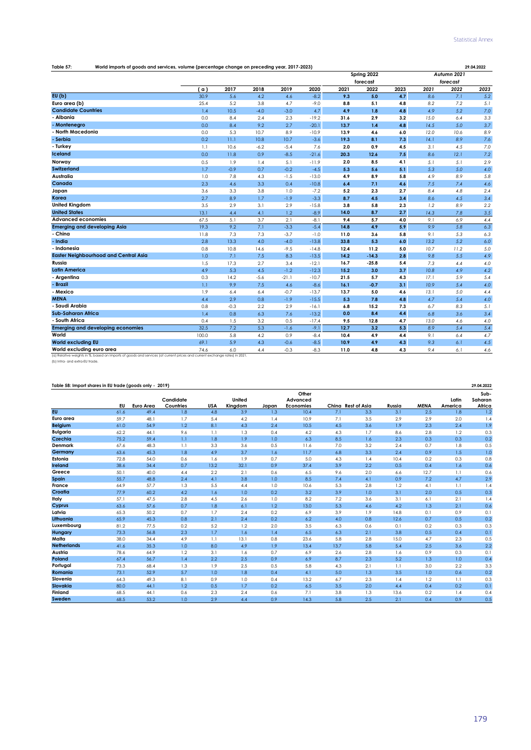**Table 57: World imports of goods and services, volume (percentage change on preceding year, 2017-2023)** 29.04.2022

| | | | | | | Spring 2022 | | | Autumn 2021 | | |
|---|---|---|---|---|---|---|---|---|---|---|---|
| | | | | | | forecast | | | forecast | | |
| | ( a ) | 2017 | 2018 | 2019 | 2020 | 2021 | 2022 | 2023 | 2021 | 2022 | 2023 |
| EU (b) | 30.9 | 5.6 | 4.2 | 4.6 | -8.2 | 9.3 | 5.0 | 4.7 | 8.6 | 7.1 | 5.2 |
| Euro area (b) | 25.4 | 5.2 | 3.8 | 4.7 | -9.0 | 8.8 | 5.1 | 4.8 | 8.2 | 7.2 | 5.1 |
| Candidate Countries | 1.4 | 10.5 | -4.0 | -3.0 | 4.7 | 4.9 | 1.8 | 4.8 | 4.9 | 5.2 | 7.0 |
| - Albania | 0.0 | 8.4 | 2.4 | 2.3 | -19.2 | 31.6 | 2.9 | 3.2 | 15.0 | 6.4 | 3.3 |
| - Montenegro | 0.0 | 8.4 | 9.2 | 2.7 | -20.1 | 13.7 | 1.4 | 4.8 | 14.5 | 5.0 | 3.7 |
| - North Macedonia | 0.0 | 5.3 | 10.7 | 8.9 | -10.9 | 13.9 | 4.6 | 6.0 | 12.0 | 10.6 | 8.9 |
| - Serbia | 0.2 | 11.1 | 10.8 | 10.7 | -3.6 | 19.3 | 8.1 | 7.3 | 14.1 | 8.9 | 7.6 |
| - Turkey | 1.1 | 10.6 | -6.2 | -5.4 | 7.6 | 2.0 | 0.9 | 4.5 | 3.1 | 4.5 | 7.0 |
| Iceland | 0.0 | 11.8 | 0.9 | -8.5 | -21.6 | 20.3 | 12.6 | 7.5 | 8.6 | 12.1 | 7.2 |
| Norway | 0.5 | 1.9 | 1.4 | 5.1 | -11.9 | 2.0 | 8.5 | 4.1 | 5.1 | 5.1 | 2.9 |
| Switzerland | 1.7 | -0.9 | 0.7 | -0.2 | -4.5 | 5.3 | 5.6 | 5.1 | 5.3 | 5.0 | 4.0 |
| Australia | 1.0 | 7.8 | 4.3 | -1.5 | -13.0 | 4.9 | 8.9 | 5.8 | 4.9 | 8.9 | 5.8 |
| Canada | 2.3 | 4.6 | 3.3 | 0.4 | -10.8 | 6.4 | 7.1 | 4.6 | 7.5 | 7.4 | 4.6 |
| Japan | 3.6 | 3.3 | 3.8 | 1.0 | -7.2 | 5.2 | 2.3 | 2.7 | 8.4 | 4.8 | 2.4 |
| Korea | 2.7 | 8.9 | 1.7 | -1.9 | -3.3 | 8.7 | 4.5 | 3.4 | 8.6 | 4.5 | 3.4 |
| United Kingdom | 3.5 | 2.9 | 3.1 | 2.9 | -15.8 | 3.8 | 5.8 | 2.3 | 1.2 | 8.9 | 2.2 |
| United States | 13.1 | 4.4 | 4.1 | 1.2 | -8.9 | 14.0 | 8.7 | 2.7 | 14.3 | 7.8 | 3.5 |
| Advanced economies | 67.5 | 5.1 | 3.7 | 2.1 | -8.1 | 9.4 | 5.7 | 4.0 | 9.1 | 6.9 | 4.4 |
| Emerging and developing Asia | 19.3 | 9.2 | 7.1 | -3.3 | -5.4 | 14.8 | 4.9 | 5.9 | 9.9 | 5.8 | 6.3 |
| - China | 11.8 | 7.3 | 7.3 | -3.7 | -1.0 | 11.0 | 3.6 | 5.8 | 9.1 | 5.3 | 6.3 |
| - India | 2.8 | 13.3 | 4.0 | -4.0 | -13.8 | 33.8 | 5.3 | 6.0 | 13.2 | 5.2 | 6.0 |
| - Indonesia | 0.8 | 10.8 | 14.6 | -9.5 | -14.8 | 12.4 | 11.2 | 5.0 | 10.7 | 11.2 | 5.0 |
| Easter Neighbourhood and Central Asia | 1.0 | 7.1 | 7.5 | 8.3 | -13.5 | 14.2 | -14.3 | 2.8 | 9.8 | 5.5 | 4.9 |
| Russia | 1.5 | 17.3 | 2.7 | 3.4 | -12.1 | 16.7 | -25.8 | 5.4 | 7.3 | 4.4 | 4.0 |
| Latin America | 4.9 | 5.3 | 4.5 | -1.2 | -12.3 | 15.2 | 3.0 | 3.7 | 10.8 | 4.9 | 4.2 |
| - Argentina | 0.3 | 14.2 | -5.6 | -21.1 | -10.7 | 21.5 | 5.7 | 4.3 | 17.1 | 5.9 | 5.4 |
| - Brazil | 1.1 | 9.9 | 7.5 | 4.6 | -8.6 | 16.1 | -0.7 | 3.1 | 10.9 | 5.4 | 4.0 |
| - Mexico | 1.9 | 6.4 | 6.4 | -0.7 | -13.7 | 13.7 | 5.0 | 4.6 | 13.1 | 5.0 | 4.4 |
| MENA | 4.4 | 2.9 | 0.8 | -1.9 | -15.5 | 5.3 | 7.8 | 4.8 | 4.7 | 5.4 | 4.0 |
| - Saudi Arabia | 0.8 | -0.3 | 2.2 | 2.9 | -16.1 | 6.8 | 15.2 | 7.3 | 6.7 | 8.3 | 5.1 |
| Sub-Saharan Africa | 1.4 | 0.8 | 6.3 | 7.6 | -13.2 | 0.0 | 8.4 | 4.4 | 6.8 | 3.6 | 3.4 |
| - South Africa | 0.4 | 1.5 | 3.2 | 0.5 | -17.4 | 9.5 | 12.8 | 4.7 | 13.0 | 4.6 | 4.0 |
| Emerging and developing economies | 32.5 | 7.2 | 5.3 | -1.6 | -9.1 | 12.7 | 3.2 | 5.3 | 8.9 | 5.4 | 5.4 |
| World | 100.0 | 5.8 | 4.2 | 0.9 | -8.4 | 10.4 | 4.9 | 4.4 | 9.1 | 6.4 | 4.7 |
| World excluding EU | 69.1 | 5.9 | 4.3 | -0.6 | -8.5 | 10.9 | 4.9 | 4.3 | 9.3 | 6.1 | 4.5 |
| World excluding euro area | 74.6 | 6.0 | 4.4 | -0.3 | -8.3 | 11.0 | 4.8 | 4.3 | 9.4 | 6.1 | 4.6 |

(a) Relative weights in %, based on imports of goods and services (at current prices and current exchange rates) in 2021.
(b) Intra- and extra-EU trade.

**Table 58: Import shares in EU trade (goods only - 2019)** 29.04.2022

| | EU | Euro Area | Candidate Countries | USA | United Kingdom | Japan | Other Advanced Economies | China | Rest of Asia | Russia | MENA | Latin America | Sub-Saharan Africa |
|---|---|---|---|---|---|---|---|---|---|---|---|---|---|
| EU | 61.6 | 49.4 | 1.8 | 4.8 | 3.9 | 1.3 | 10.4 | 7.1 | 3.3 | 3.1 | 2.5 | 1.8 | 1.2 |
| Euro area | 59.7 | 48.1 | 1.7 | 5.4 | 4.2 | 1.4 | 10.9 | 7.1 | 3.5 | 2.9 | 2.9 | 2.0 | 1.4 |
| Belgium | 61.0 | 54.9 | 1.2 | 8.1 | 4.3 | 2.4 | 10.5 | 4.5 | 3.6 | 1.9 | 2.3 | 2.4 | 1.9 |
| Bulgaria | 62.2 | 44.1 | 9.6 | 1.1 | 1.3 | 0.4 | 4.2 | 4.3 | 1.7 | 8.6 | 2.8 | 1.2 | 0.3 |
| Czechia | 75.2 | 59.4 | 1.1 | 1.8 | 1.9 | 1.0 | 6.3 | 8.5 | 1.6 | 2.3 | 0.3 | 0.3 | 0.2 |
| Denmark | 67.6 | 48.3 | 1.1 | 3.3 | 3.6 | 0.5 | 11.6 | 7.0 | 3.2 | 2.4 | 0.7 | 1.8 | 0.5 |
| Germany | 63.6 | 45.3 | 1.8 | 4.9 | 3.7 | 1.6 | 11.7 | 6.8 | 3.3 | 2.4 | 0.9 | 1.5 | 1.0 |
| Estonia | 72.8 | 54.0 | 0.6 | 1.6 | 1.9 | 0.7 | 5.0 | 4.3 | 1.4 | 10.4 | 0.2 | 0.3 | 0.8 |
| Ireland | 38.6 | 34.4 | 0.7 | 13.2 | 32.1 | 0.9 | 37.4 | 3.9 | 2.2 | 0.5 | 0.4 | 1.6 | 0.6 |
| Greece | 50.1 | 40.0 | 4.4 | 2.2 | 2.1 | 0.6 | 6.5 | 9.6 | 2.0 | 6.6 | 12.7 | 1.1 | 0.6 |
| Spain | 55.7 | 48.8 | 2.4 | 4.1 | 3.8 | 1.0 | 8.5 | 7.4 | 4.1 | 0.9 | 7.2 | 4.7 | 2.9 |
| France | 64.9 | 57.7 | 1.3 | 5.5 | 4.4 | 1.0 | 10.6 | 5.3 | 2.8 | 1.2 | 4.1 | 1.1 | 1.4 |
| Croatia | 77.9 | 60.2 | 4.2 | 1.6 | 1.0 | 0.2 | 3.2 | 3.9 | 1.0 | 3.1 | 2.0 | 0.5 | 0.3 |
| Italy | 57.1 | 47.5 | 2.8 | 4.5 | 2.6 | 1.0 | 8.2 | 7.2 | 3.6 | 3.1 | 6.1 | 2.1 | 1.4 |
| Cyprus | 63.6 | 57.6 | 0.7 | 1.8 | 6.1 | 1.2 | 13.0 | 5.3 | 4.6 | 4.2 | 1.3 | 2.1 | 0.6 |
| Latvia | 65.3 | 50.2 | 0.7 | 1.7 | 2.4 | 0.2 | 6.9 | 3.9 | 1.9 | 14.8 | 0.1 | 0.9 | 0.1 |
| Lithuania | 65.9 | 45.3 | 0.8 | 2.1 | 2.4 | 0.2 | 6.2 | 4.0 | 0.8 | 12.6 | 0.7 | 0.5 | 0.2 |
| Luxembourg | 81.2 | 77.5 | 0.2 | 5.2 | 1.2 | 2.0 | 3.5 | 6.3 | 0.6 | 0.1 | 0.2 | 0.3 | 0.3 |
| Hungary | 73.3 | 56.8 | 2.3 | 1.7 | 1.6 | 1.4 | 6.5 | 6.3 | 2.1 | 3.8 | 0.5 | 0.4 | 0.1 |
| Malta | 38.0 | 34.4 | 4.9 | 1.1 | 13.1 | 0.8 | 23.6 | 5.8 | 2.8 | 15.0 | 4.7 | 2.3 | 0.5 |
| Netherlands | 41.6 | 35.3 | 1.0 | 8.0 | 4.9 | 1.9 | 13.4 | 13.7 | 5.8 | 5.4 | 2.5 | 3.6 | 2.2 |
| Austria | 78.6 | 64.9 | 1.2 | 3.1 | 1.6 | 0.7 | 6.9 | 2.6 | 2.8 | 1.6 | 0.9 | 0.3 | 0.1 |
| Poland | 67.4 | 56.7 | 1.4 | 2.2 | 2.5 | 0.9 | 6.9 | 8.7 | 2.3 | 5.2 | 1.3 | 1.0 | 0.4 |
| Portugal | 73.3 | 68.4 | 1.3 | 1.9 | 2.5 | 0.5 | 5.8 | 4.3 | 2.1 | 1.1 | 3.0 | 2.2 | 3.3 |
| Romania | 73.1 | 52.9 | 5.7 | 1.0 | 1.8 | 0.4 | 4.1 | 5.0 | 1.3 | 3.5 | 1.0 | 0.6 | 0.2 |
| Slovenia | 64.3 | 49.3 | 8.1 | 0.9 | 1.0 | 0.4 | 13.2 | 6.7 | 2.3 | 1.4 | 1.2 | 1.1 | 0.3 |
| Slovakia | 80.0 | 44.1 | 1.2 | 0.5 | 1.7 | 0.2 | 6.5 | 3.5 | 2.0 | 4.4 | 0.4 | 0.2 | 0.1 |
| Finland | 68.5 | 44.1 | 0.6 | 2.3 | 2.4 | 0.6 | 7.1 | 3.8 | 1.3 | 13.6 | 0.2 | 1.4 | 0.4 |
| Sweden | 68.5 | 53.2 | 1.0 | 2.9 | 4.4 | 0.9 | 14.3 | 5.8 | 2.5 | 2.1 | 0.4 | 0.9 | 0.5 |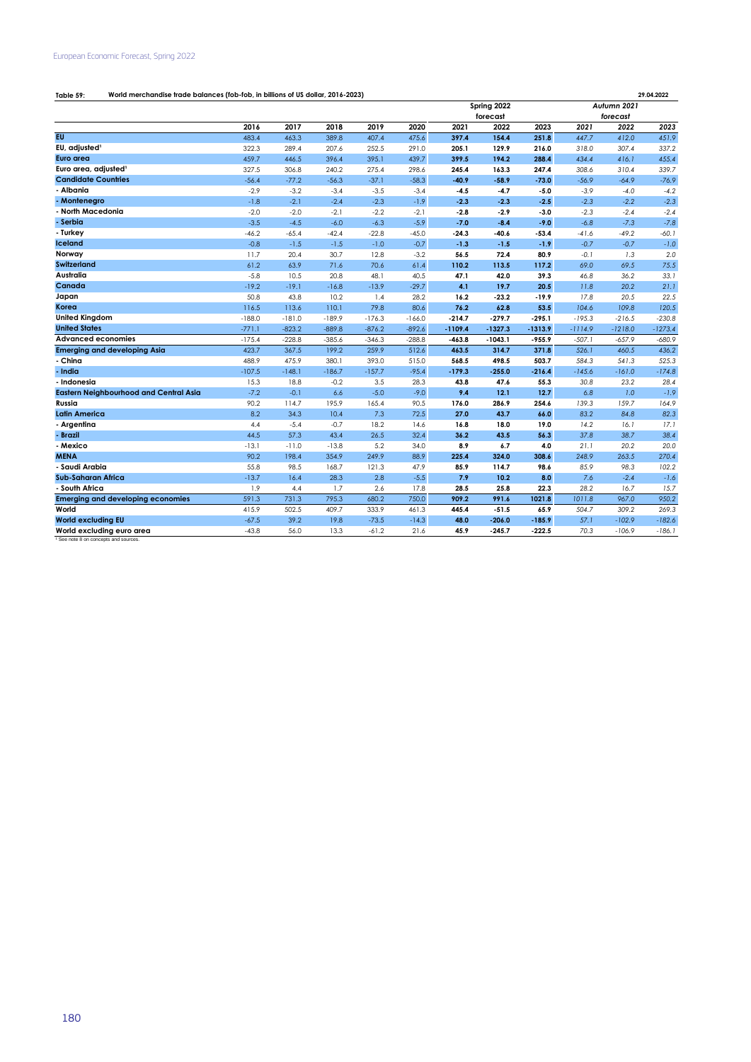**Table 59: World merchandise trade balances (fob-fob, in billions of US dollar, 2016-2023)**

29.04.2022

| | | | | | | Spring 2022 | | | Autumn 2021 | | |
|---|---|---|---|---|---|---|---|---|---|---|---|
| | | | | | | forecast | | | forecast | | |
| | 2016 | 2017 | 2018 | 2019 | 2020 | 2021 | 2022 | 2023 | 2021 | 2022 | 2023 |
| **EU** | 483.4 | 463.3 | 389.8 | 407.4 | 475.6 | 397.4 | 154.4 | 251.8 | 447.7 | 412.0 | 451.9 |
| **EU, adjusted**[1] | 322.3 | 289.4 | 207.6 | 252.5 | 291.0 | 205.1 | 129.9 | 216.0 | 318.0 | 307.4 | 337.2 |
| **Euro area** | 459.7 | 446.5 | 396.4 | 395.1 | 439.7 | 399.5 | 194.2 | 288.4 | 434.4 | 416.1 | 455.4 |
| **Euro area, adjusted**[1] | 327.5 | 306.8 | 240.2 | 275.4 | 298.6 | 245.4 | 163.3 | 247.4 | 308.6 | 310.4 | 339.7 |
| **Candidate Countries** | -56.4 | -77.2 | -56.3 | -37.1 | -58.3 | -40.9 | -58.9 | -73.0 | -56.9 | -64.9 | -76.9 |
| - Albania | -2.9 | -3.2 | -3.4 | -3.5 | -3.4 | -4.5 | -4.7 | -5.0 | -3.9 | -4.0 | -4.2 |
| - Montenegro | -1.8 | -2.1 | -2.4 | -2.3 | -1.9 | -2.3 | -2.3 | -2.5 | -2.3 | -2.2 | -2.3 |
| - North Macedonia | -2.0 | -2.0 | -2.1 | -2.2 | -2.1 | -2.8 | -2.9 | -3.0 | -2.3 | -2.4 | -2.4 |
| - Serbia | -3.5 | -4.5 | -6.0 | -6.3 | -5.9 | -7.0 | -8.4 | -9.0 | -6.8 | -7.3 | -7.8 |
| - Turkey | -46.2 | -65.4 | -42.4 | -22.8 | -45.0 | -24.3 | -40.6 | -53.4 | -41.6 | -49.2 | -60.1 |
| **Iceland** | -0.8 | -1.5 | -1.5 | -1.0 | -0.7 | -1.3 | -1.5 | -1.9 | -0.7 | -0.7 | -1.0 |
| **Norway** | 11.7 | 20.4 | 30.7 | 12.8 | -3.2 | 56.5 | 72.4 | 80.9 | -0.1 | 1.3 | 2.0 |
| **Switzerland** | 61.2 | 63.9 | 71.6 | 70.6 | 61.4 | 110.2 | 113.5 | 117.2 | 69.0 | 69.5 | 75.5 |
| **Australia** | -5.8 | 10.5 | 20.8 | 48.1 | 40.5 | 47.1 | 42.0 | 39.3 | 46.8 | 36.2 | 33.1 |
| **Canada** | -19.2 | -19.1 | -16.8 | -13.9 | -29.7 | 4.1 | 19.7 | 20.5 | 11.8 | 20.2 | 21.1 |
| **Japan** | 50.8 | 43.8 | 10.2 | 1.4 | 28.2 | 16.2 | -23.2 | -19.9 | 17.8 | 20.5 | 22.5 |
| **Korea** | 116.5 | 113.6 | 110.1 | 79.8 | 80.6 | 76.2 | 62.8 | 53.5 | 104.6 | 109.8 | 120.5 |
| **United Kingdom** | -188.0 | -181.0 | -189.9 | -176.3 | -166.0 | -214.7 | -279.7 | -295.1 | -195.3 | -216.5 | -230.8 |
| **United States** | -771.1 | -823.2 | -889.8 | -876.2 | -892.6 | -1109.4 | -1327.3 | -1313.9 | -1114.9 | -1218.0 | -1273.4 |
| **Advanced economies** | -175.4 | -228.8 | -385.6 | -346.3 | -288.8 | -463.8 | -1043.1 | -955.9 | -507.1 | -657.9 | -680.9 |
| **Emerging and developing Asia** | 423.7 | 367.5 | 199.2 | 259.9 | 512.6 | 463.5 | 314.7 | 371.8 | 526.1 | 460.5 | 436.2 |
| - China | 488.9 | 475.9 | 380.1 | 393.0 | 515.0 | 568.5 | 498.5 | 503.7 | 584.3 | 541.3 | 525.3 |
| - India | -107.5 | -148.1 | -186.7 | -157.7 | -95.4 | -179.3 | -255.0 | -216.4 | -145.6 | -161.0 | -174.8 |
| - Indonesia | 15.3 | 18.8 | -0.2 | 3.5 | 28.3 | 43.8 | 47.6 | 55.3 | 30.8 | 23.2 | 28.4 |
| **Eastern Neighbourhood and Central Asia** | -7.2 | -0.1 | 6.6 | -5.0 | -9.0 | 9.4 | 12.1 | 12.7 | 6.8 | 1.0 | -1.9 |
| **Russia** | 90.2 | 114.7 | 195.9 | 165.4 | 90.5 | 176.0 | 286.9 | 254.6 | 139.3 | 159.7 | 164.9 |
| **Latin America** | 8.2 | 34.3 | 10.4 | 7.3 | 72.5 | 27.0 | 43.7 | 66.0 | 83.2 | 84.8 | 82.3 |
| - Argentina | 4.4 | -5.4 | -0.7 | 18.2 | 14.6 | 16.8 | 18.0 | 19.0 | 14.2 | 16.1 | 17.1 |
| - Brazil | 44.5 | 57.3 | 43.4 | 26.5 | 32.4 | 36.2 | 43.5 | 56.3 | 37.8 | 38.7 | 38.4 |
| - Mexico | -13.1 | -11.0 | -13.8 | 5.2 | 34.0 | 8.9 | 6.7 | 4.0 | 21.1 | 20.2 | 20.0 |
| **MENA** | 90.2 | 198.4 | 354.9 | 249.9 | 88.9 | 225.4 | 324.0 | 308.6 | 248.9 | 263.5 | 270.4 |
| - Saudi Arabia | 55.8 | 98.5 | 168.7 | 121.3 | 47.9 | 85.9 | 114.7 | 98.6 | 85.9 | 98.3 | 102.2 |
| **Sub-Saharan Africa** | -13.7 | 16.4 | 28.3 | 2.8 | -5.5 | 7.9 | 10.2 | 8.0 | 7.6 | -2.4 | -1.6 |
| - South Africa | 1.9 | 4.4 | 1.7 | 2.6 | 17.8 | 28.5 | 25.8 | 22.3 | 28.2 | 16.7 | 15.7 |
| **Emerging and developing economies** | 591.3 | 731.3 | 795.3 | 680.2 | 750.0 | 909.2 | 991.6 | 1021.8 | 1011.8 | 967.0 | 950.2 |
| **World** | 415.9 | 502.5 | 409.7 | 333.9 | 461.3 | 445.4 | -51.5 | 65.9 | 504.7 | 309.2 | 269.3 |
| **World excluding EU** | -67.5 | 39.2 | 19.8 | -73.5 | -14.3 | 48.0 | -206.0 | -185.9 | 57.1 | -102.9 | -182.6 |
| **World excluding euro area** | -43.8 | 56.0 | 13.3 | -61.2 | 21.6 | 45.9 | -245.7 | -222.5 | 70.3 | -106.9 | -186.1 |

[1] See note 8 on concepts and sources.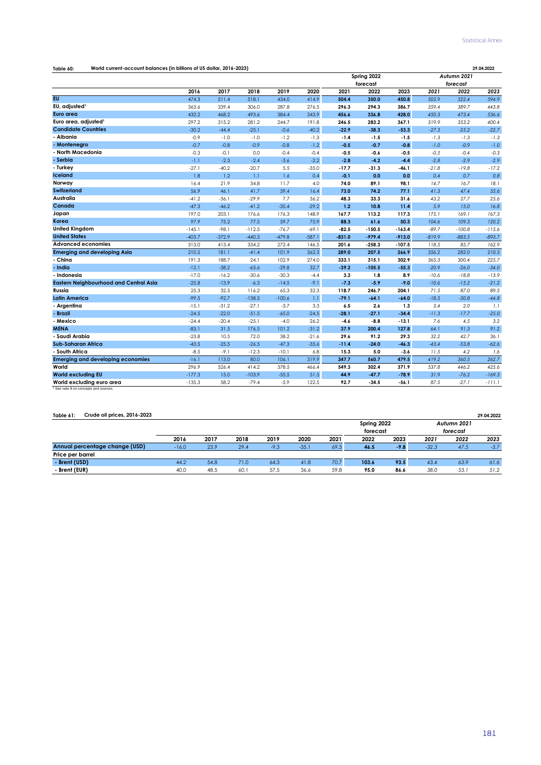**Table 60: World current-account balances (in billions of US dollar, 2016-2023)** 29.04.2022

| | | | | | | Spring 2022 forecast | | | Autumn 2021 forecast | | |
|---|---|---|---|---|---|---|---|---|---|---|---|
| | 2016 | 2017 | 2018 | 2019 | 2020 | 2021 | 2022 | 2023 | 2021 | 2022 | 2023 |
| EU | 474.3 | 511.4 | 518.1 | 434.0 | 414.9 | 504.4 | 350.0 | 450.8 | 505.9 | 522.4 | 594.9 |
| EU, adjusted[1] | 363.6 | 339.4 | 306.0 | 287.8 | 276.5 | 296.3 | 294.3 | 386.7 | 359.4 | 389.7 | 443.8 |
| Euro area | 432.2 | 468.2 | 493.6 | 384.4 | 343.9 | 456.6 | 336.8 | 428.0 | 450.3 | 473.4 | 536.6 |
| Euro area, adjusted[1] | 297.2 | 315.2 | 281.2 | 244.7 | 191.8 | 246.5 | 283.2 | 367.1 | 319.9 | 353.2 | 400.4 |
| Candidate Countries | -30.2 | -44.4 | -25.1 | -0.6 | -40.2 | -22.9 | -38.3 | -53.3 | -27.3 | -25.2 | -22.7 |
| - Albania | -0.9 | -1.0 | -1.0 | -1.2 | -1.3 | -1.4 | -1.5 | -1.5 | -1.3 | -1.3 | -1.3 |
| - Montenegro | -0.7 | -0.8 | -0.9 | -0.8 | -1.2 | -0.5 | -0.7 | -0.8 | -1.0 | -0.9 | -1.0 |
| - North Macedonia | -0.3 | -0.1 | 0.0 | -0.4 | -0.4 | -0.5 | -0.6 | -0.5 | -0.5 | -0.4 | -0.3 |
| - Serbia | -1.1 | -2.3 | -2.4 | -3.6 | -2.2 | -2.8 | -4.2 | -4.4 | -2.8 | -2.9 | -2.9 |
| - Turkey | -27.1 | -40.2 | -20.7 | 5.5 | -35.0 | -17.7 | -31.3 | -46.1 | -21.8 | -19.8 | -17.2 |
| Iceland | 1.8 | 1.2 | 1.1 | 1.6 | 0.4 | -0.1 | 0.0 | 0.0 | 0.4 | 0.7 | 0.8 |
| Norway | 16.4 | 21.9 | 34.8 | 11.7 | 4.0 | 74.0 | 89.1 | 98.1 | 14.7 | 16.7 | 18.1 |
| Switzerland | 56.9 | 46.1 | 41.7 | 39.4 | 16.4 | 73.0 | 74.2 | 77.1 | 41.3 | 47.4 | 55.6 |
| Australia | -41.2 | -36.1 | -29.9 | 7.7 | 36.2 | 48.3 | 33.3 | 31.6 | 43.2 | 27.7 | 25.6 |
| Canada | -47.3 | -46.2 | -41.2 | -35.4 | -29.2 | 1.2 | 10.8 | 11.4 | 5.9 | 15.0 | 16.8 |
| Japan | 197.0 | 203.1 | 176.6 | 176.3 | 148.9 | 167.7 | 113.2 | 117.3 | 175.1 | 169.1 | 167.3 |
| Korea | 97.9 | 75.2 | 77.5 | 59.7 | 75.9 | 88.3 | 61.6 | 50.3 | 104.6 | 109.3 | 120.2 |
| United Kingdom | -145.1 | -98.1 | -112.5 | -76.7 | -69.1 | -82.5 | -150.5 | -163.4 | -89.7 | -100.8 | -115.6 |
| United States | -403.7 | -372.9 | -440.3 | -479.8 | -587.1 | -831.0 | -979.4 | -913.0 | -819.9 | -883.5 | -893.7 |
| Advanced economies | 313.0 | 413.4 | 334.2 | 272.4 | 146.5 | 201.6 | -258.3 | -107.5 | 118.5 | 85.7 | 162.9 |
| Emerging and developing Asia | 210.5 | 181.1 | -41.4 | 101.9 | 362.3 | 289.0 | 207.5 | 266.9 | 356.2 | 282.0 | 210.5 |
| - China | 191.3 | 188.7 | 24.1 | 102.9 | 274.0 | 333.1 | 315.1 | 302.9 | 365.3 | 300.4 | 225.7 |
| - India | -12.1 | -38.2 | -65.6 | -29.8 | 32.7 | -39.2 | -105.5 | -55.3 | -20.9 | -26.0 | -34.0 |
| - Indonesia | -17.0 | -16.2 | -30.6 | -30.3 | -4.4 | 3.3 | 1.8 | 8.9 | -10.6 | -18.8 | -13.9 |
| Eastern Neighbourhood and Central Asia | -25.8 | -13.9 | -6.3 | -14.5 | -9.1 | -7.3 | -5.9 | -9.0 | -10.6 | -15.2 | -21.2 |
| Russia | 25.3 | 32.5 | 116.2 | 65.3 | 32.3 | 118.7 | 246.7 | 204.1 | 71.5 | 87.0 | 89.5 |
| Latin America | -99.5 | -92.7 | -138.5 | -100.6 | 1.1 | -79.1 | -64.1 | -64.0 | -18.5 | -30.8 | -44.8 |
| - Argentina | -15.1 | -31.2 | -27.1 | -3.7 | 3.3 | 6.5 | 2.6 | 1.3 | 3.4 | 2.0 | 1.1 |
| - Brazil | -24.5 | -22.0 | -51.5 | -65.0 | -24.5 | -28.1 | -27.1 | -34.4 | -11.3 | -17.7 | -25.0 |
| - Mexico | -24.4 | -20.4 | -25.1 | -4.0 | 26.2 | -4.6 | -8.8 | -13.1 | 7.6 | 4.5 | 3.2 |
| MENA | -83.1 | 31.5 | 176.5 | 101.2 | -31.2 | 37.9 | 200.4 | 127.8 | 64.1 | 91.3 | 91.2 |
| - Saudi Arabia | -23.8 | 10.5 | 72.0 | 38.2 | -21.6 | 29.6 | 91.2 | 29.3 | 32.2 | 42.7 | 36.1 |
| Sub-Saharan Africa | -43.5 | -25.5 | -26.5 | -47.3 | -35.6 | -11.4 | -24.0 | -46.3 | -43.4 | -53.8 | -62.6 |
| - South Africa | -8.5 | -9.1 | -12.3 | -10.1 | 6.8 | 15.3 | 5.0 | -3.6 | 11.5 | 4.2 | 1.6 |
| Emerging and developing economies | -16.1 | 113.0 | 80.0 | 106.1 | 319.9 | 347.7 | 560.7 | 479.5 | 419.2 | 360.5 | 262.7 |
| World | 296.9 | 526.4 | 414.2 | 378.5 | 466.4 | 549.3 | 302.4 | 371.9 | 537.8 | 446.2 | 425.6 |
| World excluding EU | -177.3 | 15.0 | -103.9 | -55.5 | 51.5 | 44.9 | -47.7 | -78.9 | 31.9 | -76.2 | -169.3 |
| World excluding euro area | -135.3 | 58.2 | -79.4 | -5.9 | 122.5 | 92.7 | -34.5 | -56.1 | 87.5 | -27.1 | -111.1 |

[1] See note 8 on concepts and sources.

**Table 61: Crude oil prices, 2016-2023** 29.04.2022

| | | | | | | | Spring 2022 forecast | | Autumn 2021 forecast | | |
|---|---|---|---|---|---|---|---|---|---|---|---|
| | 2016 | 2017 | 2018 | 2019 | 2020 | 2021 | 2022 | 2023 | 2021 | 2022 | 2023 |
| Annual percentage change (USD) | -16.0 | 23.9 | 29.4 | -9.3 | -35.1 | 69.3 | 46.5 | -9.8 | -32.3 | 47.5 | -3.7 |
| Price per barrel | | | | | | | | | | | |
| - Brent (USD) | 44.2 | 54.8 | 71.0 | 64.3 | 41.8 | 70.7 | 103.6 | 93.5 | 43.4 | 63.9 | 61.6 |
| - Brent (EUR) | 40.0 | 48.5 | 60.1 | 57.5 | 36.6 | 59.8 | 95.0 | 86.6 | 38.0 | 53.1 | 51.2 |